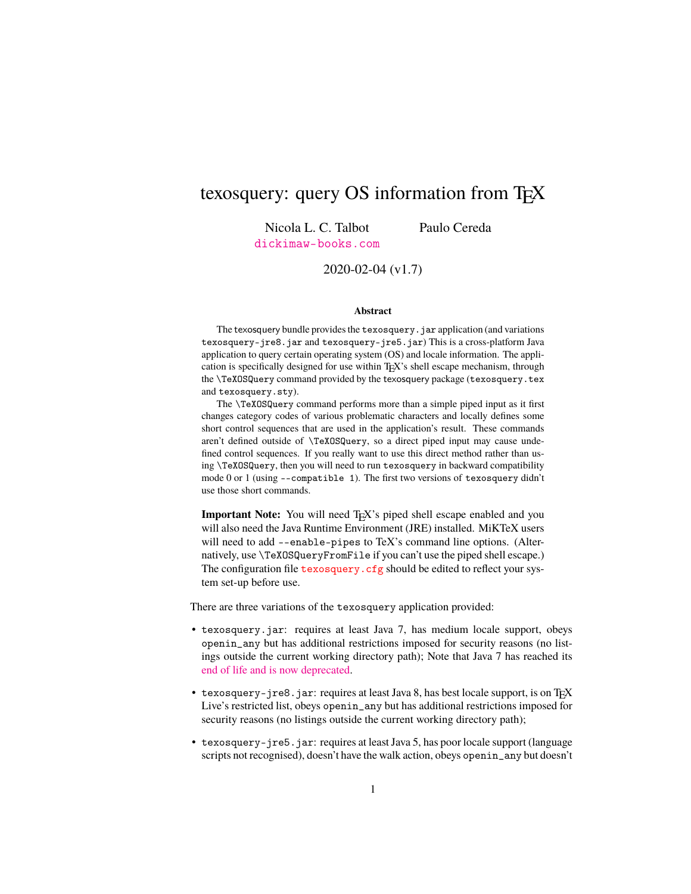# texosquery: query OS information from TEX

Nicola L. C. Talbot
dickimaw-books.com

Paulo Cereda

2020-02-04 (v1.7)

**Abstract**

The texosquery bundle provides the `texosquery.jar` application (and variations `texosquery-jre8.jar` and `texosquery-jre5.jar`) This is a cross-platform Java application to query certain operating system (OS) and locale information. The application is specifically designed for use within TEX's shell escape mechanism, through the `\TeXOSQuery` command provided by the texosquery package (`texosquery.tex` and `texosquery.sty`).

The `\TeXOSQuery` command performs more than a simple piped input as it first changes category codes of various problematic characters and locally defines some short control sequences that are used in the application's result. These commands aren't defined outside of `\TeXOSQuery`, so a direct piped input may cause undefined control sequences. If you really want to use this direct method rather than using `\TeXOSQuery`, then you will need to run `texosquery` in backward compatibility mode 0 or 1 (using `--compatible 1`). The first two versions of `texosquery` didn't use those short commands.

**Important Note:** You will need TEX's piped shell escape enabled and you will also need the Java Runtime Environment (JRE) installed. MiKTeX users will need to add `--enable-pipes` to TeX's command line options. (Alternatively, use `\TeXOSQueryFromFile` if you can't use the piped shell escape.) The configuration file `texosquery.cfg` should be edited to reflect your system set-up before use.

There are three variations of the `texosquery` application provided:

- `texosquery.jar`: requires at least Java 7, has medium locale support, obeys `openin_any` but has additional restrictions imposed for security reasons (no listings outside the current working directory path); Note that Java 7 has reached its end of life and is now deprecated.
- `texosquery-jre8.jar`: requires at least Java 8, has best locale support, is on TEX Live's restricted list, obeys `openin_any` but has additional restrictions imposed for security reasons (no listings outside the current working directory path);
- `texosquery-jre5.jar`: requires at least Java 5, has poor locale support (language scripts not recognised), doesn't have the walk action, obeys `openin_any` but doesn't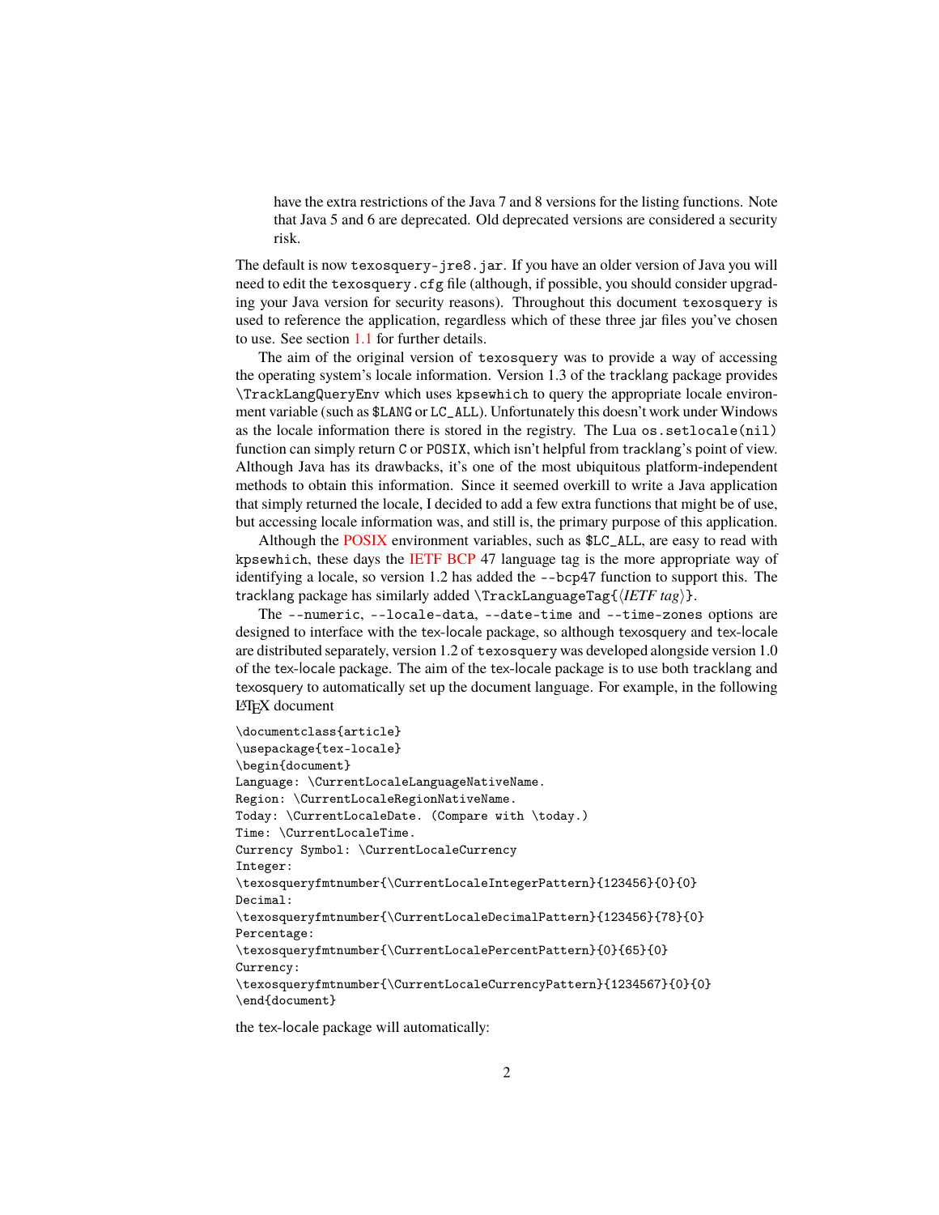have the extra restrictions of the Java 7 and 8 versions for the listing functions. Note that Java 5 and 6 are deprecated. Old deprecated versions are considered a security risk.

The default is now `texosquery-jre8.jar`. If you have an older version of Java you will need to edit the `texosquery.cfg` file (although, if possible, you should consider upgrading your Java version for security reasons). Throughout this document `texosquery` is used to reference the application, regardless which of these three jar files you've chosen to use. See section 1.1 for further details.

The aim of the original version of `texosquery` was to provide a way of accessing the operating system's locale information. Version 1.3 of the tracklang package provides `\TrackLangQueryEnv` which uses `kpsewhich` to query the appropriate locale environment variable (such as `$LANG` or `LC_ALL`). Unfortunately this doesn't work under Windows as the locale information there is stored in the registry. The Lua `os.setlocale(nil)` function can simply return `C` or `POSIX`, which isn't helpful from tracklang's point of view. Although Java has its drawbacks, it's one of the most ubiquitous platform-independent methods to obtain this information. Since it seemed overkill to write a Java application that simply returned the locale, I decided to add a few extra functions that might be of use, but accessing locale information was, and still is, the primary purpose of this application.

Although the POSIX environment variables, such as `$LC_ALL`, are easy to read with `kpsewhich`, these days the IETF BCP 47 language tag is the more appropriate way of identifying a locale, so version 1.2 has added the `--bcp47` function to support this. The tracklang package has similarly added `\TrackLanguageTag{`⟨*IETF tag*⟩`}`.

The `--numeric`, `--locale-data`, `--date-time` and `--time-zones` options are designed to interface with the tex-locale package, so although texosquery and tex-locale are distributed separately, version 1.2 of `texosquery` was developed alongside version 1.0 of the tex-locale package. The aim of the tex-locale package is to use both tracklang and texosquery to automatically set up the document language. For example, in the following LaTeX document

```
\documentclass{article}
\usepackage{tex-locale}
\begin{document}
Language: \CurrentLocaleLanguageNativeName.
Region: \CurrentLocaleRegionNativeName.
Today: \CurrentLocaleDate. (Compare with \today.)
Time: \CurrentLocaleTime.
Currency Symbol: \CurrentLocaleCurrency
Integer:
\texosqueryfmtnumber{\CurrentLocaleIntegerPattern}{123456}{0}{0}
Decimal:
\texosqueryfmtnumber{\CurrentLocaleDecimalPattern}{123456}{78}{0}
Percentage:
\texosqueryfmtnumber{\CurrentLocalePercentPattern}{0}{65}{0}
Currency:
\texosqueryfmtnumber{\CurrentLocaleCurrencyPattern}{1234567}{0}{0}
\end{document}
```

the tex-locale package will automatically: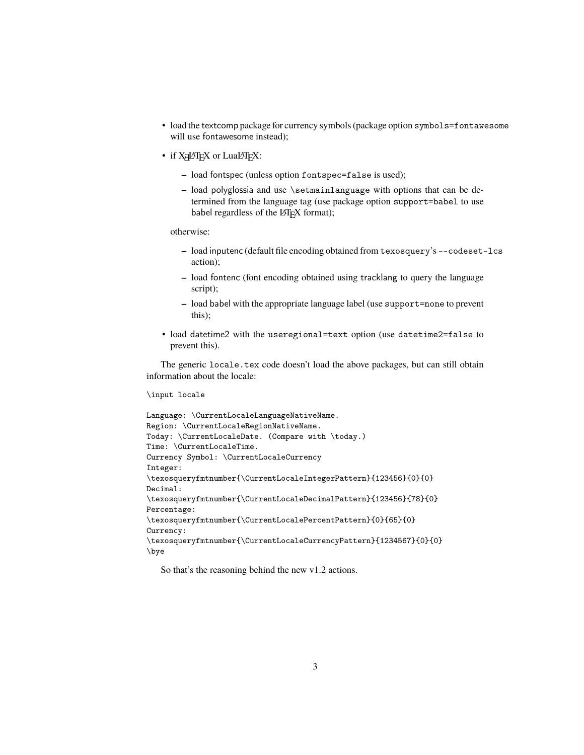- load the textcomp package for currency symbols (package option `symbols=fontawesome` will use fontawesome instead);
- if XeLaTeX or LuaLaTeX:
  - load fontspec (unless option `fontspec=false` is used);
  - load polyglossia and use `\setmainlanguage` with options that can be determined from the language tag (use package option `support=babel` to use babel regardless of the LaTeX format);

  otherwise:

  - load inputenc (default file encoding obtained from `texosquery`'s `--codeset-lcs` action);
  - load fontenc (font encoding obtained using tracklang to query the language script);
  - load babel with the appropriate language label (use `support=none` to prevent this);
- load datetime2 with the `useregional=text` option (use `datetime2=false` to prevent this).

The generic `locale.tex` code doesn't load the above packages, but can still obtain information about the locale:

```
\input locale

Language: \CurrentLocaleLanguageNativeName.
Region: \CurrentLocaleRegionNativeName.
Today: \CurrentLocaleDate. (Compare with \today.)
Time: \CurrentLocaleTime.
Currency Symbol: \CurrentLocaleCurrency
Integer:
\texosqueryfmtnumber{\CurrentLocaleIntegerPattern}{123456}{0}{0}
Decimal:
\texosqueryfmtnumber{\CurrentLocaleDecimalPattern}{123456}{78}{0}
Percentage:
\texosqueryfmtnumber{\CurrentLocalePercentPattern}{0}{65}{0}
Currency:
\texosqueryfmtnumber{\CurrentLocaleCurrencyPattern}{1234567}{0}{0}
\bye
```

So that's the reasoning behind the new v1.2 actions.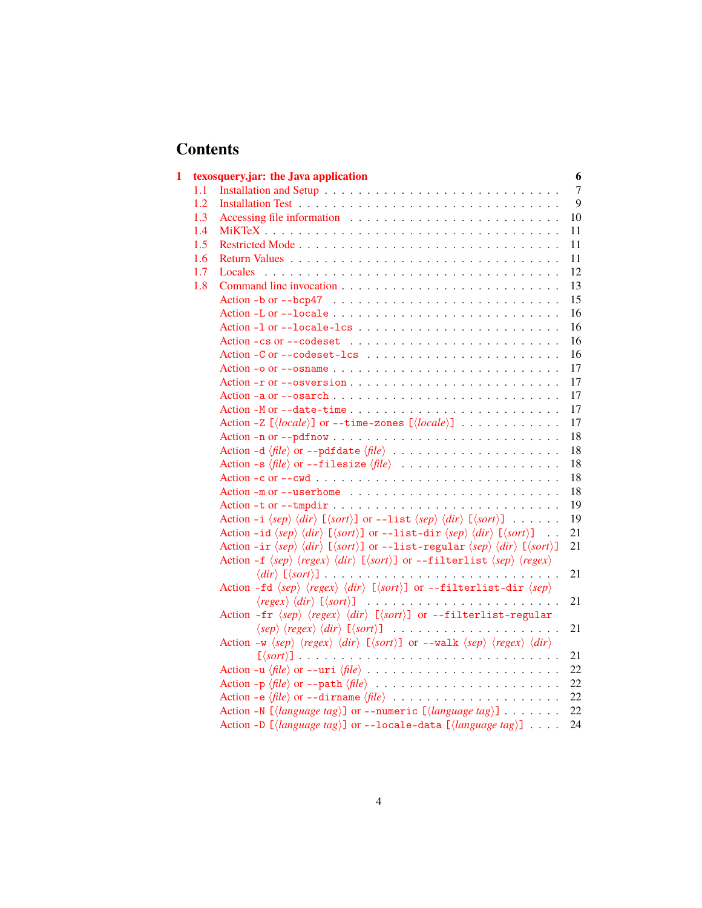# Contents

**1 texosquery.jar: the Java application** **6**

- 1.1 Installation and Setup . . . . . . . . . . 7
- 1.2 Installation Test . . . . . . . . . . 9
- 1.3 Accessing file information . . . . . . . . . . 10
- 1.4 MiKTeX . . . . . . . . . . 11
- 1.5 Restricted Mode . . . . . . . . . . 11
- 1.6 Return Values . . . . . . . . . . 11
- 1.7 Locales . . . . . . . . . . 12
- 1.8 Command line invocation . . . . . . . . . . 13
  - Action `-b` or `--bcp47` . . . . . . . . . . 15
  - Action `-L` or `--locale` . . . . . . . . . . 16
  - Action `-l` or `--locale-lcs` . . . . . . . . . . 16
  - Action `-cs` or `--codeset` . . . . . . . . . . 16
  - Action `-C` or `--codeset-lcs` . . . . . . . . . . 16
  - Action `-o` or `--osname` . . . . . . . . . . 17
  - Action `-r` or `--osversion` . . . . . . . . . . 17
  - Action `-a` or `--osarch` . . . . . . . . . . 17
  - Action `-M` or `--date-time` . . . . . . . . . . 17
  - Action `-Z` [⟨*locale*⟩] or `--time-zones` [⟨*locale*⟩] . . . . . . . . . . 17
  - Action `-n` or `--pdfnow` . . . . . . . . . . 18
  - Action `-d` ⟨*file*⟩ or `--pdfdate` ⟨*file*⟩ . . . . . . . . . . 18
  - Action `-s` ⟨*file*⟩ or `--filesize` ⟨*file*⟩ . . . . . . . . . . 18
  - Action `-c` or `--cwd` . . . . . . . . . . 18
  - Action `-m` or `--userhome` . . . . . . . . . . 18
  - Action `-t` or `--tmpdir` . . . . . . . . . . 19
  - Action `-i` ⟨*sep*⟩ ⟨*dir*⟩ [⟨*sort*⟩] or `--list` ⟨*sep*⟩ ⟨*dir*⟩ [⟨*sort*⟩] . . . . . . . . . . 19
  - Action `-id` ⟨*sep*⟩ ⟨*dir*⟩ [⟨*sort*⟩] or `--list-dir` ⟨*sep*⟩ ⟨*dir*⟩ [⟨*sort*⟩] . . . . . . . . . . 21
  - Action `-ir` ⟨*sep*⟩ ⟨*dir*⟩ [⟨*sort*⟩] or `--list-regular` ⟨*sep*⟩ ⟨*dir*⟩ [⟨*sort*⟩] 21
  - Action `-f` ⟨*sep*⟩ ⟨*regex*⟩ ⟨*dir*⟩ [⟨*sort*⟩] or `--filterlist` ⟨*sep*⟩ ⟨*regex*⟩ ⟨*dir*⟩ [⟨*sort*⟩] . . . . . . . . . . 21
  - Action `-fd` ⟨*sep*⟩ ⟨*regex*⟩ ⟨*dir*⟩ [⟨*sort*⟩] or `--filterlist-dir` ⟨*sep*⟩ ⟨*regex*⟩ ⟨*dir*⟩ [⟨*sort*⟩] . . . . . . . . . . 21
  - Action `-fr` ⟨*sep*⟩ ⟨*regex*⟩ ⟨*dir*⟩ [⟨*sort*⟩] or `--filterlist-regular` ⟨*sep*⟩ ⟨*regex*⟩ ⟨*dir*⟩ [⟨*sort*⟩] . . . . . . . . . . 21
  - Action `-w` ⟨*sep*⟩ ⟨*regex*⟩ ⟨*dir*⟩ [⟨*sort*⟩] or `--walk` ⟨*sep*⟩ ⟨*regex*⟩ ⟨*dir*⟩ [⟨*sort*⟩] . . . . . . . . . . 21
  - Action `-u` ⟨*file*⟩ or `--uri` ⟨*file*⟩ . . . . . . . . . . 22
  - Action `-p` ⟨*file*⟩ or `--path` ⟨*file*⟩ . . . . . . . . . . 22
  - Action `-e` ⟨*file*⟩ or `--dirname` ⟨*file*⟩ . . . . . . . . . . 22
  - Action `-N` [⟨*language tag*⟩] or `--numeric` [⟨*language tag*⟩] . . . . . . . . . . 22
  - Action `-D` [⟨*language tag*⟩] or `--locale-data` [⟨*language tag*⟩] . . . . . . . . . . 24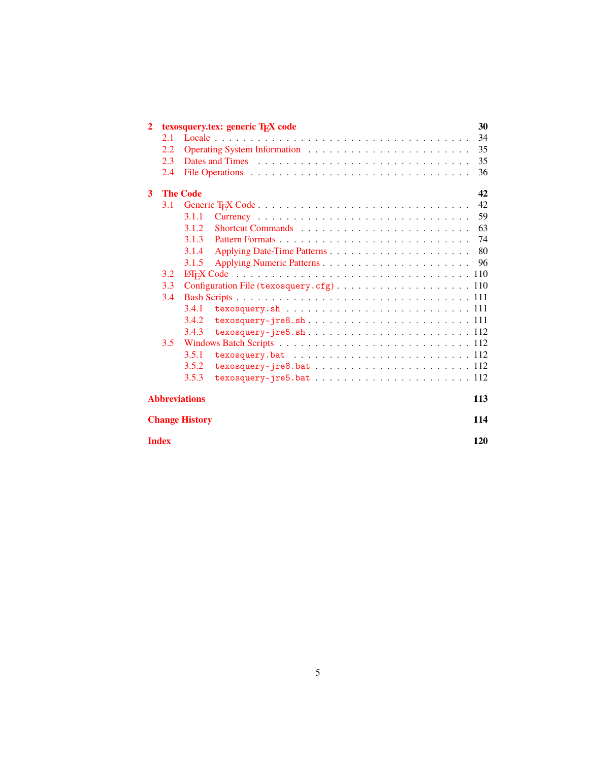**2 texosquery.tex: generic TeX code** 30

- 2.1 Locale . . . 34
- 2.2 Operating System Information . . . 35
- 2.3 Dates and Times . . . 35
- 2.4 File Operations . . . 36

**3 The Code** 42

- 3.1 Generic TeX Code . . . 42
  - 3.1.1 Currency . . . 59
  - 3.1.2 Shortcut Commands . . . 63
  - 3.1.3 Pattern Formats . . . 74
  - 3.1.4 Applying Date-Time Patterns . . . 80
  - 3.1.5 Applying Numeric Patterns . . . 96
- 3.2 LaTeX Code . . . 110
- 3.3 Configuration File (`texosquery.cfg`) . . . 110
- 3.4 Bash Scripts . . . 111
  - 3.4.1 `texosquery.sh` . . . 111
  - 3.4.2 `texosquery-jre8.sh` . . . 111
  - 3.4.3 `texosquery-jre5.sh` . . . 112
- 3.5 Windows Batch Scripts . . . 112
  - 3.5.1 `texosquery.bat` . . . 112
  - 3.5.2 `texosquery-jre8.bat` . . . 112
  - 3.5.3 `texosquery-jre5.bat` . . . 112

**Abbreviations** 113

**Change History** 114

**Index** 120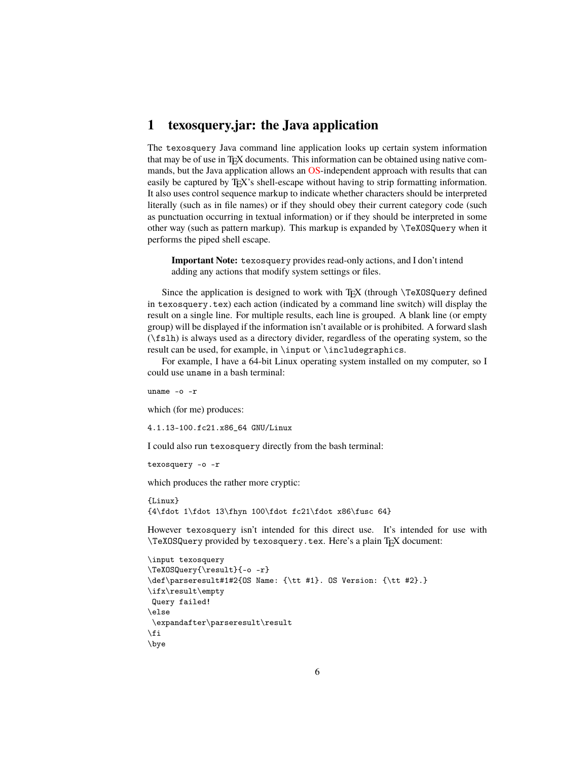# 1 texosquery.jar: the Java application

The `texosquery` Java command line application looks up certain system information that may be of use in TeX documents. This information can be obtained using native commands, but the Java application allows an OS-independent approach with results that can easily be captured by TeX's shell-escape without having to strip formatting information. It also uses control sequence markup to indicate whether characters should be interpreted literally (such as in file names) or if they should obey their current category code (such as punctuation occurring in textual information) or if they should be interpreted in some other way (such as pattern markup). This markup is expanded by `\TeXOSQuery` when it performs the piped shell escape.

> **Important Note:** `texosquery` provides read-only actions, and I don't intend adding any actions that modify system settings or files.

Since the application is designed to work with TeX (through `\TeXOSQuery` defined in `texosquery.tex`) each action (indicated by a command line switch) will display the result on a single line. For multiple results, each line is grouped. A blank line (or empty group) will be displayed if the information isn't available or is prohibited. A forward slash (`\fslh`) is always used as a directory divider, regardless of the operating system, so the result can be used, for example, in `\input` or `\includegraphics`.

For example, I have a 64-bit Linux operating system installed on my computer, so I could use `uname` in a bash terminal:

```
uname -o -r
```

which (for me) produces:

```
4.1.13-100.fc21.x86_64 GNU/Linux
```

I could also run `texosquery` directly from the bash terminal:

```
texosquery -o -r
```

which produces the rather more cryptic:

```
{Linux}
{4\fdot 1\fdot 13\fhyn 100\fdot fc21\fdot x86\fusc 64}
```

However `texosquery` isn't intended for this direct use. It's intended for use with `\TeXOSQuery` provided by `texosquery.tex`. Here's a plain TeX document:

```
\input texosquery
\TeXOSQuery{\result}{-o -r}
\def\parseresult#1#2{OS Name: {\tt #1}. OS Version: {\tt #2}.}
\ifx\result\empty
 Query failed!
\else
 \expandafter\parseresult\result
\fi
\bye
```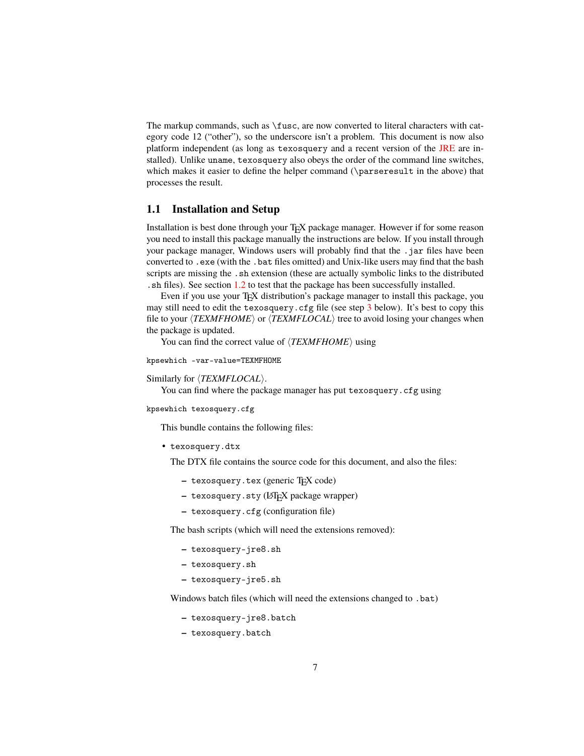The markup commands, such as `\fusc`, are now converted to literal characters with category code 12 ("other"), so the underscore isn't a problem. This document is now also platform independent (as long as `texosquery` and a recent version of the JRE are installed). Unlike `uname`, `texosquery` also obeys the order of the command line switches, which makes it easier to define the helper command (`\parseresult` in the above) that processes the result.

## 1.1 Installation and Setup

Installation is best done through your TeX package manager. However if for some reason you need to install this package manually the instructions are below. If you install through your package manager, Windows users will probably find that the `.jar` files have been converted to `.exe` (with the `.bat` files omitted) and Unix-like users may find that the bash scripts are missing the `.sh` extension (these are actually symbolic links to the distributed `.sh` files). See section 1.2 to test that the package has been successfully installed.

Even if you use your TeX distribution's package manager to install this package, you may still need to edit the `texosquery.cfg` file (see step 3 below). It's best to copy this file to your ⟨*TEXMFHOME*⟩ or ⟨*TEXMFLOCAL*⟩ tree to avoid losing your changes when the package is updated.

You can find the correct value of ⟨*TEXMFHOME*⟩ using

```
kpsewhich -var-value=TEXMFHOME
```

Similarly for ⟨*TEXMFLOCAL*⟩.

You can find where the package manager has put `texosquery.cfg` using

```
kpsewhich texosquery.cfg
```

This bundle contains the following files:

- `texosquery.dtx`

  The DTX file contains the source code for this document, and also the files:

  - `texosquery.tex` (generic TeX code)
  - `texosquery.sty` (LaTeX package wrapper)
  - `texosquery.cfg` (configuration file)

  The bash scripts (which will need the extensions removed):

  - `texosquery-jre8.sh`
  - `texosquery.sh`
  - `texosquery-jre5.sh`

  Windows batch files (which will need the extensions changed to `.bat`)

  - `texosquery-jre8.batch`
  - `texosquery.batch`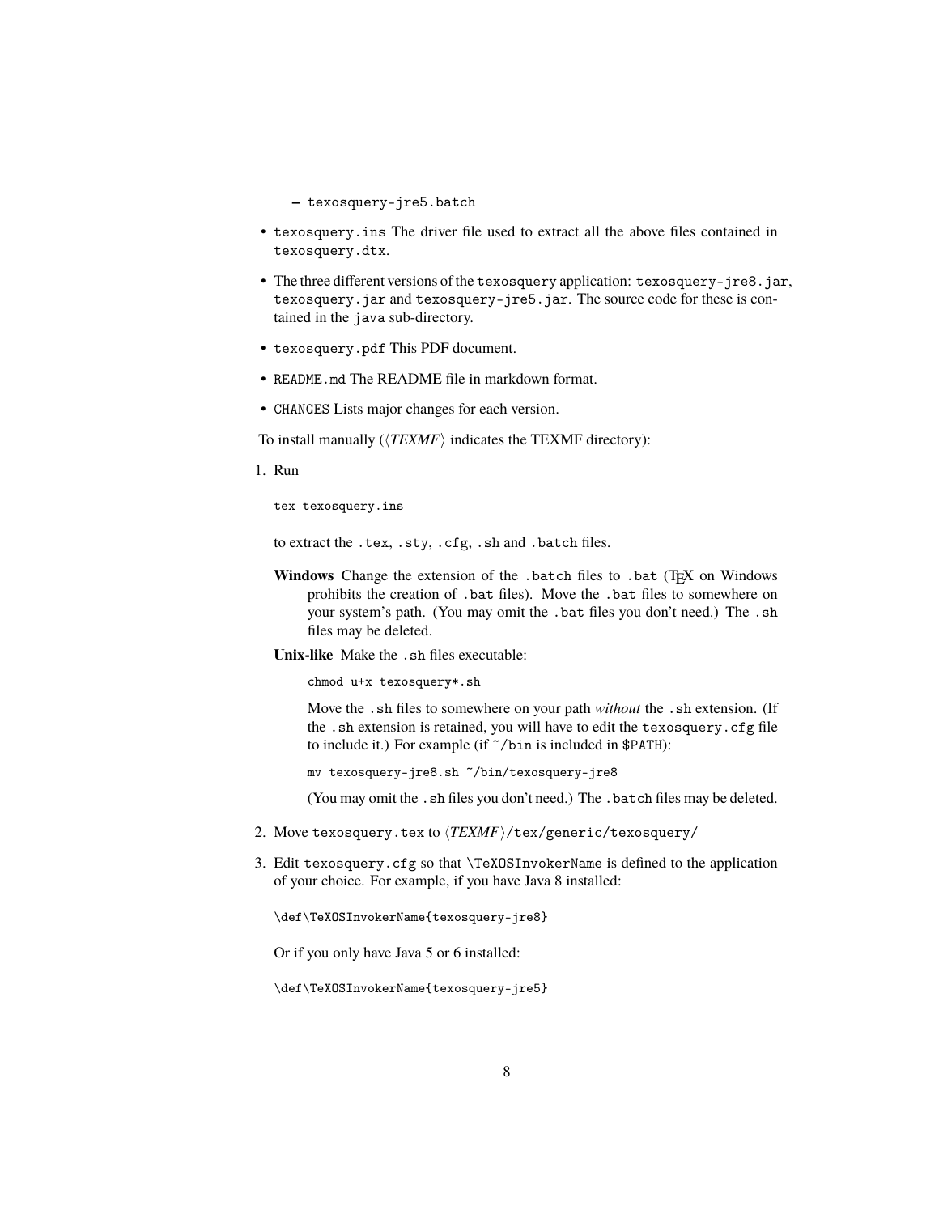- `texosquery-jre5.batch`

- `texosquery.ins` The driver file used to extract all the above files contained in `texosquery.dtx`.
- The three different versions of the `texosquery` application: `texosquery-jre8.jar`, `texosquery.jar` and `texosquery-jre5.jar`. The source code for these is contained in the `java` sub-directory.
- `texosquery.pdf` This PDF document.
- `README.md` The README file in markdown format.
- `CHANGES` Lists major changes for each version.

To install manually (⟨*TEXMF*⟩ indicates the TEXMF directory):

1. Run

   ```
   tex texosquery.ins
   ```

   to extract the `.tex`, `.sty`, `.cfg`, `.sh` and `.batch` files.

   **Windows** Change the extension of the `.batch` files to `.bat` (TeX on Windows prohibits the creation of `.bat` files). Move the `.bat` files to somewhere on your system's path. (You may omit the `.bat` files you don't need.) The `.sh` files may be deleted.

   **Unix-like** Make the `.sh` files executable:

   ```
   chmod u+x texosquery*.sh
   ```

   Move the `.sh` files to somewhere on your path *without* the `.sh` extension. (If the `.sh` extension is retained, you will have to edit the `texosquery.cfg` file to include it.) For example (if `~/bin` is included in `$PATH`):

   ```
   mv texosquery-jre8.sh ~/bin/texosquery-jre8
   ```

   (You may omit the `.sh` files you don't need.) The `.batch` files may be deleted.

2. Move `texosquery.tex` to ⟨*TEXMF*⟩`/tex/generic/texosquery/`

3. Edit `texosquery.cfg` so that `\TeXOSInvokerName` is defined to the application of your choice. For example, if you have Java 8 installed:

   ```
   \def\TeXOSInvokerName{texosquery-jre8}
   ```

   Or if you only have Java 5 or 6 installed:

   ```
   \def\TeXOSInvokerName{texosquery-jre5}
   ```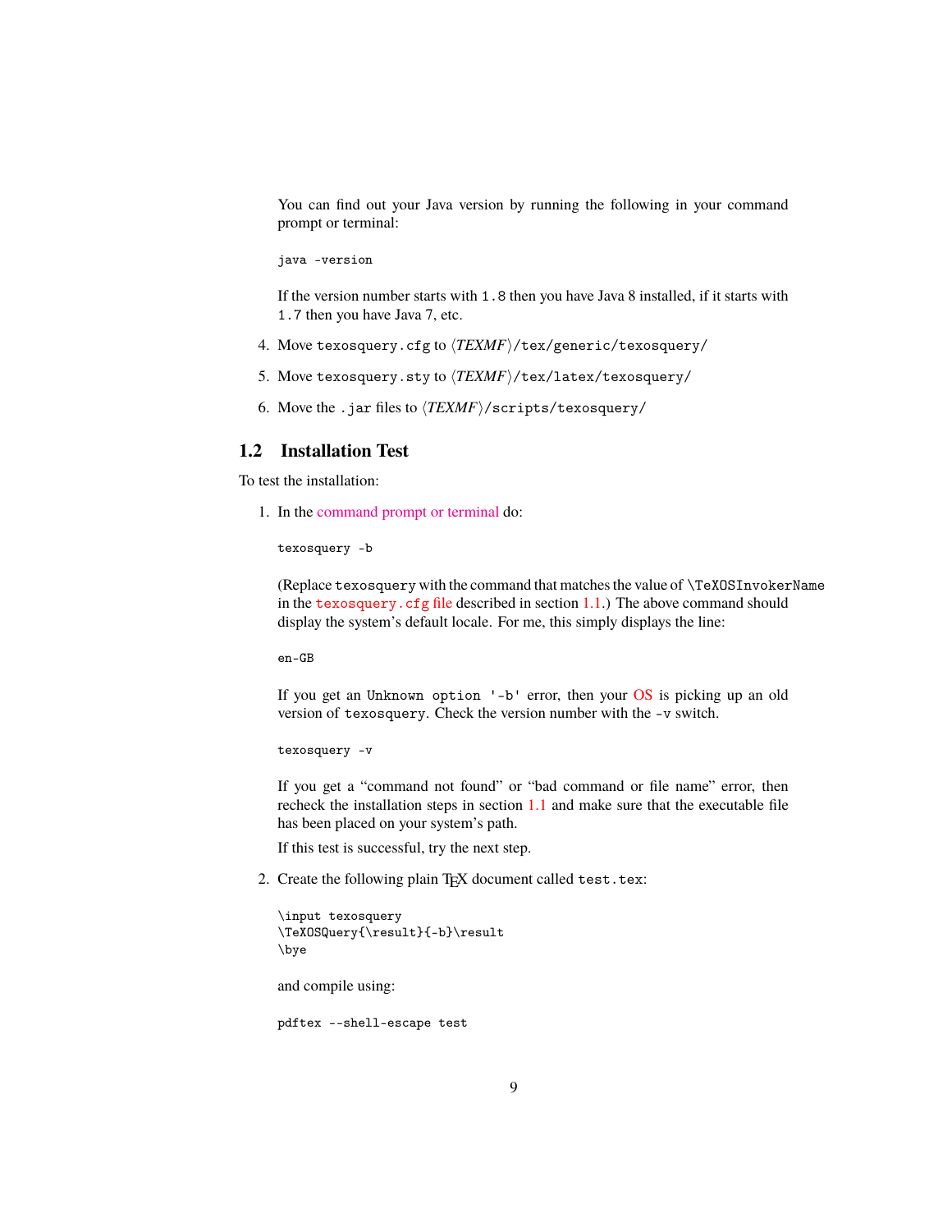You can find out your Java version by running the following in your command prompt or terminal:

```
java -version
```

If the version number starts with `1.8` then you have Java 8 installed, if it starts with `1.7` then you have Java 7, etc.

4. Move `texosquery.cfg` to ⟨*TEXMF*⟩`/tex/generic/texosquery/`

5. Move `texosquery.sty` to ⟨*TEXMF*⟩`/tex/latex/texosquery/`

6. Move the `.jar` files to ⟨*TEXMF*⟩`/scripts/texosquery/`

## 1.2 Installation Test

To test the installation:

1. In the command prompt or terminal do:

   ```
   texosquery -b
   ```

   (Replace `texosquery` with the command that matches the value of `\TeXOSInvokerName` in the `texosquery.cfg` file described in section 1.1.) The above command should display the system's default locale. For me, this simply displays the line:

   ```
   en-GB
   ```

   If you get an `Unknown option '-b'` error, then your OS is picking up an old version of `texosquery`. Check the version number with the `-v` switch.

   ```
   texosquery -v
   ```

   If you get a "command not found" or "bad command or file name" error, then recheck the installation steps in section 1.1 and make sure that the executable file has been placed on your system's path.

   If this test is successful, try the next step.

2. Create the following plain TEX document called `test.tex`:

   ```
   \input texosquery
   \TeXOSQuery{\result}{-b}\result
   \bye
   ```

   and compile using:

   ```
   pdftex --shell-escape test
   ```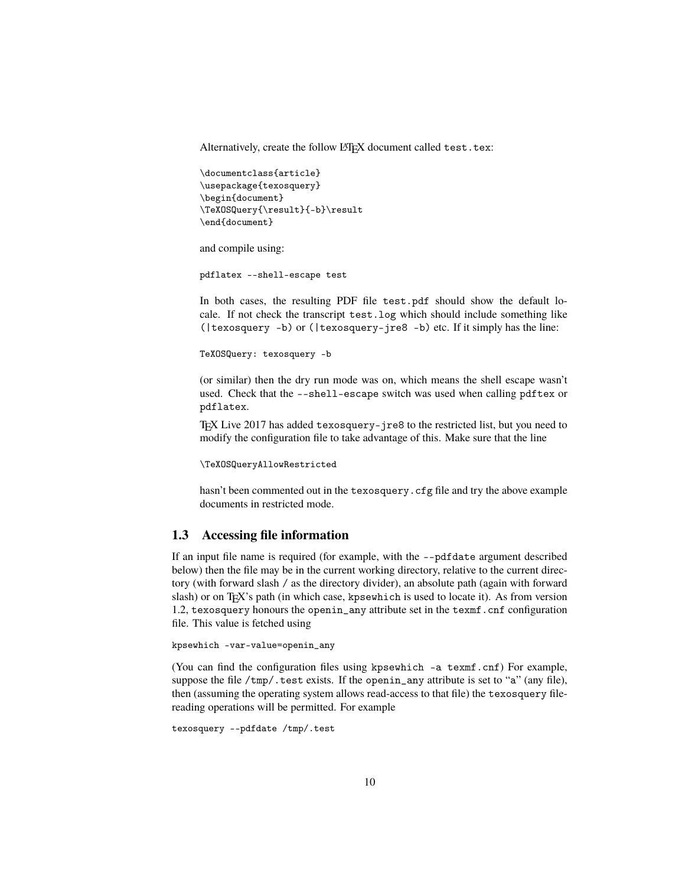Alternatively, create the follow LaTeX document called `test.tex`:

```
\documentclass{article}
\usepackage{texosquery}
\begin{document}
\TeXOSQuery{\result}{-b}\result
\end{document}
```

and compile using:

```
pdflatex --shell-escape test
```

In both cases, the resulting PDF file `test.pdf` should show the default locale. If not check the transcript `test.log` which should include something like `(|texosquery -b)` or `(|texosquery-jre8 -b)` etc. If it simply has the line:

```
TeXOSQuery: texosquery -b
```

(or similar) then the dry run mode was on, which means the shell escape wasn't used. Check that the `--shell-escape` switch was used when calling `pdftex` or `pdflatex`.

TeX Live 2017 has added `texosquery-jre8` to the restricted list, but you need to modify the configuration file to take advantage of this. Make sure that the line

```
\TeXOSQueryAllowRestricted
```

hasn't been commented out in the `texosquery.cfg` file and try the above example documents in restricted mode.

## 1.3 Accessing file information

If an input file name is required (for example, with the `--pdfdate` argument described below) then the file may be in the current working directory, relative to the current directory (with forward slash `/` as the directory divider), an absolute path (again with forward slash) or on TeX's path (in which case, `kpsewhich` is used to locate it). As from version 1.2, `texosquery` honours the `openin_any` attribute set in the `texmf.cnf` configuration file. This value is fetched using

```
kpsewhich -var-value=openin_any
```

(You can find the configuration files using `kpsewhich -a texmf.cnf`) For example, suppose the file `/tmp/.test` exists. If the `openin_any` attribute is set to "`a`" (any file), then (assuming the operating system allows read-access to that file) the `texosquery` file-reading operations will be permitted. For example

```
texosquery --pdfdate /tmp/.test
```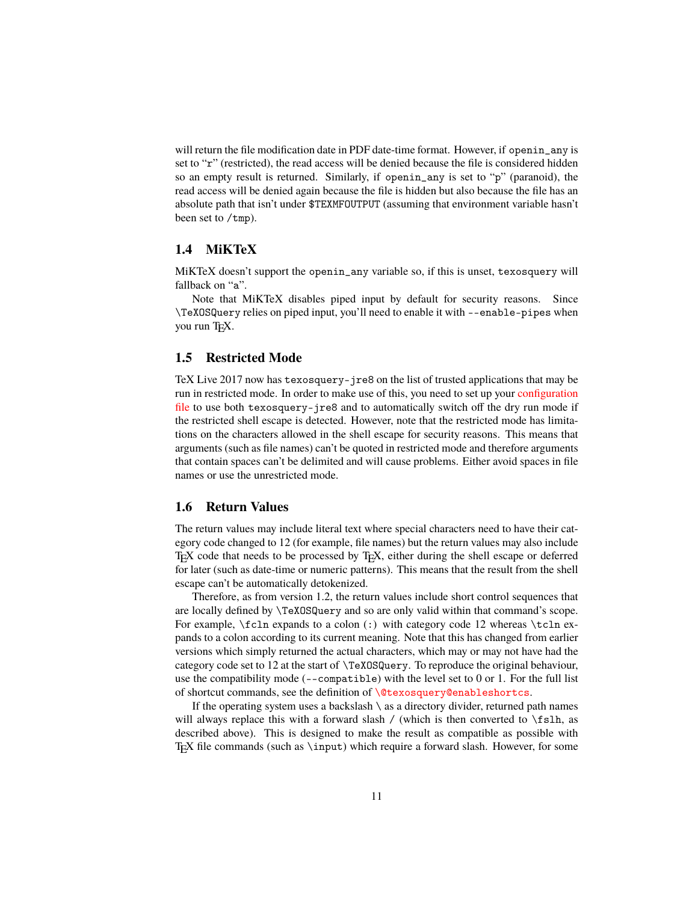will return the file modification date in PDF date-time format. However, if `openin_any` is set to "`r`" (restricted), the read access will be denied because the file is considered hidden so an empty result is returned. Similarly, if `openin_any` is set to "`p`" (paranoid), the read access will be denied again because the file is hidden but also because the file has an absolute path that isn't under `$TEXMFOUTPUT` (assuming that environment variable hasn't been set to `/tmp`).

### 1.4 MiKTeX

MiKTeX doesn't support the `openin_any` variable so, if this is unset, `texosquery` will fallback on "`a`".

Note that MiKTeX disables piped input by default for security reasons. Since `\TeXOSQuery` relies on piped input, you'll need to enable it with `--enable-pipes` when you run TeX.

### 1.5 Restricted Mode

TeX Live 2017 now has `texosquery-jre8` on the list of trusted applications that may be run in restricted mode. In order to make use of this, you need to set up your configuration file to use both `texosquery-jre8` and to automatically switch off the dry run mode if the restricted shell escape is detected. However, note that the restricted mode has limitations on the characters allowed in the shell escape for security reasons. This means that arguments (such as file names) can't be quoted in restricted mode and therefore arguments that contain spaces can't be delimited and will cause problems. Either avoid spaces in file names or use the unrestricted mode.

### 1.6 Return Values

The return values may include literal text where special characters need to have their category code changed to 12 (for example, file names) but the return values may also include TeX code that needs to be processed by TeX, either during the shell escape or deferred for later (such as date-time or numeric patterns). This means that the result from the shell escape can't be automatically detokenized.

Therefore, as from version 1.2, the return values include short control sequences that are locally defined by `\TeXOSQuery` and so are only valid within that command's scope. For example, `\fcln` expands to a colon (`:`) with category code 12 whereas `\tcln` expands to a colon according to its current meaning. Note that this has changed from earlier versions which simply returned the actual characters, which may or may not have had the category code set to 12 at the start of `\TeXOSQuery`. To reproduce the original behaviour, use the compatibility mode (`--compatible`) with the level set to 0 or 1. For the full list of shortcut commands, see the definition of `\@texosquery@enableshortcs`.

If the operating system uses a backslash `\` as a directory divider, returned path names will always replace this with a forward slash `/` (which is then converted to `\fslh`, as described above). This is designed to make the result as compatible as possible with TeX file commands (such as `\input`) which require a forward slash. However, for some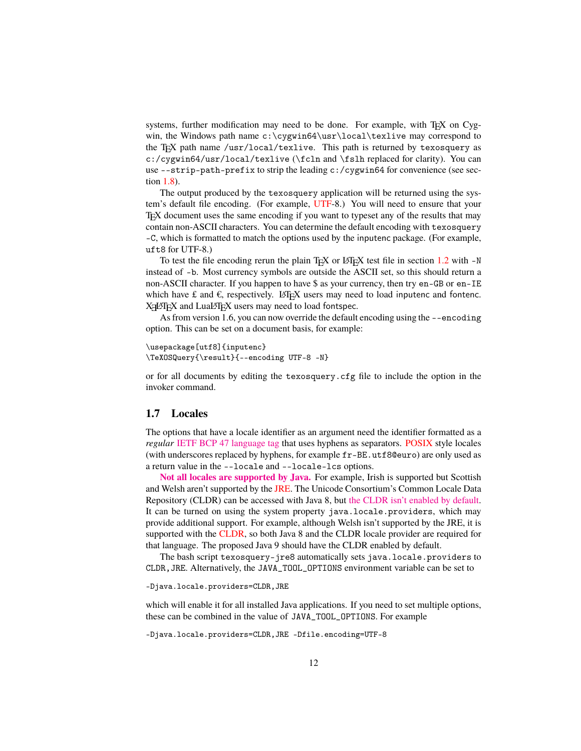systems, further modification may need to be done. For example, with TeX on Cygwin, the Windows path name `c:\cygwin64\usr\local\texlive` may correspond to the TeX path name `/usr/local/texlive`. This path is returned by `texosquery` as `c:/cygwin64/usr/local/texlive` (`\fcln` and `\fslh` replaced for clarity). You can use `--strip-path-prefix` to strip the leading `c:/cygwin64` for convenience (see section 1.8).

The output produced by the `texosquery` application will be returned using the system's default file encoding. (For example, UTF-8.) You will need to ensure that your TeX document uses the same encoding if you want to typeset any of the results that may contain non-ASCII characters. You can determine the default encoding with `texosquery -C`, which is formatted to match the options used by the `inputenc` package. (For example, `uft8` for UTF-8.)

To test the file encoding rerun the plain TeX or LaTeX test file in section 1.2 with `-N` instead of `-b`. Most currency symbols are outside the ASCII set, so this should return a non-ASCII character. If you happen to have $ as your currency, then try `en-GB` or `en-IE` which have £ and €, respectively. LaTeX users may need to load `inputenc` and `fontenc`. XeLaTeX and LuaLaTeX users may need to load `fontspec`.

As from version 1.6, you can now override the default encoding using the `--encoding` option. This can be set on a document basis, for example:

```
\usepackage[utf8]{inputenc}
\TeXOSQuery{\result}{--encoding UTF-8 -N}
```

or for all documents by editing the `texosquery.cfg` file to include the option in the invoker command.

## 1.7 Locales

The options that have a locale identifier as an argument need the identifier formatted as a *regular* IETF BCP 47 language tag that uses hyphens as separators. POSIX style locales (with underscores replaced by hyphens, for example `fr-BE.utf8@euro`) are only used as a return value in the `--locale` and `--locale-lcs` options.

**Not all locales are supported by Java.** For example, Irish is supported but Scottish and Welsh aren't supported by the JRE. The Unicode Consortium's Common Locale Data Repository (CLDR) can be accessed with Java 8, but the CLDR isn't enabled by default. It can be turned on using the system property `java.locale.providers`, which may provide additional support. For example, although Welsh isn't supported by the JRE, it is supported with the CLDR, so both Java 8 and the CLDR locale provider are required for that language. The proposed Java 9 should have the CLDR enabled by default.

The bash script `texosquery-jre8` automatically sets `java.locale.providers` to `CLDR,JRE`. Alternatively, the `JAVA_TOOL_OPTIONS` environment variable can be set to

```
-Djava.locale.providers=CLDR,JRE
```

which will enable it for all installed Java applications. If you need to set multiple options, these can be combined in the value of `JAVA_TOOL_OPTIONS`. For example

```
-Djava.locale.providers=CLDR,JRE -Dfile.encoding=UTF-8
```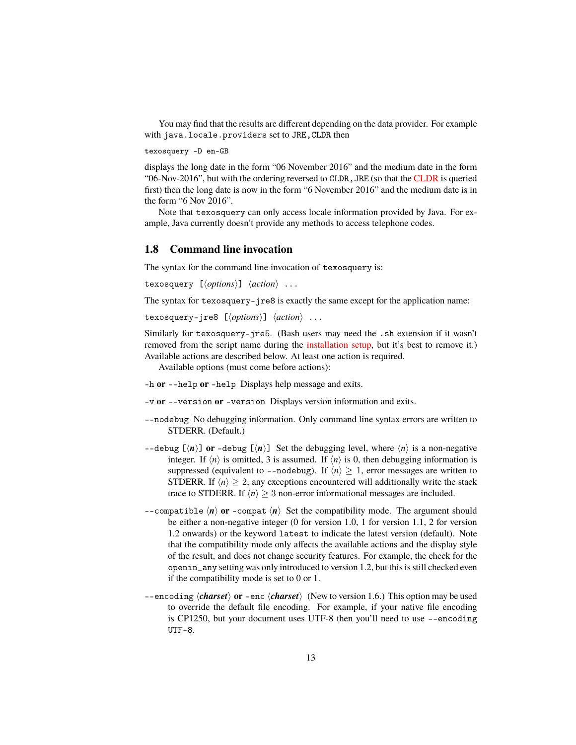You may find that the results are different depending on the data provider. For example with `java.locale.providers` set to `JRE,CLDR` then

```
texosquery -D en-GB
```

displays the long date in the form "06 November 2016" and the medium date in the form "06-Nov-2016", but with the ordering reversed to `CLDR,JRE` (so that the CLDR is queried first) then the long date is now in the form "6 November 2016" and the medium date is in the form "6 Nov 2016".

Note that `texosquery` can only access locale information provided by Java. For example, Java currently doesn't provide any methods to access telephone codes.

## 1.8 Command line invocation

The syntax for the command line invocation of `texosquery` is:

`texosquery [`⟨*options*⟩`]` ⟨*action*⟩ `...`

The syntax for `texosquery-jre8` is exactly the same except for the application name:

`texosquery-jre8 [`⟨*options*⟩`]` ⟨*action*⟩ `...`

Similarly for `texosquery-jre5`. (Bash users may need the `.sh` extension if it wasn't removed from the script name during the installation setup, but it's best to remove it.) Available actions are described below. At least one action is required.

Available options (must come before actions):

`-h` **or** `--help` **or** `-help` Displays help message and exits.

`-v` **or** `--version` **or** `-version` Displays version information and exits.

`--nodebug` No debugging information. Only command line syntax errors are written to STDERR. (Default.)

`--debug [`⟨***n***⟩`]` **or** `-debug [`⟨***n***⟩`]` Set the debugging level, where ⟨*n*⟩ is a non-negative integer. If ⟨*n*⟩ is omitted, 3 is assumed. If ⟨*n*⟩ is 0, then debugging information is suppressed (equivalent to `--nodebug`). If ⟨*n*⟩ $\geq 1$, error messages are written to STDERR. If ⟨*n*⟩ $\geq 2$, any exceptions encountered will additionally write the stack trace to STDERR. If ⟨*n*⟩ $\geq 3$ non-error informational messages are included.

`--compatible` ⟨***n***⟩ **or** `-compat` ⟨***n***⟩ Set the compatibility mode. The argument should be either a non-negative integer (0 for version 1.0, 1 for version 1.1, 2 for version 1.2 onwards) or the keyword `latest` to indicate the latest version (default). Note that the compatibility mode only affects the available actions and the display style of the result, and does not change security features. For example, the check for the `openin_any` setting was only introduced to version 1.2, but this is still checked even if the compatibility mode is set to 0 or 1.

`--encoding` ⟨***charset***⟩ **or** `-enc` ⟨***charset***⟩ (New to version 1.6.) This option may be used to override the default file encoding. For example, if your native file encoding is CP1250, but your document uses UTF-8 then you'll need to use `--encoding UTF-8`.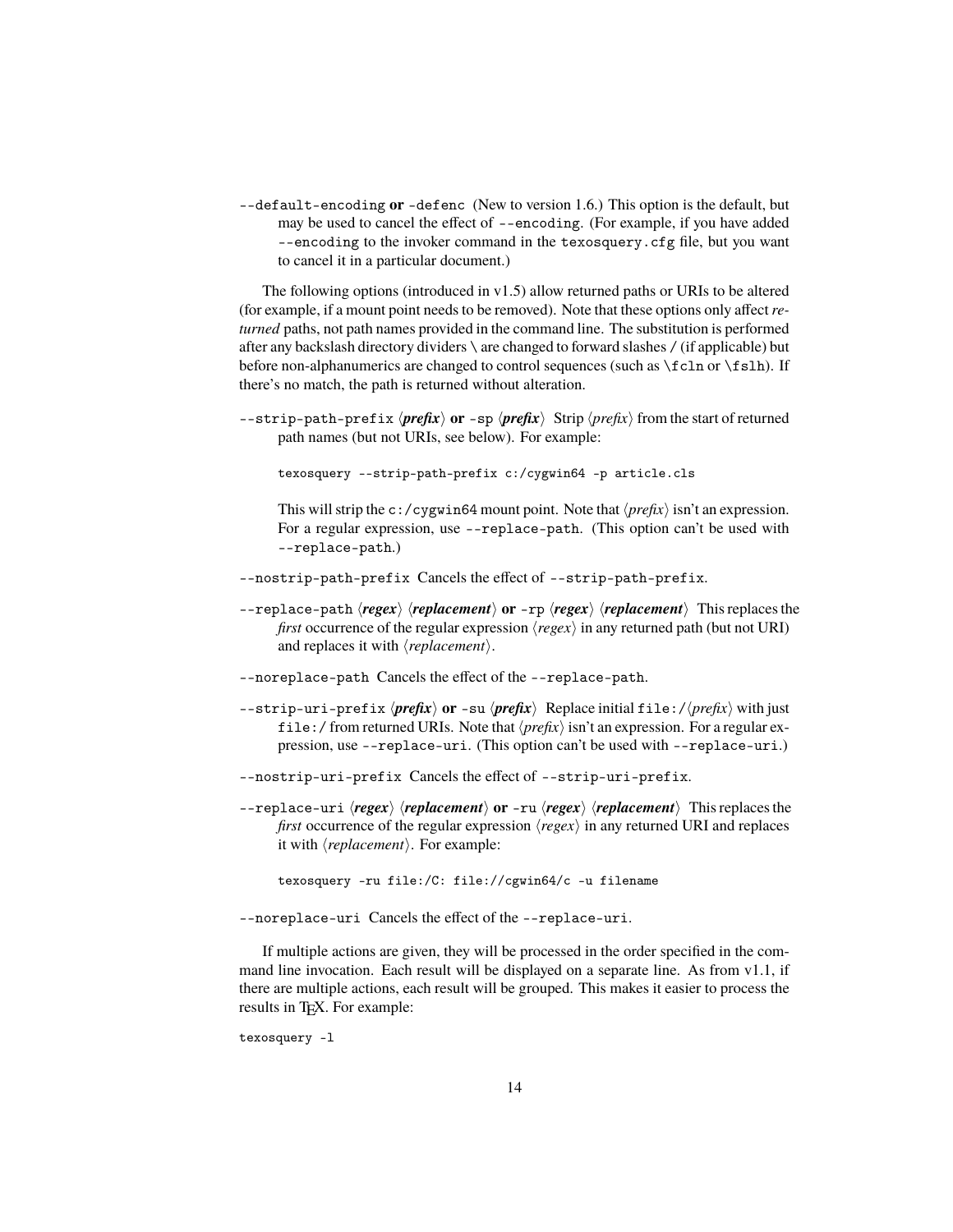`--default-encoding` **or** `-defenc` (New to version 1.6.) This option is the default, but may be used to cancel the effect of `--encoding`. (For example, if you have added `--encoding` to the invoker command in the `texosquery.cfg` file, but you want to cancel it in a particular document.)

The following options (introduced in v1.5) allow returned paths or URIs to be altered (for example, if a mount point needs to be removed). Note that these options only affect *returned* paths, not path names provided in the command line. The substitution is performed after any backslash directory dividers `\` are changed to forward slashes `/` (if applicable) but before non-alphanumerics are changed to control sequences (such as `\fcln` or `\fslh`). If there's no match, the path is returned without alteration.

`--strip-path-prefix` ⟨***prefix***⟩ **or** `-sp` ⟨***prefix***⟩ Strip ⟨*prefix*⟩ from the start of returned path names (but not URIs, see below). For example:

```
texosquery --strip-path-prefix c:/cygwin64 -p article.cls
```

This will strip the `c:/cygwin64` mount point. Note that ⟨*prefix*⟩ isn't an expression. For a regular expression, use `--replace-path`. (This option can't be used with `--replace-path`.)

`--nostrip-path-prefix` Cancels the effect of `--strip-path-prefix`.

`--replace-path` ⟨***regex***⟩ ⟨***replacement***⟩ **or** `-rp` ⟨***regex***⟩ ⟨***replacement***⟩ This replaces the *first* occurrence of the regular expression ⟨*regex*⟩ in any returned path (but not URI) and replaces it with ⟨*replacement*⟩.

`--noreplace-path` Cancels the effect of the `--replace-path`.

`--strip-uri-prefix` ⟨***prefix***⟩ **or** `-su` ⟨***prefix***⟩ Replace initial `file:/`⟨*prefix*⟩ with just `file:/` from returned URIs. Note that ⟨*prefix*⟩ isn't an expression. For a regular expression, use `--replace-uri`. (This option can't be used with `--replace-uri`.)

`--nostrip-uri-prefix` Cancels the effect of `--strip-uri-prefix`.

`--replace-uri` ⟨***regex***⟩ ⟨***replacement***⟩ **or** `-ru` ⟨***regex***⟩ ⟨***replacement***⟩ This replaces the *first* occurrence of the regular expression ⟨*regex*⟩ in any returned URI and replaces it with ⟨*replacement*⟩. For example:

```
texosquery -ru file:/C: file://cgwin64/c -u filename
```

`--noreplace-uri` Cancels the effect of the `--replace-uri`.

If multiple actions are given, they will be processed in the order specified in the command line invocation. Each result will be displayed on a separate line. As from v1.1, if there are multiple actions, each result will be grouped. This makes it easier to process the results in TeX. For example:

```
texosquery -l
```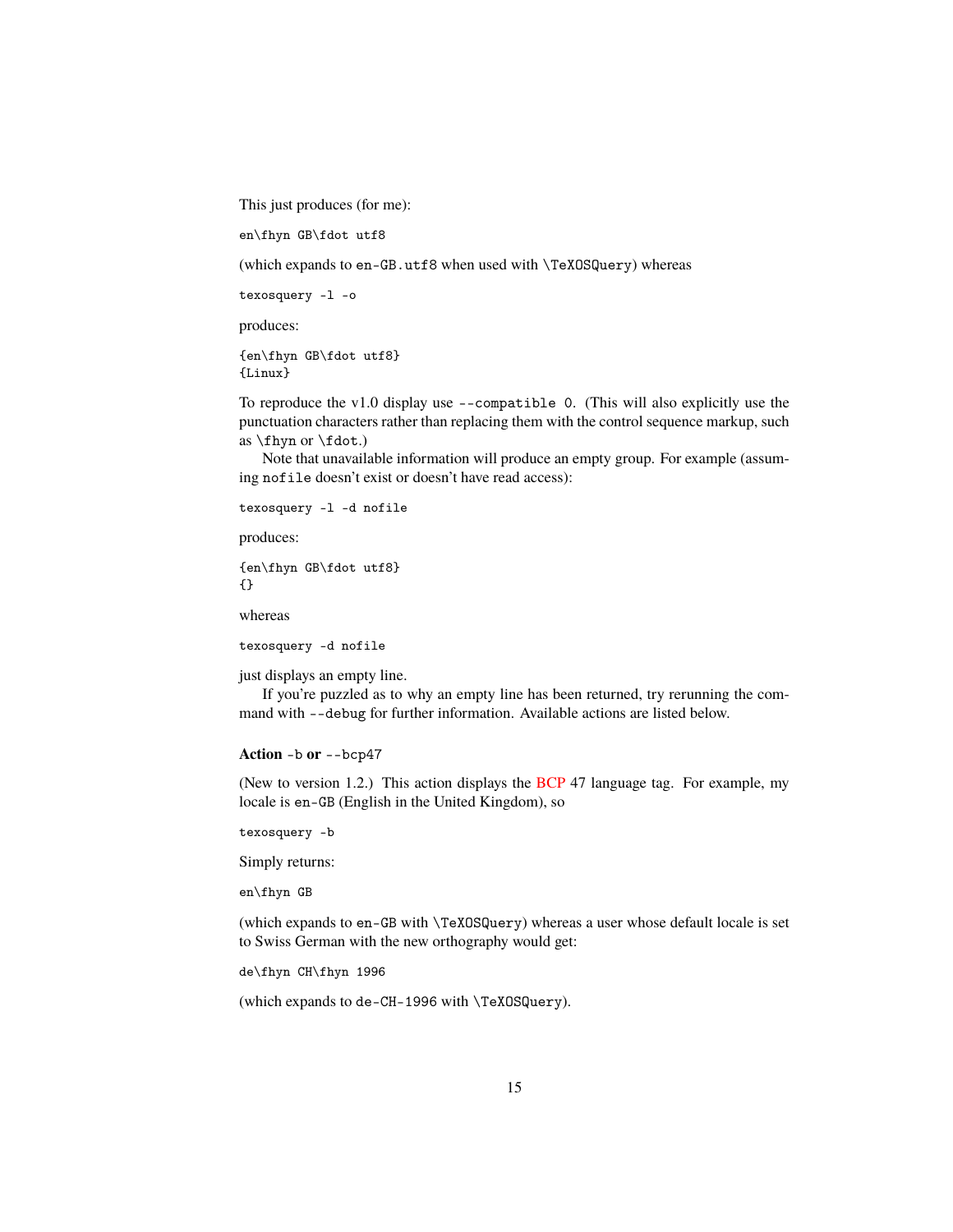This just produces (for me):

```
en\fhyn GB\fdot utf8
```

(which expands to `en-GB.utf8` when used with `\TeXOSQuery`) whereas

```
texosquery -l -o
```

produces:

```
{en\fhyn GB\fdot utf8}
{Linux}
```

To reproduce the v1.0 display use `--compatible 0`. (This will also explicitly use the punctuation characters rather than replacing them with the control sequence markup, such as `\fhyn` or `\fdot`.)

Note that unavailable information will produce an empty group. For example (assuming `nofile` doesn't exist or doesn't have read access):

```
texosquery -l -d nofile
```

produces:

```
{en\fhyn GB\fdot utf8}
{}
```

whereas

```
texosquery -d nofile
```

just displays an empty line.

If you're puzzled as to why an empty line has been returned, try rerunning the command with `--debug` for further information. Available actions are listed below.

**Action** `-b` **or** `--bcp47`

(New to version 1.2.) This action displays the BCP 47 language tag. For example, my locale is `en-GB` (English in the United Kingdom), so

```
texosquery -b
```

Simply returns:

```
en\fhyn GB
```

(which expands to `en-GB` with `\TeXOSQuery`) whereas a user whose default locale is set to Swiss German with the new orthography would get:

```
de\fhyn CH\fhyn 1996
```

(which expands to `de-CH-1996` with `\TeXOSQuery`).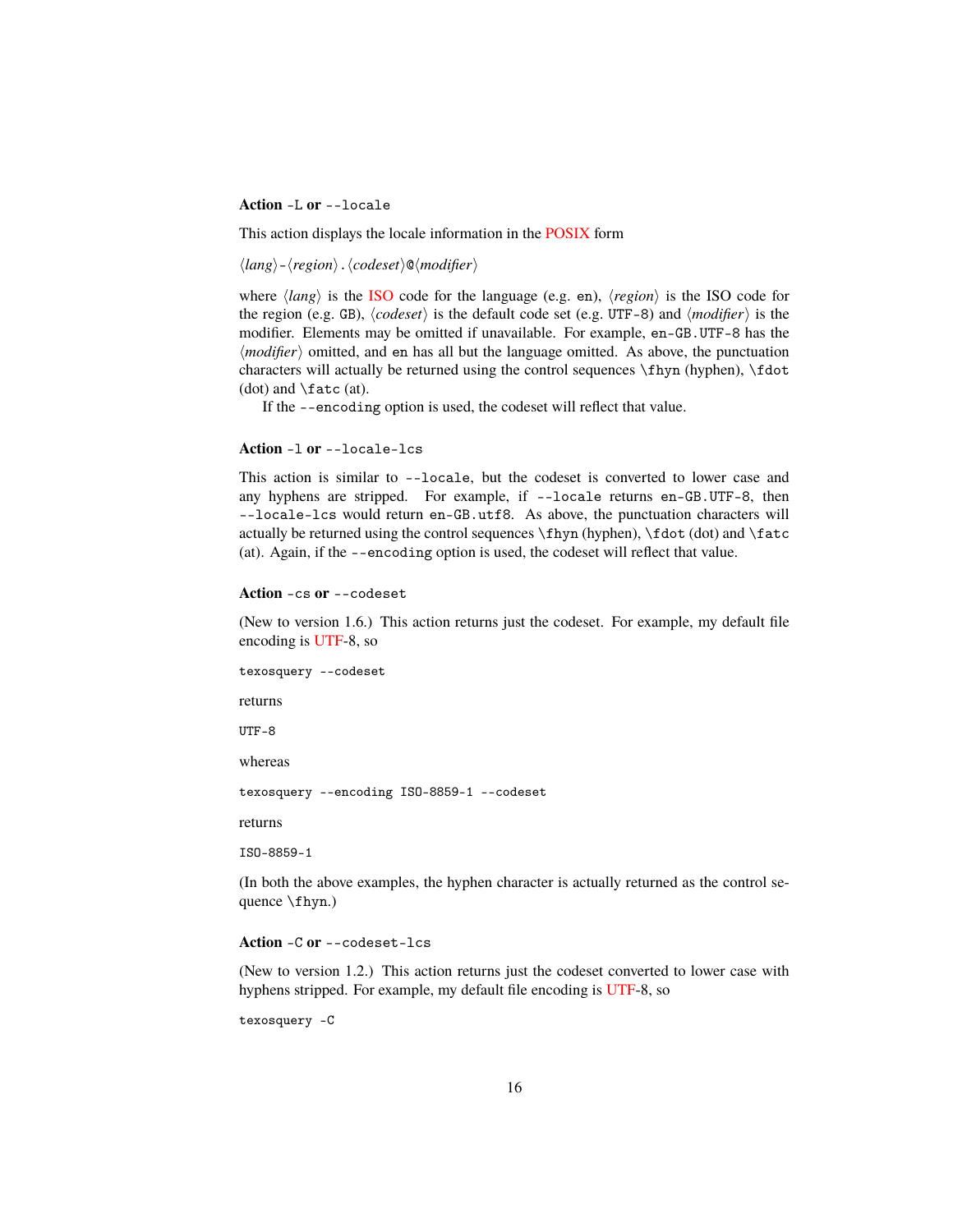#### Action `-L` or `--locale`

This action displays the locale information in the POSIX form

⟨*lang*⟩-⟨*region*⟩.⟨*codeset*⟩@⟨*modifier*⟩

where ⟨*lang*⟩ is the ISO code for the language (e.g. `en`), ⟨*region*⟩ is the ISO code for the region (e.g. `GB`), ⟨*codeset*⟩ is the default code set (e.g. `UTF-8`) and ⟨*modifier*⟩ is the modifier. Elements may be omitted if unavailable. For example, `en-GB.UTF-8` has the ⟨*modifier*⟩ omitted, and `en` has all but the language omitted. As above, the punctuation characters will actually be returned using the control sequences `\fhyn` (hyphen), `\fdot` (dot) and `\fatc` (at).

If the `--encoding` option is used, the codeset will reflect that value.

#### Action `-l` or `--locale-lcs`

This action is similar to `--locale`, but the codeset is converted to lower case and any hyphens are stripped. For example, if `--locale` returns `en-GB.UTF-8`, then `--locale-lcs` would return `en-GB.utf8`. As above, the punctuation characters will actually be returned using the control sequences `\fhyn` (hyphen), `\fdot` (dot) and `\fatc` (at). Again, if the `--encoding` option is used, the codeset will reflect that value.

#### Action `-cs` or `--codeset`

(New to version 1.6.) This action returns just the codeset. For example, my default file encoding is UTF-8, so

```
texosquery --codeset
```

returns

```
UTF-8
```

whereas

```
texosquery --encoding ISO-8859-1 --codeset
```

returns

```
ISO-8859-1
```

(In both the above examples, the hyphen character is actually returned as the control sequence `\fhyn`.)

#### Action `-C` or `--codeset-lcs`

(New to version 1.2.) This action returns just the codeset converted to lower case with hyphens stripped. For example, my default file encoding is UTF-8, so

```
texosquery -C
```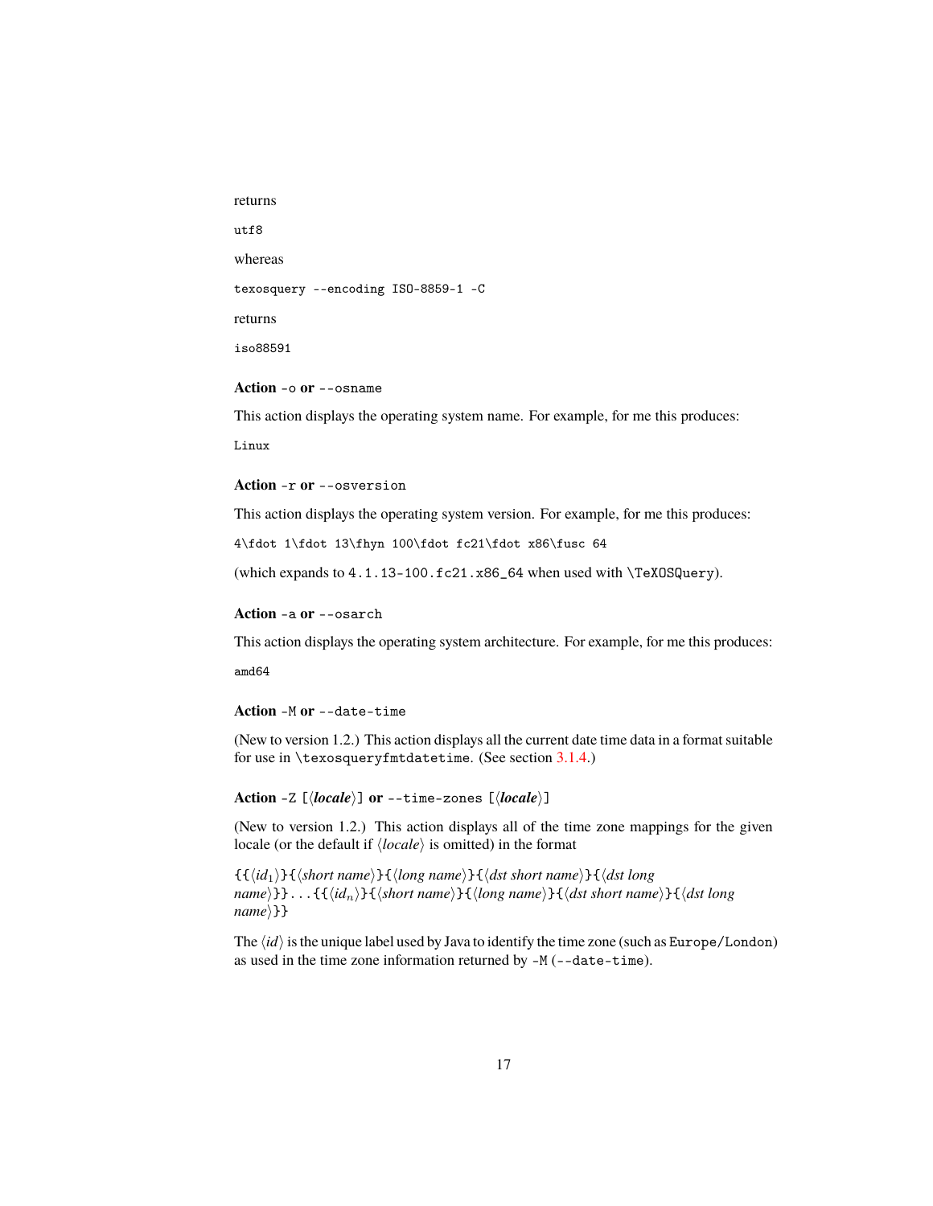returns

```
utf8
```

whereas

```
texosquery --encoding ISO-8859-1 -C
```

returns

```
iso88591
```

#### Action `-o` or `--osname`

This action displays the operating system name. For example, for me this produces:

```
Linux
```

#### Action `-r` or `--osversion`

This action displays the operating system version. For example, for me this produces:

```
4\fdot 1\fdot 13\fhyn 100\fdot fc21\fdot x86\fusc 64
```

(which expands to `4.1.13-100.fc21.x86_64` when used with `\TeXOSQuery`).

#### Action `-a` or `--osarch`

This action displays the operating system architecture. For example, for me this produces:

```
amd64
```

#### Action `-M` or `--date-time`

(New to version 1.2.) This action displays all the current date time data in a format suitable for use in `\texosqueryfmtdatetime`. (See section 3.1.4.)

#### Action `-Z [`⟨*locale*⟩`]` or `--time-zones [`⟨*locale*⟩`]`

(New to version 1.2.) This action displays all of the time zone mappings for the given locale (or the default if ⟨*locale*⟩ is omitted) in the format

`{{`⟨$id_1$⟩`}{`⟨*short name*⟩`}{`⟨*long name*⟩`}{`⟨*dst short name*⟩`}{`⟨*dst long name*⟩`}}...{{`⟨$id_n$⟩`}{`⟨*short name*⟩`}{`⟨*long name*⟩`}{`⟨*dst short name*⟩`}{`⟨*dst long name*⟩`}}`

The ⟨*id*⟩ is the unique label used by Java to identify the time zone (such as `Europe/London`) as used in the time zone information returned by `-M` (`--date-time`).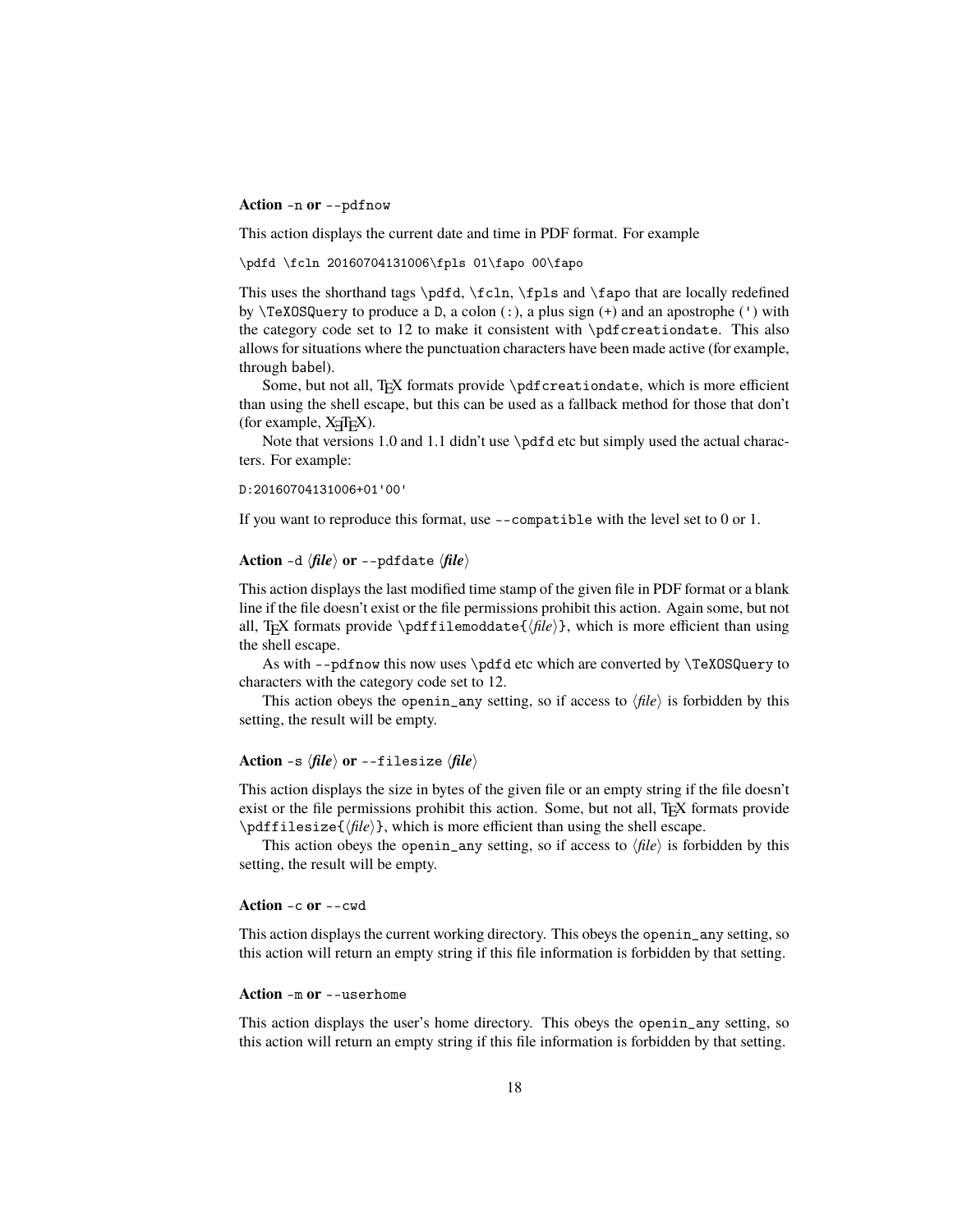#### Action `-n` or `--pdfnow`

This action displays the current date and time in PDF format. For example

```
\pdfd \fcln 20160704131006\fpls 01\fapo 00\fapo
```

This uses the shorthand tags `\pdfd`, `\fcln`, `\fpls` and `\fapo` that are locally redefined by `\TeXOSQuery` to produce a `D`, a colon (`:`), a plus sign (`+`) and an apostrophe (`'`) with the category code set to 12 to make it consistent with `\pdfcreationdate`. This also allows for situations where the punctuation characters have been made active (for example, through babel).

Some, but not all, TEX formats provide `\pdfcreationdate`, which is more efficient than using the shell escape, but this can be used as a fallback method for those that don't (for example, XƎTEX).

Note that versions 1.0 and 1.1 didn't use `\pdfd` etc but simply used the actual characters. For example:

```
D:20160704131006+01'00'
```

If you want to reproduce this format, use `--compatible` with the level set to 0 or 1.

#### Action `-d` ⟨*file*⟩ or `--pdfdate` ⟨*file*⟩

This action displays the last modified time stamp of the given file in PDF format or a blank line if the file doesn't exist or the file permissions prohibit this action. Again some, but not all, TEX formats provide `\pdffilemoddate{`⟨*file*⟩`}`, which is more efficient than using the shell escape.

As with `--pdfnow` this now uses `\pdfd` etc which are converted by `\TeXOSQuery` to characters with the category code set to 12.

This action obeys the `openin_any` setting, so if access to ⟨*file*⟩ is forbidden by this setting, the result will be empty.

#### Action `-s` ⟨*file*⟩ or `--filesize` ⟨*file*⟩

This action displays the size in bytes of the given file or an empty string if the file doesn't exist or the file permissions prohibit this action. Some, but not all, TEX formats provide `\pdffilesize{`⟨*file*⟩`}`, which is more efficient than using the shell escape.

This action obeys the `openin_any` setting, so if access to ⟨*file*⟩ is forbidden by this setting, the result will be empty.

#### Action `-c` or `--cwd`

This action displays the current working directory. This obeys the `openin_any` setting, so this action will return an empty string if this file information is forbidden by that setting.

#### Action `-m` or `--userhome`

This action displays the user's home directory. This obeys the `openin_any` setting, so this action will return an empty string if this file information is forbidden by that setting.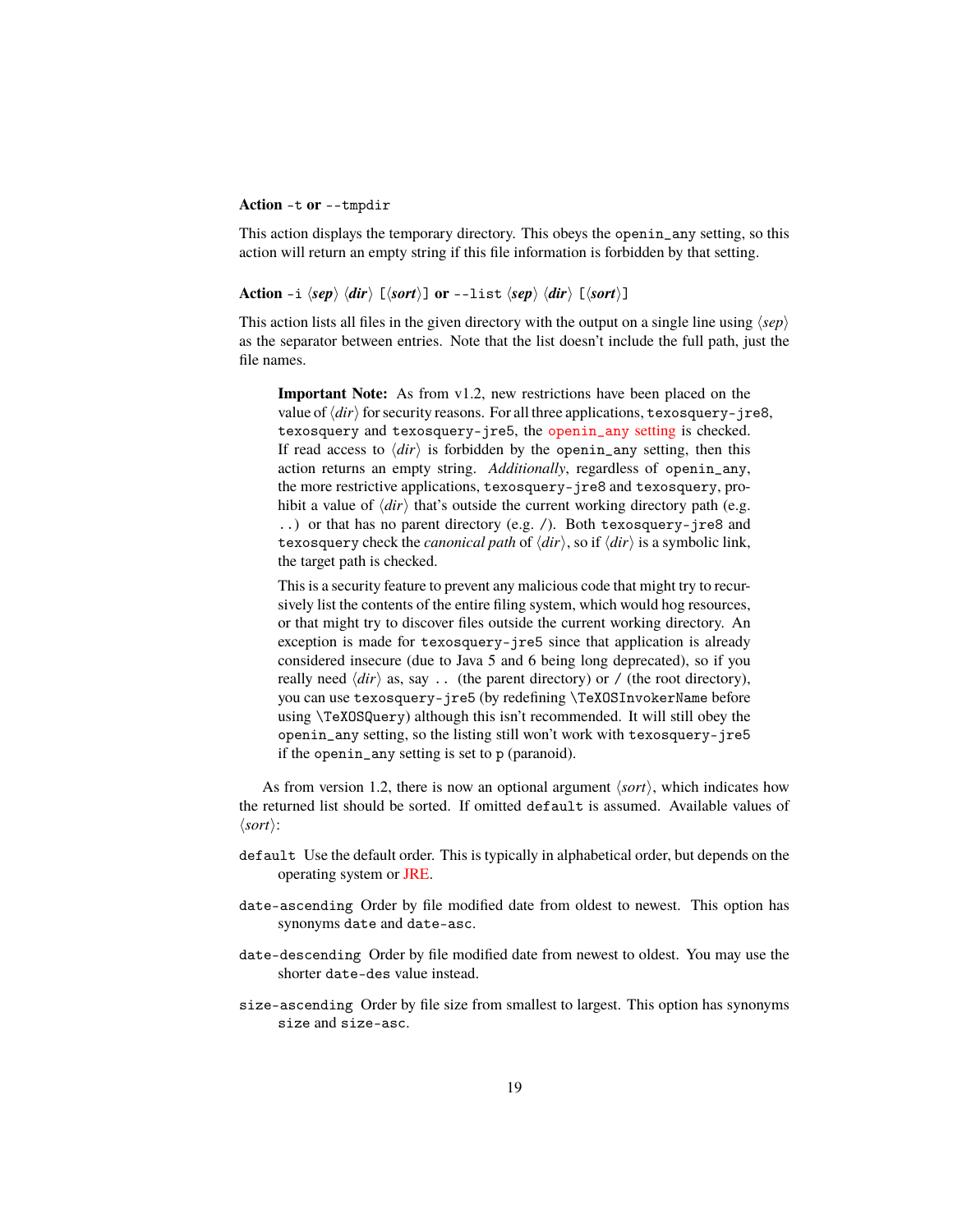**Action** `-t` **or** `--tmpdir`

This action displays the temporary directory. This obeys the `openin_any` setting, so this action will return an empty string if this file information is forbidden by that setting.

**Action** `-i` ⟨*sep*⟩ ⟨*dir*⟩ [⟨*sort*⟩] **or** `--list` ⟨*sep*⟩ ⟨*dir*⟩ [⟨*sort*⟩]

This action lists all files in the given directory with the output on a single line using ⟨*sep*⟩ as the separator between entries. Note that the list doesn't include the full path, just the file names.

> **Important Note:** As from v1.2, new restrictions have been placed on the value of ⟨*dir*⟩ for security reasons. For all three applications, `texosquery-jre8`, `texosquery` and `texosquery-jre5`, the `openin_any` setting is checked. If read access to ⟨*dir*⟩ is forbidden by the `openin_any` setting, then this action returns an empty string. *Additionally*, regardless of `openin_any`, the more restrictive applications, `texosquery-jre8` and `texosquery`, prohibit a value of ⟨*dir*⟩ that's outside the current working directory path (e.g. `..`) or that has no parent directory (e.g. `/`). Both `texosquery-jre8` and `texosquery` check the *canonical path* of ⟨*dir*⟩, so if ⟨*dir*⟩ is a symbolic link, the target path is checked.
>
> This is a security feature to prevent any malicious code that might try to recursively list the contents of the entire filing system, which would hog resources, or that might try to discover files outside the current working directory. An exception is made for `texosquery-jre5` since that application is already considered insecure (due to Java 5 and 6 being long deprecated), so if you really need ⟨*dir*⟩ as, say `..` (the parent directory) or `/` (the root directory), you can use `texosquery-jre5` (by redefining `\TeXOSInvokerName` before using `\TeXOSQuery`) although this isn't recommended. It will still obey the `openin_any` setting, so the listing still won't work with `texosquery-jre5` if the `openin_any` setting is set to `p` (paranoid).

As from version 1.2, there is now an optional argument ⟨*sort*⟩, which indicates how the returned list should be sorted. If omitted `default` is assumed. Available values of ⟨*sort*⟩:

`default` Use the default order. This is typically in alphabetical order, but depends on the operating system or JRE.

`date-ascending` Order by file modified date from oldest to newest. This option has synonyms `date` and `date-asc`.

`date-descending` Order by file modified date from newest to oldest. You may use the shorter `date-des` value instead.

`size-ascending` Order by file size from smallest to largest. This option has synonyms `size` and `size-asc`.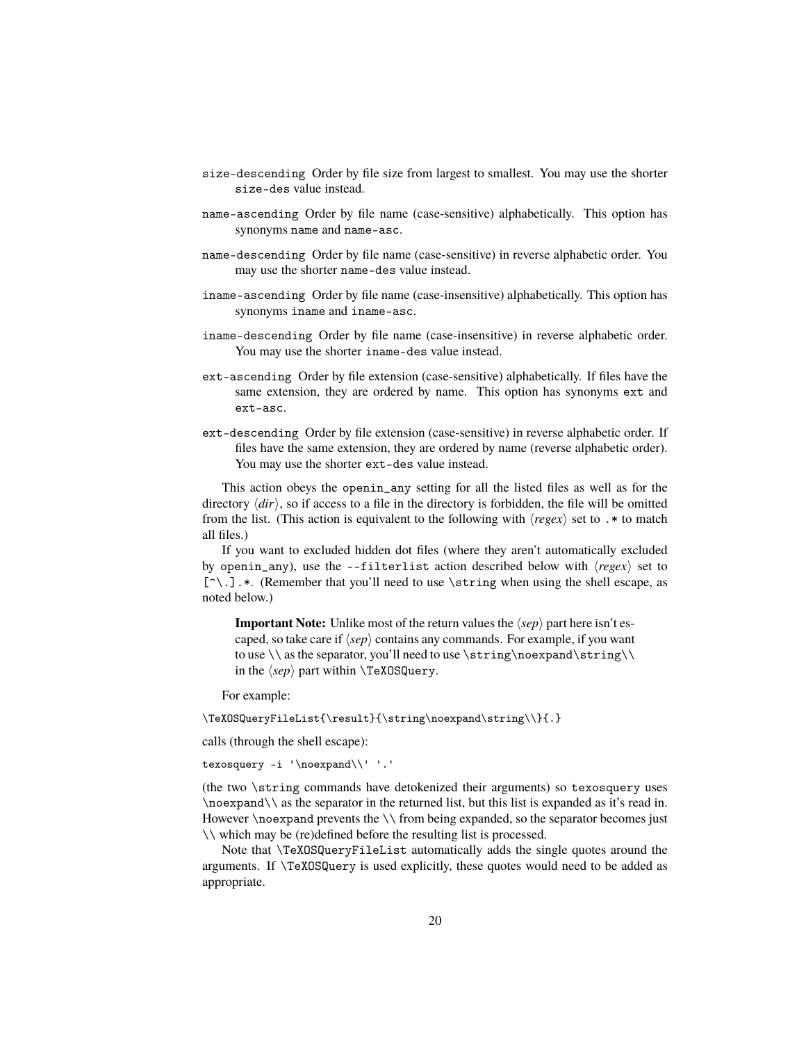`size-descending` Order by file size from largest to smallest. You may use the shorter `size-des` value instead.

`name-ascending` Order by file name (case-sensitive) alphabetically. This option has synonyms `name` and `name-asc`.

`name-descending` Order by file name (case-sensitive) in reverse alphabetic order. You may use the shorter `name-des` value instead.

`iname-ascending` Order by file name (case-insensitive) alphabetically. This option has synonyms `iname` and `iname-asc`.

`iname-descending` Order by file name (case-insensitive) in reverse alphabetic order. You may use the shorter `iname-des` value instead.

`ext-ascending` Order by file extension (case-sensitive) alphabetically. If files have the same extension, they are ordered by name. This option has synonyms `ext` and `ext-asc`.

`ext-descending` Order by file extension (case-sensitive) in reverse alphabetic order. If files have the same extension, they are ordered by name (reverse alphabetic order). You may use the shorter `ext-des` value instead.

This action obeys the `openin_any` setting for all the listed files as well as for the directory ⟨*dir*⟩, so if access to a file in the directory is forbidden, the file will be omitted from the list. (This action is equivalent to the following with ⟨*regex*⟩ set to `.*` to match all files.)

If you want to excluded hidden dot files (where they aren't automatically excluded by `openin_any`), use the `--filterlist` action described below with ⟨*regex*⟩ set to `[^\.].*`. (Remember that you'll need to use `\string` when using the shell escape, as noted below.)

> **Important Note:** Unlike most of the return values the ⟨*sep*⟩ part here isn't escaped, so take care if ⟨*sep*⟩ contains any commands. For example, if you want to use `\\` as the separator, you'll need to use `\string\noexpand\string\\` in the ⟨*sep*⟩ part within `\TeXOSQuery`.

For example:

```
\TeXOSQueryFileList{\result}{\string\noexpand\string\\}{.}
```

calls (through the shell escape):

```
texosquery -i '\noexpand\\' '.'
```

(the two `\string` commands have detokenized their arguments) so `texosquery` uses `\noexpand\\` as the separator in the returned list, but this list is expanded as it's read in. However `\noexpand` prevents the `\\` from being expanded, so the separator becomes just `\\` which may be (re)defined before the resulting list is processed.

Note that `\TeXOSQueryFileList` automatically adds the single quotes around the arguments. If `\TeXOSQuery` is used explicitly, these quotes would need to be added as appropriate.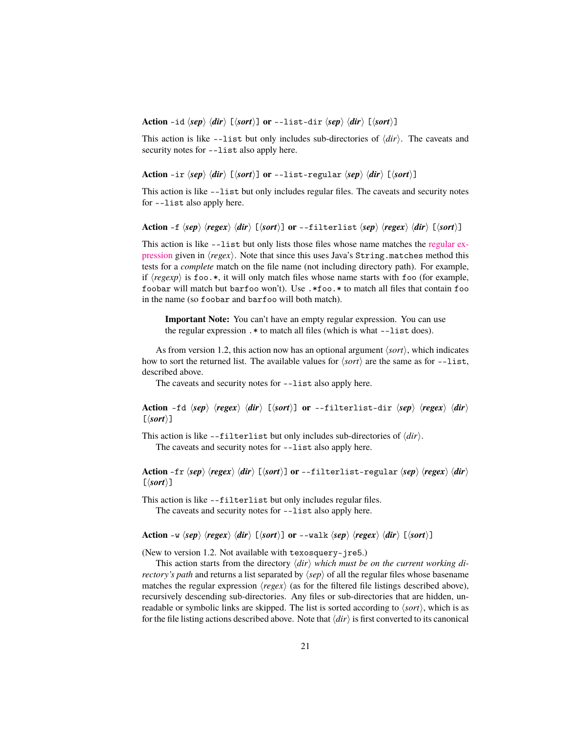**Action** `-id` ⟨*sep*⟩ ⟨*dir*⟩ [⟨*sort*⟩] **or** `--list-dir` ⟨*sep*⟩ ⟨*dir*⟩ [⟨*sort*⟩]

This action is like `--list` but only includes sub-directories of ⟨*dir*⟩. The caveats and security notes for `--list` also apply here.

**Action** `-ir` ⟨*sep*⟩ ⟨*dir*⟩ [⟨*sort*⟩] **or** `--list-regular` ⟨*sep*⟩ ⟨*dir*⟩ [⟨*sort*⟩]

This action is like `--list` but only includes regular files. The caveats and security notes for `--list` also apply here.

**Action** `-f` ⟨*sep*⟩ ⟨*regex*⟩ ⟨*dir*⟩ [⟨*sort*⟩] **or** `--filterlist` ⟨*sep*⟩ ⟨*regex*⟩ ⟨*dir*⟩ [⟨*sort*⟩]

This action is like `--list` but only lists those files whose name matches the regular expression given in ⟨*regex*⟩. Note that since this uses Java's `String.matches` method this tests for a *complete* match on the file name (not including directory path). For example, if ⟨*regexp*⟩ is `foo.*`, it will only match files whose name starts with `foo` (for example, `foobar` will match but `barfoo` won't). Use `.*foo.*` to match all files that contain `foo` in the name (so `foobar` and `barfoo` will both match).

> **Important Note:** You can't have an empty regular expression. You can use the regular expression `.*` to match all files (which is what `--list` does).

As from version 1.2, this action now has an optional argument ⟨*sort*⟩, which indicates how to sort the returned list. The available values for ⟨*sort*⟩ are the same as for `--list`, described above.

The caveats and security notes for `--list` also apply here.

**Action** `-fd` ⟨*sep*⟩ ⟨*regex*⟩ ⟨*dir*⟩ [⟨*sort*⟩] **or** `--filterlist-dir` ⟨*sep*⟩ ⟨*regex*⟩ ⟨*dir*⟩ [⟨*sort*⟩]

This action is like `--filterlist` but only includes sub-directories of ⟨*dir*⟩.

The caveats and security notes for `--list` also apply here.

**Action** `-fr` ⟨*sep*⟩ ⟨*regex*⟩ ⟨*dir*⟩ [⟨*sort*⟩] **or** `--filterlist-regular` ⟨*sep*⟩ ⟨*regex*⟩ ⟨*dir*⟩ [⟨*sort*⟩]

This action is like `--filterlist` but only includes regular files.

The caveats and security notes for `--list` also apply here.

**Action** `-w` ⟨*sep*⟩ ⟨*regex*⟩ ⟨*dir*⟩ [⟨*sort*⟩] **or** `--walk` ⟨*sep*⟩ ⟨*regex*⟩ ⟨*dir*⟩ [⟨*sort*⟩]

(New to version 1.2. Not available with `texosquery-jre5`.)

This action starts from the directory ⟨*dir*⟩ *which must be on the current working directory's path* and returns a list separated by ⟨*sep*⟩ of all the regular files whose basename matches the regular expression ⟨*regex*⟩ (as for the filtered file listings described above), recursively descending sub-directories. Any files or sub-directories that are hidden, unreadable or symbolic links are skipped. The list is sorted according to ⟨*sort*⟩, which is as for the file listing actions described above. Note that ⟨*dir*⟩ is first converted to its canonical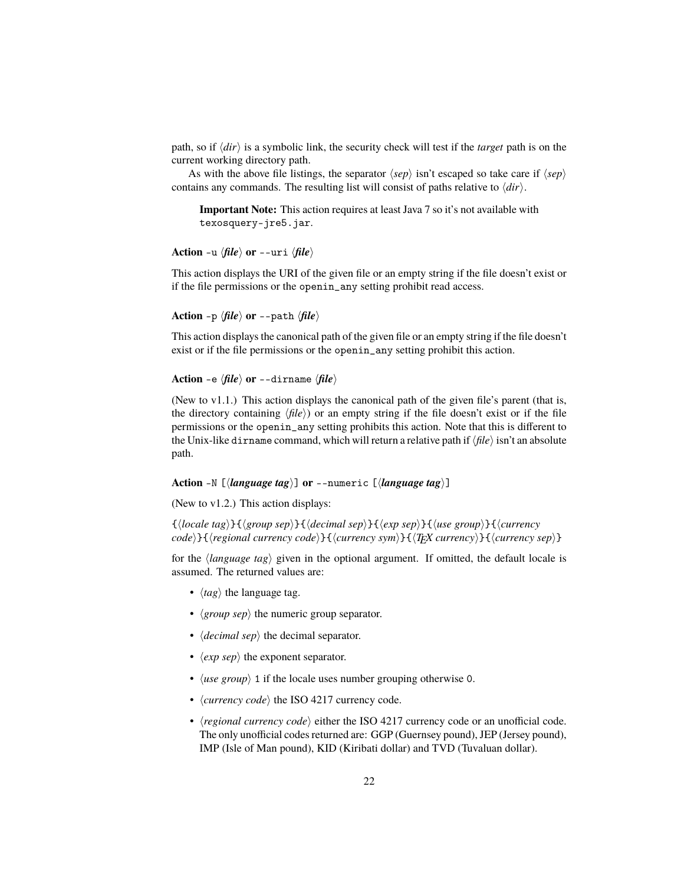path, so if ⟨*dir*⟩ is a symbolic link, the security check will test if the *target* path is on the current working directory path.

As with the above file listings, the separator ⟨*sep*⟩ isn't escaped so take care if ⟨*sep*⟩ contains any commands. The resulting list will consist of paths relative to ⟨*dir*⟩.

> **Important Note:** This action requires at least Java 7 so it's not available with `texosquery-jre5.jar`.

**Action** `-u` ⟨***file***⟩ **or** `--uri` ⟨***file***⟩

This action displays the URI of the given file or an empty string if the file doesn't exist or if the file permissions or the `openin_any` setting prohibit read access.

**Action** `-p` ⟨***file***⟩ **or** `--path` ⟨***file***⟩

This action displays the canonical path of the given file or an empty string if the file doesn't exist or if the file permissions or the `openin_any` setting prohibit this action.

**Action** `-e` ⟨***file***⟩ **or** `--dirname` ⟨***file***⟩

(New to v1.1.) This action displays the canonical path of the given file's parent (that is, the directory containing ⟨*file*⟩) or an empty string if the file doesn't exist or if the file permissions or the `openin_any` setting prohibits this action. Note that this is different to the Unix-like `dirname` command, which will return a relative path if ⟨*file*⟩ isn't an absolute path.

**Action** `-N` `[`⟨***language tag***⟩`]` **or** `--numeric` `[`⟨***language tag***⟩`]`

(New to v1.2.) This action displays:

`{`⟨*locale tag*⟩`}{`⟨*group sep*⟩`}{`⟨*decimal sep*⟩`}{`⟨*exp sep*⟩`}{`⟨*use group*⟩`}{`⟨*currency code*⟩`}{`⟨*regional currency code*⟩`}{`⟨*currency sym*⟩`}{`⟨*TEX currency*⟩`}{`⟨*currency sep*⟩`}`

for the ⟨*language tag*⟩ given in the optional argument. If omitted, the default locale is assumed. The returned values are:

- ⟨*tag*⟩ the language tag.
- ⟨*group sep*⟩ the numeric group separator.
- ⟨*decimal sep*⟩ the decimal separator.
- ⟨*exp sep*⟩ the exponent separator.
- ⟨*use group*⟩ `1` if the locale uses number grouping otherwise `0`.
- ⟨*currency code*⟩ the ISO 4217 currency code.
- ⟨*regional currency code*⟩ either the ISO 4217 currency code or an unofficial code. The only unofficial codes returned are: GGP (Guernsey pound), JEP (Jersey pound), IMP (Isle of Man pound), KID (Kiribati dollar) and TVD (Tuvaluan dollar).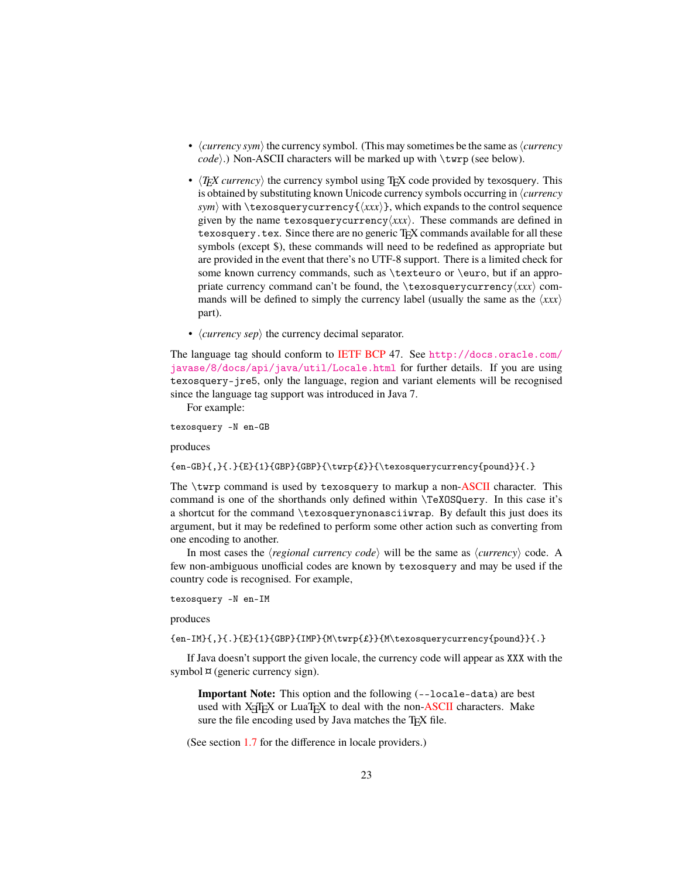- ⟨*currency sym*⟩ the currency symbol. (This may sometimes be the same as ⟨*currency code*⟩.) Non-ASCII characters will be marked up with `\twrp` (see below).

- ⟨*TeX currency*⟩ the currency symbol using TeX code provided by texosquery. This is obtained by substituting known Unicode currency symbols occurring in ⟨*currency sym*⟩ with `\texosquerycurrency{`⟨*xxx*⟩`}`, which expands to the control sequence given by the name `texosquerycurrency`⟨*xxx*⟩. These commands are defined in `texosquery.tex`. Since there are no generic TeX commands available for all these symbols (except $), these commands will need to be redefined as appropriate but are provided in the event that there's no UTF-8 support. There is a limited check for some known currency commands, such as `\texteuro` or `\euro`, but if an appropriate currency command can't be found, the `\texosquerycurrency`⟨*xxx*⟩ commands will be defined to simply the currency label (usually the same as the ⟨*xxx*⟩ part).

- ⟨*currency sep*⟩ the currency decimal separator.

The language tag should conform to IETF BCP 47. See http://docs.oracle.com/javase/8/docs/api/java/util/Locale.html for further details. If you are using `texosquery-jre5`, only the language, region and variant elements will be recognised since the language tag support was introduced in Java 7.

For example:

```
texosquery -N en-GB
```

produces

```
{en-GB}{,}{.}{E}{1}{GBP}{GBP}{\twrp{£}}{\texosquerycurrency{pound}}{.}
```

The `\twrp` command is used by `texosquery` to markup a non-ASCII character. This command is one of the shorthands only defined within `\TeXOSQuery`. In this case it's a shortcut for the command `\texosquerynonasciiwrap`. By default this just does its argument, but it may be redefined to perform some other action such as converting from one encoding to another.

In most cases the ⟨*regional currency code*⟩ will be the same as ⟨*currency*⟩ code. A few non-ambiguous unofficial codes are known by `texosquery` and may be used if the country code is recognised. For example,

```
texosquery -N en-IM
```

produces

```
{en-IM}{,}{.}{E}{1}{GBP}{IMP}{M\twrp{£}}{M\texosquerycurrency{pound}}{.}
```

If Java doesn't support the given locale, the currency code will appear as `XXX` with the symbol ¤ (generic currency sign).

> **Important Note:** This option and the following (`--locale-data`) are best used with XeTeX or LuaTeX to deal with the non-ASCII characters. Make sure the file encoding used by Java matches the TeX file.

(See section 1.7 for the difference in locale providers.)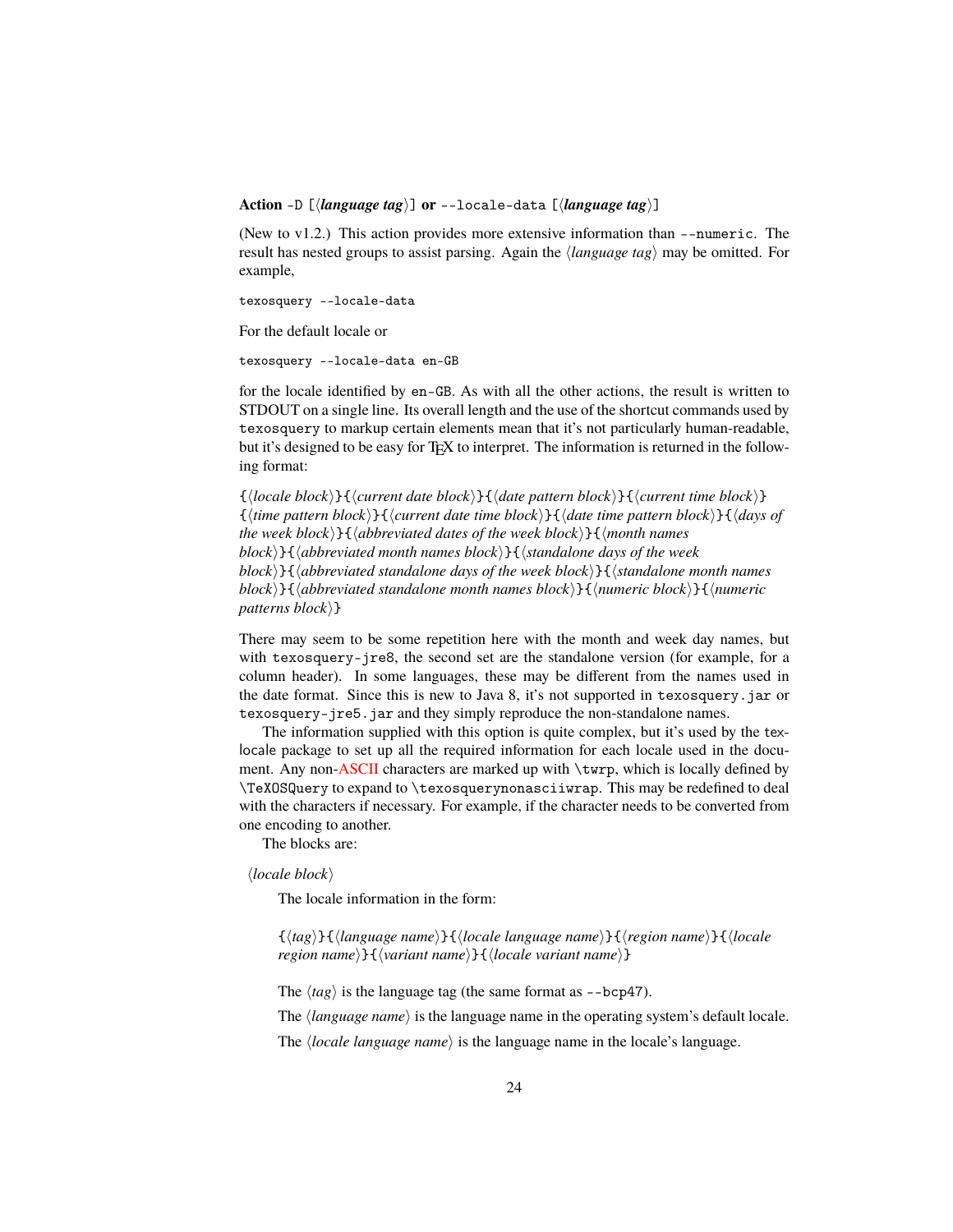**Action** `-D` [⟨***language tag***⟩] **or** `--locale-data` [⟨***language tag***⟩]

(New to v1.2.) This action provides more extensive information than `--numeric`. The result has nested groups to assist parsing. Again the ⟨*language tag*⟩ may be omitted. For example,

```
texosquery --locale-data
```

For the default locale or

```
texosquery --locale-data en-GB
```

for the locale identified by `en-GB`. As with all the other actions, the result is written to STDOUT on a single line. Its overall length and the use of the shortcut commands used by `texosquery` to markup certain elements mean that it's not particularly human-readable, but it's designed to be easy for TeX to interpret. The information is returned in the following format:

`{`⟨*locale block*⟩`}{`⟨*current date block*⟩`}{`⟨*date pattern block*⟩`}{`⟨*current time block*⟩`}` `{`⟨*time pattern block*⟩`}{`⟨*current date time block*⟩`}{`⟨*date time pattern block*⟩`}{`⟨*days of the week block*⟩`}{`⟨*abbreviated dates of the week block*⟩`}{`⟨*month names block*⟩`}{`⟨*abbreviated month names block*⟩`}{`⟨*standalone days of the week block*⟩`}{`⟨*abbreviated standalone days of the week block*⟩`}{`⟨*standalone month names block*⟩`}{`⟨*abbreviated standalone month names block*⟩`}{`⟨*numeric block*⟩`}{`⟨*numeric patterns block*⟩`}`

There may seem to be some repetition here with the month and week day names, but with `texosquery-jre8`, the second set are the standalone version (for example, for a column header). In some languages, these may be different from the names used in the date format. Since this is new to Java 8, it's not supported in `texosquery.jar` or `texosquery-jre5.jar` and they simply reproduce the non-standalone names.

The information supplied with this option is quite complex, but it's used by the texlocale package to set up all the required information for each locale used in the document. Any non-ASCII characters are marked up with `\twrp`, which is locally defined by `\TeXOSQuery` to expand to `\texosquerynonasciiwrap`. This may be redefined to deal with the characters if necessary. For example, if the character needs to be converted from one encoding to another.

The blocks are:

⟨*locale block*⟩

The locale information in the form:

`{`⟨*tag*⟩`}{`⟨*language name*⟩`}{`⟨*locale language name*⟩`}{`⟨*region name*⟩`}{`⟨*locale region name*⟩`}{`⟨*variant name*⟩`}{`⟨*locale variant name*⟩`}`

The ⟨*tag*⟩ is the language tag (the same format as `--bcp47`).

The ⟨*language name*⟩ is the language name in the operating system's default locale.

The ⟨*locale language name*⟩ is the language name in the locale's language.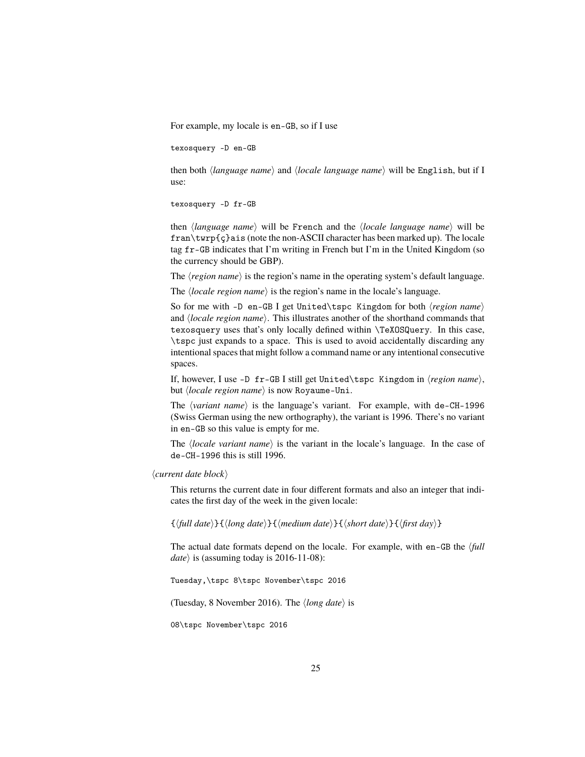For example, my locale is `en-GB`, so if I use

```
texosquery -D en-GB
```

then both ⟨*language name*⟩ and ⟨*locale language name*⟩ will be `English`, but if I use:

```
texosquery -D fr-GB
```

then ⟨*language name*⟩ will be `French` and the ⟨*locale language name*⟩ will be `fran\twrp{ç}ais` (note the non-ASCII character has been marked up). The locale tag `fr-GB` indicates that I'm writing in French but I'm in the United Kingdom (so the currency should be GBP).

The ⟨*region name*⟩ is the region's name in the operating system's default language.

The ⟨*locale region name*⟩ is the region's name in the locale's language.

So for me with `-D en-GB` I get `United\tspc Kingdom` for both ⟨*region name*⟩ and ⟨*locale region name*⟩. This illustrates another of the shorthand commands that `texosquery` uses that's only locally defined within `\TeXOSQuery`. In this case, `\tspc` just expands to a space. This is used to avoid accidentally discarding any intentional spaces that might follow a command name or any intentional consecutive spaces.

If, however, I use `-D fr-GB` I still get `United\tspc Kingdom` in ⟨*region name*⟩, but ⟨*locale region name*⟩ is now `Royaume-Uni`.

The ⟨*variant name*⟩ is the language's variant. For example, with `de-CH-1996` (Swiss German using the new orthography), the variant is 1996. There's no variant in `en-GB` so this value is empty for me.

The ⟨*locale variant name*⟩ is the variant in the locale's language. In the case of `de-CH-1996` this is still 1996.

⟨*current date block*⟩

This returns the current date in four different formats and also an integer that indicates the first day of the week in the given locale:

`{`⟨*full date*⟩`}{`⟨*long date*⟩`}{`⟨*medium date*⟩`}{`⟨*short date*⟩`}{`⟨*first day*⟩`}`

The actual date formats depend on the locale. For example, with `en-GB` the ⟨*full date*⟩ is (assuming today is 2016-11-08):

```
Tuesday,\tspc 8\tspc November\tspc 2016
```

(Tuesday, 8 November 2016). The ⟨*long date*⟩ is

```
08\tspc November\tspc 2016
```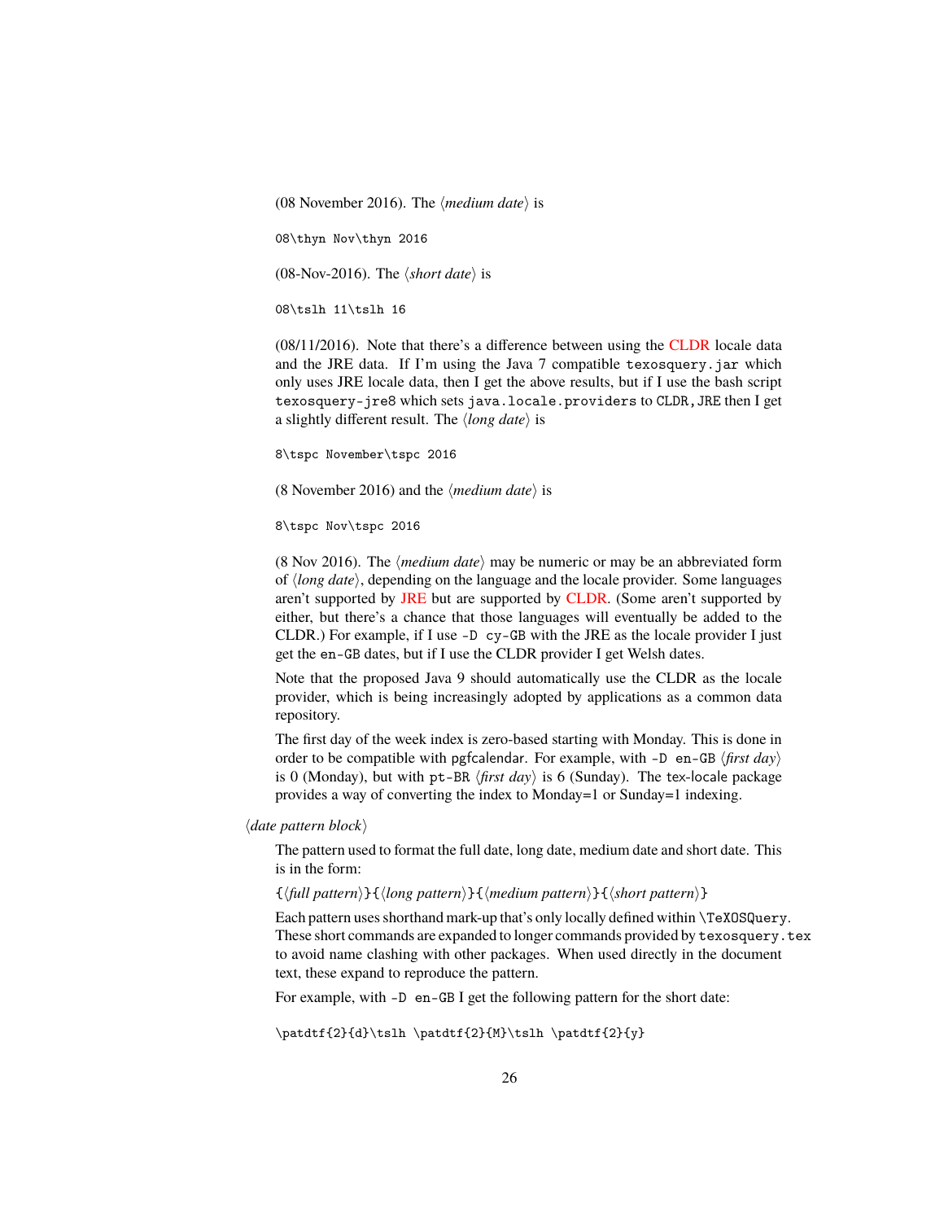(08 November 2016). The ⟨*medium date*⟩ is

```
08\thyn Nov\thyn 2016
```

(08-Nov-2016). The ⟨*short date*⟩ is

```
08\tslh 11\tslh 16
```

(08/11/2016). Note that there's a difference between using the CLDR locale data and the JRE data. If I'm using the Java 7 compatible `texosquery.jar` which only uses JRE locale data, then I get the above results, but if I use the bash script `texosquery-jre8` which sets `java.locale.providers` to `CLDR,JRE` then I get a slightly different result. The ⟨*long date*⟩ is

```
8\tspc November\tspc 2016
```

(8 November 2016) and the ⟨*medium date*⟩ is

```
8\tspc Nov\tspc 2016
```

(8 Nov 2016). The ⟨*medium date*⟩ may be numeric or may be an abbreviated form of ⟨*long date*⟩, depending on the language and the locale provider. Some languages aren't supported by JRE but are supported by CLDR. (Some aren't supported by either, but there's a chance that those languages will eventually be added to the CLDR.) For example, if I use `-D cy-GB` with the JRE as the locale provider I just get the `en-GB` dates, but if I use the CLDR provider I get Welsh dates.

Note that the proposed Java 9 should automatically use the CLDR as the locale provider, which is being increasingly adopted by applications as a common data repository.

The first day of the week index is zero-based starting with Monday. This is done in order to be compatible with pgfcalendar. For example, with `-D en-GB` ⟨*first day*⟩ is 0 (Monday), but with `pt-BR` ⟨*first day*⟩ is 6 (Sunday). The tex-locale package provides a way of converting the index to Monday=1 or Sunday=1 indexing.

⟨*date pattern block*⟩

The pattern used to format the full date, long date, medium date and short date. This is in the form:

`{`⟨*full pattern*⟩`}{`⟨*long pattern*⟩`}{`⟨*medium pattern*⟩`}{`⟨*short pattern*⟩`}`

Each pattern uses shorthand mark-up that's only locally defined within `\TeXOSQuery`. These short commands are expanded to longer commands provided by `texosquery.tex` to avoid name clashing with other packages. When used directly in the document text, these expand to reproduce the pattern.

For example, with `-D en-GB` I get the following pattern for the short date:

```
\patdtf{2}{d}\tslh \patdtf{2}{M}\tslh \patdtf{2}{y}
```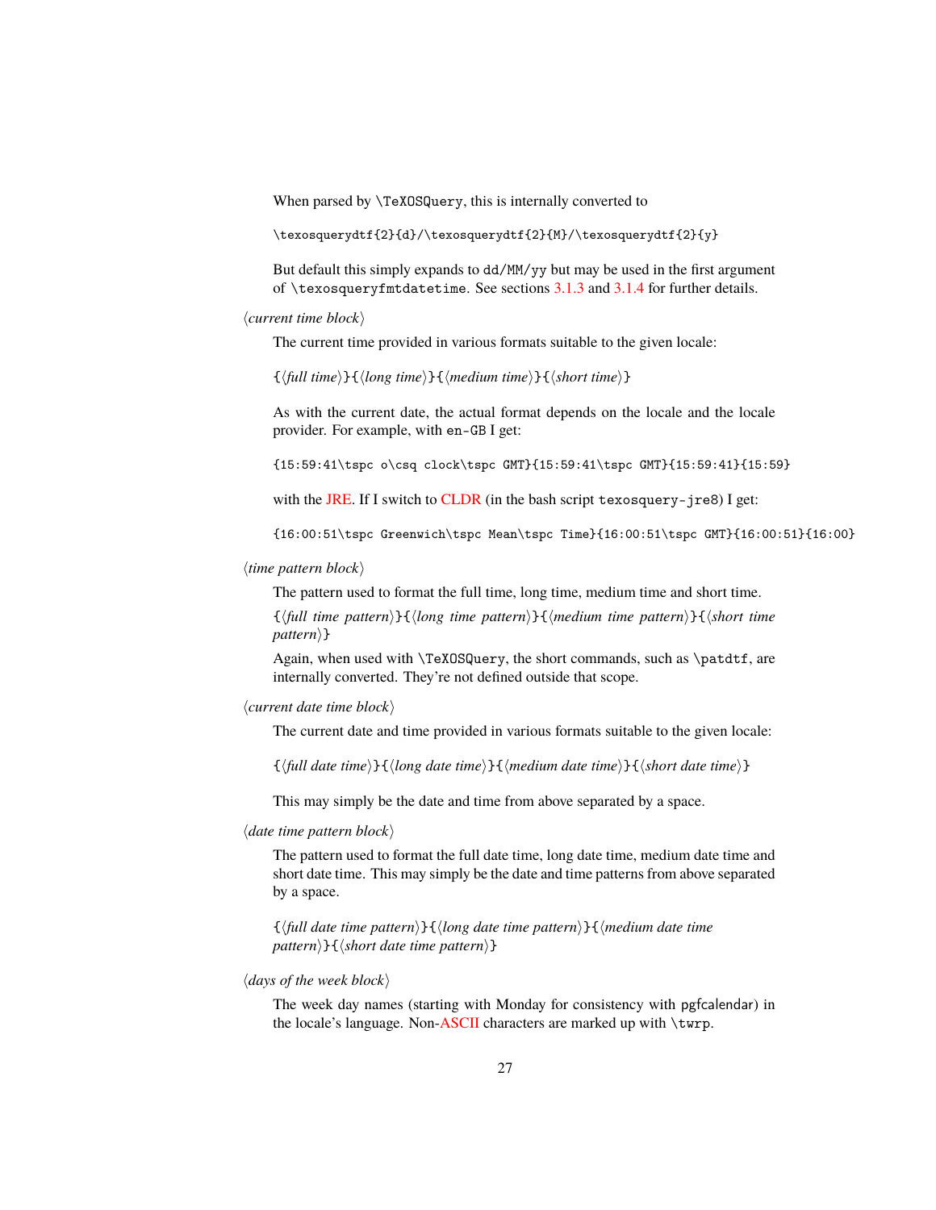When parsed by `\TeXOSQuery`, this is internally converted to

```
\texosquerydtf{2}{d}/\texosquerydtf{2}{M}/\texosquerydtf{2}{y}
```

But default this simply expands to `dd/MM/yy` but may be used in the first argument of `\texosqueryfmtdatetime`. See sections 3.1.3 and 3.1.4 for further details.

⟨*current time block*⟩

The current time provided in various formats suitable to the given locale:

`{`⟨*full time*⟩`}{`⟨*long time*⟩`}{`⟨*medium time*⟩`}{`⟨*short time*⟩`}`

As with the current date, the actual format depends on the locale and the locale provider. For example, with `en-GB` I get:

```
{15:59:41\tspc o\csq clock\tspc GMT}{15:59:41\tspc GMT}{15:59:41}{15:59}
```

with the JRE. If I switch to CLDR (in the bash script `texosquery-jre8`) I get:

```
{16:00:51\tspc Greenwich\tspc Mean\tspc Time}{16:00:51\tspc GMT}{16:00:51}{16:00}
```

⟨*time pattern block*⟩

The pattern used to format the full time, long time, medium time and short time.

`{`⟨*full time pattern*⟩`}{`⟨*long time pattern*⟩`}{`⟨*medium time pattern*⟩`}{`⟨*short time pattern*⟩`}`

Again, when used with `\TeXOSQuery`, the short commands, such as `\patdtf`, are internally converted. They're not defined outside that scope.

⟨*current date time block*⟩

The current date and time provided in various formats suitable to the given locale:

`{`⟨*full date time*⟩`}{`⟨*long date time*⟩`}{`⟨*medium date time*⟩`}{`⟨*short date time*⟩`}`

This may simply be the date and time from above separated by a space.

⟨*date time pattern block*⟩

The pattern used to format the full date time, long date time, medium date time and short date time. This may simply be the date and time patterns from above separated by a space.

`{`⟨*full date time pattern*⟩`}{`⟨*long date time pattern*⟩`}{`⟨*medium date time pattern*⟩`}{`⟨*short date time pattern*⟩`}`

⟨*days of the week block*⟩

The week day names (starting with Monday for consistency with pgfcalendar) in the locale's language. Non-ASCII characters are marked up with `\twrp`.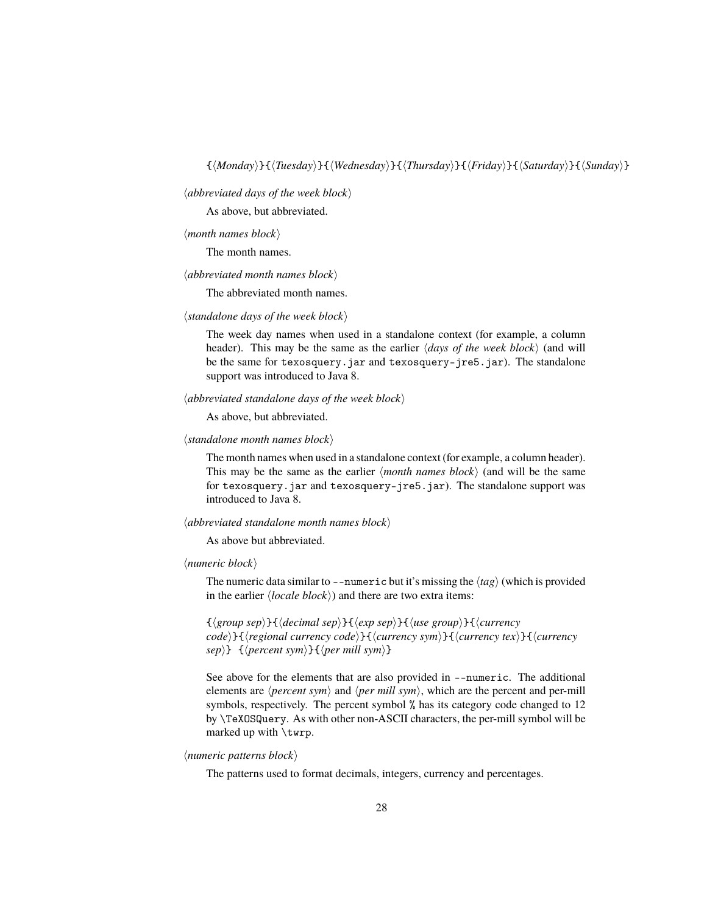{⟨*Monday*⟩}{⟨*Tuesday*⟩}{⟨*Wednesday*⟩}{⟨*Thursday*⟩}{⟨*Friday*⟩}{⟨*Saturday*⟩}{⟨*Sunday*⟩}

⟨*abbreviated days of the week block*⟩

As above, but abbreviated.

⟨*month names block*⟩

The month names.

⟨*abbreviated month names block*⟩

The abbreviated month names.

⟨*standalone days of the week block*⟩

The week day names when used in a standalone context (for example, a column header). This may be the same as the earlier ⟨*days of the week block*⟩ (and will be the same for `texosquery.jar` and `texosquery-jre5.jar`). The standalone support was introduced to Java 8.

⟨*abbreviated standalone days of the week block*⟩

As above, but abbreviated.

⟨*standalone month names block*⟩

The month names when used in a standalone context (for example, a column header). This may be the same as the earlier ⟨*month names block*⟩ (and will be the same for `texosquery.jar` and `texosquery-jre5.jar`). The standalone support was introduced to Java 8.

⟨*abbreviated standalone month names block*⟩

As above but abbreviated.

⟨*numeric block*⟩

The numeric data similar to `--numeric` but it's missing the ⟨*tag*⟩ (which is provided in the earlier ⟨*locale block*⟩) and there are two extra items:

{⟨*group sep*⟩}{⟨*decimal sep*⟩}{⟨*exp sep*⟩}{⟨*use group*⟩}{⟨*currency code*⟩}{⟨*regional currency code*⟩}{⟨*currency sym*⟩}{⟨*currency tex*⟩}{⟨*currency sep*⟩} {⟨*percent sym*⟩}{⟨*per mill sym*⟩}

See above for the elements that are also provided in `--numeric`. The additional elements are ⟨*percent sym*⟩ and ⟨*per mill sym*⟩, which are the percent and per-mill symbols, respectively. The percent symbol `%` has its category code changed to 12 by `\TeXOSQuery`. As with other non-ASCII characters, the per-mill symbol will be marked up with `\twrp`.

⟨*numeric patterns block*⟩

The patterns used to format decimals, integers, currency and percentages.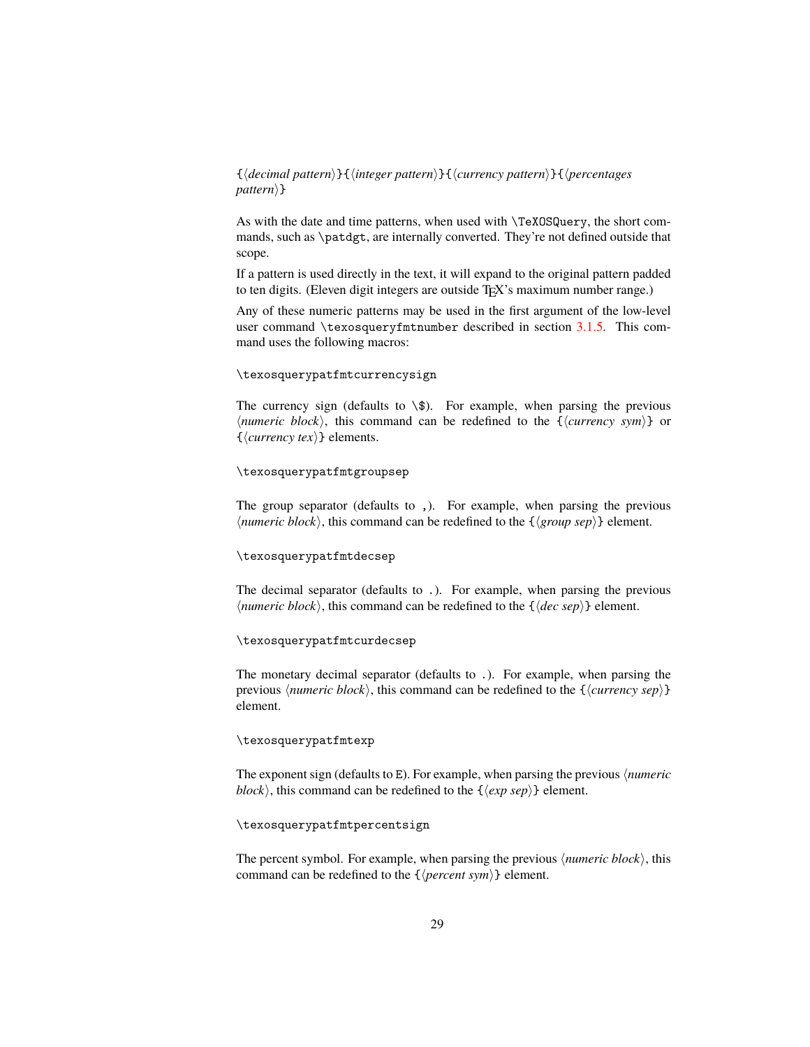{⟨*decimal pattern*⟩}{⟨*integer pattern*⟩}{⟨*currency pattern*⟩}{⟨*percentages pattern*⟩}

As with the date and time patterns, when used with `\TeXOSQuery`, the short commands, such as `\patdgt`, are internally converted. They're not defined outside that scope.

If a pattern is used directly in the text, it will expand to the original pattern padded to ten digits. (Eleven digit integers are outside TeX's maximum number range.)

Any of these numeric patterns may be used in the first argument of the low-level user command `\texosqueryfmtnumber` described in section 3.1.5. This command uses the following macros:

```
\texosquerypatfmtcurrencysign
```

The currency sign (defaults to `\$`). For example, when parsing the previous ⟨*numeric block*⟩, this command can be redefined to the {⟨*currency sym*⟩} or {⟨*currency tex*⟩} elements.

```
\texosquerypatfmtgroupsep
```

The group separator (defaults to `,`). For example, when parsing the previous ⟨*numeric block*⟩, this command can be redefined to the {⟨*group sep*⟩} element.

```
\texosquerypatfmtdecsep
```

The decimal separator (defaults to `.`). For example, when parsing the previous ⟨*numeric block*⟩, this command can be redefined to the {⟨*dec sep*⟩} element.

```
\texosquerypatfmtcurdecsep
```

The monetary decimal separator (defaults to `.`). For example, when parsing the previous ⟨*numeric block*⟩, this command can be redefined to the {⟨*currency sep*⟩} element.

```
\texosquerypatfmtexp
```

The exponent sign (defaults to `E`). For example, when parsing the previous ⟨*numeric block*⟩, this command can be redefined to the {⟨*exp sep*⟩} element.

```
\texosquerypatfmtpercentsign
```

The percent symbol. For example, when parsing the previous ⟨*numeric block*⟩, this command can be redefined to the {⟨*percent sym*⟩} element.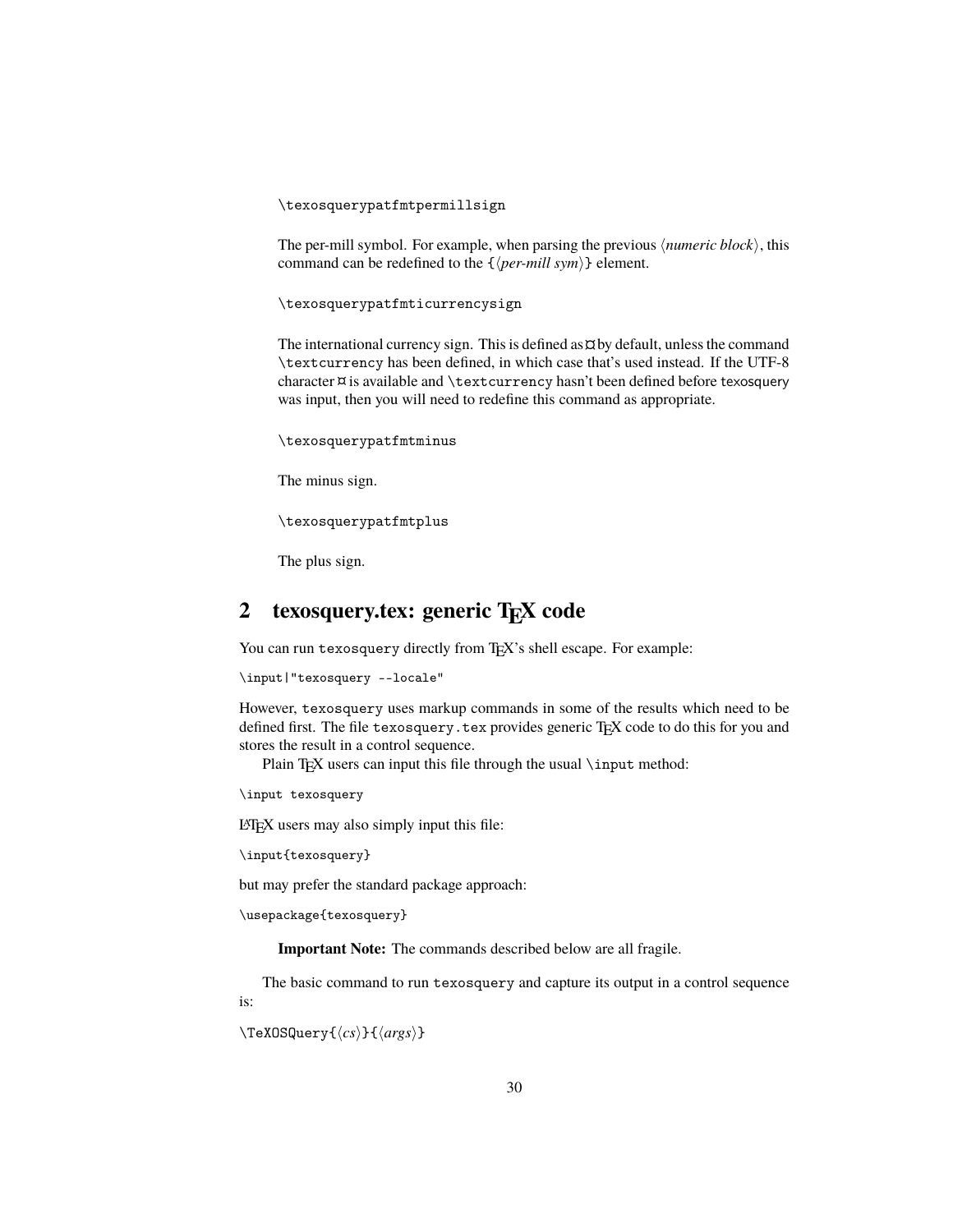```
\texosquerypatfmtpermillsign
```

The per-mill symbol. For example, when parsing the previous ⟨*numeric block*⟩, this command can be redefined to the {⟨*per-mill sym*⟩} element.

```
\texosquerypatfmticurrencysign
```

The international currency sign. This is defined as ¤ by default, unless the command `\textcurrency` has been defined, in which case that's used instead. If the UTF-8 character ¤ is available and `\textcurrency` hasn't been defined before texosquery was input, then you will need to redefine this command as appropriate.

```
\texosquerypatfmtminus
```

The minus sign.

```
\texosquerypatfmtplus
```

The plus sign.

## 2 texosquery.tex: generic TEX code

You can run `texosquery` directly from TEX's shell escape. For example:

```
\input|"texosquery --locale"
```

However, `texosquery` uses markup commands in some of the results which need to be defined first. The file `texosquery.tex` provides generic TEX code to do this for you and stores the result in a control sequence.

Plain TEX users can input this file through the usual `\input` method:

```
\input texosquery
```

LATEX users may also simply input this file:

```
\input{texosquery}
```

but may prefer the standard package approach:

```
\usepackage{texosquery}
```

**Important Note:** The commands described below are all fragile.

The basic command to run `texosquery` and capture its output in a control sequence is:

```
\TeXOSQuery{⟨cs⟩}{⟨args⟩}
```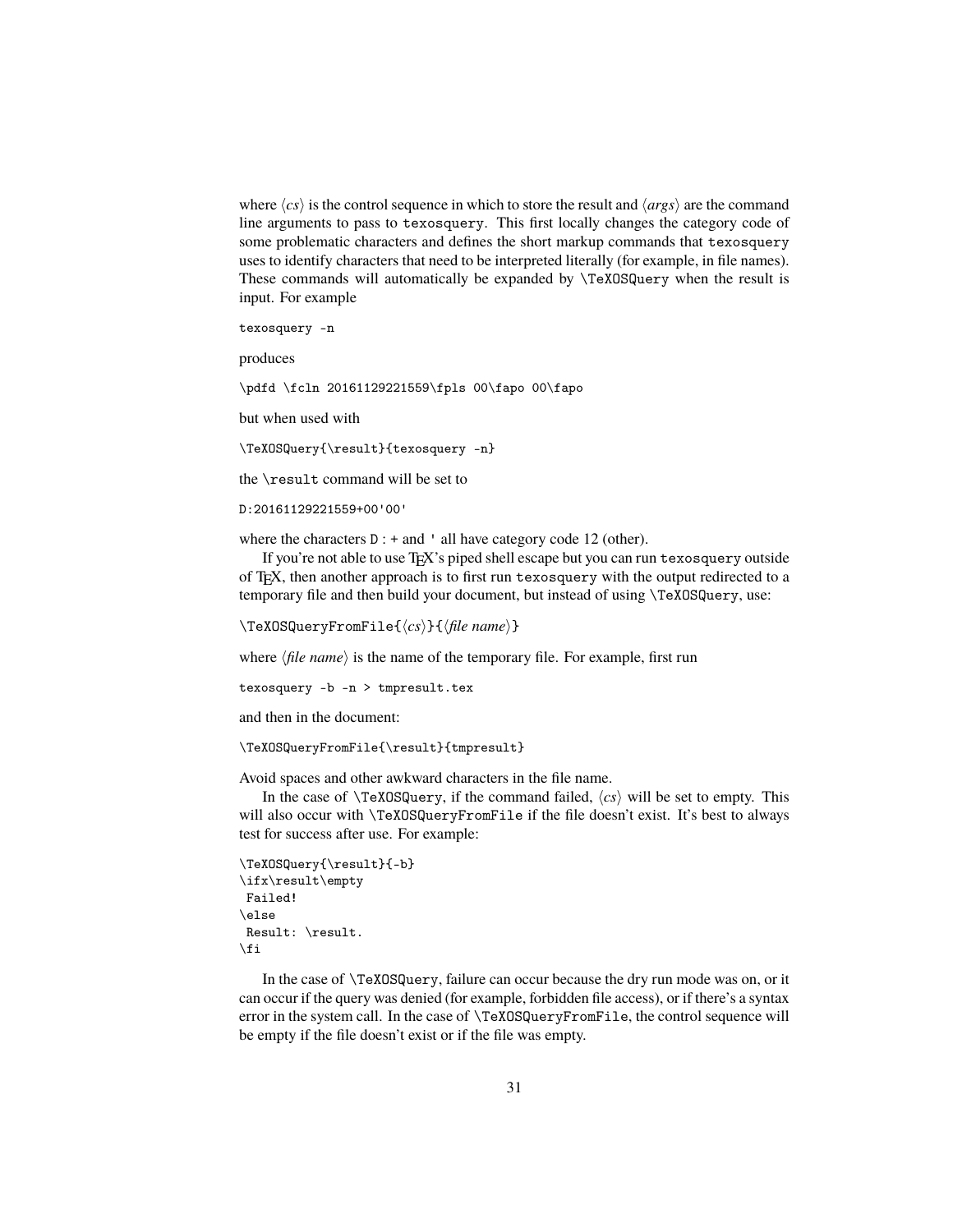where ⟨*cs*⟩ is the control sequence in which to store the result and ⟨*args*⟩ are the command line arguments to pass to `texosquery`. This first locally changes the category code of some problematic characters and defines the short markup commands that `texosquery` uses to identify characters that need to be interpreted literally (for example, in file names). These commands will automatically be expanded by `\TeXOSQuery` when the result is input. For example

```
texosquery -n
```

produces

```
\pdfd \fcln 20161129221559\fpls 00\fapo 00\fapo
```

but when used with

```
\TeXOSQuery{\result}{texosquery -n}
```

the `\result` command will be set to

```
D:20161129221559+00'00'
```

where the characters `D` `:` `+` and `'` all have category code 12 (other).

If you're not able to use TeX's piped shell escape but you can run `texosquery` outside of TeX, then another approach is to first run `texosquery` with the output redirected to a temporary file and then build your document, but instead of using `\TeXOSQuery`, use:

```
\TeXOSQueryFromFile{⟨cs⟩}{⟨file name⟩}
```

where ⟨*file name*⟩ is the name of the temporary file. For example, first run

```
texosquery -b -n > tmpresult.tex
```

and then in the document:

```
\TeXOSQueryFromFile{\result}{tmpresult}
```

Avoid spaces and other awkward characters in the file name.

In the case of `\TeXOSQuery`, if the command failed, ⟨*cs*⟩ will be set to empty. This will also occur with `\TeXOSQueryFromFile` if the file doesn't exist. It's best to always test for success after use. For example:

```
\TeXOSQuery{\result}{-b}
\ifx\result\empty
 Failed!
\else
 Result: \result.
\fi
```

In the case of `\TeXOSQuery`, failure can occur because the dry run mode was on, or it can occur if the query was denied (for example, forbidden file access), or if there's a syntax error in the system call. In the case of `\TeXOSQueryFromFile`, the control sequence will be empty if the file doesn't exist or if the file was empty.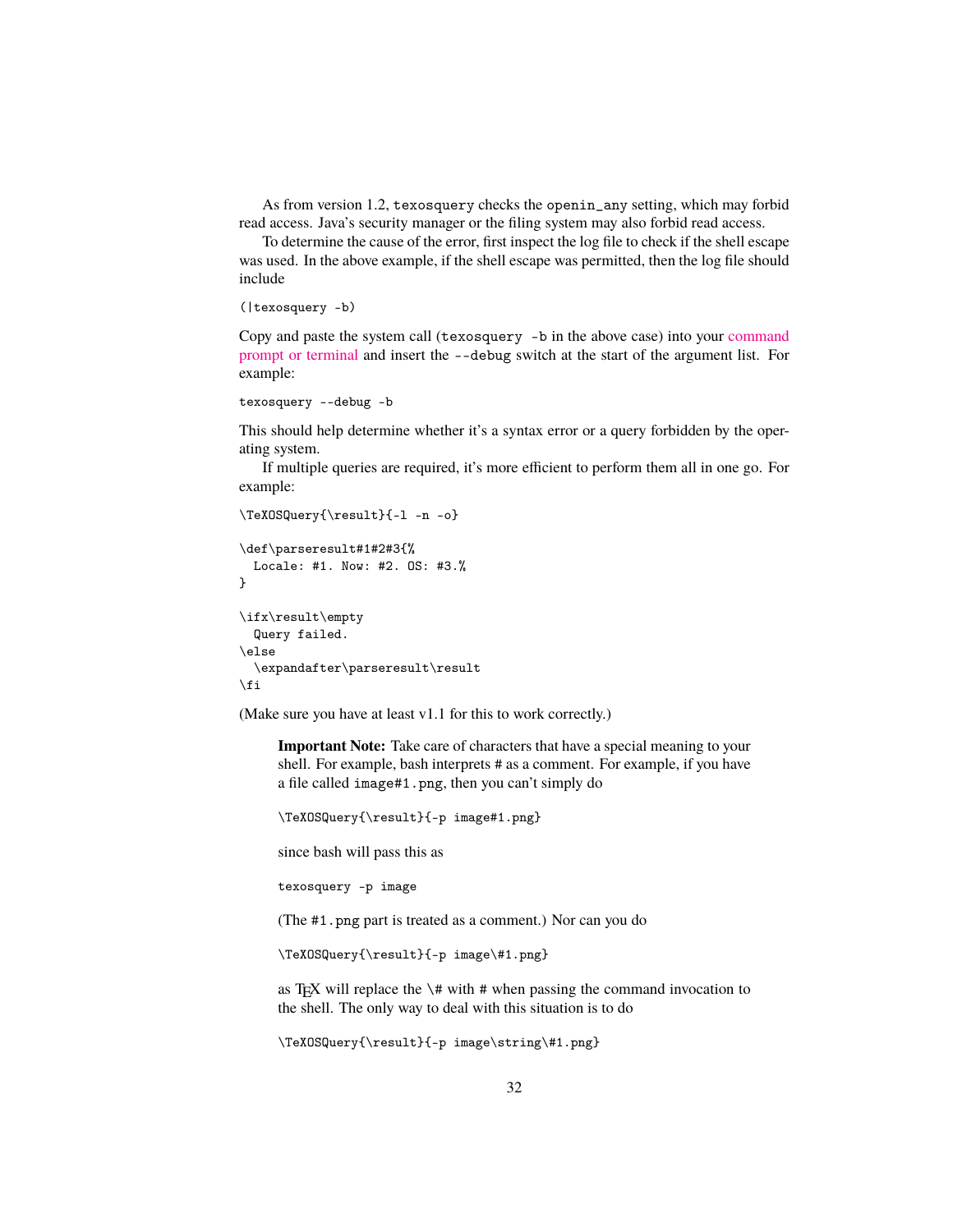As from version 1.2, `texosquery` checks the `openin_any` setting, which may forbid read access. Java's security manager or the filing system may also forbid read access.

To determine the cause of the error, first inspect the log file to check if the shell escape was used. In the above example, if the shell escape was permitted, then the log file should include

```
(|texosquery -b)
```

Copy and paste the system call (`texosquery -b` in the above case) into your command prompt or terminal and insert the `--debug` switch at the start of the argument list. For example:

```
texosquery --debug -b
```

This should help determine whether it's a syntax error or a query forbidden by the operating system.

If multiple queries are required, it's more efficient to perform them all in one go. For example:

```
\TeXOSQuery{\result}{-l -n -o}

\def\parseresult#1#2#3{%
  Locale: #1. Now: #2. OS: #3.%
}

\ifx\result\empty
  Query failed.
\else
  \expandafter\parseresult\result
\fi
```

(Make sure you have at least v1.1 for this to work correctly.)

> **Important Note:** Take care of characters that have a special meaning to your shell. For example, bash interprets `#` as a comment. For example, if you have a file called `image#1.png`, then you can't simply do
>
> ```
> \TeXOSQuery{\result}{-p image#1.png}
> ```
>
> since bash will pass this as
>
> ```
> texosquery -p image
> ```
>
> (The `#1.png` part is treated as a comment.) Nor can you do
>
> ```
> \TeXOSQuery{\result}{-p image\#1.png}
> ```
>
> as TeX will replace the `\#` with `#` when passing the command invocation to the shell. The only way to deal with this situation is to do
>
> ```
> \TeXOSQuery{\result}{-p image\string\#1.png}
> ```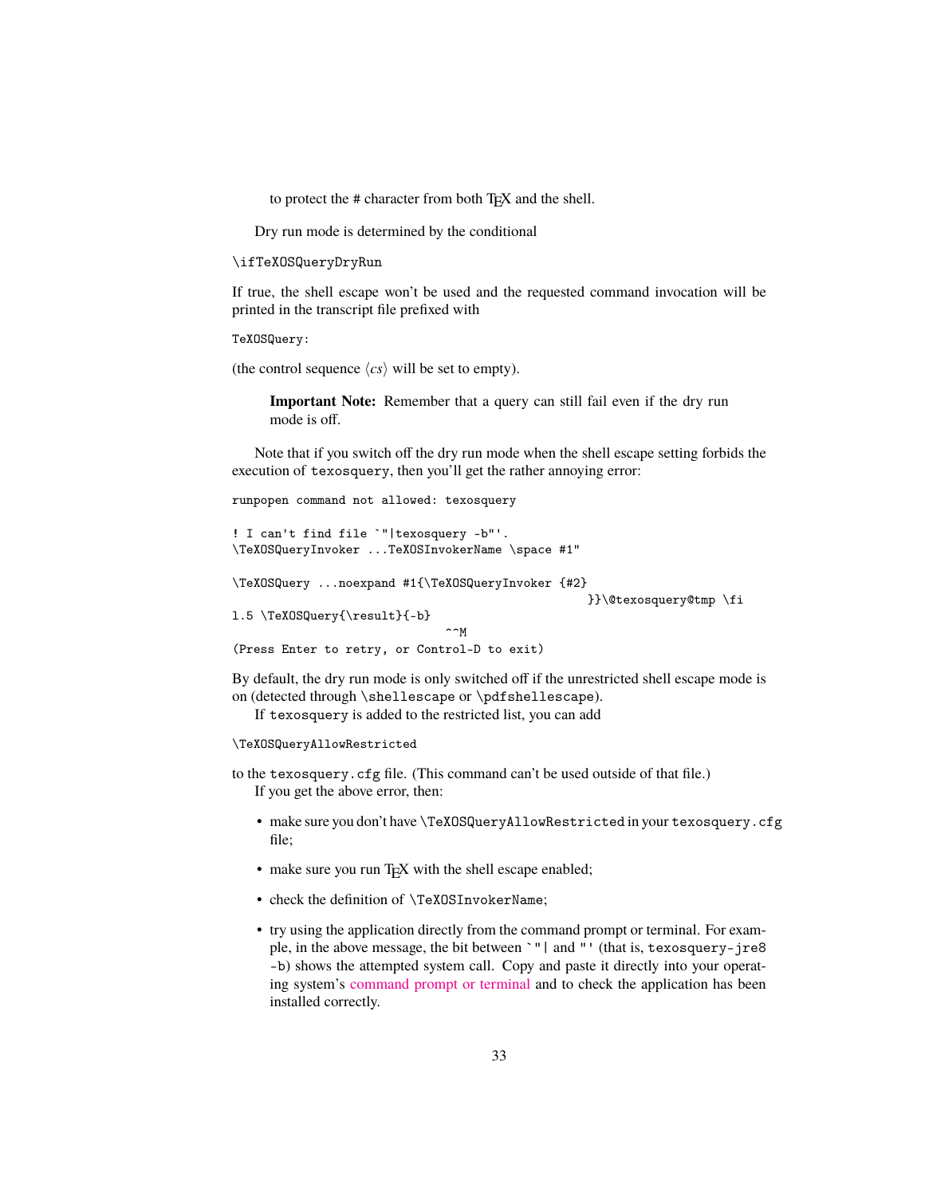to protect the # character from both TeX and the shell.

Dry run mode is determined by the conditional

```
\ifTeXOSQueryDryRun
```

If true, the shell escape won't be used and the requested command invocation will be printed in the transcript file prefixed with

```
TeXOSQuery:
```

(the control sequence ⟨*cs*⟩ will be set to empty).

> **Important Note:** Remember that a query can still fail even if the dry run mode is off.

Note that if you switch off the dry run mode when the shell escape setting forbids the execution of `texosquery`, then you'll get the rather annoying error:

```
runpopen command not allowed: texosquery

! I can't find file `"|texosquery -b"'.
\TeXOSQueryInvoker ...TeXOSInvokerName \space #1"

\TeXOSQuery ...noexpand #1{\TeXOSQueryInvoker {#2}
                                                  }}\@texosquery@tmp \fi
l.5 \TeXOSQuery{\result}{-b}
                            ^^M
(Press Enter to retry, or Control-D to exit)
```

By default, the dry run mode is only switched off if the unrestricted shell escape mode is on (detected through `\shellescape` or `\pdfshellescape`).

If `texosquery` is added to the restricted list, you can add

```
\TeXOSQueryAllowRestricted
```

to the `texosquery.cfg` file. (This command can't be used outside of that file.)

If you get the above error, then:

- make sure you don't have `\TeXOSQueryAllowRestricted` in your `texosquery.cfg` file;
- make sure you run TeX with the shell escape enabled;
- check the definition of `\TeXOSInvokerName`;
- try using the application directly from the command prompt or terminal. For example, in the above message, the bit between `` `"| `` and `"'` (that is, `texosquery-jre8 -b`) shows the attempted system call. Copy and paste it directly into your operating system's command prompt or terminal and to check the application has been installed correctly.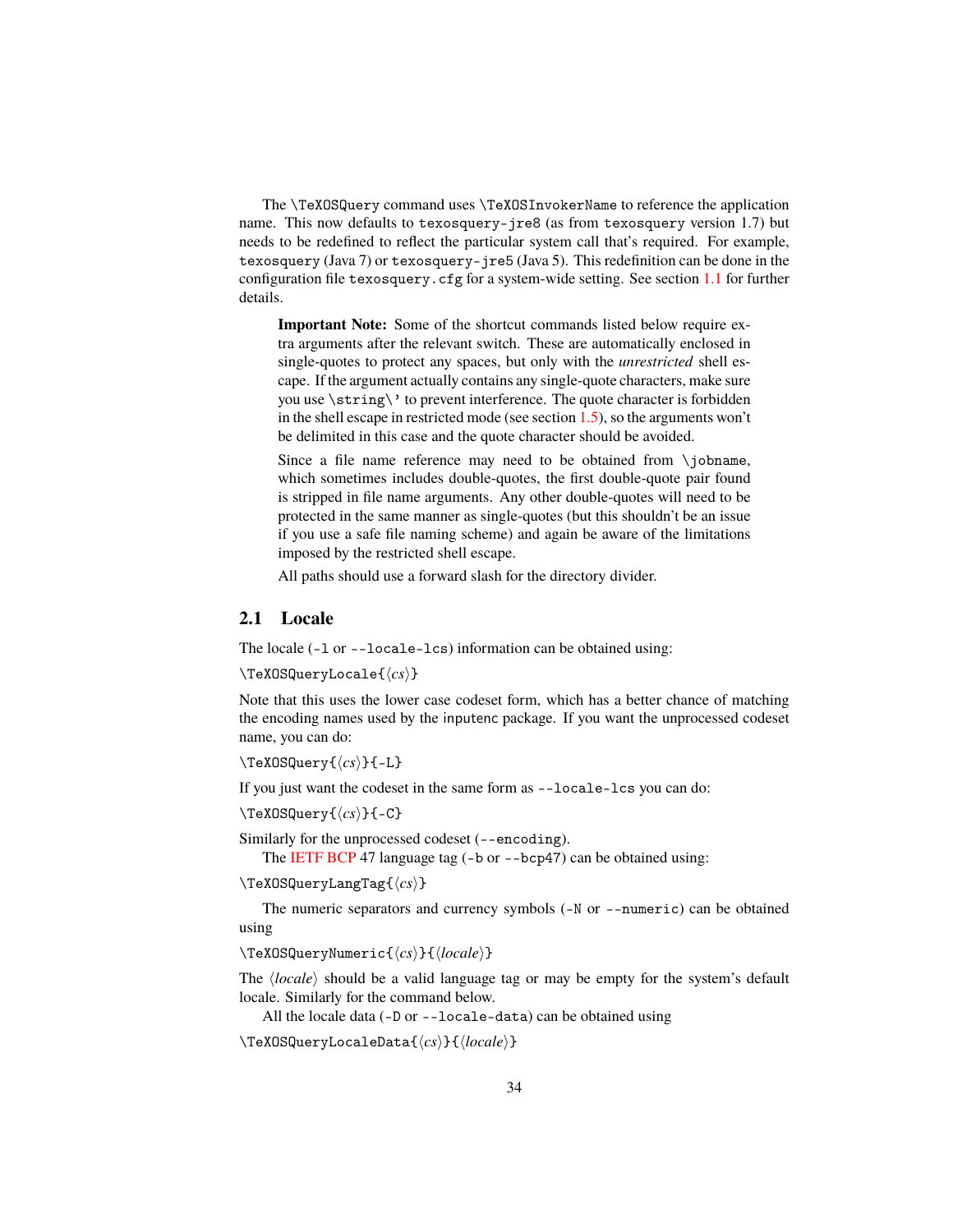The `\TeXOSQuery` command uses `\TeXOSInvokerName` to reference the application name. This now defaults to `texosquery-jre8` (as from `texosquery` version 1.7) but needs to be redefined to reflect the particular system call that's required. For example, `texosquery` (Java 7) or `texosquery-jre5` (Java 5). This redefinition can be done in the configuration file `texosquery.cfg` for a system-wide setting. See section 1.1 for further details.

> **Important Note:** Some of the shortcut commands listed below require extra arguments after the relevant switch. These are automatically enclosed in single-quotes to protect any spaces, but only with the *unrestricted* shell escape. If the argument actually contains any single-quote characters, make sure you use `\string\'` to prevent interference. The quote character is forbidden in the shell escape in restricted mode (see section 1.5), so the arguments won't be delimited in this case and the quote character should be avoided.
>
> Since a file name reference may need to be obtained from `\jobname`, which sometimes includes double-quotes, the first double-quote pair found is stripped in file name arguments. Any other double-quotes will need to be protected in the same manner as single-quotes (but this shouldn't be an issue if you use a safe file naming scheme) and again be aware of the limitations imposed by the restricted shell escape.
>
> All paths should use a forward slash for the directory divider.

## 2.1 Locale

The locale (`-l` or `--locale-lcs`) information can be obtained using:

`\TeXOSQueryLocale{⟨cs⟩}`

Note that this uses the lower case codeset form, which has a better chance of matching the encoding names used by the `inputenc` package. If you want the unprocessed codeset name, you can do:

`\TeXOSQuery{⟨cs⟩}{-L}`

If you just want the codeset in the same form as `--locale-lcs` you can do:

`\TeXOSQuery{⟨cs⟩}{-C}`

Similarly for the unprocessed codeset (`--encoding`).

The IETF BCP 47 language tag (`-b` or `--bcp47`) can be obtained using:

`\TeXOSQueryLangTag{⟨cs⟩}`

The numeric separators and currency symbols (`-N` or `--numeric`) can be obtained using

`\TeXOSQueryNumeric{⟨cs⟩}{⟨locale⟩}`

The ⟨*locale*⟩ should be a valid language tag or may be empty for the system's default locale. Similarly for the command below.

All the locale data (`-D` or `--locale-data`) can be obtained using

`\TeXOSQueryLocaleData{⟨cs⟩}{⟨locale⟩}`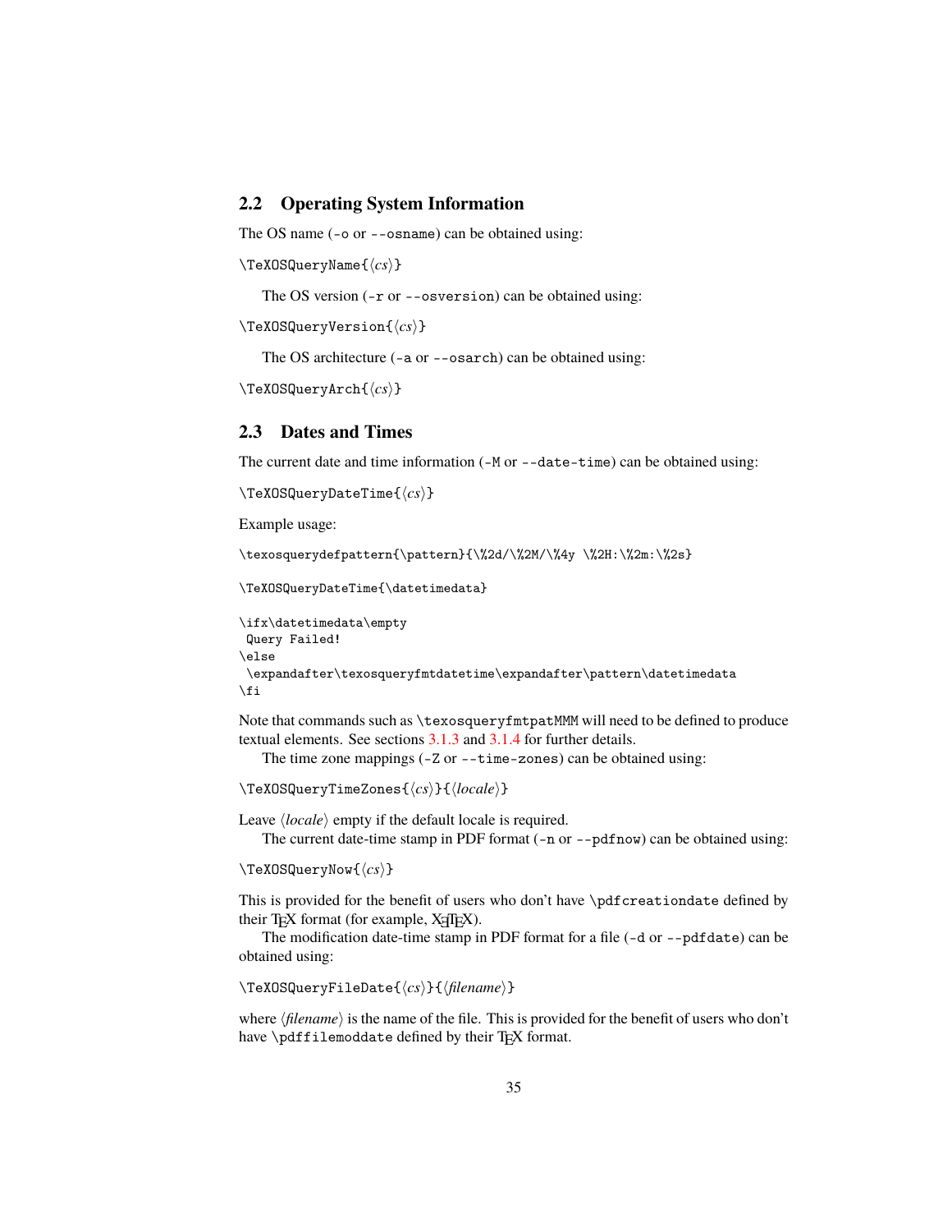## 2.2 Operating System Information

The OS name (`-o` or `--osname`) can be obtained using:

`\TeXOSQueryName{⟨cs⟩}`

The OS version (`-r` or `--osversion`) can be obtained using:

`\TeXOSQueryVersion{⟨cs⟩}`

The OS architecture (`-a` or `--osarch`) can be obtained using:

`\TeXOSQueryArch{⟨cs⟩}`

## 2.3 Dates and Times

The current date and time information (`-M` or `--date-time`) can be obtained using:

`\TeXOSQueryDateTime{⟨cs⟩}`

Example usage:

```
\texosquerydefpattern{\pattern}{\%2d/\%2M/\%4y \%2H:\%2m:\%2s}

\TeXOSQueryDateTime{\datetimedata}

\ifx\datetimedata\empty
 Query Failed!
\else
 \expandafter\texosqueryfmtdatetime\expandafter\pattern\datetimedata
\fi
```

Note that commands such as `\texosqueryfmtpatMMM` will need to be defined to produce textual elements. See sections 3.1.3 and 3.1.4 for further details.

The time zone mappings (`-Z` or `--time-zones`) can be obtained using:

`\TeXOSQueryTimeZones{⟨cs⟩}{⟨locale⟩}`

Leave ⟨*locale*⟩ empty if the default locale is required.

The current date-time stamp in PDF format (`-n` or `--pdfnow`) can be obtained using:

`\TeXOSQueryNow{⟨cs⟩}`

This is provided for the benefit of users who don't have `\pdfcreationdate` defined by their TeX format (for example, XeTeX).

The modification date-time stamp in PDF format for a file (`-d` or `--pdfdate`) can be obtained using:

`\TeXOSQueryFileDate{⟨cs⟩}{⟨filename⟩}`

where ⟨*filename*⟩ is the name of the file. This is provided for the benefit of users who don't have `\pdffilemoddate` defined by their TeX format.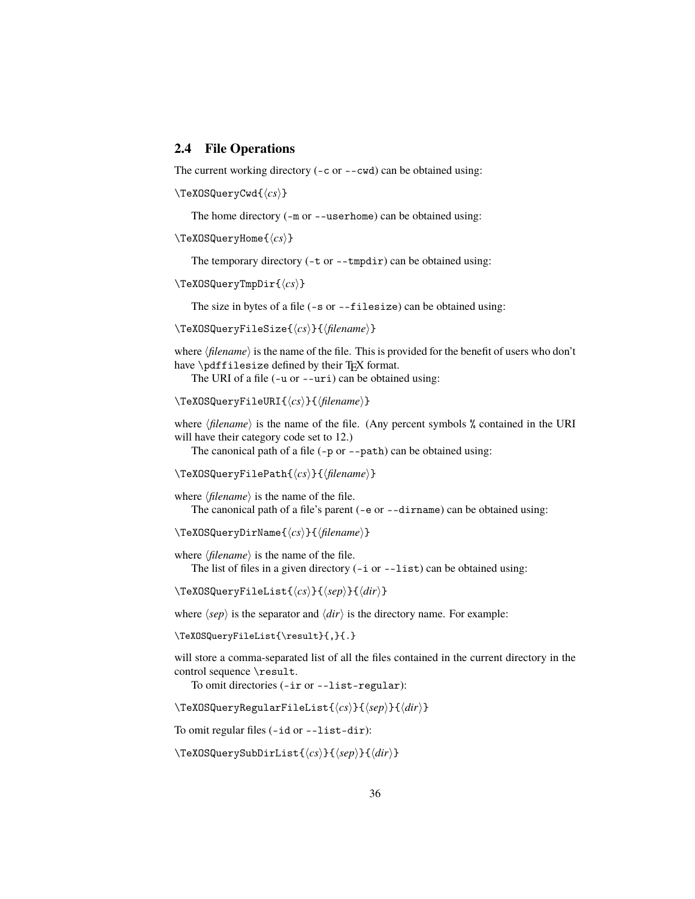## 2.4 File Operations

The current working directory (`-c` or `--cwd`) can be obtained using:

```
\TeXOSQueryCwd{⟨cs⟩}
```

The home directory (`-m` or `--userhome`) can be obtained using:

```
\TeXOSQueryHome{⟨cs⟩}
```

The temporary directory (`-t` or `--tmpdir`) can be obtained using:

```
\TeXOSQueryTmpDir{⟨cs⟩}
```

The size in bytes of a file (`-s` or `--filesize`) can be obtained using:

```
\TeXOSQueryFileSize{⟨cs⟩}{⟨filename⟩}
```

where ⟨*filename*⟩ is the name of the file. This is provided for the benefit of users who don't have `\pdffilesize` defined by their TeX format.

The URI of a file (`-u` or `--uri`) can be obtained using:

```
\TeXOSQueryFileURI{⟨cs⟩}{⟨filename⟩}
```

where ⟨*filename*⟩ is the name of the file. (Any percent symbols `%` contained in the URI will have their category code set to 12.)

The canonical path of a file (`-p` or `--path`) can be obtained using:

```
\TeXOSQueryFilePath{⟨cs⟩}{⟨filename⟩}
```

where ⟨*filename*⟩ is the name of the file.

The canonical path of a file's parent (`-e` or `--dirname`) can be obtained using:

```
\TeXOSQueryDirName{⟨cs⟩}{⟨filename⟩}
```

where ⟨*filename*⟩ is the name of the file.

The list of files in a given directory (`-i` or `--list`) can be obtained using:

```
\TeXOSQueryFileList{⟨cs⟩}{⟨sep⟩}{⟨dir⟩}
```

where ⟨*sep*⟩ is the separator and ⟨*dir*⟩ is the directory name. For example:

```
\TeXOSQueryFileList{\result}{,}{.}
```

will store a comma-separated list of all the files contained in the current directory in the control sequence `\result`.

To omit directories (`-ir` or `--list-regular`):

```
\TeXOSQueryRegularFileList{⟨cs⟩}{⟨sep⟩}{⟨dir⟩}
```

To omit regular files (`-id` or `--list-dir`):

```
\TeXOSQuerySubDirList{⟨cs⟩}{⟨sep⟩}{⟨dir⟩}
```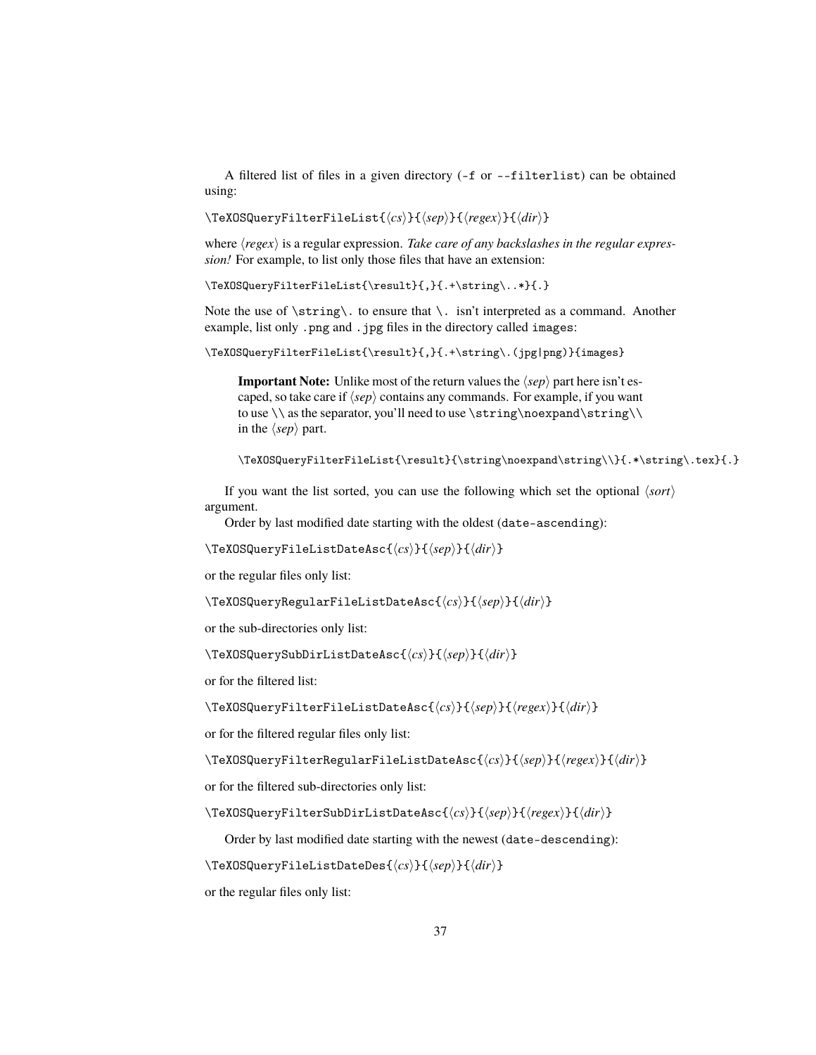A filtered list of files in a given directory (`-f` or `--filterlist`) can be obtained using:

`\TeXOSQueryFilterFileList{⟨cs⟩}{⟨sep⟩}{⟨regex⟩}{⟨dir⟩}`

where ⟨*regex*⟩ is a regular expression. *Take care of any backslashes in the regular expression!* For example, to list only those files that have an extension:

```
\TeXOSQueryFilterFileList{\result}{,}{.+\string\..*}{.}
```

Note the use of `\string\.` to ensure that `\.` isn't interpreted as a command. Another example, list only `.png` and `.jpg` files in the directory called `images`:

```
\TeXOSQueryFilterFileList{\result}{,}{.+\string\.(jpg|png)}{images}
```

> **Important Note:** Unlike most of the return values the ⟨*sep*⟩ part here isn't escaped, so take care if ⟨*sep*⟩ contains any commands. For example, if you want to use `\\` as the separator, you'll need to use `\string\noexpand\string\\` in the ⟨*sep*⟩ part.
>
> ```
> \TeXOSQueryFilterFileList{\result}{\string\noexpand\string\\}{.*\string\.tex}{.}
> ```

If you want the list sorted, you can use the following which set the optional ⟨*sort*⟩ argument.

Order by last modified date starting with the oldest (`date-ascending`):

`\TeXOSQueryFileListDateAsc{⟨cs⟩}{⟨sep⟩}{⟨dir⟩}`

or the regular files only list:

`\TeXOSQueryRegularFileListDateAsc{⟨cs⟩}{⟨sep⟩}{⟨dir⟩}`

or the sub-directories only list:

`\TeXOSQuerySubDirListDateAsc{⟨cs⟩}{⟨sep⟩}{⟨dir⟩}`

or for the filtered list:

`\TeXOSQueryFilterFileListDateAsc{⟨cs⟩}{⟨sep⟩}{⟨regex⟩}{⟨dir⟩}`

or for the filtered regular files only list:

`\TeXOSQueryFilterRegularFileListDateAsc{⟨cs⟩}{⟨sep⟩}{⟨regex⟩}{⟨dir⟩}`

or for the filtered sub-directories only list:

`\TeXOSQueryFilterSubDirListDateAsc{⟨cs⟩}{⟨sep⟩}{⟨regex⟩}{⟨dir⟩}`

Order by last modified date starting with the newest (`date-descending`):

`\TeXOSQueryFileListDateDes{⟨cs⟩}{⟨sep⟩}{⟨dir⟩}`

or the regular files only list: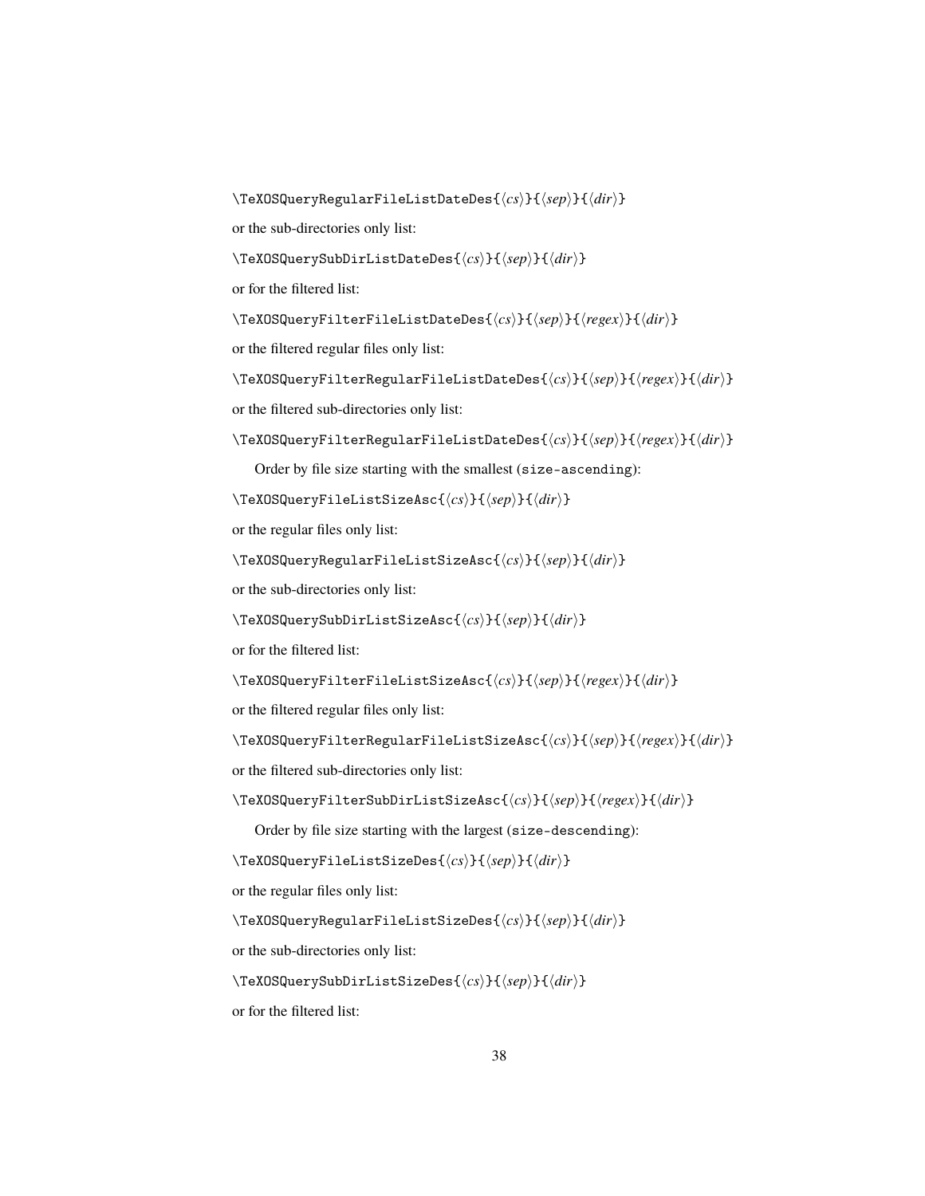\TeXOSQueryRegularFileListDateDes{⟨*cs*⟩}{⟨*sep*⟩}{⟨*dir*⟩}

or the sub-directories only list:

\TeXOSQuerySubDirListDateDes{⟨*cs*⟩}{⟨*sep*⟩}{⟨*dir*⟩}

or for the filtered list:

\TeXOSQueryFilterFileListDateDes{⟨*cs*⟩}{⟨*sep*⟩}{⟨*regex*⟩}{⟨*dir*⟩}

or the filtered regular files only list:

\TeXOSQueryFilterRegularFileListDateDes{⟨*cs*⟩}{⟨*sep*⟩}{⟨*regex*⟩}{⟨*dir*⟩}

or the filtered sub-directories only list:

\TeXOSQueryFilterRegularFileListDateDes{⟨*cs*⟩}{⟨*sep*⟩}{⟨*regex*⟩}{⟨*dir*⟩}

Order by file size starting with the smallest (`size-ascending`):

\TeXOSQueryFileListSizeAsc{⟨*cs*⟩}{⟨*sep*⟩}{⟨*dir*⟩}

or the regular files only list:

\TeXOSQueryRegularFileListSizeAsc{⟨*cs*⟩}{⟨*sep*⟩}{⟨*dir*⟩}

or the sub-directories only list:

\TeXOSQuerySubDirListSizeAsc{⟨*cs*⟩}{⟨*sep*⟩}{⟨*dir*⟩}

or for the filtered list:

\TeXOSQueryFilterFileListSizeAsc{⟨*cs*⟩}{⟨*sep*⟩}{⟨*regex*⟩}{⟨*dir*⟩}

or the filtered regular files only list:

\TeXOSQueryFilterRegularFileListSizeAsc{⟨*cs*⟩}{⟨*sep*⟩}{⟨*regex*⟩}{⟨*dir*⟩}

or the filtered sub-directories only list:

\TeXOSQueryFilterSubDirListSizeAsc{⟨*cs*⟩}{⟨*sep*⟩}{⟨*regex*⟩}{⟨*dir*⟩}

Order by file size starting with the largest (`size-descending`):

\TeXOSQueryFileListSizeDes{⟨*cs*⟩}{⟨*sep*⟩}{⟨*dir*⟩}

or the regular files only list:

\TeXOSQueryRegularFileListSizeDes{⟨*cs*⟩}{⟨*sep*⟩}{⟨*dir*⟩}

or the sub-directories only list:

\TeXOSQuerySubDirListSizeDes{⟨*cs*⟩}{⟨*sep*⟩}{⟨*dir*⟩}

or for the filtered list: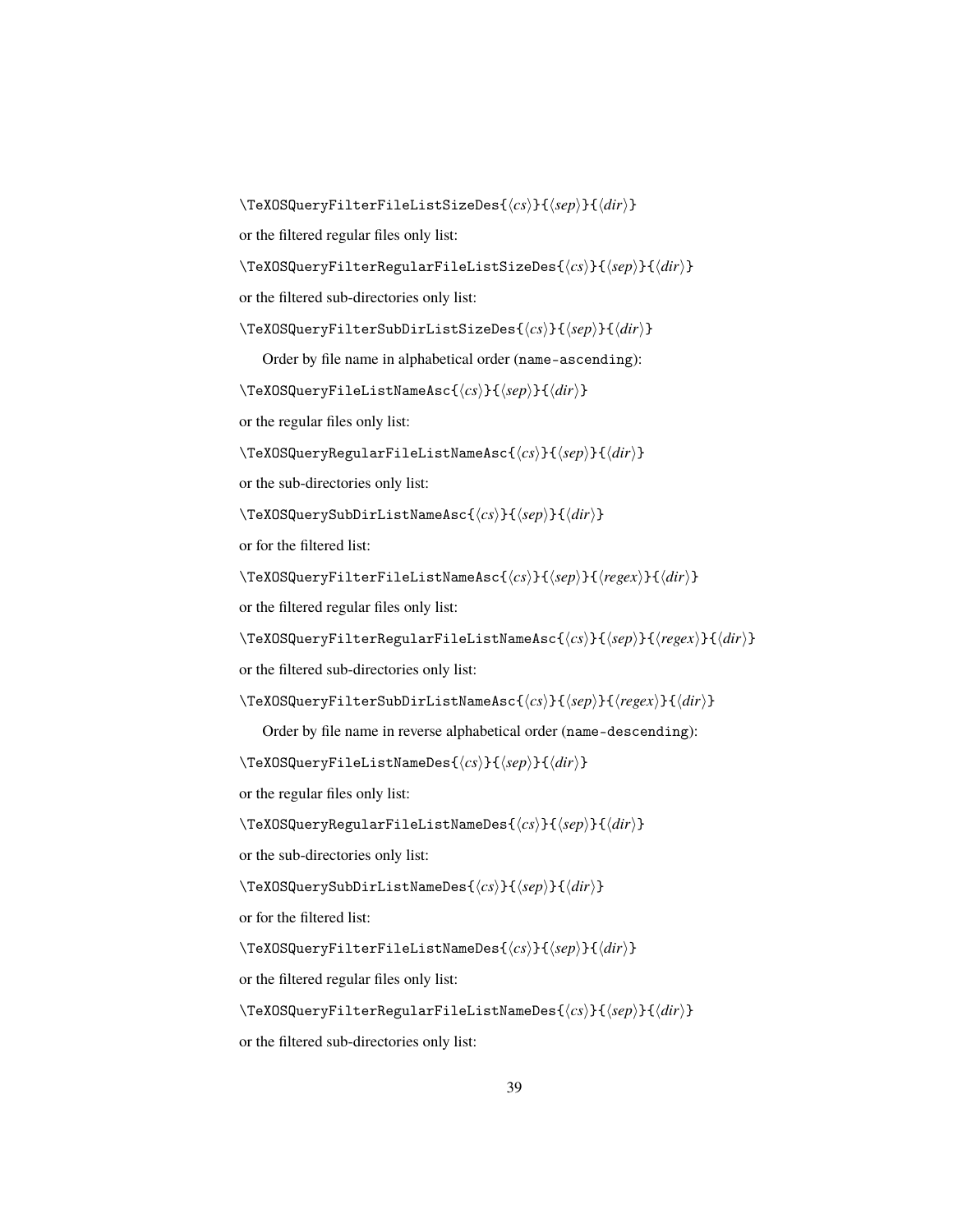\TeXOSQueryFilterFileListSizeDes{⟨cs⟩}{⟨sep⟩}{⟨dir⟩}

or the filtered regular files only list:

\TeXOSQueryFilterRegularFileListSizeDes{⟨cs⟩}{⟨sep⟩}{⟨dir⟩}

or the filtered sub-directories only list:

\TeXOSQueryFilterSubDirListSizeDes{⟨cs⟩}{⟨sep⟩}{⟨dir⟩}

Order by file name in alphabetical order (`name-ascending`):

\TeXOSQueryFileListNameAsc{⟨cs⟩}{⟨sep⟩}{⟨dir⟩}

or the regular files only list:

\TeXOSQueryRegularFileListNameAsc{⟨cs⟩}{⟨sep⟩}{⟨dir⟩}

or the sub-directories only list:

\TeXOSQuerySubDirListNameAsc{⟨cs⟩}{⟨sep⟩}{⟨dir⟩}

or for the filtered list:

\TeXOSQueryFilterFileListNameAsc{⟨cs⟩}{⟨sep⟩}{⟨regex⟩}{⟨dir⟩}

or the filtered regular files only list:

\TeXOSQueryFilterRegularFileListNameAsc{⟨cs⟩}{⟨sep⟩}{⟨regex⟩}{⟨dir⟩}

or the filtered sub-directories only list:

\TeXOSQueryFilterSubDirListNameAsc{⟨cs⟩}{⟨sep⟩}{⟨regex⟩}{⟨dir⟩}

Order by file name in reverse alphabetical order (`name-descending`):

\TeXOSQueryFileListNameDes{⟨cs⟩}{⟨sep⟩}{⟨dir⟩}

or the regular files only list:

\TeXOSQueryRegularFileListNameDes{⟨cs⟩}{⟨sep⟩}{⟨dir⟩}

or the sub-directories only list:

\TeXOSQuerySubDirListNameDes{⟨cs⟩}{⟨sep⟩}{⟨dir⟩}

or for the filtered list:

\TeXOSQueryFilterFileListNameDes{⟨cs⟩}{⟨sep⟩}{⟨dir⟩}

or the filtered regular files only list:

\TeXOSQueryFilterRegularFileListNameDes{⟨cs⟩}{⟨sep⟩}{⟨dir⟩}

or the filtered sub-directories only list: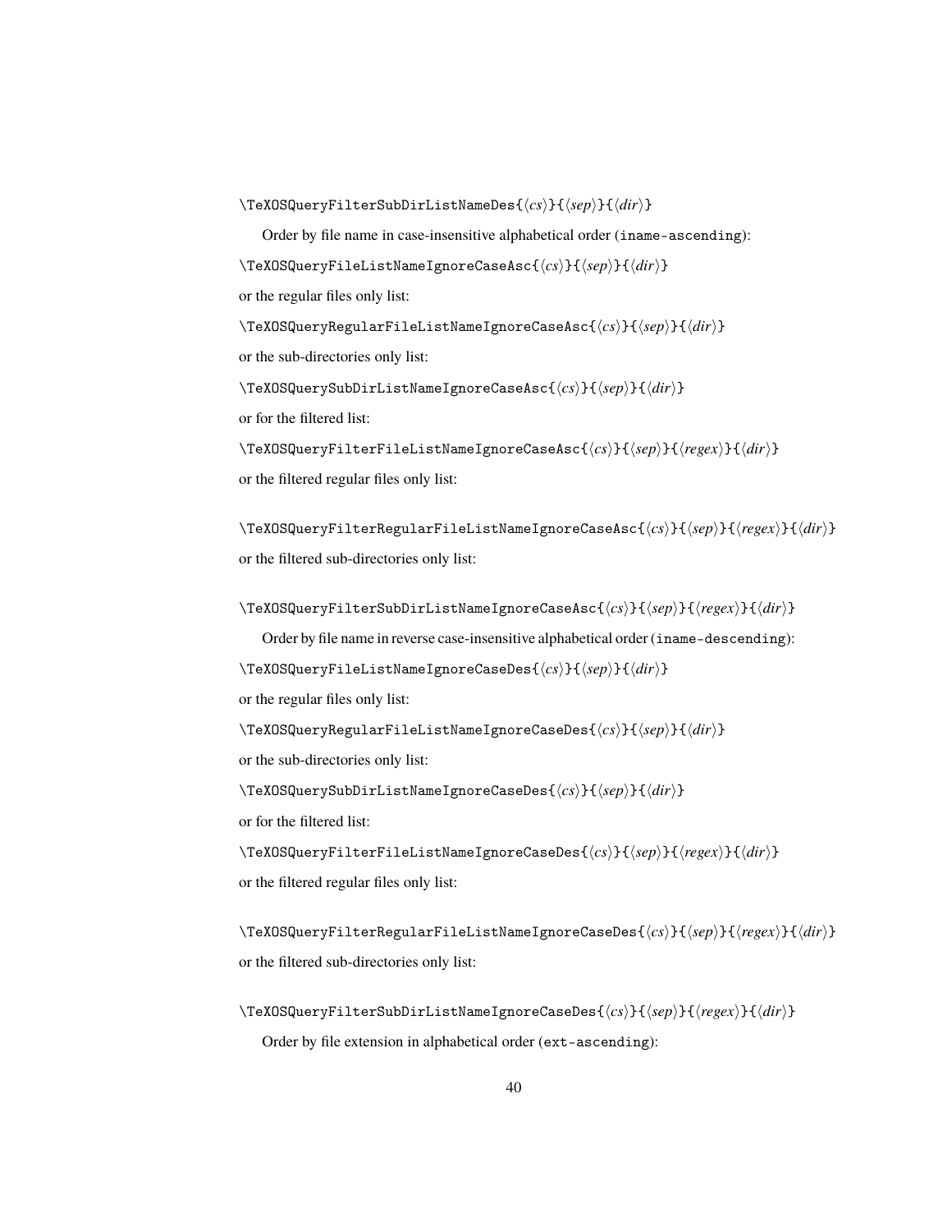\TeXOSQueryFilterSubDirListNameDes{⟨*cs*⟩}{⟨*sep*⟩}{⟨*dir*⟩}

Order by file name in case-insensitive alphabetical order (`iname-ascending`):

\TeXOSQueryFileListNameIgnoreCaseAsc{⟨*cs*⟩}{⟨*sep*⟩}{⟨*dir*⟩}

or the regular files only list:

\TeXOSQueryRegularFileListNameIgnoreCaseAsc{⟨*cs*⟩}{⟨*sep*⟩}{⟨*dir*⟩}

or the sub-directories only list:

\TeXOSQuerySubDirListNameIgnoreCaseAsc{⟨*cs*⟩}{⟨*sep*⟩}{⟨*dir*⟩}

or for the filtered list:

\TeXOSQueryFilterFileListNameIgnoreCaseAsc{⟨*cs*⟩}{⟨*sep*⟩}{⟨*regex*⟩}{⟨*dir*⟩}

or the filtered regular files only list:

\TeXOSQueryFilterRegularFileListNameIgnoreCaseAsc{⟨*cs*⟩}{⟨*sep*⟩}{⟨*regex*⟩}{⟨*dir*⟩}

or the filtered sub-directories only list:

\TeXOSQueryFilterSubDirListNameIgnoreCaseAsc{⟨*cs*⟩}{⟨*sep*⟩}{⟨*regex*⟩}{⟨*dir*⟩}

Order by file name in reverse case-insensitive alphabetical order (`iname-descending`):

\TeXOSQueryFileListNameIgnoreCaseDes{⟨*cs*⟩}{⟨*sep*⟩}{⟨*dir*⟩}

or the regular files only list:

\TeXOSQueryRegularFileListNameIgnoreCaseDes{⟨*cs*⟩}{⟨*sep*⟩}{⟨*dir*⟩}

or the sub-directories only list:

\TeXOSQuerySubDirListNameIgnoreCaseDes{⟨*cs*⟩}{⟨*sep*⟩}{⟨*dir*⟩}

or for the filtered list:

\TeXOSQueryFilterFileListNameIgnoreCaseDes{⟨*cs*⟩}{⟨*sep*⟩}{⟨*regex*⟩}{⟨*dir*⟩}

or the filtered regular files only list:

\TeXOSQueryFilterRegularFileListNameIgnoreCaseDes{⟨*cs*⟩}{⟨*sep*⟩}{⟨*regex*⟩}{⟨*dir*⟩}

or the filtered sub-directories only list:

\TeXOSQueryFilterSubDirListNameIgnoreCaseDes{⟨*cs*⟩}{⟨*sep*⟩}{⟨*regex*⟩}{⟨*dir*⟩}

Order by file extension in alphabetical order (`ext-ascending`):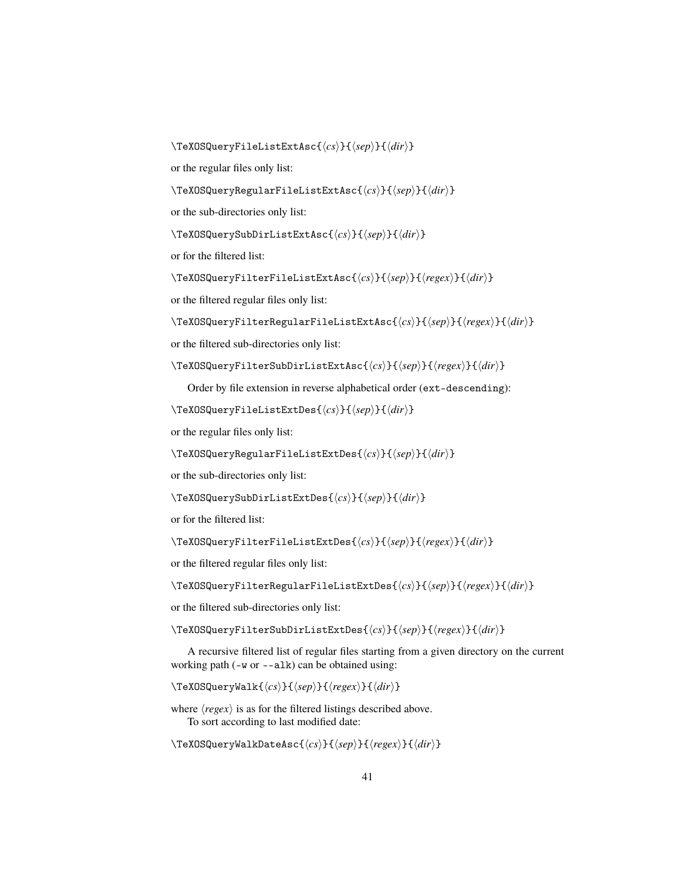```
\TeXOSQueryFileListExtAsc{⟨cs⟩}{⟨sep⟩}{⟨dir⟩}
```

or the regular files only list:

```
\TeXOSQueryRegularFileListExtAsc{⟨cs⟩}{⟨sep⟩}{⟨dir⟩}
```

or the sub-directories only list:

```
\TeXOSQuerySubDirListExtAsc{⟨cs⟩}{⟨sep⟩}{⟨dir⟩}
```

or for the filtered list:

```
\TeXOSQueryFilterFileListExtAsc{⟨cs⟩}{⟨sep⟩}{⟨regex⟩}{⟨dir⟩}
```

or the filtered regular files only list:

```
\TeXOSQueryFilterRegularFileListExtAsc{⟨cs⟩}{⟨sep⟩}{⟨regex⟩}{⟨dir⟩}
```

or the filtered sub-directories only list:

```
\TeXOSQueryFilterSubDirListExtAsc{⟨cs⟩}{⟨sep⟩}{⟨regex⟩}{⟨dir⟩}
```

Order by file extension in reverse alphabetical order (`ext-descending`):

```
\TeXOSQueryFileListExtDes{⟨cs⟩}{⟨sep⟩}{⟨dir⟩}
```

or the regular files only list:

```
\TeXOSQueryRegularFileListExtDes{⟨cs⟩}{⟨sep⟩}{⟨dir⟩}
```

or the sub-directories only list:

```
\TeXOSQuerySubDirListExtDes{⟨cs⟩}{⟨sep⟩}{⟨dir⟩}
```

or for the filtered list:

```
\TeXOSQueryFilterFileListExtDes{⟨cs⟩}{⟨sep⟩}{⟨regex⟩}{⟨dir⟩}
```

or the filtered regular files only list:

```
\TeXOSQueryFilterRegularFileListExtDes{⟨cs⟩}{⟨sep⟩}{⟨regex⟩}{⟨dir⟩}
```

or the filtered sub-directories only list:

```
\TeXOSQueryFilterSubDirListExtDes{⟨cs⟩}{⟨sep⟩}{⟨regex⟩}{⟨dir⟩}
```

A recursive filtered list of regular files starting from a given directory on the current working path (`-w` or `--alk`) can be obtained using:

```
\TeXOSQueryWalk{⟨cs⟩}{⟨sep⟩}{⟨regex⟩}{⟨dir⟩}
```

where ⟨*regex*⟩ is as for the filtered listings described above.

To sort according to last modified date:

```
\TeXOSQueryWalkDateAsc{⟨cs⟩}{⟨sep⟩}{⟨regex⟩}{⟨dir⟩}
```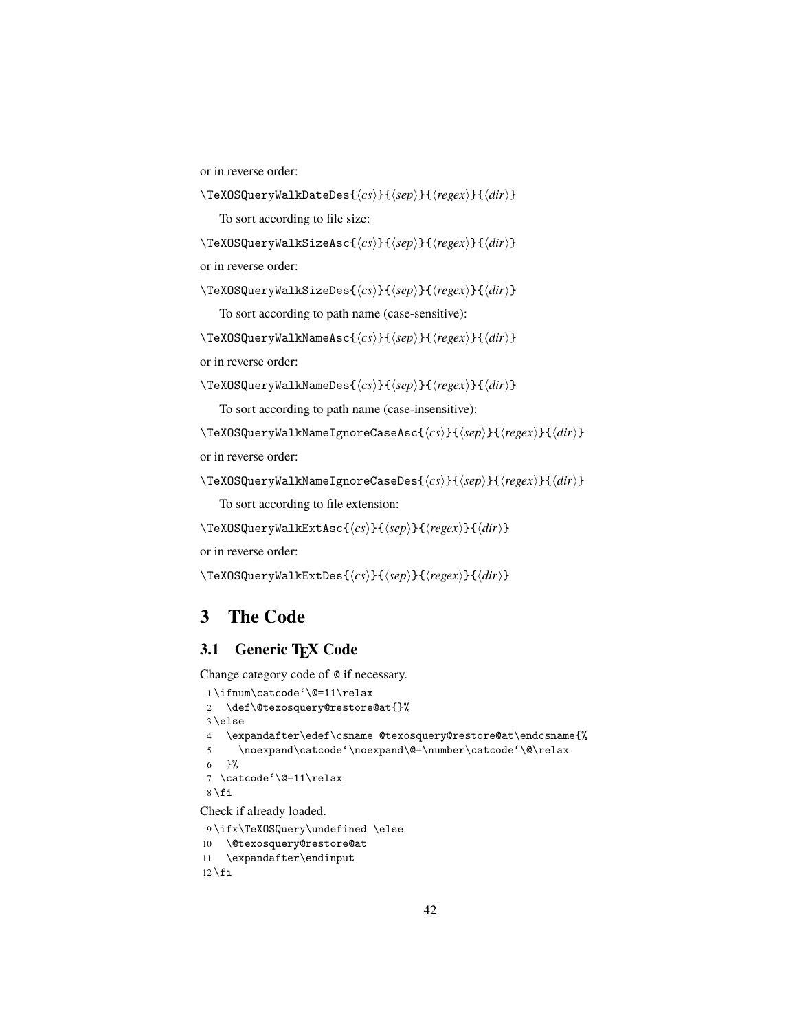or in reverse order:

\TeXOSQueryWalkDateDes{⟨*cs*⟩}{⟨*sep*⟩}{⟨*regex*⟩}{⟨*dir*⟩}

To sort according to file size:

\TeXOSQueryWalkSizeAsc{⟨*cs*⟩}{⟨*sep*⟩}{⟨*regex*⟩}{⟨*dir*⟩}

or in reverse order:

\TeXOSQueryWalkSizeDes{⟨*cs*⟩}{⟨*sep*⟩}{⟨*regex*⟩}{⟨*dir*⟩}

To sort according to path name (case-sensitive):

\TeXOSQueryWalkNameAsc{⟨*cs*⟩}{⟨*sep*⟩}{⟨*regex*⟩}{⟨*dir*⟩}

or in reverse order:

\TeXOSQueryWalkNameDes{⟨*cs*⟩}{⟨*sep*⟩}{⟨*regex*⟩}{⟨*dir*⟩}

To sort according to path name (case-insensitive):

\TeXOSQueryWalkNameIgnoreCaseAsc{⟨*cs*⟩}{⟨*sep*⟩}{⟨*regex*⟩}{⟨*dir*⟩}

or in reverse order:

\TeXOSQueryWalkNameIgnoreCaseDes{⟨*cs*⟩}{⟨*sep*⟩}{⟨*regex*⟩}{⟨*dir*⟩}

To sort according to file extension:

\TeXOSQueryWalkExtAsc{⟨*cs*⟩}{⟨*sep*⟩}{⟨*regex*⟩}{⟨*dir*⟩}

or in reverse order:

\TeXOSQueryWalkExtDes{⟨*cs*⟩}{⟨*sep*⟩}{⟨*regex*⟩}{⟨*dir*⟩}

# 3 The Code

## 3.1 Generic TeX Code

Change category code of @ if necessary.

```
1 \ifnum\catcode`\@=11\relax
2   \def\@texosquery@restore@at{}%
3 \else
4   \expandafter\edef\csname @texosquery@restore@at\endcsname{%
5     \noexpand\catcode`\noexpand\@=\number\catcode`\@\relax
6   }%
7   \catcode`\@=11\relax
8 \fi
```

Check if already loaded.

```
9 \ifx\TeXOSQuery\undefined \else
10   \@texosquery@restore@at
11   \expandafter\endinput
12 \fi
```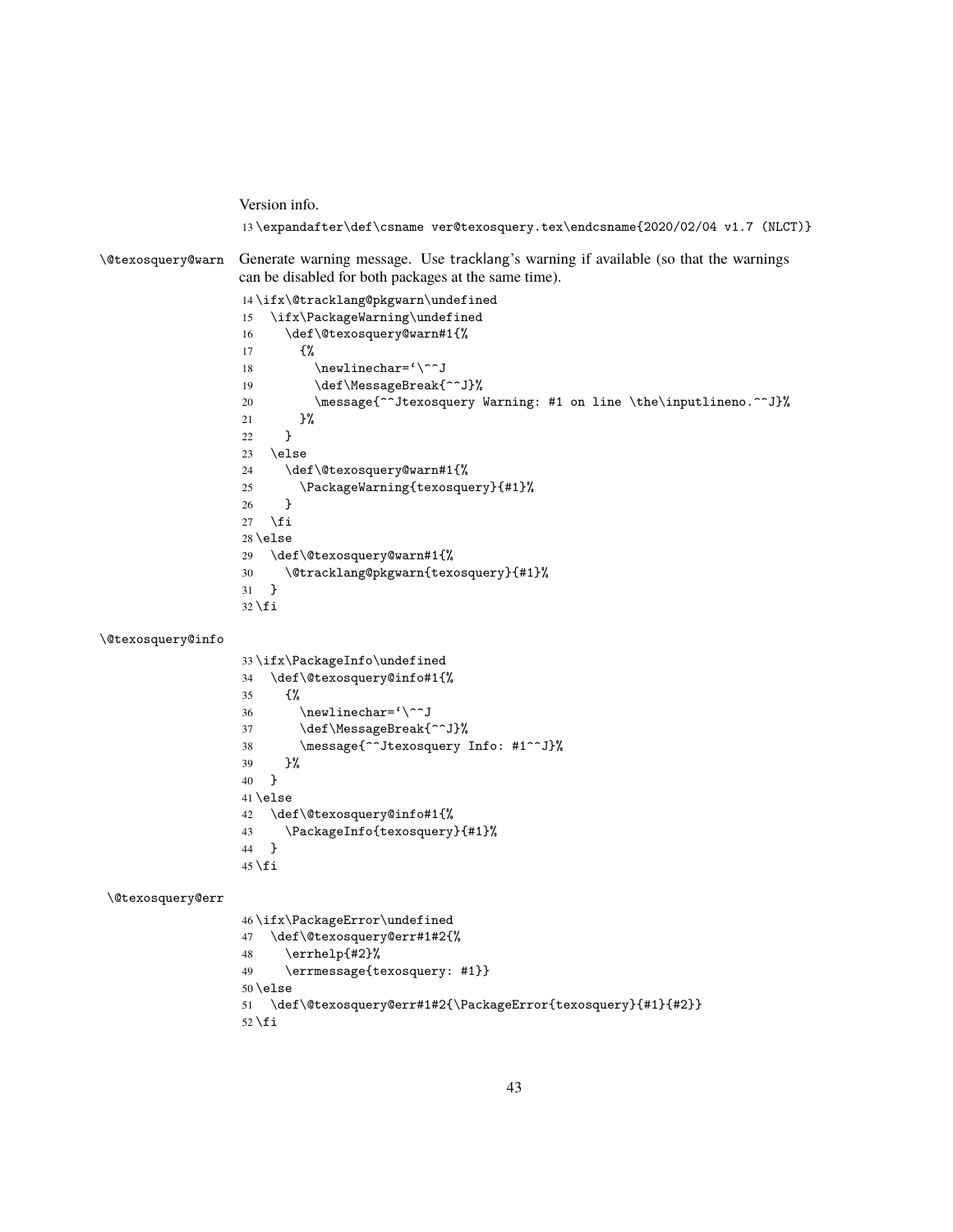Version info.

```
13 \expandafter\def\csname ver@texosquery.tex\endcsname{2020/02/04 v1.7 (NLCT)}
```

`\@texosquery@warn` Generate warning message. Use tracklang's warning if available (so that the warnings can be disabled for both packages at the same time).

```
14 \ifx\@tracklang@pkgwarn\undefined
15   \ifx\PackageWarning\undefined
16     \def\@texosquery@warn#1{%
17       {%
18         \newlinechar=`\^^J
19         \def\MessageBreak{^^J}%
20         \message{^^Jtexosquery Warning: #1 on line \the\inputlineno.^^J}%
21       }%
22     }
23   \else
24     \def\@texosquery@warn#1{%
25       \PackageWarning{texosquery}{#1}%
26     }
27   \fi
28 \else
29   \def\@texosquery@warn#1{%
30     \@tracklang@pkgwarn{texosquery}{#1}%
31   }
32 \fi
```

`\@texosquery@info`

```
33 \ifx\PackageInfo\undefined
34   \def\@texosquery@info#1{%
35     {%
36       \newlinechar=`\^^J
37       \def\MessageBreak{^^J}%
38       \message{^^Jtexosquery Info: #1^^J}%
39     }%
40   }
41 \else
42   \def\@texosquery@info#1{%
43     \PackageInfo{texosquery}{#1}%
44   }
45 \fi
```

`\@texosquery@err`

```
46 \ifx\PackageError\undefined
47   \def\@texosquery@err#1#2{%
48     \errhelp{#2}%
49     \errmessage{texosquery: #1}}
50 \else
51   \def\@texosquery@err#1#2{\PackageError{texosquery}{#1}{#2}}
52 \fi
```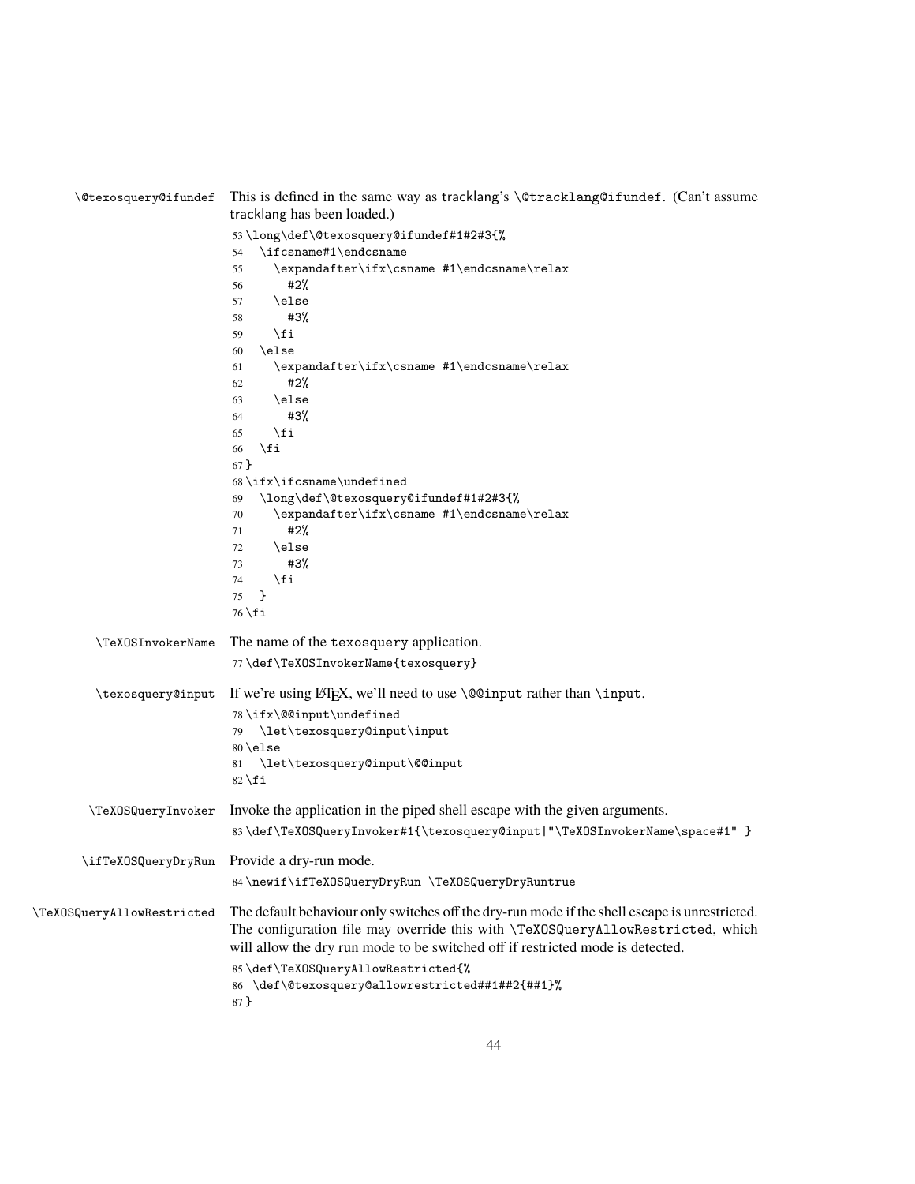`\@texosquery@ifundef` This is defined in the same way as tracklang's `\@tracklang@ifundef`. (Can't assume tracklang has been loaded.)

```
53 \long\def\@texosquery@ifundef#1#2#3{%
54   \ifcsname#1\endcsname
55     \expandafter\ifx\csname #1\endcsname\relax
56       #2%
57     \else
58       #3%
59     \fi
60   \else
61     \expandafter\ifx\csname #1\endcsname\relax
62       #2%
63     \else
64       #3%
65     \fi
66   \fi
67 }
68 \ifx\ifcsname\undefined
69   \long\def\@texosquery@ifundef#1#2#3{%
70     \expandafter\ifx\csname #1\endcsname\relax
71       #2%
72     \else
73       #3%
74     \fi
75   }
76 \fi
```

`\TeXOSInvokerName` The name of the texosquery application.

```
77 \def\TeXOSInvokerName{texosquery}
```

`\texosquery@input` If we're using LaTeX, we'll need to use `\@@input` rather than `\input`.

```
78 \ifx\@@input\undefined
79   \let\texosquery@input\input
80 \else
81   \let\texosquery@input\@@input
82 \fi
```

`\TeXOSQueryInvoker` Invoke the application in the piped shell escape with the given arguments.

```
83 \def\TeXOSQueryInvoker#1{\texosquery@input|"\TeXOSInvokerName\space#1" }
```

`\ifTeXOSQueryDryRun` Provide a dry-run mode.

```
84 \newif\ifTeXOSQueryDryRun \TeXOSQueryDryRuntrue
```

`\TeXOSQueryAllowRestricted` The default behaviour only switches off the dry-run mode if the shell escape is unrestricted. The configuration file may override this with `\TeXOSQueryAllowRestricted`, which will allow the dry run mode to be switched off if restricted mode is detected.

```
85 \def\TeXOSQueryAllowRestricted{%
86  \def\@texosquery@allowrestricted##1##2{##1}%
87 }
```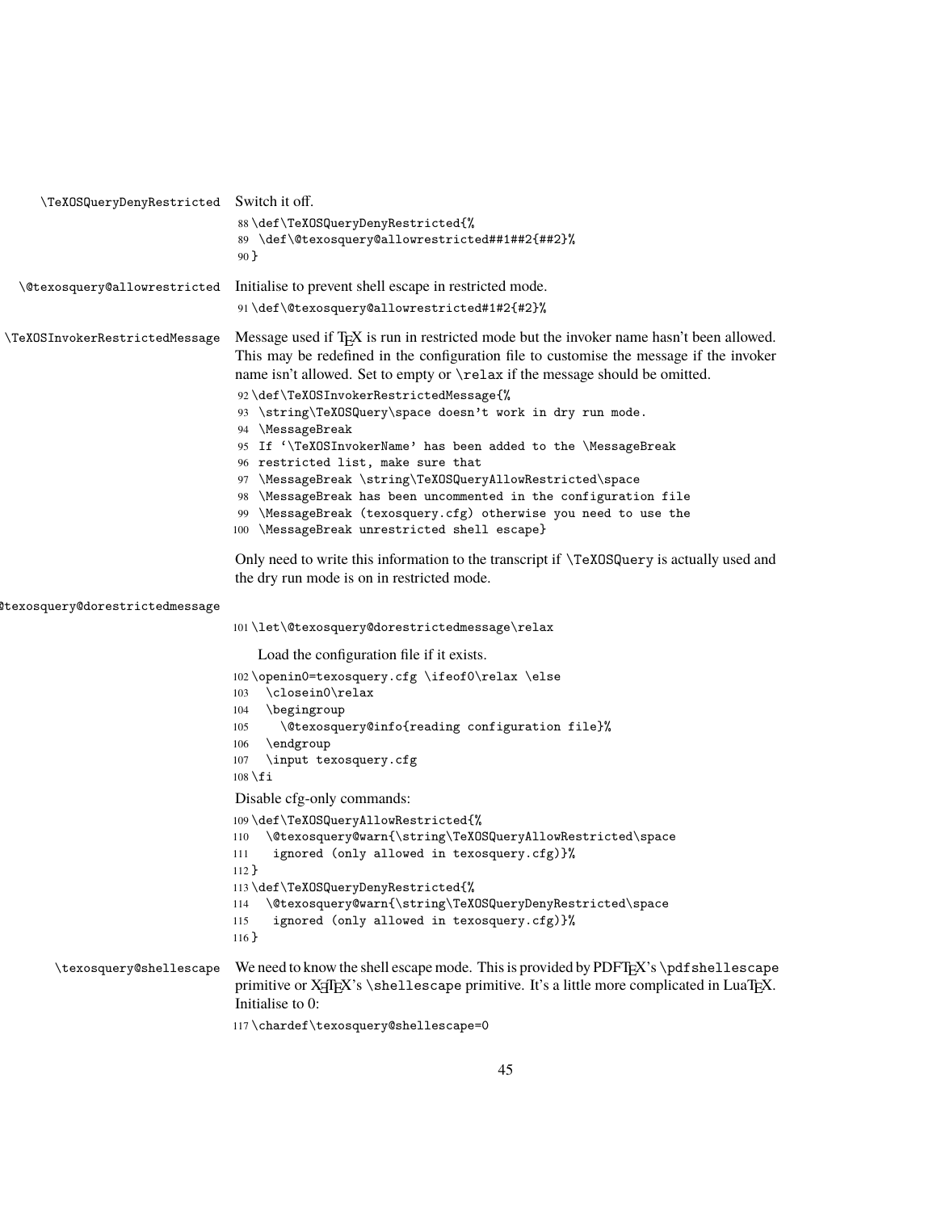`\TeXOSQueryDenyRestricted` Switch it off.

```
88 \def\TeXOSQueryDenyRestricted{%
89  \def\@texosquery@allowrestricted##1##2{##2}%
90 }
```

`\@texosquery@allowrestricted` Initialise to prevent shell escape in restricted mode.

```
91 \def\@texosquery@allowrestricted#1#2{#2}%
```

`\TeXOSInvokerRestrictedMessage` Message used if TeX is run in restricted mode but the invoker name hasn't been allowed. This may be redefined in the configuration file to customise the message if the invoker name isn't allowed. Set to empty or `\relax` if the message should be omitted.

```
92 \def\TeXOSInvokerRestrictedMessage{%
93  \string\TeXOSQuery\space doesn't work in dry run mode.
94  \MessageBreak
95  If '\TeXOSInvokerName' has been added to the \MessageBreak
96  restricted list, make sure that
97  \MessageBreak \string\TeXOSQueryAllowRestricted\space
98  \MessageBreak has been uncommented in the configuration file
99  \MessageBreak (texosquery.cfg) otherwise you need to use the
100  \MessageBreak unrestricted shell escape}
```

Only need to write this information to the transcript if `\TeXOSQuery` is actually used and the dry run mode is on in restricted mode.

`\@texosquery@dorestrictedmessage`

```
101 \let\@texosquery@dorestrictedmessage\relax
```

Load the configuration file if it exists.

```
102 \openin0=texosquery.cfg \ifeof0\relax \else
103   \closein0\relax
104   \begingroup
105     \@texosquery@info{reading configuration file}%
106   \endgroup
107   \input texosquery.cfg
108 \fi
```

Disable cfg-only commands:

```
109 \def\TeXOSQueryAllowRestricted{%
110   \@texosquery@warn{\string\TeXOSQueryAllowRestricted\space
111    ignored (only allowed in texosquery.cfg)}%
112 }
113 \def\TeXOSQueryDenyRestricted{%
114   \@texosquery@warn{\string\TeXOSQueryDenyRestricted\space
115    ignored (only allowed in texosquery.cfg)}%
116 }
```

`\texosquery@shellescape` We need to know the shell escape mode. This is provided by PDFTeX's `\pdfshellescape` primitive or XeTeX's `\shellescape` primitive. It's a little more complicated in LuaTeX. Initialise to 0:

```
117 \chardef\texosquery@shellescape=0
```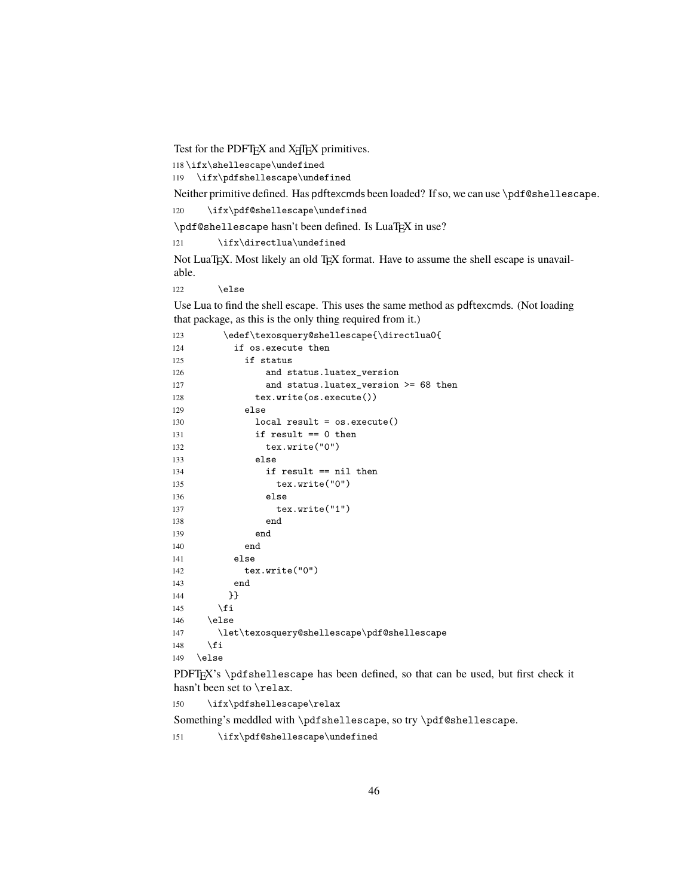Test for the PDFTeX and XeTeX primitives.

```
118 \ifx\shellescape\undefined
119   \ifx\pdfshellescape\undefined
```

Neither primitive defined. Has pdftexcmds been loaded? If so, we can use `\pdf@shellescape`.

```
120     \ifx\pdf@shellescape\undefined
```

`\pdf@shellescape` hasn't been defined. Is LuaTeX in use?

```
121       \ifx\directlua\undefined
```

Not LuaTeX. Most likely an old TeX format. Have to assume the shell escape is unavailable.

```
122       \else
```

Use Lua to find the shell escape. This uses the same method as pdftexcmds. (Not loading that package, as this is the only thing required from it.)

```
123        \edef\texosquery@shellescape{\directlua0{
124          if os.execute then
125            if status
126                and status.luatex_version
127                and status.luatex_version >= 68 then
128              tex.write(os.execute())
129            else
130              local result = os.execute()
131              if result == 0 then
132                tex.write("0")
133              else
134                if result == nil then
135                  tex.write("0")
136                else
137                  tex.write("1")
138                end
139              end
140            end
141          else
142            tex.write("0")
143          end
144        }}
145      \fi
146    \else
147      \let\texosquery@shellescape\pdf@shellescape
148    \fi
149  \else
```

PDFTeX's `\pdfshellescape` has been defined, so that can be used, but first check it hasn't been set to `\relax`.

```
150    \ifx\pdfshellescape\relax
```

Something's meddled with `\pdfshellescape`, so try `\pdf@shellescape`.

```
151      \ifx\pdf@shellescape\undefined
```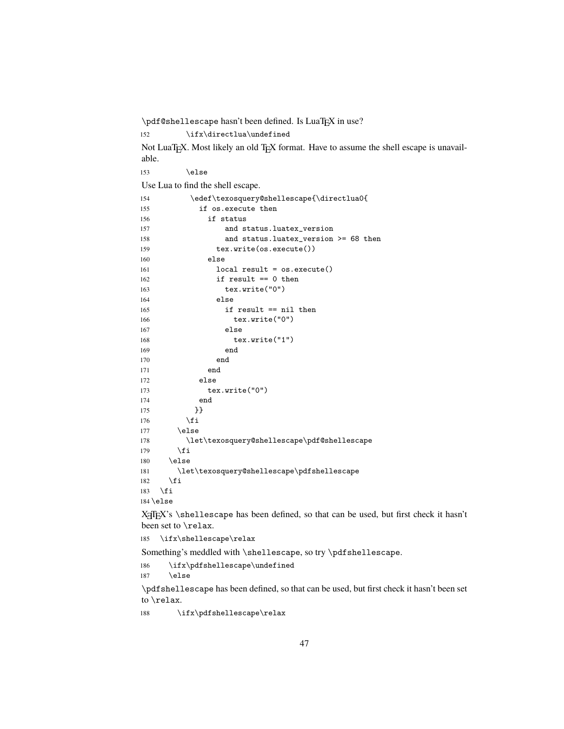`\pdf@shellescape` hasn't been defined. Is LuaTEX in use?

```
152        \ifx\directlua\undefined
```

Not LuaTEX. Most likely an old TEX format. Have to assume the shell escape is unavailable.

```
153        \else
```

Use Lua to find the shell escape.

```
154         \edef\texosquery@shellescape{\directlua0{
155           if os.execute then
156             if status
157                 and status.luatex_version
158                 and status.luatex_version >= 68 then
159               tex.write(os.execute())
160             else
161               local result = os.execute()
162               if result == 0 then
163                 tex.write("0")
164               else
165                 if result == nil then
166                   tex.write("0")
167                 else
168                   tex.write("1")
169                 end
170               end
171             end
172           else
173             tex.write("0")
174           end
175          }}
176        \fi
177      \else
178        \let\texosquery@shellescape\pdf@shellescape
179      \fi
180    \else
181      \let\texosquery@shellescape\pdfshellescape
182    \fi
183  \fi
184 \else
```

XeTEX's `\shellescape` has been defined, so that can be used, but first check it hasn't been set to `\relax`.

```
185   \ifx\shellescape\relax
```

Something's meddled with `\shellescape`, so try `\pdfshellescape`.

```
186     \ifx\pdfshellescape\undefined
187     \else
```

`\pdfshellescape` has been defined, so that can be used, but first check it hasn't been set to `\relax`.

```
188       \ifx\pdfshellescape\relax
```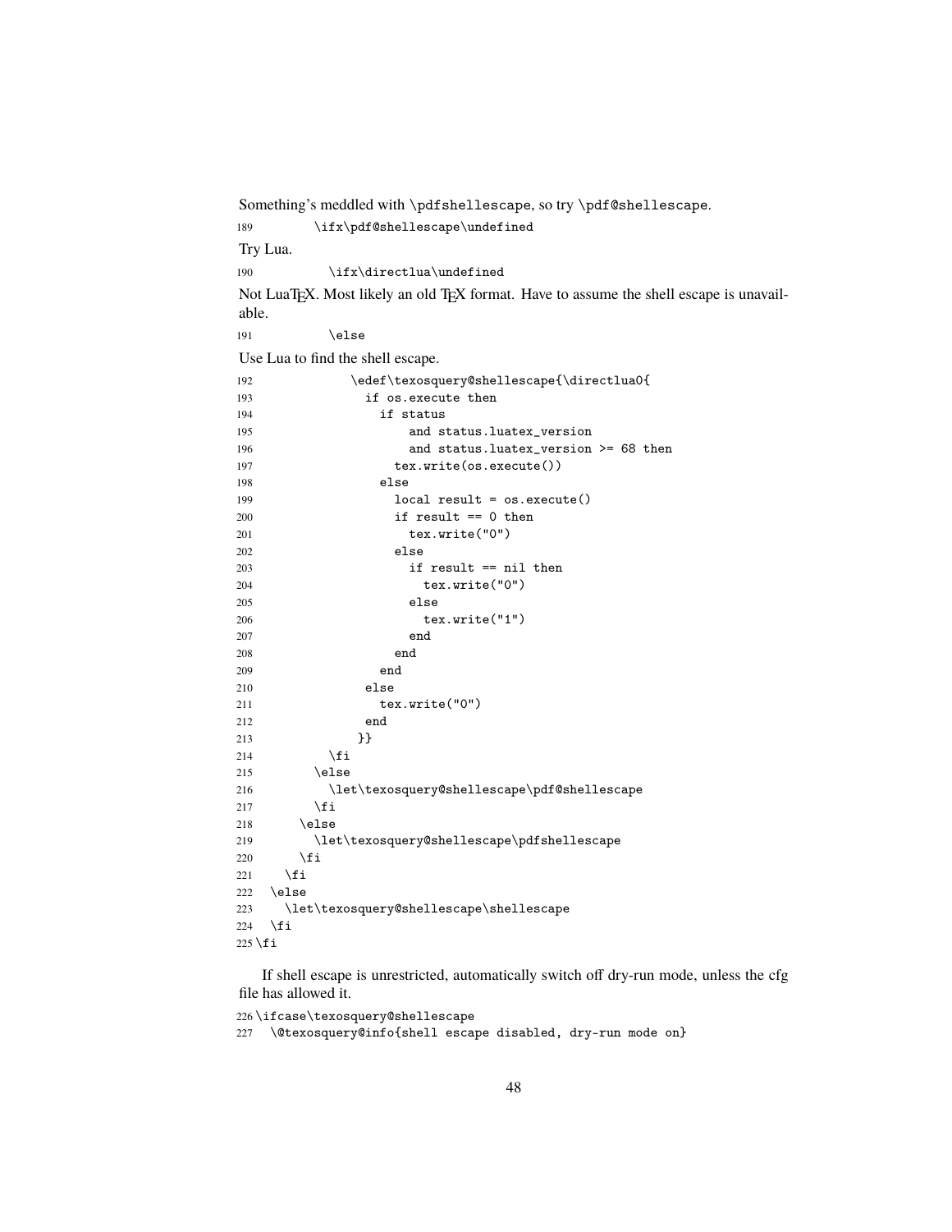Something's meddled with `\pdfshellescape`, so try `\pdf@shellescape`.

```
189        \ifx\pdf@shellescape\undefined
```

Try Lua.

```
190          \ifx\directlua\undefined
```

Not LuaTEX. Most likely an old TEX format. Have to assume the shell escape is unavailable.

```
191          \else
```

Use Lua to find the shell escape.

```
192            \edef\texosquery@shellescape{\directlua0{
193              if os.execute then
194                if status
195                    and status.luatex_version
196                    and status.luatex_version >= 68 then
197                  tex.write(os.execute())
198                else
199                  local result = os.execute()
200                  if result == 0 then
201                    tex.write("0")
202                  else
203                    if result == nil then
204                      tex.write("0")
205                    else
206                      tex.write("1")
207                    end
208                  end
209                end
210              else
211                tex.write("0")
212              end
213            }}
214          \fi
215        \else
216          \let\texosquery@shellescape\pdf@shellescape
217        \fi
218      \else
219        \let\texosquery@shellescape\pdfshellescape
220      \fi
221    \fi
222  \else
223    \let\texosquery@shellescape\shellescape
224  \fi
225 \fi
```

If shell escape is unrestricted, automatically switch off dry-run mode, unless the cfg file has allowed it.

```
226 \ifcase\texosquery@shellescape
227   \@texosquery@info{shell escape disabled, dry-run mode on}
```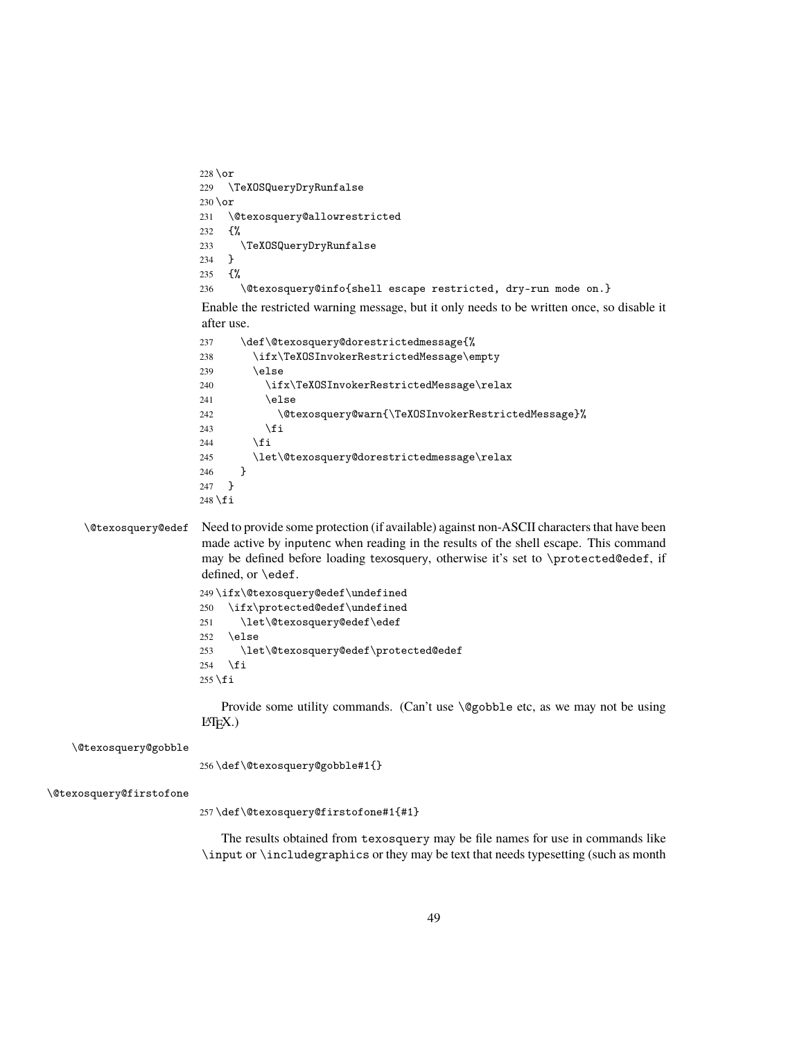```
228 \or
229   \TeXOSQueryDryRunfalse
230 \or
231   \@texosquery@allowrestricted
232   {%
233     \TeXOSQueryDryRunfalse
234   }
235   {%
236     \@texosquery@info{shell escape restricted, dry-run mode on.}
```

Enable the restricted warning message, but it only needs to be written once, so disable it after use.

```
237     \def\@texosquery@dorestrictedmessage{%
238       \ifx\TeXOSInvokerRestrictedMessage\empty
239       \else
240         \ifx\TeXOSInvokerRestrictedMessage\relax
241         \else
242           \@texosquery@warn{\TeXOSInvokerRestrictedMessage}%
243         \fi
244       \fi
245       \let\@texosquery@dorestrictedmessage\relax
246     }
247   }
248 \fi
```

\@texosquery@edef

Need to provide some protection (if available) against non-ASCII characters that have been made active by inputenc when reading in the results of the shell escape. This command may be defined before loading texosquery, otherwise it's set to \protected@edef, if defined, or \edef.

```
249 \ifx\@texosquery@edef\undefined
250   \ifx\protected@edef\undefined
251     \let\@texosquery@edef\edef
252   \else
253     \let\@texosquery@edef\protected@edef
254   \fi
255 \fi
```

Provide some utility commands. (Can't use \@gobble etc, as we may not be using LaTeX.)

\@texosquery@gobble

```
256 \def\@texosquery@gobble#1{}
```

\@texosquery@firstofone

```
257 \def\@texosquery@firstofone#1{#1}
```

The results obtained from texosquery may be file names for use in commands like \input or \includegraphics or they may be text that needs typesetting (such as month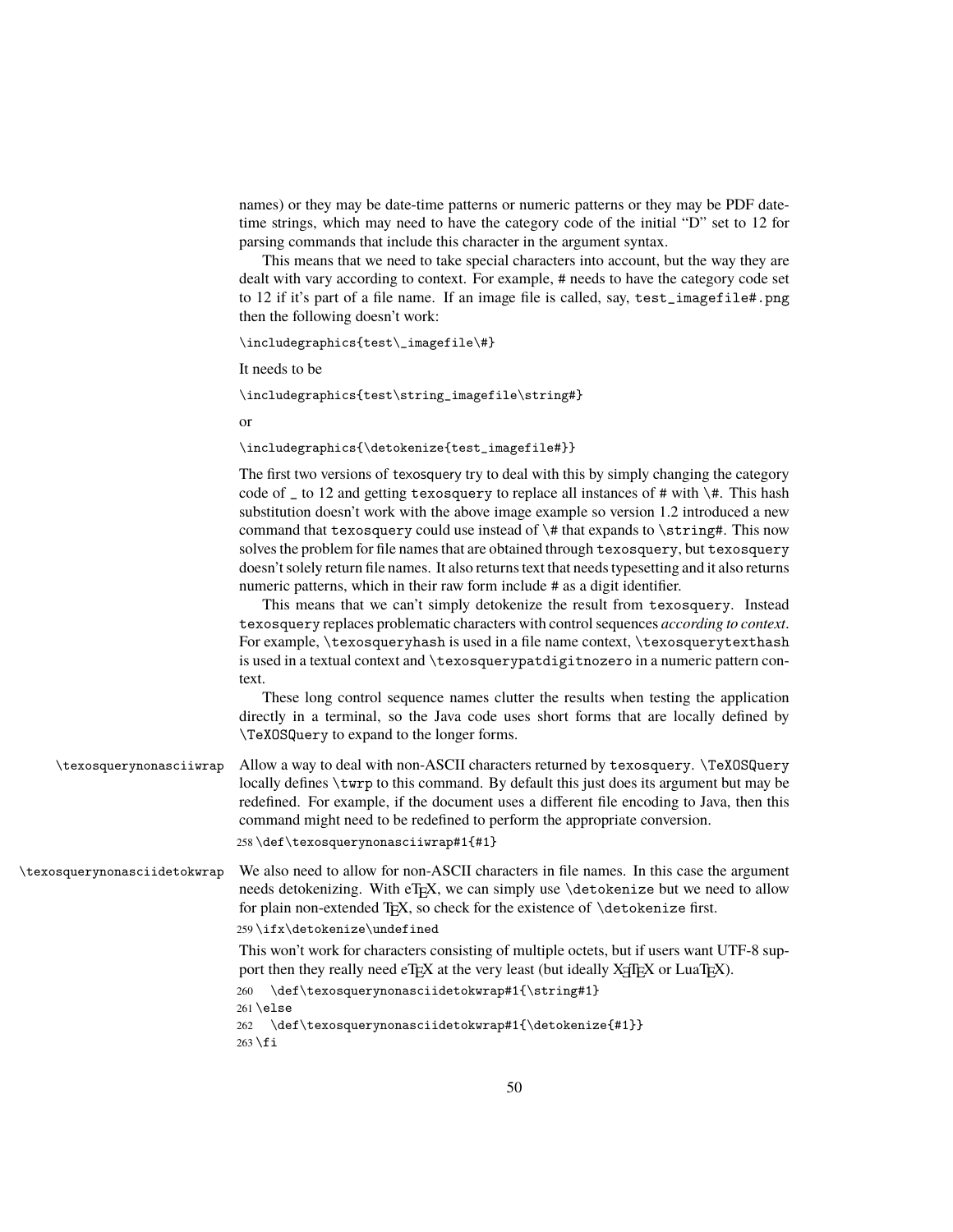names) or they may be date-time patterns or numeric patterns or they may be PDF date-time strings, which may need to have the category code of the initial "D" set to 12 for parsing commands that include this character in the argument syntax.

This means that we need to take special characters into account, but the way they are dealt with vary according to context. For example, # needs to have the category code set to 12 if it's part of a file name. If an image file is called, say, `test_imagefile#.png` then the following doesn't work:

```
\includegraphics{test\_imagefile\#}
```

It needs to be

```
\includegraphics{test\string_imagefile\string#}
```

or

```
\includegraphics{\detokenize{test_imagefile#}}
```

The first two versions of texosquery try to deal with this by simply changing the category code of _ to 12 and getting `texosquery` to replace all instances of # with `\#`. This hash substitution doesn't work with the above image example so version 1.2 introduced a new command that `texosquery` could use instead of `\#` that expands to `\string#`. This now solves the problem for file names that are obtained through `texosquery`, but `texosquery` doesn't solely return file names. It also returns text that needs typesetting and it also returns numeric patterns, which in their raw form include # as a digit identifier.

This means that we can't simply detokenize the result from `texosquery`. Instead `texosquery` replaces problematic characters with control sequences *according to context*. For example, `\texosqueryhash` is used in a file name context, `\texosquerytexthash` is used in a textual context and `\texosquerypatdigitnozero` in a numeric pattern context.

These long control sequence names clutter the results when testing the application directly in a terminal, so the Java code uses short forms that are locally defined by `\TeXOSQuery` to expand to the longer forms.

`\texosquerynonasciiwrap` Allow a way to deal with non-ASCII characters returned by `texosquery`. `\TeXOSQuery` locally defines `\twrp` to this command. By default this just does its argument but may be redefined. For example, if the document uses a different file encoding to Java, then this command might need to be redefined to perform the appropriate conversion.

```
258 \def\texosquerynonasciiwrap#1{#1}
```

`\texosquerynonasciidetokwrap` We also need to allow for non-ASCII characters in file names. In this case the argument needs detokenizing. With eTeX, we can simply use `\detokenize` but we need to allow for plain non-extended TeX, so check for the existence of `\detokenize` first.

```
259 \ifx\detokenize\undefined
```

This won't work for characters consisting of multiple octets, but if users want UTF-8 support then they really need eTeX at the very least (but ideally XeTeX or LuaTeX).

```
260   \def\texosquerynonasciidetokwrap#1{\string#1}
261 \else
262   \def\texosquerynonasciidetokwrap#1{\detokenize{#1}}
263 \fi
```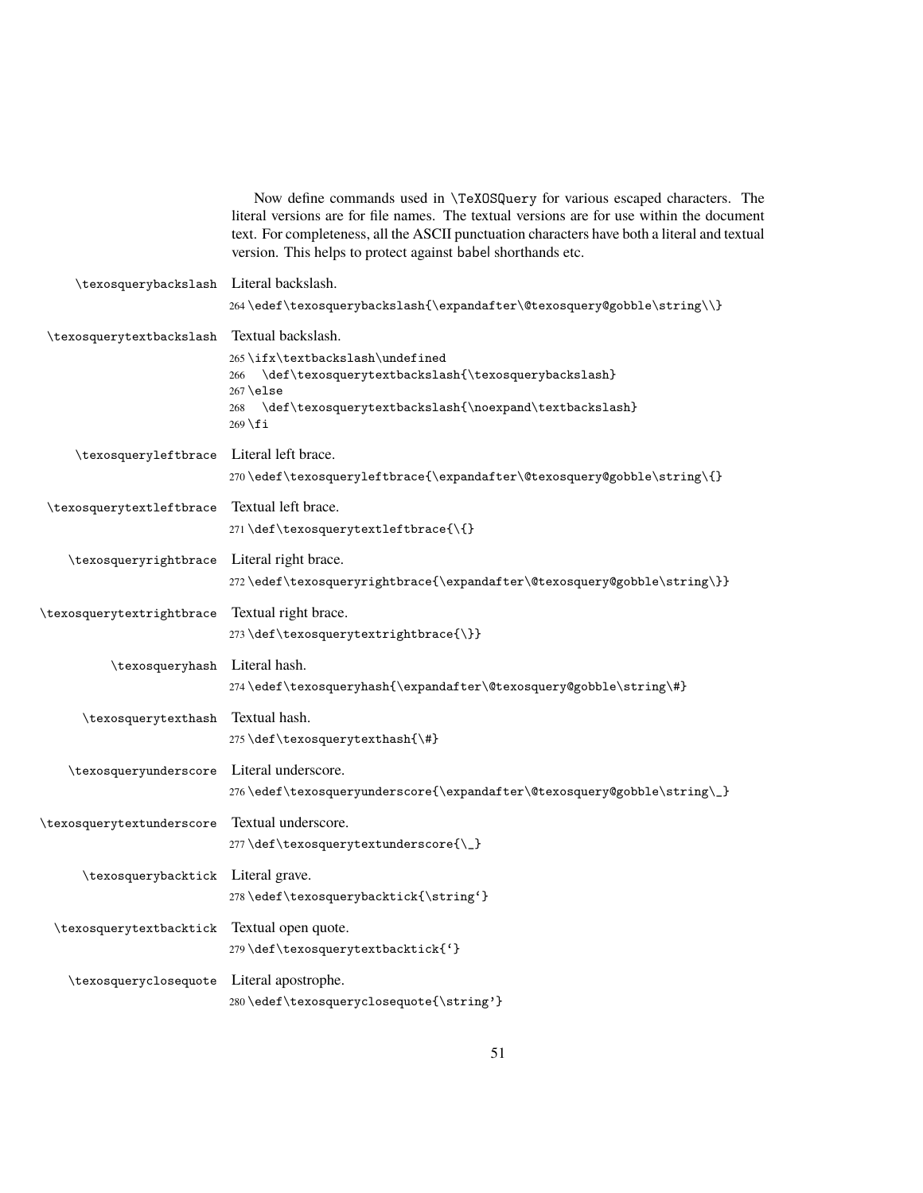Now define commands used in `\TeXOSQuery` for various escaped characters. The literal versions are for file names. The textual versions are for use within the document text. For completeness, all the ASCII punctuation characters have both a literal and textual version. This helps to protect against babel shorthands etc.

`\texosquerybackslash` Literal backslash.

```
264 \edef\texosquerybackslash{\expandafter\@texosquery@gobble\string\\}
```

`\texosquerytextbackslash` Textual backslash.

```
265 \ifx\textbackslash\undefined
266   \def\texosquerytextbackslash{\texosquerybackslash}
267 \else
268   \def\texosquerytextbackslash{\noexpand\textbackslash}
269 \fi
```

`\texosqueryleftbrace` Literal left brace.

```
270 \edef\texosqueryleftbrace{\expandafter\@texosquery@gobble\string\{}
```

`\texosquerytextleftbrace` Textual left brace.

```
271 \def\texosquerytextleftbrace{\{}
```

`\texosqueryrightbrace` Literal right brace.

```
272 \edef\texosqueryrightbrace{\expandafter\@texosquery@gobble\string\}}
```

`\texosquerytextrightbrace` Textual right brace.

```
273 \def\texosquerytextrightbrace{\}}
```

`\texosqueryhash` Literal hash.

```
274 \edef\texosqueryhash{\expandafter\@texosquery@gobble\string\#}
```

`\texosquerytexthash` Textual hash.

```
275 \def\texosquerytexthash{\#}
```

`\texosqueryunderscore` Literal underscore.

```
276 \edef\texosqueryunderscore{\expandafter\@texosquery@gobble\string\_}
```

`\texosquerytextunderscore` Textual underscore.

```
277 \def\texosquerytextunderscore{\_}
```

`\texosquerybacktick` Literal grave.

```
278 \edef\texosquerybacktick{\string`}
```

`\texosquerytextbacktick` Textual open quote.

```
279 \def\texosquerytextbacktick{`}
```

`\texosqueryclosequote` Literal apostrophe.

```
280 \edef\texosqueryclosequote{\string'}
```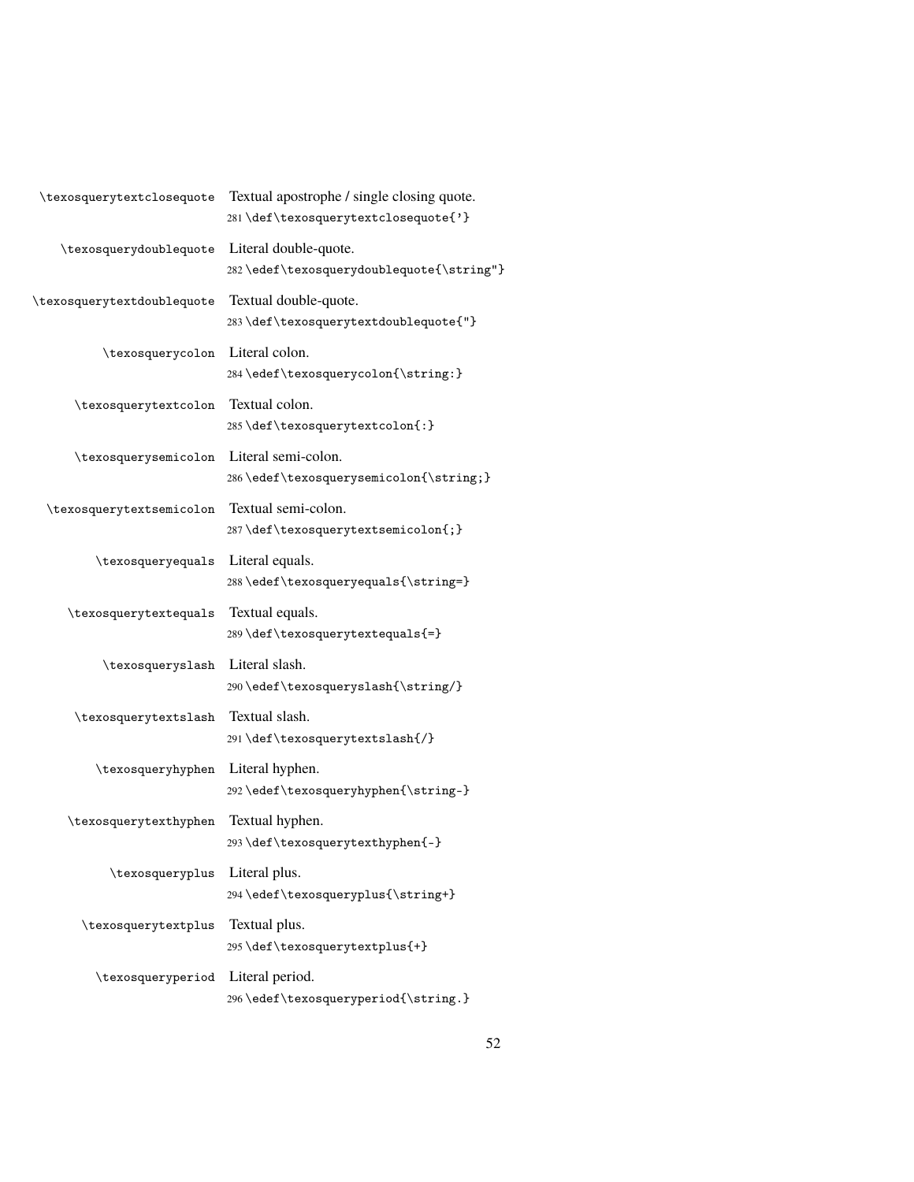`\texosquerytextclosequote` Textual apostrophe / single closing quote.

```
281 \def\texosquerytextclosequote{'}
```

`\texosquerydoublequote` Literal double-quote.

```
282 \edef\texosquerydoublequote{\string"}
```

`\texosquerytextdoublequote` Textual double-quote.

```
283 \def\texosquerytextdoublequote{"}
```

`\texosquerycolon` Literal colon.

```
284 \edef\texosquerycolon{\string:}
```

`\texosquerytextcolon` Textual colon.

```
285 \def\texosquerytextcolon{:}
```

`\texosquerysemicolon` Literal semi-colon.

```
286 \edef\texosquerysemicolon{\string;}
```

`\texosquerytextsemicolon` Textual semi-colon.

```
287 \def\texosquerytextsemicolon{;}
```

`\texosqueryequals` Literal equals.

```
288 \edef\texosqueryequals{\string=}
```

`\texosquerytextequals` Textual equals.

```
289 \def\texosquerytextequals{=}
```

`\texosqueryslash` Literal slash.

```
290 \edef\texosqueryslash{\string/}
```

`\texosquerytextslash` Textual slash.

```
291 \def\texosquerytextslash{/}
```

`\texosqueryhyphen` Literal hyphen.

```
292 \edef\texosqueryhyphen{\string-}
```

`\texosquerytexthyphen` Textual hyphen.

```
293 \def\texosquerytexthyphen{-}
```

`\texosqueryplus` Literal plus.

```
294 \edef\texosqueryplus{\string+}
```

`\texosquerytextplus` Textual plus.

```
295 \def\texosquerytextplus{+}
```

`\texosqueryperiod` Literal period.

```
296 \edef\texosqueryperiod{\string.}
```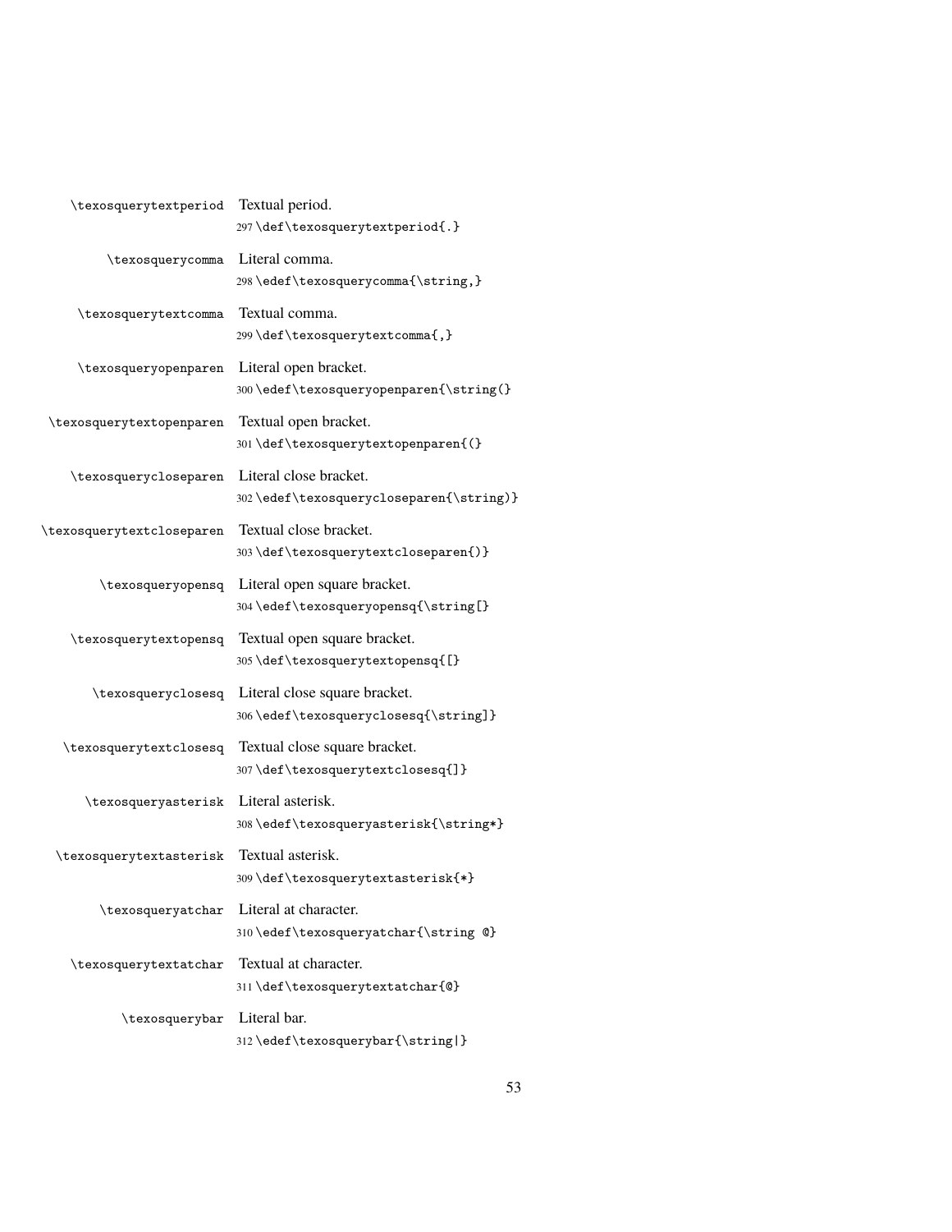\texosquerytextperiod Textual period.

```
297 \def\texosquerytextperiod{.}
```

\texosquerycomma Literal comma.

```
298 \edef\texosquerycomma{\string,}
```

\texosquerytextcomma Textual comma.

```
299 \def\texosquerytextcomma{,}
```

\texosqueryopenparen Literal open bracket.

```
300 \edef\texosqueryopenparen{\string(}
```

\texosquerytextopenparen Textual open bracket.

```
301 \def\texosquerytextopenparen{(}
```

\texosquerycloseparen Literal close bracket.

```
302 \edef\texosquerycloseparen{\string)}
```

\texosquerytextcloseparen Textual close bracket.

```
303 \def\texosquerytextcloseparen{)}
```

\texosqueryopensq Literal open square bracket.

```
304 \edef\texosqueryopensq{\string[}
```

\texosquerytextopensq Textual open square bracket.

```
305 \def\texosquerytextopensq{[}
```

\texosqueryclosesq Literal close square bracket.

```
306 \edef\texosqueryclosesq{\string]}
```

\texosquerytextclosesq Textual close square bracket.

```
307 \def\texosquerytextclosesq{]}
```

\texosqueryasterisk Literal asterisk.

```
308 \edef\texosqueryasterisk{\string*}
```

\texosquerytextasterisk Textual asterisk.

```
309 \def\texosquerytextasterisk{*}
```

\texosqueryatchar Literal at character.

```
310 \edef\texosqueryatchar{\string @}
```

\texosquerytextatchar Textual at character.

```
311 \def\texosquerytextatchar{@}
```

\texosquerybar Literal bar.

```
312 \edef\texosquerybar{\string|}
```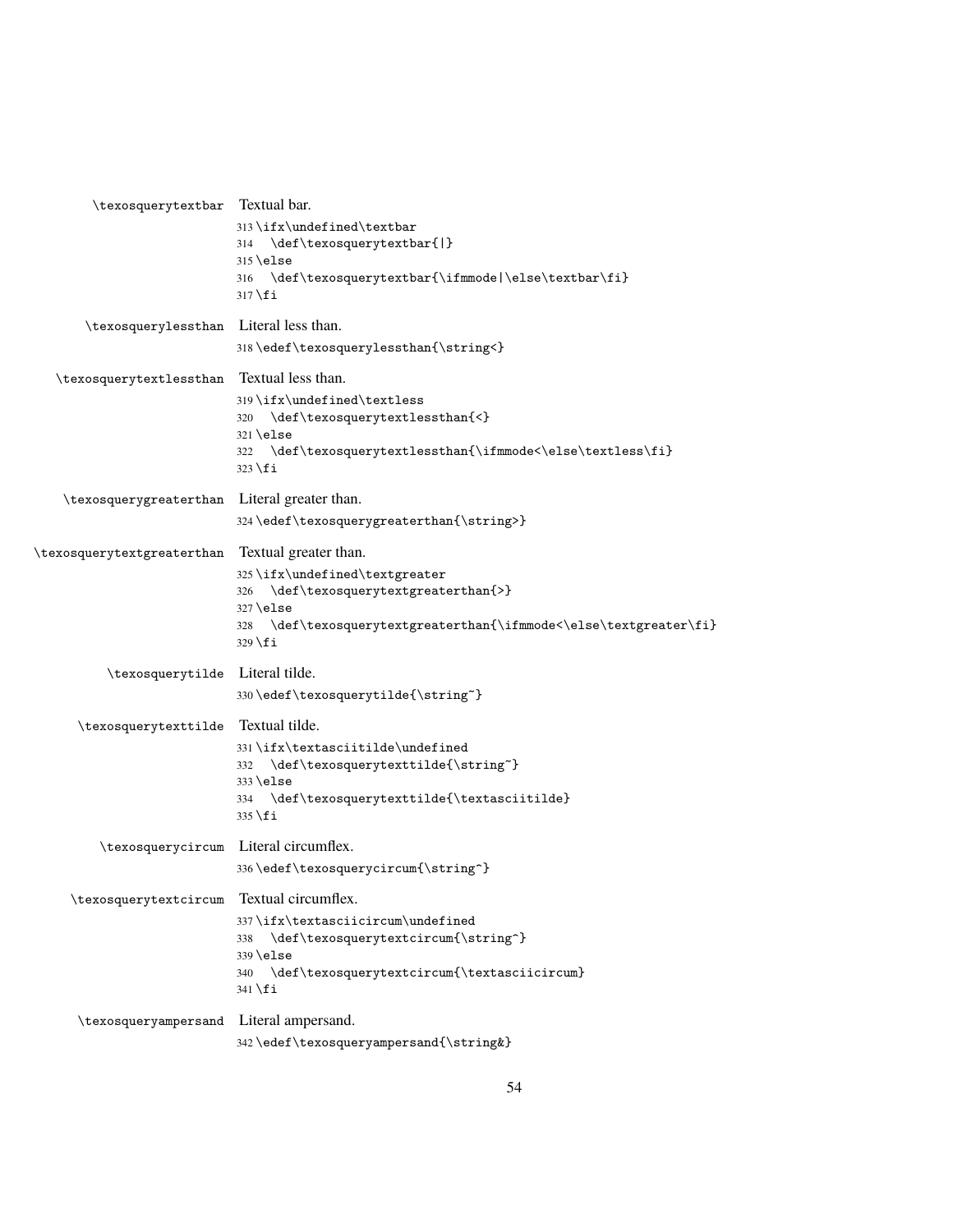\texosquerytextbar Textual bar.

```
313 \ifx\undefined\textbar
314   \def\texosquerytextbar{|}
315 \else
316   \def\texosquerytextbar{\ifmmode|\else\textbar\fi}
317 \fi
```

\texosquerylessthan Literal less than.

```
318 \edef\texosquerylessthan{\string<}
```

\texosquerytextlessthan Textual less than.

```
319 \ifx\undefined\textless
320   \def\texosquerytextlessthan{<}
321 \else
322   \def\texosquerytextlessthan{\ifmmode<\else\textless\fi}
323 \fi
```

\texosquerygreaterthan Literal greater than.

```
324 \edef\texosquerygreaterthan{\string>}
```

\texosquerytextgreaterthan Textual greater than.

```
325 \ifx\undefined\textgreater
326   \def\texosquerytextgreaterthan{>}
327 \else
328   \def\texosquerytextgreaterthan{\ifmmode<\else\textgreater\fi}
329 \fi
```

\texosquerytilde Literal tilde.

```
330 \edef\texosquerytilde{\string~}
```

\texosquerytexttilde Textual tilde.

```
331 \ifx\textasciitilde\undefined
332   \def\texosquerytexttilde{\string~}
333 \else
334   \def\texosquerytexttilde{\textasciitilde}
335 \fi
```

\texosquerycircum Literal circumflex.

```
336 \edef\texosquerycircum{\string^}
```

\texosquerytextcircum Textual circumflex.

```
337 \ifx\textasciicircum\undefined
338   \def\texosquerytextcircum{\string^}
339 \else
340   \def\texosquerytextcircum{\textasciicircum}
341 \fi
```

\texosqueryampersand Literal ampersand.

```
342 \edef\texosqueryampersand{\string&}
```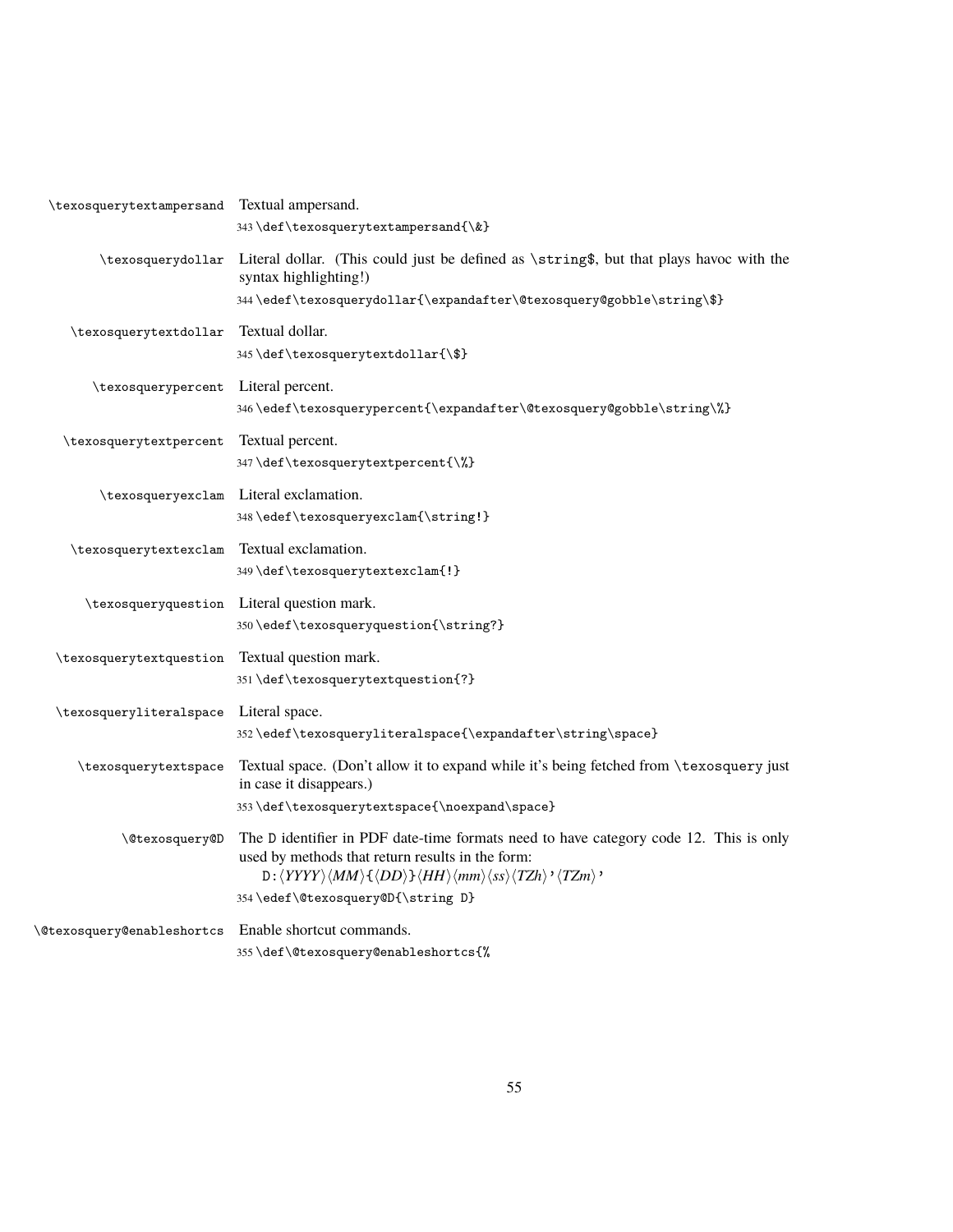`\texosquerytextampersand` Textual ampersand.

```
343 \def\texosquerytextampersand{\&}
```

`\texosquerydollar` Literal dollar. (This could just be defined as `\string$`, but that plays havoc with the syntax highlighting!)

```
344 \edef\texosquerydollar{\expandafter\@texosquery@gobble\string\$}
```

`\texosquerytextdollar` Textual dollar.

```
345 \def\texosquerytextdollar{\$}
```

`\texosquerypercent` Literal percent.

```
346 \edef\texosquerypercent{\expandafter\@texosquery@gobble\string\%}
```

`\texosquerytextpercent` Textual percent.

```
347 \def\texosquerytextpercent{\%}
```

`\texosqueryexclam` Literal exclamation.

```
348 \edef\texosqueryexclam{\string!}
```

`\texosquerytextexclam` Textual exclamation.

```
349 \def\texosquerytextexclam{!}
```

`\texosqueryquestion` Literal question mark.

```
350 \edef\texosqueryquestion{\string?}
```

`\texosquerytextquestion` Textual question mark.

```
351 \def\texosquerytextquestion{?}
```

`\texosqueryliteralspace` Literal space.

```
352 \edef\texosqueryliteralspace{\expandafter\string\space}
```

`\texosquerytextspace` Textual space. (Don't allow it to expand while it's being fetched from `\texosquery` just in case it disappears.)

```
353 \def\texosquerytextspace{\noexpand\space}
```

`\@texosquery@D` The `D` identifier in PDF date-time formats need to have category code 12. This is only used by methods that return results in the form:

`D:`⟨*YYYY*⟩⟨*MM*⟩`{`⟨*DD*⟩`}`⟨*HH*⟩⟨*mm*⟩⟨*ss*⟩⟨*TZh*⟩`'`⟨*TZm*⟩`'`

```
354 \edef\@texosquery@D{\string D}
```

`\@texosquery@enableshortcs` Enable shortcut commands.

```
355 \def\@texosquery@enableshortcs{%
```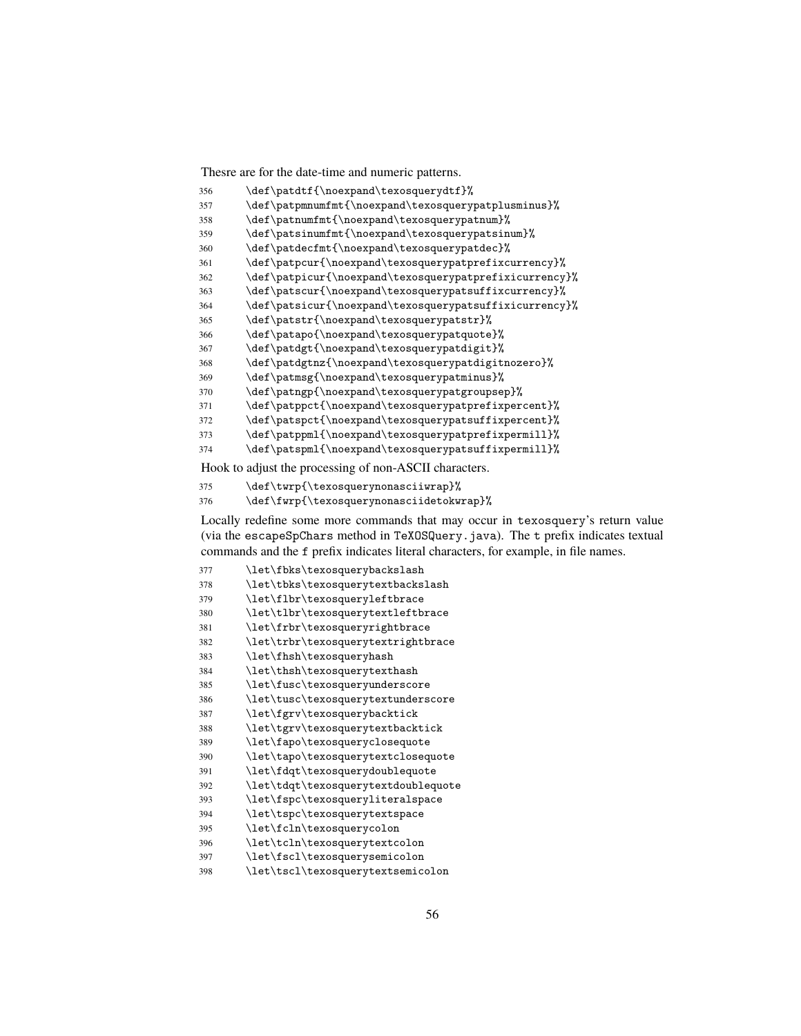Thesre are for the date-time and numeric patterns.

```
356 \def\patdtf{\noexpand\texosquerydtf}%
357 \def\patpmnumfmt{\noexpand\texosquerypatplusminus}%
358 \def\patnumfmt{\noexpand\texosquerypatnum}%
359 \def\patsinumfmt{\noexpand\texosquerypatsinum}%
360 \def\patdecfmt{\noexpand\texosquerypatdec}%
361 \def\patpcur{\noexpand\texosquerypatprefixcurrency}%
362 \def\patpicur{\noexpand\texosquerypatprefixicurrency}%
363 \def\patscur{\noexpand\texosquerypatsuffixcurrency}%
364 \def\patsicur{\noexpand\texosquerypatsuffixicurrency}%
365 \def\patstr{\noexpand\texosquerypatstr}%
366 \def\patapo{\noexpand\texosquerypatquote}%
367 \def\patdgt{\noexpand\texosquerypatdigit}%
368 \def\patdgtnz{\noexpand\texosquerypatdigitnozero}%
369 \def\patmsg{\noexpand\texosquerypatminus}%
370 \def\patngp{\noexpand\texosquerypatgroupsep}%
371 \def\patppct{\noexpand\texosquerypatprefixpercent}%
372 \def\patspct{\noexpand\texosquerypatsuffixpercent}%
373 \def\patppml{\noexpand\texosquerypatprefixpermill}%
374 \def\patspml{\noexpand\texosquerypatsuffixpermill}%
```

Hook to adjust the processing of non-ASCII characters.

```
375 \def\twrp{\texosquerynonasciiwrap}%
376 \def\fwrp{\texosquerynonasciidetokwrap}%
```

Locally redefine some more commands that may occur in texosquery's return value (via the escapeSpChars method in TeXOSQuery.java). The t prefix indicates textual commands and the f prefix indicates literal characters, for example, in file names.

```
377 \let\fbks\texosquerybackslash
378 \let\tbks\texosquerytextbackslash
379 \let\flbr\texosqueryleftbrace
380 \let\tlbr\texosquerytextleftbrace
381 \let\frbr\texosqueryrightbrace
382 \let\trbr\texosquerytextrightbrace
383 \let\fhsh\texosqueryhash
384 \let\thsh\texosquerytexthash
385 \let\fusc\texosqueryunderscore
386 \let\tusc\texosquerytextunderscore
387 \let\fgrv\texosquerybacktick
388 \let\tgrv\texosquerytextbacktick
389 \let\fapo\texosqueryclosequote
390 \let\tapo\texosquerytextclosequote
391 \let\fdqt\texosquerydoublequote
392 \let\tdqt\texosquerytextdoublequote
393 \let\fspc\texosqueryliteralspace
394 \let\tspc\texosquerytextspace
395 \let\fcln\texosquerycolon
396 \let\tcln\texosquerytextcolon
397 \let\fscl\texosquerysemicolon
398 \let\tscl\texosquerytextsemicolon
```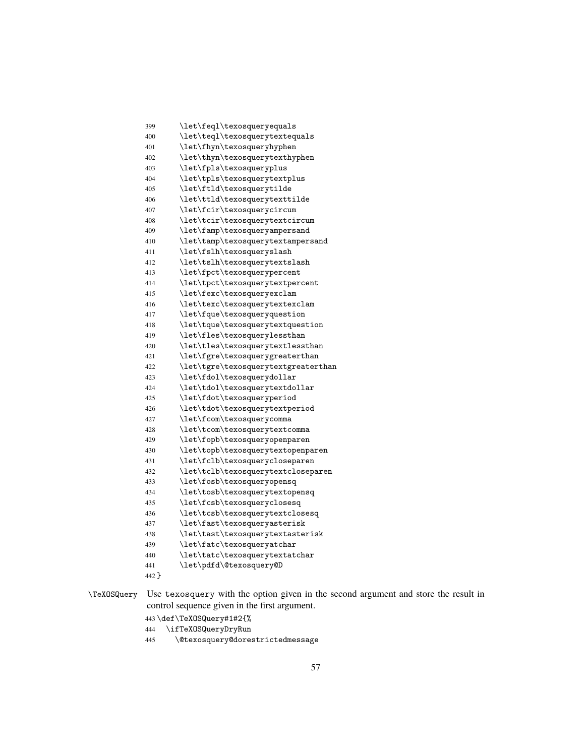```
399     \let\feql\texosqueryequals
400     \let\teql\texosquerytextequals
401     \let\fhyn\texosqueryhyphen
402     \let\thyn\texosquerytexthyphen
403     \let\fpls\texosqueryplus
404     \let\tpls\texosquerytextplus
405     \let\ftld\texosquerytilde
406     \let\ttld\texosquerytexttilde
407     \let\fcir\texosquerycircum
408     \let\tcir\texosquerytextcircum
409     \let\famp\texosqueryampersand
410     \let\tamp\texosquerytextampersand
411     \let\fslh\texosqueryslash
412     \let\tslh\texosquerytextslash
413     \let\fpct\texosquerypercent
414     \let\tpct\texosquerytextpercent
415     \let\fexc\texosqueryexclam
416     \let\texc\texosquerytextexclam
417     \let\fque\texosqueryquestion
418     \let\tque\texosquerytextquestion
419     \let\fles\texosquerylessthan
420     \let\tles\texosquerytextlessthan
421     \let\fgre\texosquerygreaterthan
422     \let\tgre\texosquerytextgreaterthan
423     \let\fdol\texosquerydollar
424     \let\tdol\texosquerytextdollar
425     \let\fdot\texosqueryperiod
426     \let\tdot\texosquerytextperiod
427     \let\fcom\texosquerycomma
428     \let\tcom\texosquerytextcomma
429     \let\fopb\texosqueryopenparen
430     \let\topb\texosquerytextopenparen
431     \let\fclb\texosquerycloseparen
432     \let\tclb\texosquerytextcloseparen
433     \let\fosb\texosqueryopensq
434     \let\tosb\texosquerytextopensq
435     \let\fcsb\texosqueryclosesq
436     \let\tcsb\texosquerytextclosesq
437     \let\fast\texosqueryasterisk
438     \let\tast\texosquerytextasterisk
439     \let\fatc\texosqueryatchar
440     \let\tatc\texosquerytextatchar
441     \let\pdfd\@texosquery@D
442 }
```

\TeXOSQuery Use texosquery with the option given in the second argument and store the result in control sequence given in the first argument.

```
443 \def\TeXOSQuery#1#2{%
444   \ifTeXOSQueryDryRun
445     \@texosquery@dorestrictedmessage
```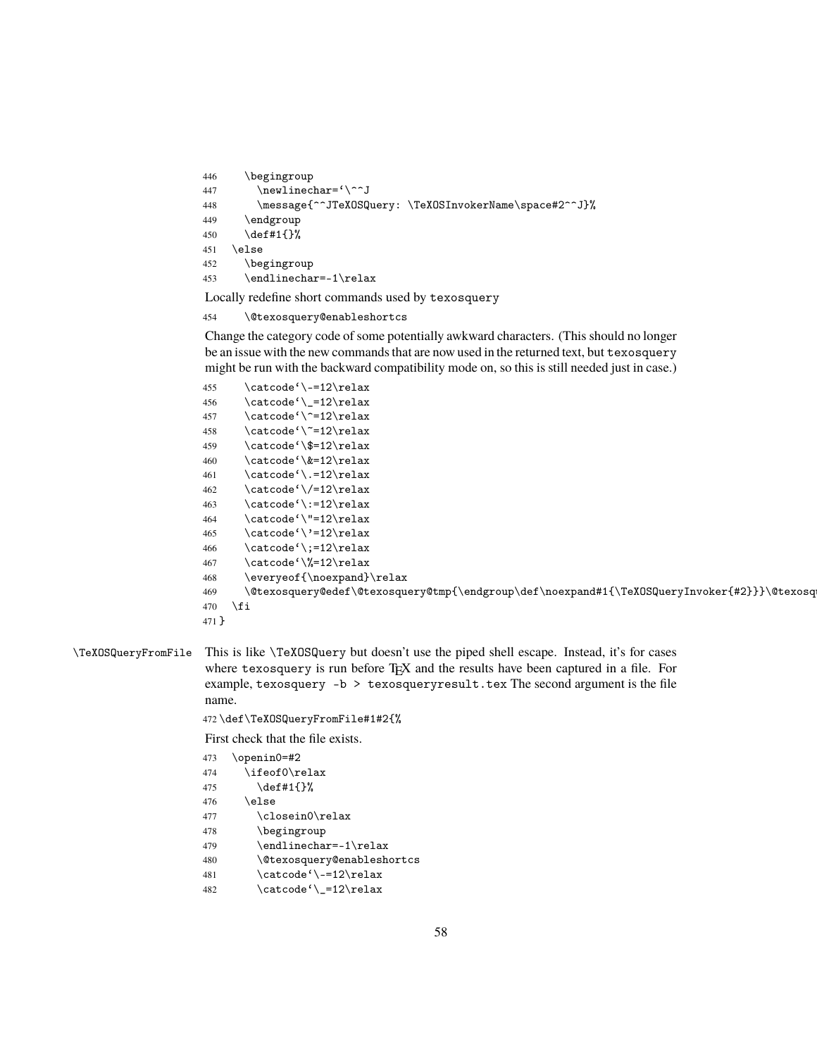```
446     \begingroup
447       \newlinechar=`\^^J
448       \message{^^JTeXOSQuery: \TeXOSInvokerName\space#2^^J}%
449     \endgroup
450     \def#1{}%
451   \else
452     \begingroup
453     \endlinechar=-1\relax
```

Locally redefine short commands used by texosquery

```
454     \@texosquery@enableshortcs
```

Change the category code of some potentially awkward characters. (This should no longer be an issue with the new commands that are now used in the returned text, but texosquery might be run with the backward compatibility mode on, so this is still needed just in case.)

```
455     \catcode`\-=12\relax
456     \catcode`\_=12\relax
457     \catcode`\^=12\relax
458     \catcode`\~=12\relax
459     \catcode`\$=12\relax
460     \catcode`\&=12\relax
461     \catcode`\.=12\relax
462     \catcode`\/=12\relax
463     \catcode`\:=12\relax
464     \catcode`\"=12\relax
465     \catcode`\'=12\relax
466     \catcode`\;=12\relax
467     \catcode`\%=12\relax
468     \everyeof{\noexpand}\relax
469     \@texosquery@edef\@texosquery@tmp{\endgroup\def\noexpand#1{\TeXOSQueryInvoker{#2}}}\@texosqu
470   \fi
471 }
```

**\TeXOSQueryFromFile** This is like \TeXOSQuery but doesn't use the piped shell escape. Instead, it's for cases where texosquery is run before TEX and the results have been captured in a file. For example, texosquery -b > texosqueryresult.tex The second argument is the file name.

```
472 \def\TeXOSQueryFromFile#1#2{%
```

First check that the file exists.

```
473   \openin0=#2
474     \ifeof0\relax
475       \def#1{}%
476     \else
477       \closein0\relax
478       \begingroup
479       \endlinechar=-1\relax
480       \@texosquery@enableshortcs
481       \catcode`\-=12\relax
482       \catcode`\_=12\relax
```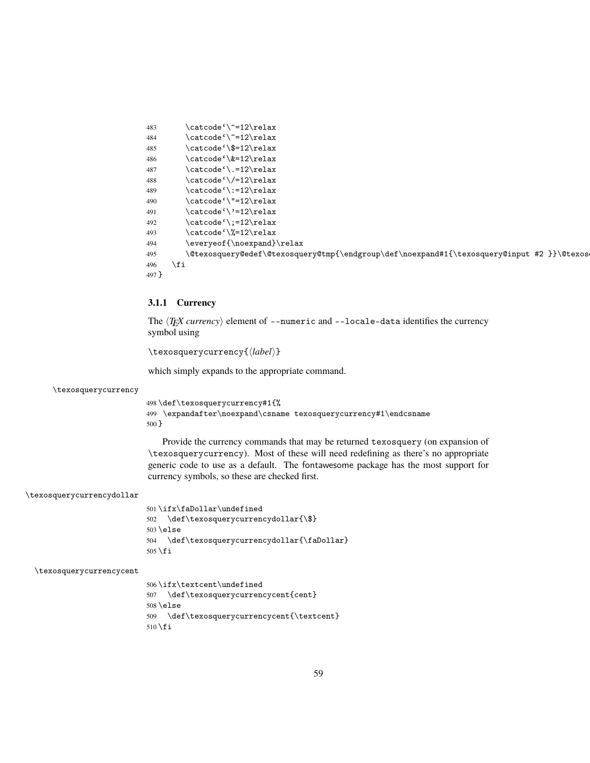```
483       \catcode`\^=12\relax
484       \catcode`\~=12\relax
485       \catcode`\$=12\relax
486       \catcode`\&=12\relax
487       \catcode`\.=12\relax
488       \catcode`\/=12\relax
489       \catcode`\:=12\relax
490       \catcode`\"=12\relax
491       \catcode`\'=12\relax
492       \catcode`\;=12\relax
493       \catcode`\%=12\relax
494       \everyeof{\noexpand}\relax
495       \@texosquery@edef\@texosquery@tmp{\endgroup\def\noexpand#1{\texosquery@input #2 }}\@texos
496     \fi
497 }
```

### 3.1.1 Currency

The ⟨*TEX currency*⟩ element of `--numeric` and `--locale-data` identifies the currency symbol using

`\texosquerycurrency{`⟨*label*⟩`}`

which simply expands to the appropriate command.

`\texosquerycurrency`

```
498 \def\texosquerycurrency#1{%
499  \expandafter\noexpand\csname texosquerycurrency#1\endcsname
500 }
```

Provide the currency commands that may be returned `texosquery` (on expansion of `\texosquerycurrency`). Most of these will need redefining as there's no appropriate generic code to use as a default. The fontawesome package has the most support for currency symbols, so these are checked first.

`\texosquerycurrencydollar`

```
501 \ifx\faDollar\undefined
502   \def\texosquerycurrencydollar{\$}
503 \else
504   \def\texosquerycurrencydollar{\faDollar}
505 \fi
```

`\texosquerycurrencycent`

```
506 \ifx\textcent\undefined
507   \def\texosquerycurrencycent{cent}
508 \else
509   \def\texosquerycurrencycent{\textcent}
510 \fi
```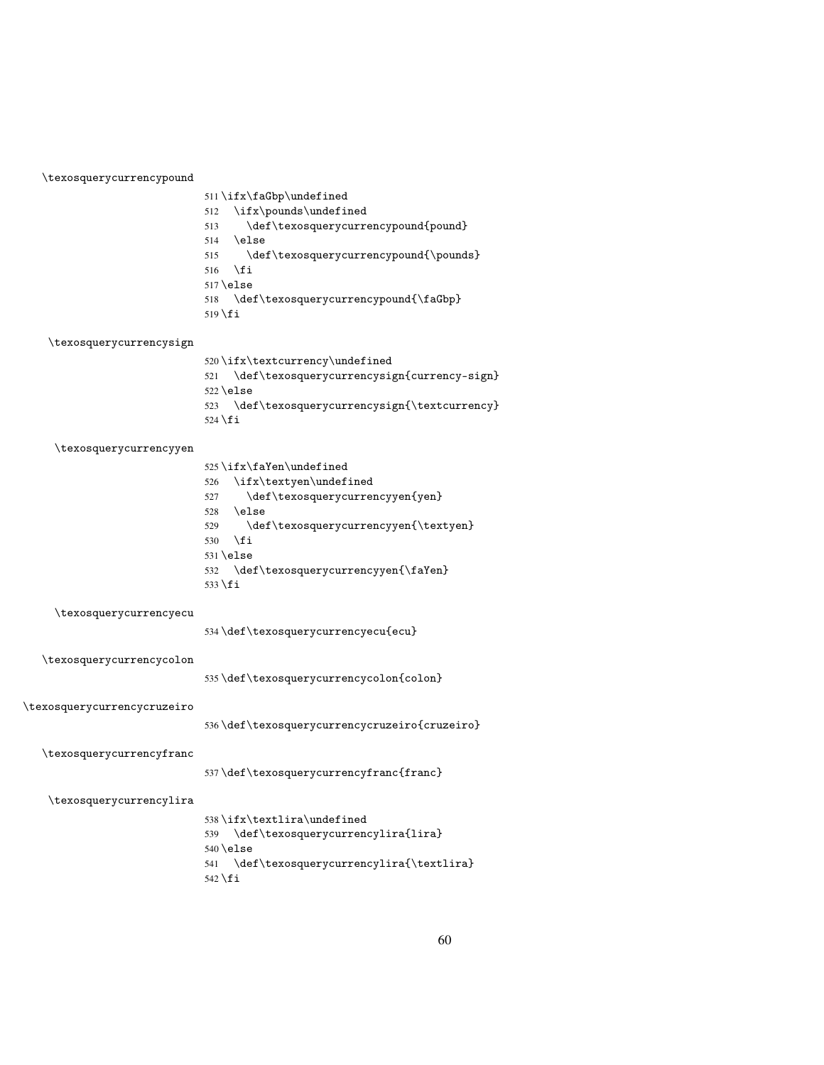\texosquerycurrencypound

```
511 \ifx\faGbp\undefined
512   \ifx\pounds\undefined
513     \def\texosquerycurrencypound{pound}
514   \else
515     \def\texosquerycurrencypound{\pounds}
516   \fi
517 \else
518   \def\texosquerycurrencypound{\faGbp}
519 \fi
```

\texosquerycurrencysign

```
520 \ifx\textcurrency\undefined
521   \def\texosquerycurrencysign{currency-sign}
522 \else
523   \def\texosquerycurrencysign{\textcurrency}
524 \fi
```

\texosquerycurrencyyen

```
525 \ifx\faYen\undefined
526   \ifx\textyen\undefined
527     \def\texosquerycurrencyyen{yen}
528   \else
529     \def\texosquerycurrencyyen{\textyen}
530   \fi
531 \else
532   \def\texosquerycurrencyyen{\faYen}
533 \fi
```

\texosquerycurrencyecu

```
534 \def\texosquerycurrencyecu{ecu}
```

\texosquerycurrencycolon

```
535 \def\texosquerycurrencycolon{colon}
```

\texosquerycurrencycruzeiro

```
536 \def\texosquerycurrencycruzeiro{cruzeiro}
```

\texosquerycurrencyfranc

```
537 \def\texosquerycurrencyfranc{franc}
```

\texosquerycurrencylira

```
538 \ifx\textlira\undefined
539   \def\texosquerycurrencylira{lira}
540 \else
541   \def\texosquerycurrencylira{\textlira}
542 \fi
```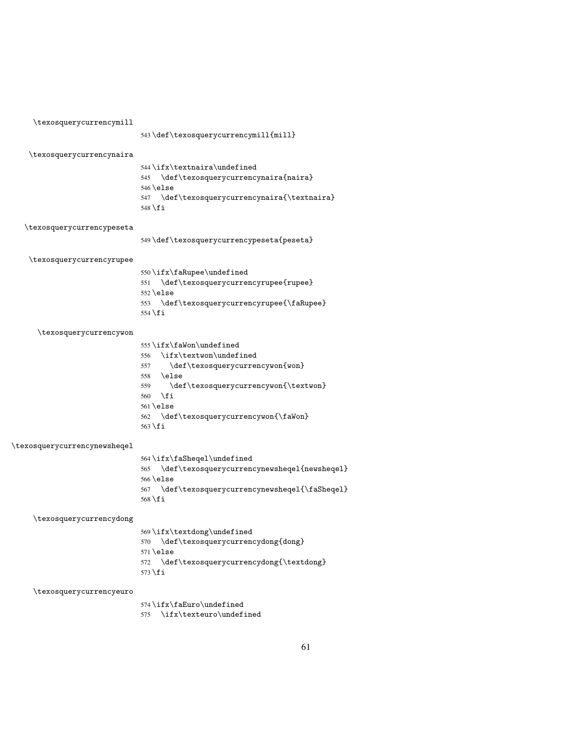\texosquerycurrencymill

```
543 \def\texosquerycurrencymill{mill}
```

\texosquerycurrencynaira

```
544 \ifx\textnaira\undefined
545   \def\texosquerycurrencynaira{naira}
546 \else
547   \def\texosquerycurrencynaira{\textnaira}
548 \fi
```

\texosquerycurrencypeseta

```
549 \def\texosquerycurrencypeseta{peseta}
```

\texosquerycurrencyrupee

```
550 \ifx\faRupee\undefined
551   \def\texosquerycurrencyrupee{rupee}
552 \else
553   \def\texosquerycurrencyrupee{\faRupee}
554 \fi
```

\texosquerycurrencywon

```
555 \ifx\faWon\undefined
556   \ifx\textwon\undefined
557     \def\texosquerycurrencywon{won}
558   \else
559     \def\texosquerycurrencywon{\textwon}
560   \fi
561 \else
562   \def\texosquerycurrencywon{\faWon}
563 \fi
```

\texosquerycurrencynewsheqel

```
564 \ifx\faSheqel\undefined
565   \def\texosquerycurrencynewsheqel{newsheqel}
566 \else
567   \def\texosquerycurrencynewsheqel{\faSheqel}
568 \fi
```

\texosquerycurrencydong

```
569 \ifx\textdong\undefined
570   \def\texosquerycurrencydong{dong}
571 \else
572   \def\texosquerycurrencydong{\textdong}
573 \fi
```

\texosquerycurrencyeuro

```
574 \ifx\faEuro\undefined
575   \ifx\texteuro\undefined
```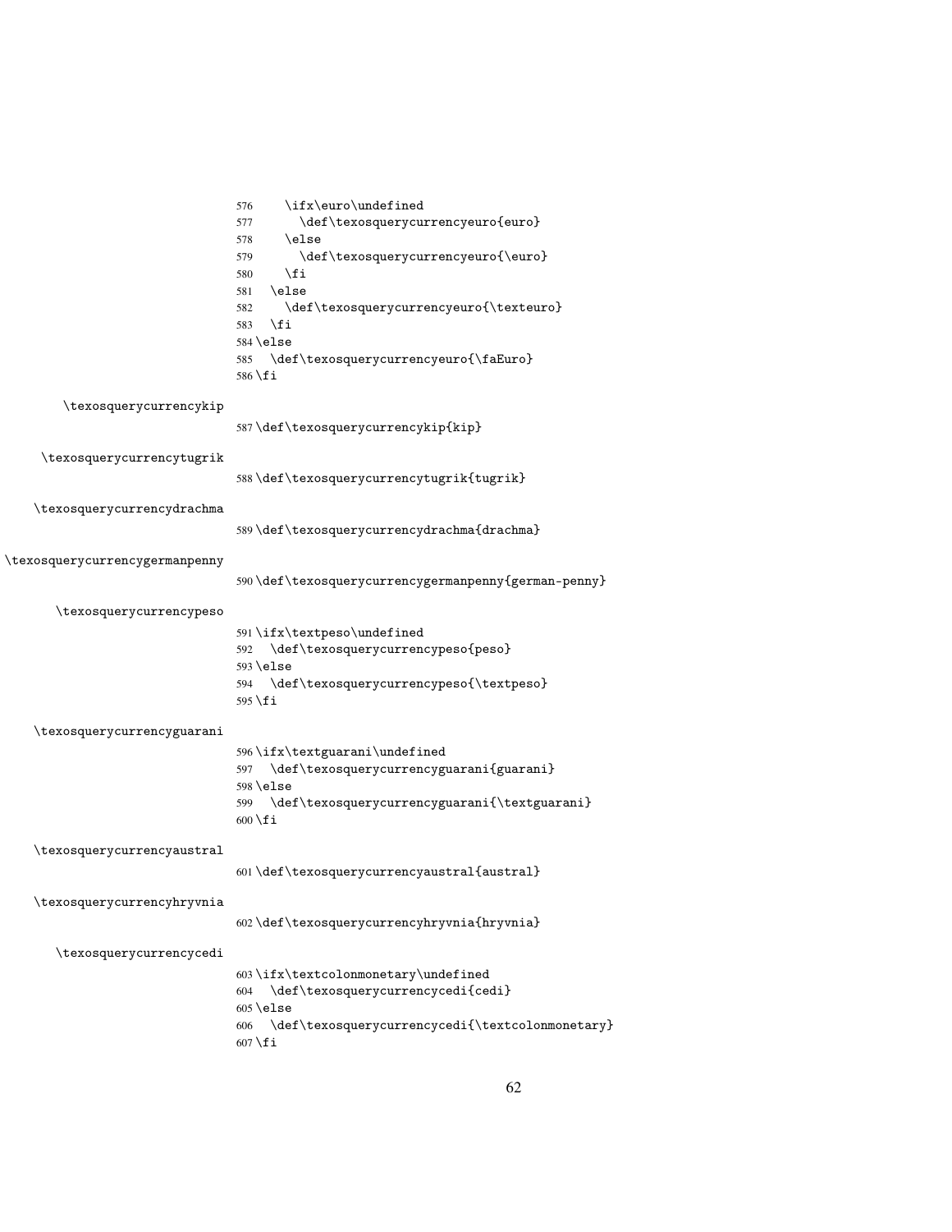```
576     \ifx\euro\undefined
577       \def\texosquerycurrencyeuro{euro}
578     \else
579       \def\texosquerycurrencyeuro{\euro}
580     \fi
581   \else
582     \def\texosquerycurrencyeuro{\texteuro}
583   \fi
584 \else
585   \def\texosquerycurrencyeuro{\faEuro}
586 \fi
```

\texosquerycurrencykip

```
587 \def\texosquerycurrencykip{kip}
```

\texosquerycurrencytugrik

```
588 \def\texosquerycurrencytugrik{tugrik}
```

\texosquerycurrencydrachma

```
589 \def\texosquerycurrencydrachma{drachma}
```

\texosquerycurrencygermanpenny

```
590 \def\texosquerycurrencygermanpenny{german-penny}
```

\texosquerycurrencypeso

```
591 \ifx\textpeso\undefined
592   \def\texosquerycurrencypeso{peso}
593 \else
594   \def\texosquerycurrencypeso{\textpeso}
595 \fi
```

\texosquerycurrencyguarani

```
596 \ifx\textguarani\undefined
597   \def\texosquerycurrencyguarani{guarani}
598 \else
599   \def\texosquerycurrencyguarani{\textguarani}
600 \fi
```

\texosquerycurrencyaustral

```
601 \def\texosquerycurrencyaustral{austral}
```

\texosquerycurrencyhryvnia

```
602 \def\texosquerycurrencyhryvnia{hryvnia}
```

\texosquerycurrencycedi

```
603 \ifx\textcolonmonetary\undefined
604   \def\texosquerycurrencycedi{cedi}
605 \else
606   \def\texosquerycurrencycedi{\textcolonmonetary}
607 \fi
```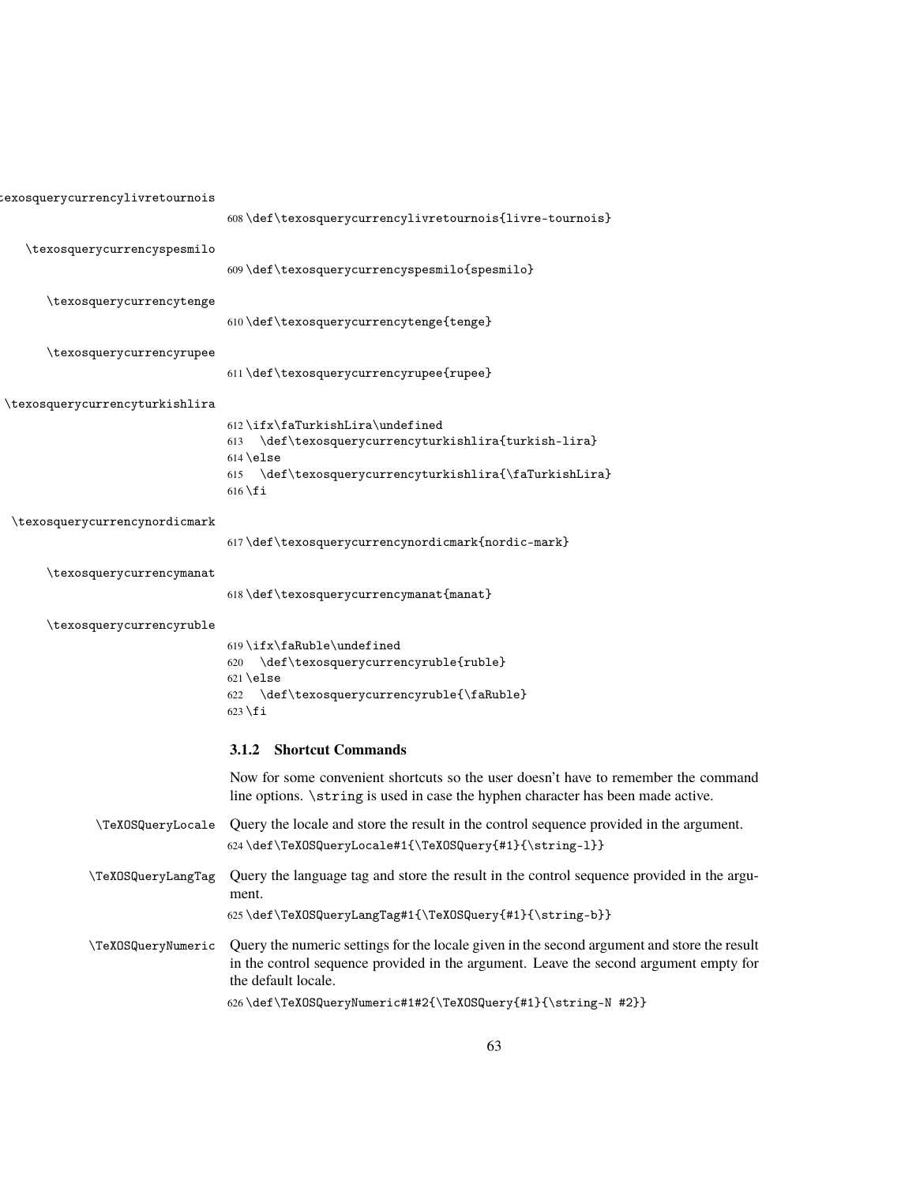\texosquerycurrencylivretournois

```
608 \def\texosquerycurrencylivretournois{livre-tournois}
```

\texosquerycurrencyspesmilo

```
609 \def\texosquerycurrencyspesmilo{spesmilo}
```

\texosquerycurrencytenge

```
610 \def\texosquerycurrencytenge{tenge}
```

\texosquerycurrencyrupee

```
611 \def\texosquerycurrencyrupee{rupee}
```

\texosquerycurrencyturkishlira

```
612 \ifx\faTurkishLira\undefined
613   \def\texosquerycurrencyturkishlira{turkish-lira}
614 \else
615   \def\texosquerycurrencyturkishlira{\faTurkishLira}
616 \fi
```

\texosquerycurrencynordicmark

```
617 \def\texosquerycurrencynordicmark{nordic-mark}
```

\texosquerycurrencymanat

```
618 \def\texosquerycurrencymanat{manat}
```

\texosquerycurrencyruble

```
619 \ifx\faRuble\undefined
620   \def\texosquerycurrencyruble{ruble}
621 \else
622   \def\texosquerycurrencyruble{\faRuble}
623 \fi
```

### 3.1.2 Shortcut Commands

Now for some convenient shortcuts so the user doesn't have to remember the command line options. `\string` is used in case the hyphen character has been made active.

\TeXOSQueryLocale Query the locale and store the result in the control sequence provided in the argument.

```
624 \def\TeXOSQueryLocale#1{\TeXOSQuery{#1}{\string-l}}
```

\TeXOSQueryLangTag Query the language tag and store the result in the control sequence provided in the argument.

```
625 \def\TeXOSQueryLangTag#1{\TeXOSQuery{#1}{\string-b}}
```

\TeXOSQueryNumeric Query the numeric settings for the locale given in the second argument and store the result in the control sequence provided in the argument. Leave the second argument empty for the default locale.

```
626 \def\TeXOSQueryNumeric#1#2{\TeXOSQuery{#1}{\string-N #2}}
```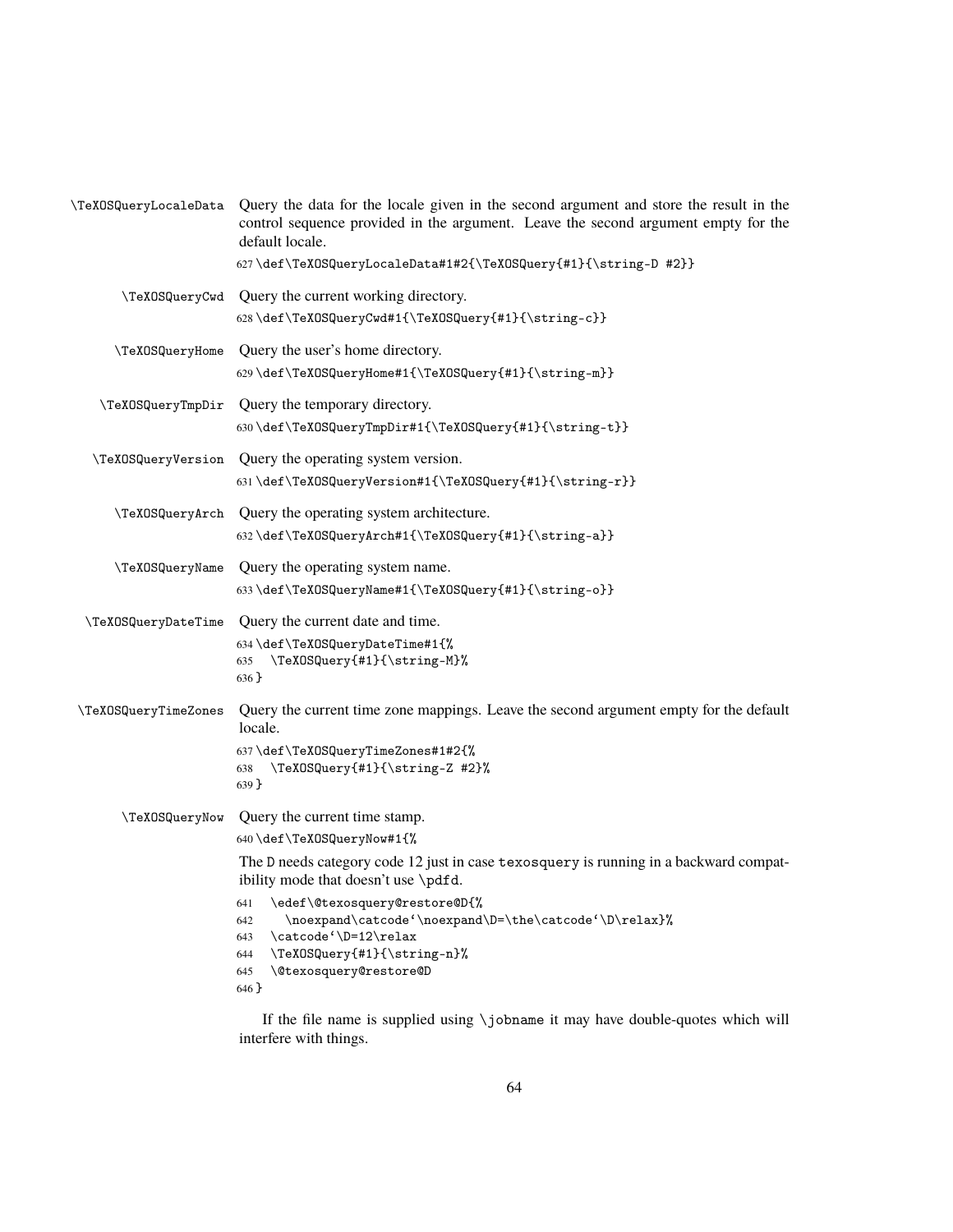`\TeXOSQueryLocaleData` Query the data for the locale given in the second argument and store the result in the control sequence provided in the argument. Leave the second argument empty for the default locale.

```
627 \def\TeXOSQueryLocaleData#1#2{\TeXOSQuery{#1}{\string-D #2}}
```

`\TeXOSQueryCwd` Query the current working directory.

```
628 \def\TeXOSQueryCwd#1{\TeXOSQuery{#1}{\string-c}}
```

`\TeXOSQueryHome` Query the user's home directory.

```
629 \def\TeXOSQueryHome#1{\TeXOSQuery{#1}{\string-m}}
```

`\TeXOSQueryTmpDir` Query the temporary directory.

```
630 \def\TeXOSQueryTmpDir#1{\TeXOSQuery{#1}{\string-t}}
```

`\TeXOSQueryVersion` Query the operating system version.

```
631 \def\TeXOSQueryVersion#1{\TeXOSQuery{#1}{\string-r}}
```

`\TeXOSQueryArch` Query the operating system architecture.

```
632 \def\TeXOSQueryArch#1{\TeXOSQuery{#1}{\string-a}}
```

`\TeXOSQueryName` Query the operating system name.

```
633 \def\TeXOSQueryName#1{\TeXOSQuery{#1}{\string-o}}
```

`\TeXOSQueryDateTime` Query the current date and time.

```
634 \def\TeXOSQueryDateTime#1{%
635   \TeXOSQuery{#1}{\string-M}%
636 }
```

`\TeXOSQueryTimeZones` Query the current time zone mappings. Leave the second argument empty for the default locale.

```
637 \def\TeXOSQueryTimeZones#1#2{%
638   \TeXOSQuery{#1}{\string-Z #2}%
639 }
```

`\TeXOSQueryNow` Query the current time stamp.

```
640 \def\TeXOSQueryNow#1{%
```

The D needs category code 12 just in case texosquery is running in a backward compatibility mode that doesn't use `\pdfd`.

```
641   \edef\@texosquery@restore@D{%
642     \noexpand\catcode`\noexpand\D=\the\catcode`\D\relax}%
643   \catcode`\D=12\relax
644   \TeXOSQuery{#1}{\string-n}%
645   \@texosquery@restore@D
646 }
```

If the file name is supplied using `\jobname` it may have double-quotes which will interfere with things.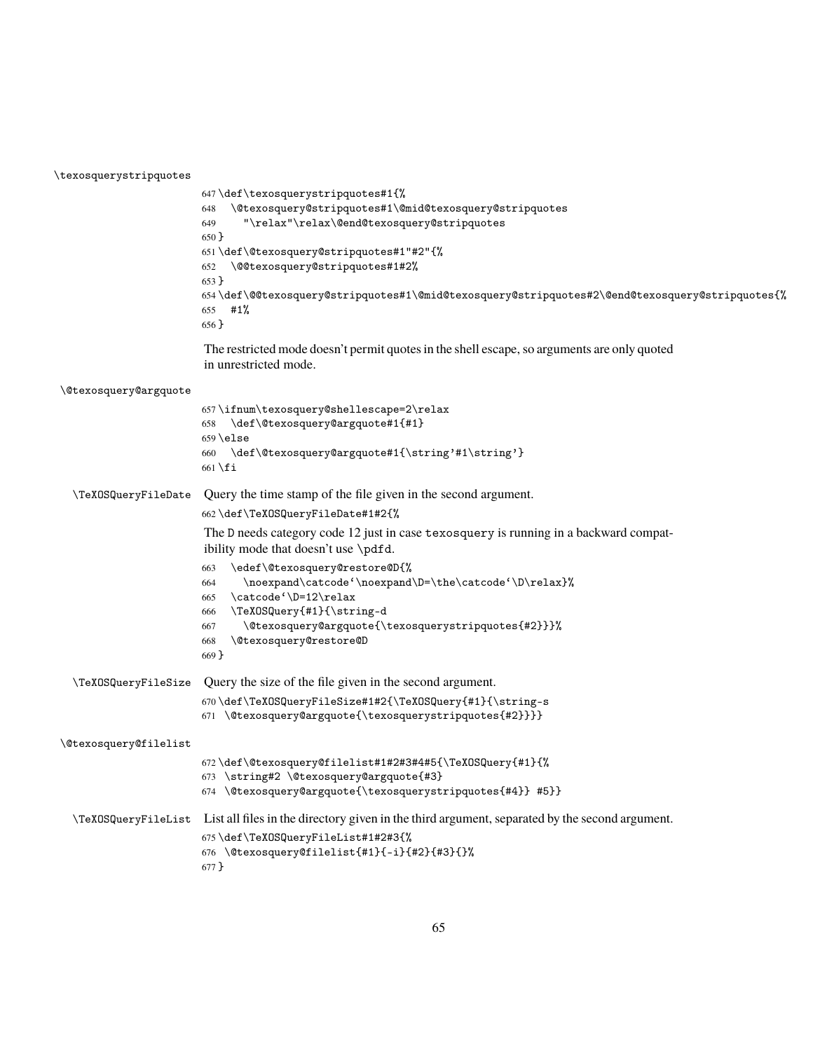\texosquerystripquotes

```
647 \def\texosquerystripquotes#1{%
648   \@texosquery@stripquotes#1\@mid@texosquery@stripquotes
649     "\relax"\relax\@end@texosquery@stripquotes
650 }
651 \def\@texosquery@stripquotes#1"#2"{%
652   \@@texosquery@stripquotes#1#2%
653 }
654 \def\@@texosquery@stripquotes#1\@mid@texosquery@stripquotes#2\@end@texosquery@stripquotes{%
655   #1%
656 }
```

The restricted mode doesn't permit quotes in the shell escape, so arguments are only quoted in unrestricted mode.

\@texosquery@argquote

```
657 \ifnum\texosquery@shellescape=2\relax
658   \def\@texosquery@argquote#1{#1}
659 \else
660   \def\@texosquery@argquote#1{\string'#1\string'}
661 \fi
```

\TeXOSQueryFileDate Query the time stamp of the file given in the second argument.

```
662 \def\TeXOSQueryFileDate#1#2{%
```

The D needs category code 12 just in case texosquery is running in a backward compatibility mode that doesn't use \pdfd.

```
663   \edef\@texosquery@restore@D{%
664     \noexpand\catcode`\noexpand\D=\the\catcode`\D\relax}%
665   \catcode`\D=12\relax
666   \TeXOSQuery{#1}{\string-d
667     \@texosquery@argquote{\texosquerystripquotes{#2}}}%
668   \@texosquery@restore@D
669 }
```

\TeXOSQueryFileSize Query the size of the file given in the second argument.

```
670 \def\TeXOSQueryFileSize#1#2{\TeXOSQuery{#1}{\string-s
671  \@texosquery@argquote{\texosquerystripquotes{#2}}}}
```

\@texosquery@filelist

```
672 \def\@texosquery@filelist#1#2#3#4#5{\TeXOSQuery{#1}{%
673  \string#2 \@texosquery@argquote{#3}
674  \@texosquery@argquote{\texosquerystripquotes{#4}} #5}}
```

\TeXOSQueryFileList List all files in the directory given in the third argument, separated by the second argument.

```
675 \def\TeXOSQueryFileList#1#2#3{%
676  \@texosquery@filelist{#1}{-i}{#2}{#3}{}%
677 }
```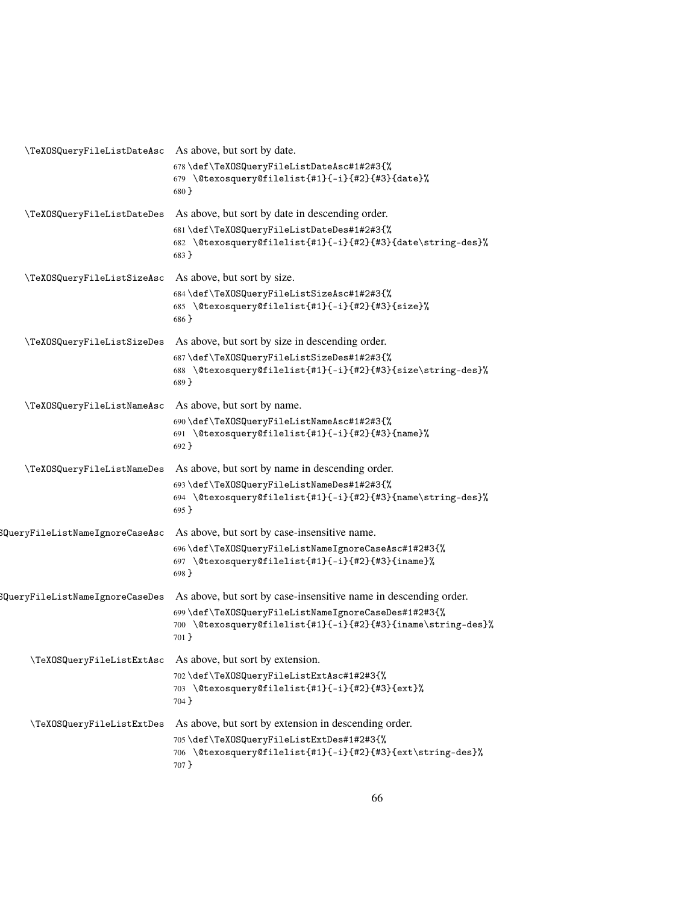\TeXOSQueryFileListDateAsc As above, but sort by date.

```
678 \def\TeXOSQueryFileListDateAsc#1#2#3{%
679 \@texosquery@filelist{#1}{-i}{#2}{#3}{date}%
680 }
```

\TeXOSQueryFileListDateDes As above, but sort by date in descending order.

```
681 \def\TeXOSQueryFileListDateDes#1#2#3{%
682 \@texosquery@filelist{#1}{-i}{#2}{#3}{date\string-des}%
683 }
```

\TeXOSQueryFileListSizeAsc As above, but sort by size.

```
684 \def\TeXOSQueryFileListSizeAsc#1#2#3{%
685 \@texosquery@filelist{#1}{-i}{#2}{#3}{size}%
686 }
```

\TeXOSQueryFileListSizeDes As above, but sort by size in descending order.

```
687 \def\TeXOSQueryFileListSizeDes#1#2#3{%
688 \@texosquery@filelist{#1}{-i}{#2}{#3}{size\string-des}%
689 }
```

\TeXOSQueryFileListNameAsc As above, but sort by name.

```
690 \def\TeXOSQueryFileListNameAsc#1#2#3{%
691 \@texosquery@filelist{#1}{-i}{#2}{#3}{name}%
692 }
```

\TeXOSQueryFileListNameDes As above, but sort by name in descending order.

```
693 \def\TeXOSQueryFileListNameDes#1#2#3{%
694 \@texosquery@filelist{#1}{-i}{#2}{#3}{name\string-des}%
695 }
```

\TeXOSQueryFileListNameIgnoreCaseAsc As above, but sort by case-insensitive name.

```
696 \def\TeXOSQueryFileListNameIgnoreCaseAsc#1#2#3{%
697 \@texosquery@filelist{#1}{-i}{#2}{#3}{iname}%
698 }
```

\TeXOSQueryFileListNameIgnoreCaseDes As above, but sort by case-insensitive name in descending order.

```
699 \def\TeXOSQueryFileListNameIgnoreCaseDes#1#2#3{%
700 \@texosquery@filelist{#1}{-i}{#2}{#3}{iname\string-des}%
701 }
```

\TeXOSQueryFileListExtAsc As above, but sort by extension.

```
702 \def\TeXOSQueryFileListExtAsc#1#2#3{%
703 \@texosquery@filelist{#1}{-i}{#2}{#3}{ext}%
704 }
```

\TeXOSQueryFileListExtDes As above, but sort by extension in descending order.

```
705 \def\TeXOSQueryFileListExtDes#1#2#3{%
706 \@texosquery@filelist{#1}{-i}{#2}{#3}{ext\string-des}%
707 }
```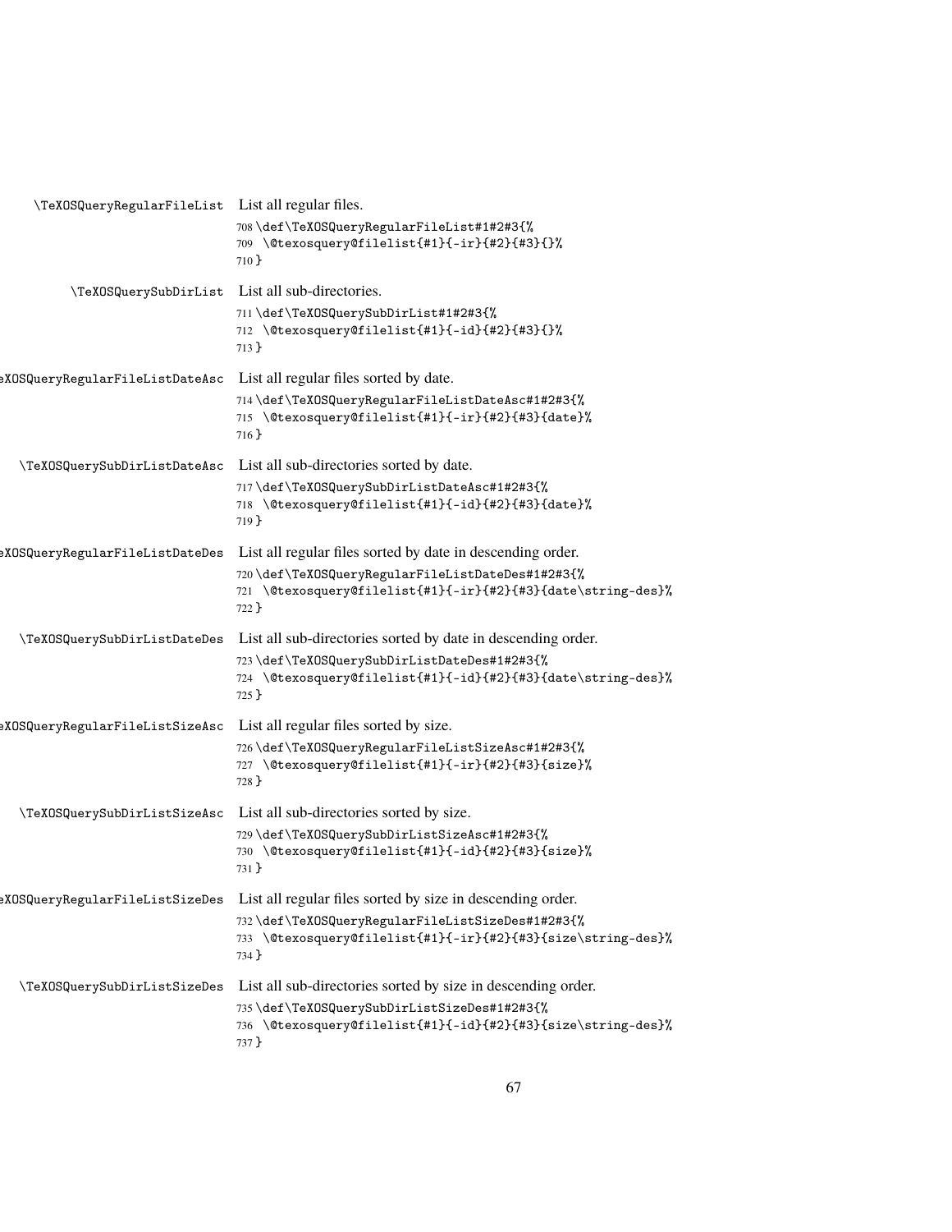`\TeXOSQueryRegularFileList` List all regular files.

```
708 \def\TeXOSQueryRegularFileList#1#2#3{%
709   \@texosquery@filelist{#1}{-ir}{#2}{#3}{}%
710 }
```

`\TeXOSQuerySubDirList` List all sub-directories.

```
711 \def\TeXOSQuerySubDirList#1#2#3{%
712   \@texosquery@filelist{#1}{-id}{#2}{#3}{}%
713 }
```

`\TeXOSQueryRegularFileListDateAsc` List all regular files sorted by date.

```
714 \def\TeXOSQueryRegularFileListDateAsc#1#2#3{%
715   \@texosquery@filelist{#1}{-ir}{#2}{#3}{date}%
716 }
```

`\TeXOSQuerySubDirListDateAsc` List all sub-directories sorted by date.

```
717 \def\TeXOSQuerySubDirListDateAsc#1#2#3{%
718   \@texosquery@filelist{#1}{-id}{#2}{#3}{date}%
719 }
```

`\TeXOSQueryRegularFileListDateDes` List all regular files sorted by date in descending order.

```
720 \def\TeXOSQueryRegularFileListDateDes#1#2#3{%
721   \@texosquery@filelist{#1}{-ir}{#2}{#3}{date\string-des}%
722 }
```

`\TeXOSQuerySubDirListDateDes` List all sub-directories sorted by date in descending order.

```
723 \def\TeXOSQuerySubDirListDateDes#1#2#3{%
724   \@texosquery@filelist{#1}{-id}{#2}{#3}{date\string-des}%
725 }
```

`\TeXOSQueryRegularFileListSizeAsc` List all regular files sorted by size.

```
726 \def\TeXOSQueryRegularFileListSizeAsc#1#2#3{%
727   \@texosquery@filelist{#1}{-ir}{#2}{#3}{size}%
728 }
```

`\TeXOSQuerySubDirListSizeAsc` List all sub-directories sorted by size.

```
729 \def\TeXOSQuerySubDirListSizeAsc#1#2#3{%
730   \@texosquery@filelist{#1}{-id}{#2}{#3}{size}%
731 }
```

`\TeXOSQueryRegularFileListSizeDes` List all regular files sorted by size in descending order.

```
732 \def\TeXOSQueryRegularFileListSizeDes#1#2#3{%
733   \@texosquery@filelist{#1}{-ir}{#2}{#3}{size\string-des}%
734 }
```

`\TeXOSQuerySubDirListSizeDes` List all sub-directories sorted by size in descending order.

```
735 \def\TeXOSQuerySubDirListSizeDes#1#2#3{%
736   \@texosquery@filelist{#1}{-id}{#2}{#3}{size\string-des}%
737 }
```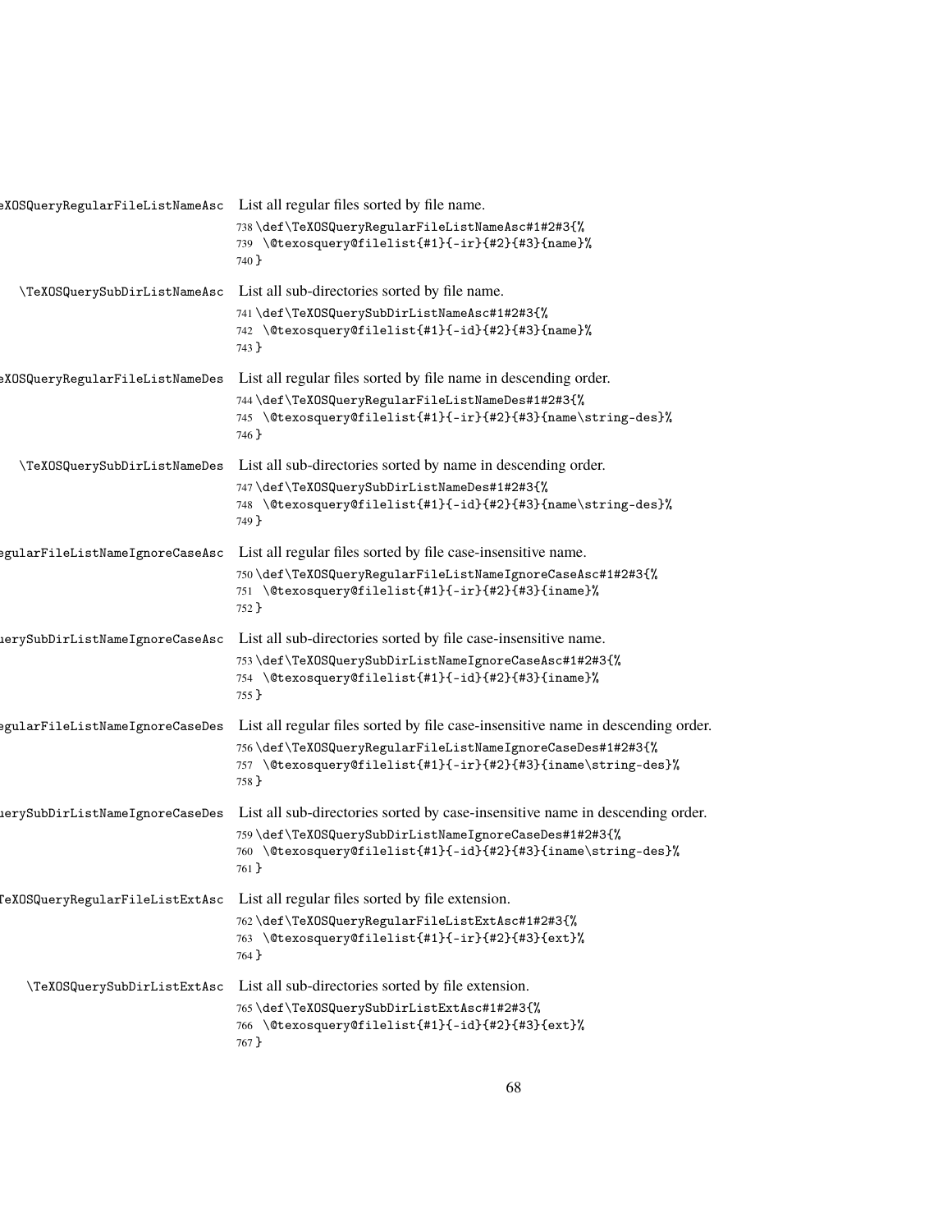\TeXOSQueryRegularFileListNameAsc List all regular files sorted by file name.

```
738 \def\TeXOSQueryRegularFileListNameAsc#1#2#3{%
739   \@texosquery@filelist{#1}{-ir}{#2}{#3}{name}%
740 }
```

\TeXOSQuerySubDirListNameAsc List all sub-directories sorted by file name.

```
741 \def\TeXOSQuerySubDirListNameAsc#1#2#3{%
742   \@texosquery@filelist{#1}{-id}{#2}{#3}{name}%
743 }
```

\TeXOSQueryRegularFileListNameDes List all regular files sorted by file name in descending order.

```
744 \def\TeXOSQueryRegularFileListNameDes#1#2#3{%
745   \@texosquery@filelist{#1}{-ir}{#2}{#3}{name\string-des}%
746 }
```

\TeXOSQuerySubDirListNameDes List all sub-directories sorted by name in descending order.

```
747 \def\TeXOSQuerySubDirListNameDes#1#2#3{%
748   \@texosquery@filelist{#1}{-id}{#2}{#3}{name\string-des}%
749 }
```

\TeXOSQueryRegularFileListNameIgnoreCaseAsc List all regular files sorted by file case-insensitive name.

```
750 \def\TeXOSQueryRegularFileListNameIgnoreCaseAsc#1#2#3{%
751   \@texosquery@filelist{#1}{-ir}{#2}{#3}{iname}%
752 }
```

\TeXOSQuerySubDirListNameIgnoreCaseAsc List all sub-directories sorted by file case-insensitive name.

```
753 \def\TeXOSQuerySubDirListNameIgnoreCaseAsc#1#2#3{%
754   \@texosquery@filelist{#1}{-id}{#2}{#3}{iname}%
755 }
```

\TeXOSQueryRegularFileListNameIgnoreCaseDes List all regular files sorted by file case-insensitive name in descending order.

```
756 \def\TeXOSQueryRegularFileListNameIgnoreCaseDes#1#2#3{%
757   \@texosquery@filelist{#1}{-ir}{#2}{#3}{iname\string-des}%
758 }
```

\TeXOSQuerySubDirListNameIgnoreCaseDes List all sub-directories sorted by case-insensitive name in descending order.

```
759 \def\TeXOSQuerySubDirListNameIgnoreCaseDes#1#2#3{%
760   \@texosquery@filelist{#1}{-id}{#2}{#3}{iname\string-des}%
761 }
```

\TeXOSQueryRegularFileListExtAsc List all regular files sorted by file extension.

```
762 \def\TeXOSQueryRegularFileListExtAsc#1#2#3{%
763   \@texosquery@filelist{#1}{-ir}{#2}{#3}{ext}%
764 }
```

\TeXOSQuerySubDirListExtAsc List all sub-directories sorted by file extension.

```
765 \def\TeXOSQuerySubDirListExtAsc#1#2#3{%
766   \@texosquery@filelist{#1}{-id}{#2}{#3}{ext}%
767 }
```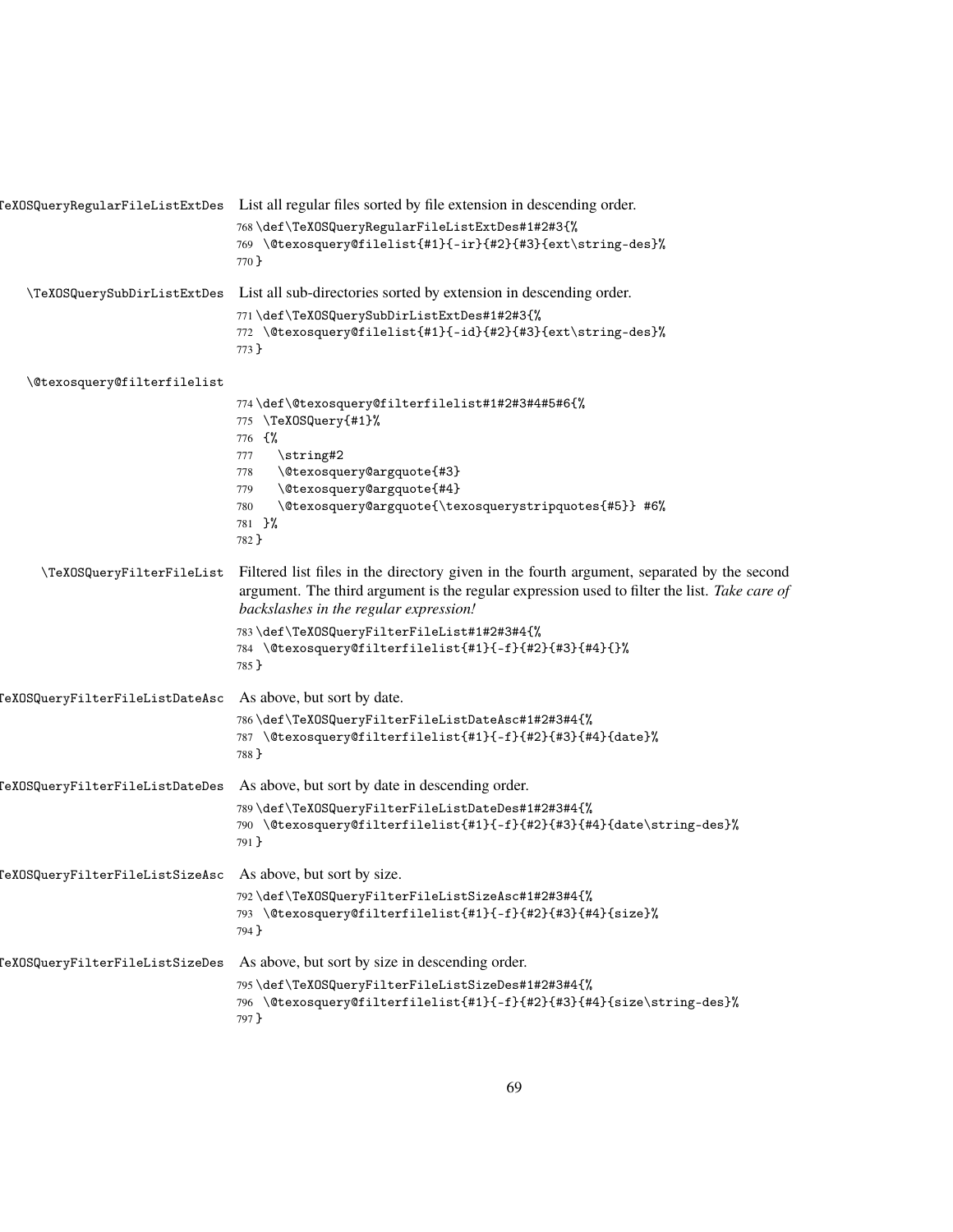\TeXOSQueryRegularFileListExtDes List all regular files sorted by file extension in descending order.

```
768 \def\TeXOSQueryRegularFileListExtDes#1#2#3{%
769   \@texosquery@filelist{#1}{-ir}{#2}{#3}{ext\string-des}%
770 }
```

\TeXOSQuerySubDirListExtDes List all sub-directories sorted by extension in descending order.

```
771 \def\TeXOSQuerySubDirListExtDes#1#2#3{%
772   \@texosquery@filelist{#1}{-id}{#2}{#3}{ext\string-des}%
773 }
```

\@texosquery@filterfilelist

```
774 \def\@texosquery@filterfilelist#1#2#3#4#5#6{%
775   \TeXOSQuery{#1}%
776   {%
777     \string#2
778     \@texosquery@argquote{#3}
779     \@texosquery@argquote{#4}
780     \@texosquery@argquote{\texosquerystripquotes{#5}} #6%
781   }%
782 }
```

\TeXOSQueryFilterFileList Filtered list files in the directory given in the fourth argument, separated by the second argument. The third argument is the regular expression used to filter the list. *Take care of backslashes in the regular expression!*

```
783 \def\TeXOSQueryFilterFileList#1#2#3#4{%
784   \@texosquery@filterfilelist{#1}{-f}{#2}{#3}{#4}{}%
785 }
```

\TeXOSQueryFilterFileListDateAsc As above, but sort by date.

```
786 \def\TeXOSQueryFilterFileListDateAsc#1#2#3#4{%
787   \@texosquery@filterfilelist{#1}{-f}{#2}{#3}{#4}{date}%
788 }
```

\TeXOSQueryFilterFileListDateDes As above, but sort by date in descending order.

```
789 \def\TeXOSQueryFilterFileListDateDes#1#2#3#4{%
790   \@texosquery@filterfilelist{#1}{-f}{#2}{#3}{#4}{date\string-des}%
791 }
```

\TeXOSQueryFilterFileListSizeAsc As above, but sort by size.

```
792 \def\TeXOSQueryFilterFileListSizeAsc#1#2#3#4{%
793   \@texosquery@filterfilelist{#1}{-f}{#2}{#3}{#4}{size}%
794 }
```

\TeXOSQueryFilterFileListSizeDes As above, but sort by size in descending order.

```
795 \def\TeXOSQueryFilterFileListSizeDes#1#2#3#4{%
796   \@texosquery@filterfilelist{#1}{-f}{#2}{#3}{#4}{size\string-des}%
797 }
```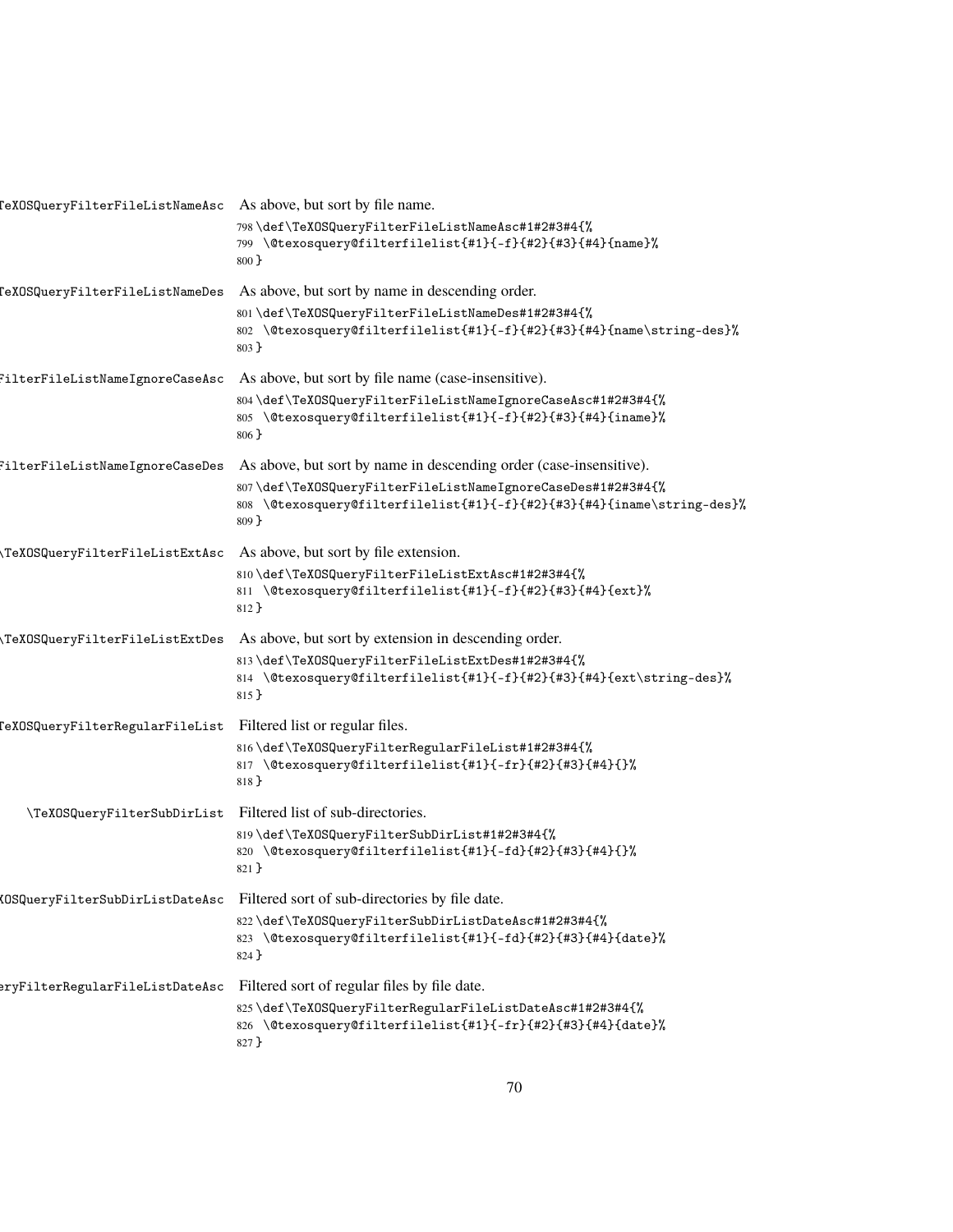\TeXOSQueryFilterFileListNameAsc

As above, but sort by file name.

```
798 \def\TeXOSQueryFilterFileListNameAsc#1#2#3#4{%
799   \@texosquery@filterfilelist{#1}{-f}{#2}{#3}{#4}{name}%
800 }
```

\TeXOSQueryFilterFileListNameDes

As above, but sort by name in descending order.

```
801 \def\TeXOSQueryFilterFileListNameDes#1#2#3#4{%
802   \@texosquery@filterfilelist{#1}{-f}{#2}{#3}{#4}{name\string-des}%
803 }
```

\TeXOSQueryFilterFileListNameIgnoreCaseAsc

As above, but sort by file name (case-insensitive).

```
804 \def\TeXOSQueryFilterFileListNameIgnoreCaseAsc#1#2#3#4{%
805   \@texosquery@filterfilelist{#1}{-f}{#2}{#3}{#4}{iname}%
806 }
```

\TeXOSQueryFilterFileListNameIgnoreCaseDes

As above, but sort by name in descending order (case-insensitive).

```
807 \def\TeXOSQueryFilterFileListNameIgnoreCaseDes#1#2#3#4{%
808   \@texosquery@filterfilelist{#1}{-f}{#2}{#3}{#4}{iname\string-des}%
809 }
```

\TeXOSQueryFilterFileListExtAsc

As above, but sort by file extension.

```
810 \def\TeXOSQueryFilterFileListExtAsc#1#2#3#4{%
811   \@texosquery@filterfilelist{#1}{-f}{#2}{#3}{#4}{ext}%
812 }
```

\TeXOSQueryFilterFileListExtDes

As above, but sort by extension in descending order.

```
813 \def\TeXOSQueryFilterFileListExtDes#1#2#3#4{%
814   \@texosquery@filterfilelist{#1}{-f}{#2}{#3}{#4}{ext\string-des}%
815 }
```

\TeXOSQueryFilterRegularFileList

Filtered list or regular files.

```
816 \def\TeXOSQueryFilterRegularFileList#1#2#3#4{%
817   \@texosquery@filterfilelist{#1}{-fr}{#2}{#3}{#4}{}%
818 }
```

\TeXOSQueryFilterSubDirList

Filtered list of sub-directories.

```
819 \def\TeXOSQueryFilterSubDirList#1#2#3#4{%
820   \@texosquery@filterfilelist{#1}{-fd}{#2}{#3}{#4}{}%
821 }
```

\TeXOSQueryFilterSubDirListDateAsc

Filtered sort of sub-directories by file date.

```
822 \def\TeXOSQueryFilterSubDirListDateAsc#1#2#3#4{%
823   \@texosquery@filterfilelist{#1}{-fd}{#2}{#3}{#4}{date}%
824 }
```

\TeXOSQueryFilterRegularFileListDateAsc

Filtered sort of regular files by file date.

```
825 \def\TeXOSQueryFilterRegularFileListDateAsc#1#2#3#4{%
826   \@texosquery@filterfilelist{#1}{-fr}{#2}{#3}{#4}{date}%
827 }
```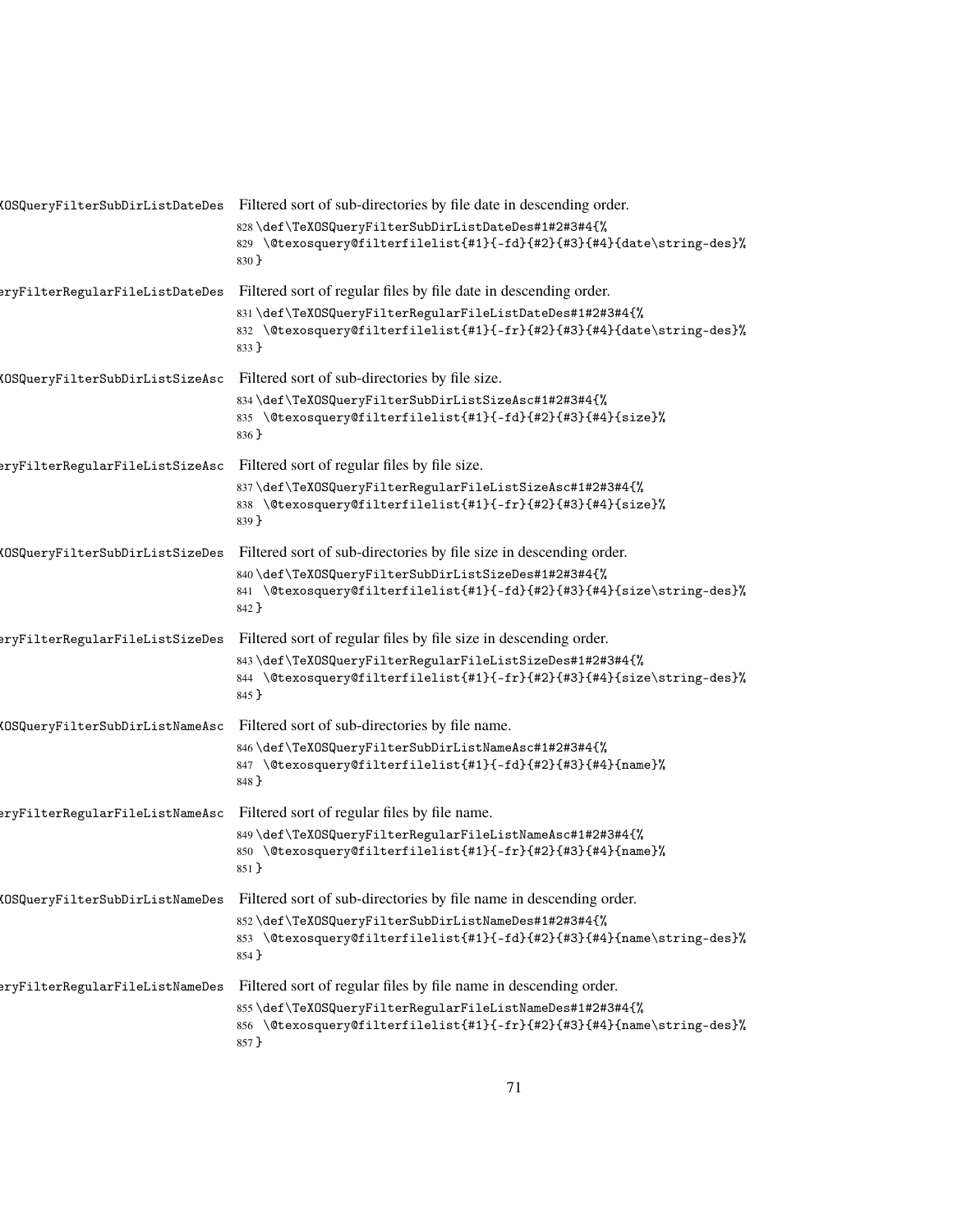\TeXOSQueryFilterSubDirListDateDes Filtered sort of sub-directories by file date in descending order.

```
828 \def\TeXOSQueryFilterSubDirListDateDes#1#2#3#4{%
829  \@texosquery@filterfilelist{#1}{-fd}{#2}{#3}{#4}{date\string-des}%
830 }
```

\TeXOSQueryFilterRegularFileListDateDes Filtered sort of regular files by file date in descending order.

```
831 \def\TeXOSQueryFilterRegularFileListDateDes#1#2#3#4{%
832  \@texosquery@filterfilelist{#1}{-fr}{#2}{#3}{#4}{date\string-des}%
833 }
```

\TeXOSQueryFilterSubDirListSizeAsc Filtered sort of sub-directories by file size.

```
834 \def\TeXOSQueryFilterSubDirListSizeAsc#1#2#3#4{%
835  \@texosquery@filterfilelist{#1}{-fd}{#2}{#3}{#4}{size}%
836 }
```

\TeXOSQueryFilterRegularFileListSizeAsc Filtered sort of regular files by file size.

```
837 \def\TeXOSQueryFilterRegularFileListSizeAsc#1#2#3#4{%
838  \@texosquery@filterfilelist{#1}{-fr}{#2}{#3}{#4}{size}%
839 }
```

\TeXOSQueryFilterSubDirListSizeDes Filtered sort of sub-directories by file size in descending order.

```
840 \def\TeXOSQueryFilterSubDirListSizeDes#1#2#3#4{%
841  \@texosquery@filterfilelist{#1}{-fd}{#2}{#3}{#4}{size\string-des}%
842 }
```

\TeXOSQueryFilterRegularFileListSizeDes Filtered sort of regular files by file size in descending order.

```
843 \def\TeXOSQueryFilterRegularFileListSizeDes#1#2#3#4{%
844  \@texosquery@filterfilelist{#1}{-fr}{#2}{#3}{#4}{size\string-des}%
845 }
```

\TeXOSQueryFilterSubDirListNameAsc Filtered sort of sub-directories by file name.

```
846 \def\TeXOSQueryFilterSubDirListNameAsc#1#2#3#4{%
847  \@texosquery@filterfilelist{#1}{-fd}{#2}{#3}{#4}{name}%
848 }
```

\TeXOSQueryFilterRegularFileListNameAsc Filtered sort of regular files by file name.

```
849 \def\TeXOSQueryFilterRegularFileListNameAsc#1#2#3#4{%
850  \@texosquery@filterfilelist{#1}{-fr}{#2}{#3}{#4}{name}%
851 }
```

\TeXOSQueryFilterSubDirListNameDes Filtered sort of sub-directories by file name in descending order.

```
852 \def\TeXOSQueryFilterSubDirListNameDes#1#2#3#4{%
853  \@texosquery@filterfilelist{#1}{-fd}{#2}{#3}{#4}{name\string-des}%
854 }
```

\TeXOSQueryFilterRegularFileListNameDes Filtered sort of regular files by file name in descending order.

```
855 \def\TeXOSQueryFilterRegularFileListNameDes#1#2#3#4{%
856  \@texosquery@filterfilelist{#1}{-fr}{#2}{#3}{#4}{name\string-des}%
857 }
```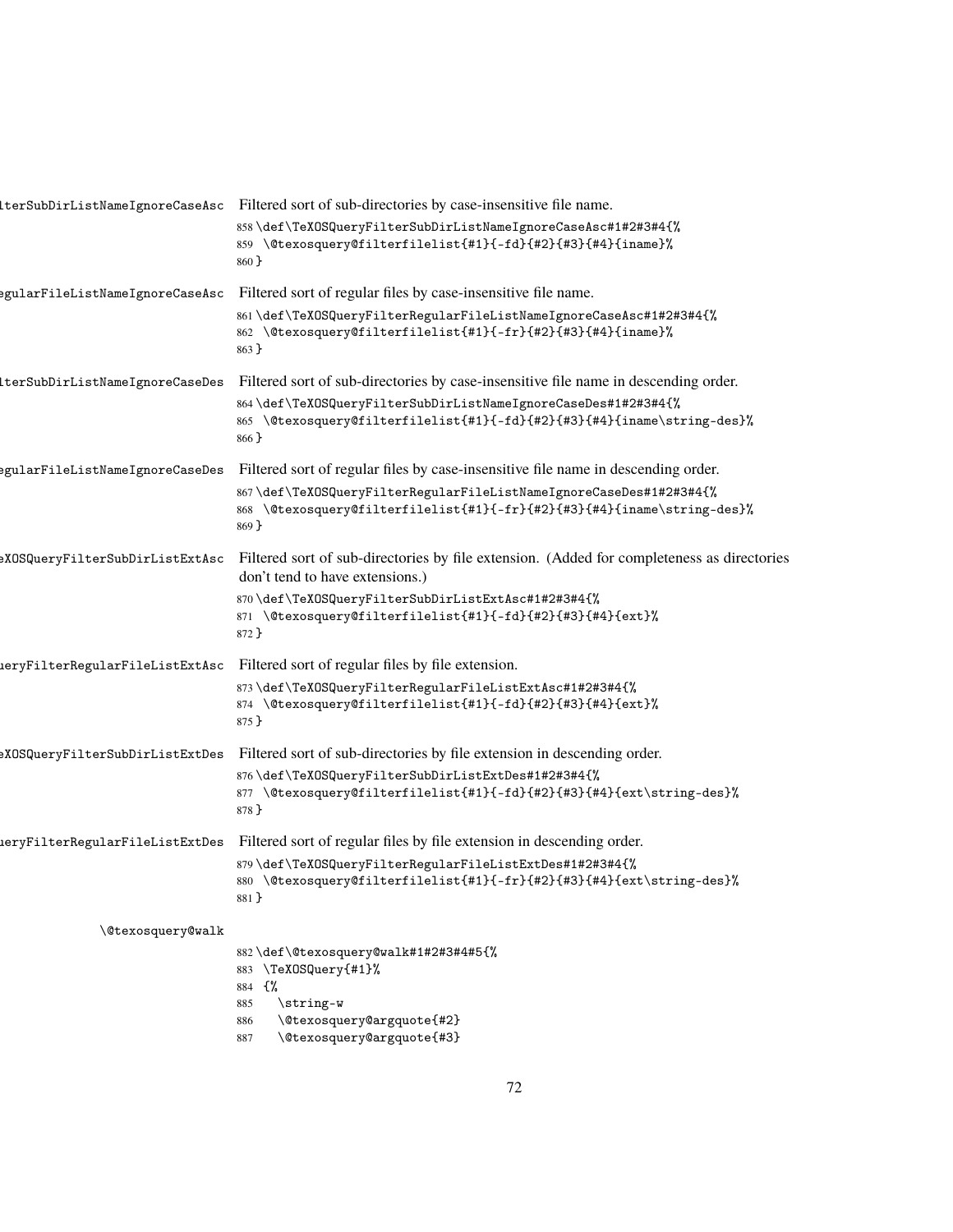lterSubDirListNameIgnoreCaseAsc Filtered sort of sub-directories by case-insensitive file name.

```
858 \def\TeXOSQueryFilterSubDirListNameIgnoreCaseAsc#1#2#3#4{%
859  \@texosquery@filterfilelist{#1}{-fd}{#2}{#3}{#4}{iname}%
860 }
```

egularFileListNameIgnoreCaseAsc Filtered sort of regular files by case-insensitive file name.

```
861 \def\TeXOSQueryFilterRegularFileListNameIgnoreCaseAsc#1#2#3#4{%
862  \@texosquery@filterfilelist{#1}{-fr}{#2}{#3}{#4}{iname}%
863 }
```

lterSubDirListNameIgnoreCaseDes Filtered sort of sub-directories by case-insensitive file name in descending order.

```
864 \def\TeXOSQueryFilterSubDirListNameIgnoreCaseDes#1#2#3#4{%
865  \@texosquery@filterfilelist{#1}{-fd}{#2}{#3}{#4}{iname\string-des}%
866 }
```

egularFileListNameIgnoreCaseDes Filtered sort of regular files by case-insensitive file name in descending order.

```
867 \def\TeXOSQueryFilterRegularFileListNameIgnoreCaseDes#1#2#3#4{%
868  \@texosquery@filterfilelist{#1}{-fr}{#2}{#3}{#4}{iname\string-des}%
869 }
```

eXOSQueryFilterSubDirListExtAsc Filtered sort of sub-directories by file extension. (Added for completeness as directories don't tend to have extensions.)

```
870 \def\TeXOSQueryFilterSubDirListExtAsc#1#2#3#4{%
871  \@texosquery@filterfilelist{#1}{-fd}{#2}{#3}{#4}{ext}%
872 }
```

ueryFilterRegularFileListExtAsc Filtered sort of regular files by file extension.

```
873 \def\TeXOSQueryFilterRegularFileListExtAsc#1#2#3#4{%
874  \@texosquery@filterfilelist{#1}{-fd}{#2}{#3}{#4}{ext}%
875 }
```

eXOSQueryFilterSubDirListExtDes Filtered sort of sub-directories by file extension in descending order.

```
876 \def\TeXOSQueryFilterSubDirListExtDes#1#2#3#4{%
877  \@texosquery@filterfilelist{#1}{-fd}{#2}{#3}{#4}{ext\string-des}%
878 }
```

ueryFilterRegularFileListExtDes Filtered sort of regular files by file extension in descending order.

```
879 \def\TeXOSQueryFilterRegularFileListExtDes#1#2#3#4{%
880  \@texosquery@filterfilelist{#1}{-fr}{#2}{#3}{#4}{ext\string-des}%
881 }
```

\@texosquery@walk

```
882 \def\@texosquery@walk#1#2#3#4#5{%
883  \TeXOSQuery{#1}%
884  {%
885    \string-w
886    \@texosquery@argquote{#2}
887    \@texosquery@argquote{#3}
```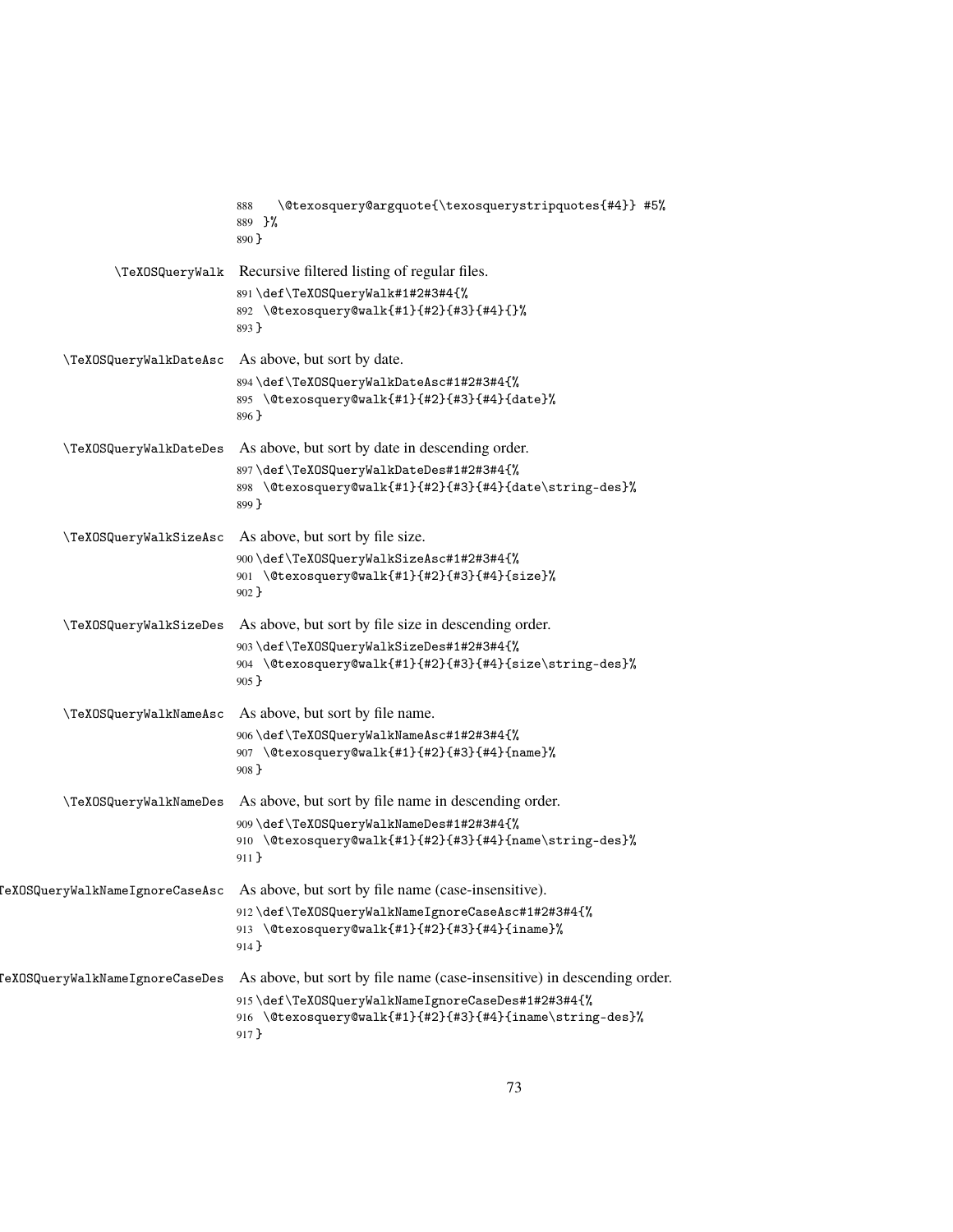```
888     \@texosquery@argquote{\texosquerystripquotes{#4}} #5%
889   }%
890 }
```

`\TeXOSQueryWalk` Recursive filtered listing of regular files.

```
891 \def\TeXOSQueryWalk#1#2#3#4{%
892   \@texosquery@walk{#1}{#2}{#3}{#4}{}%
893 }
```

`\TeXOSQueryWalkDateAsc` As above, but sort by date.

```
894 \def\TeXOSQueryWalkDateAsc#1#2#3#4{%
895   \@texosquery@walk{#1}{#2}{#3}{#4}{date}%
896 }
```

`\TeXOSQueryWalkDateDes` As above, but sort by date in descending order.

```
897 \def\TeXOSQueryWalkDateDes#1#2#3#4{%
898   \@texosquery@walk{#1}{#2}{#3}{#4}{date\string-des}%
899 }
```

`\TeXOSQueryWalkSizeAsc` As above, but sort by file size.

```
900 \def\TeXOSQueryWalkSizeAsc#1#2#3#4{%
901   \@texosquery@walk{#1}{#2}{#3}{#4}{size}%
902 }
```

`\TeXOSQueryWalkSizeDes` As above, but sort by file size in descending order.

```
903 \def\TeXOSQueryWalkSizeDes#1#2#3#4{%
904   \@texosquery@walk{#1}{#2}{#3}{#4}{size\string-des}%
905 }
```

`\TeXOSQueryWalkNameAsc` As above, but sort by file name.

```
906 \def\TeXOSQueryWalkNameAsc#1#2#3#4{%
907   \@texosquery@walk{#1}{#2}{#3}{#4}{name}%
908 }
```

`\TeXOSQueryWalkNameDes` As above, but sort by file name in descending order.

```
909 \def\TeXOSQueryWalkNameDes#1#2#3#4{%
910   \@texosquery@walk{#1}{#2}{#3}{#4}{name\string-des}%
911 }
```

`\TeXOSQueryWalkNameIgnoreCaseAsc` As above, but sort by file name (case-insensitive).

```
912 \def\TeXOSQueryWalkNameIgnoreCaseAsc#1#2#3#4{%
913   \@texosquery@walk{#1}{#2}{#3}{#4}{iname}%
914 }
```

`\TeXOSQueryWalkNameIgnoreCaseDes` As above, but sort by file name (case-insensitive) in descending order.

```
915 \def\TeXOSQueryWalkNameIgnoreCaseDes#1#2#3#4{%
916   \@texosquery@walk{#1}{#2}{#3}{#4}{iname\string-des}%
917 }
```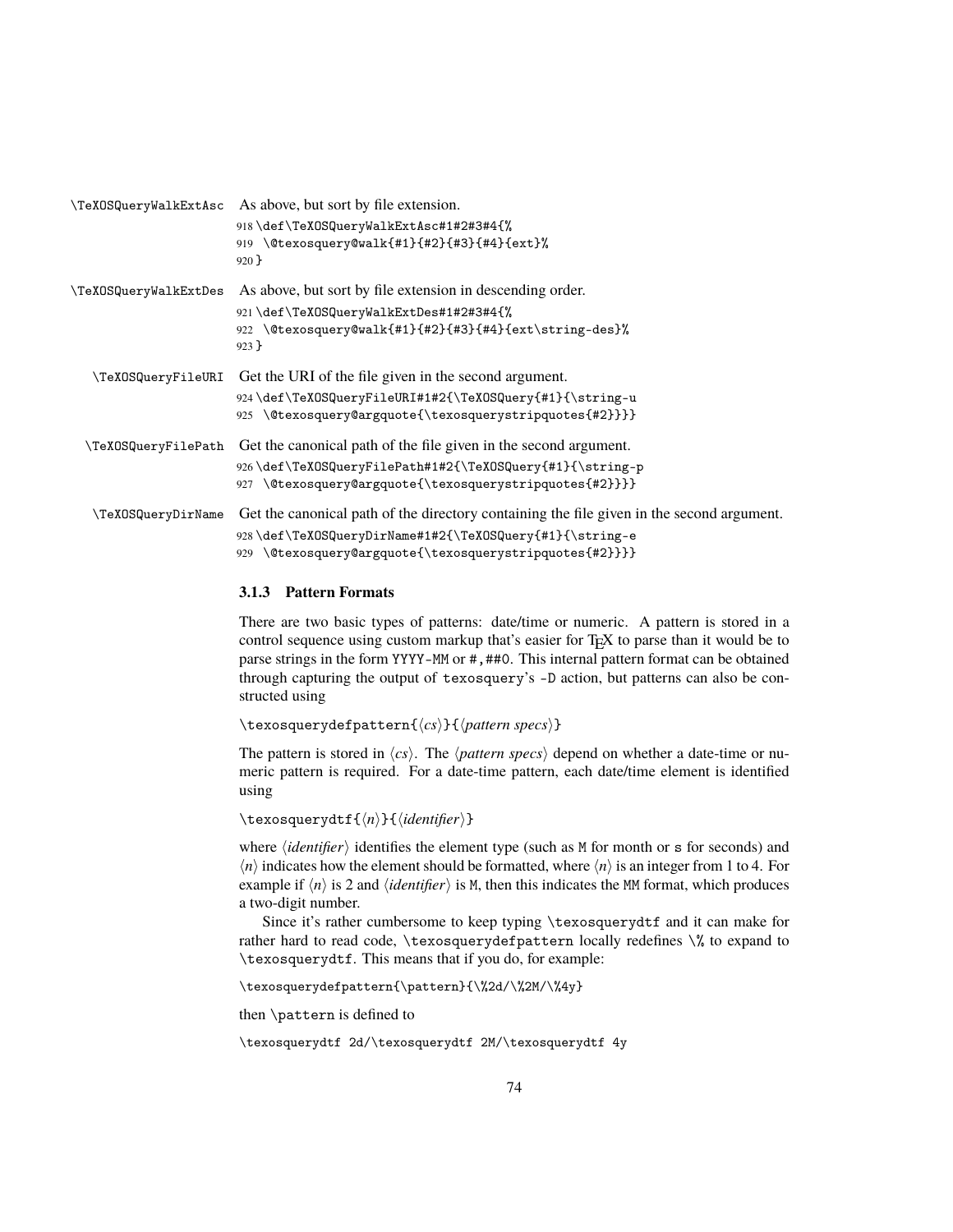`\TeXOSQueryWalkExtAsc` As above, but sort by file extension.

```
918 \def\TeXOSQueryWalkExtAsc#1#2#3#4{%
919   \@texosquery@walk{#1}{#2}{#3}{#4}{ext}%
920 }
```

`\TeXOSQueryWalkExtDes` As above, but sort by file extension in descending order.

```
921 \def\TeXOSQueryWalkExtDes#1#2#3#4{%
922   \@texosquery@walk{#1}{#2}{#3}{#4}{ext\string-des}%
923 }
```

`\TeXOSQueryFileURI` Get the URI of the file given in the second argument.

```
924 \def\TeXOSQueryFileURI#1#2{\TeXOSQuery{#1}{\string-u
925   \@texosquery@argquote{\texosquerystripquotes{#2}}}}
```

`\TeXOSQueryFilePath` Get the canonical path of the file given in the second argument.

```
926 \def\TeXOSQueryFilePath#1#2{\TeXOSQuery{#1}{\string-p
927   \@texosquery@argquote{\texosquerystripquotes{#2}}}}
```

`\TeXOSQueryDirName` Get the canonical path of the directory containing the file given in the second argument.

```
928 \def\TeXOSQueryDirName#1#2{\TeXOSQuery{#1}{\string-e
929   \@texosquery@argquote{\texosquerystripquotes{#2}}}}
```

### 3.1.3 Pattern Formats

There are two basic types of patterns: date/time or numeric. A pattern is stored in a control sequence using custom markup that's easier for TeX to parse than it would be to parse strings in the form `YYYY-MM` or `#,##0`. This internal pattern format can be obtained through capturing the output of `texosquery`'s `-D` action, but patterns can also be constructed using

`\texosquerydefpattern{`⟨*cs*⟩`}{`⟨*pattern specs*⟩`}`

The pattern is stored in ⟨*cs*⟩. The ⟨*pattern specs*⟩ depend on whether a date-time or numeric pattern is required. For a date-time pattern, each date/time element is identified using

`\texosquerydtf{`⟨*n*⟩`}{`⟨*identifier*⟩`}`

where ⟨*identifier*⟩ identifies the element type (such as `M` for month or `s` for seconds) and ⟨*n*⟩ indicates how the element should be formatted, where ⟨*n*⟩ is an integer from 1 to 4. For example if ⟨*n*⟩ is 2 and ⟨*identifier*⟩ is `M`, then this indicates the `MM` format, which produces a two-digit number.

Since it's rather cumbersome to keep typing `\texosquerydtf` and it can make for rather hard to read code, `\texosquerydefpattern` locally redefines `\%` to expand to `\texosquerydtf`. This means that if you do, for example:

```
\texosquerydefpattern{\pattern}{\%2d/\%2M/\%4y}
```

then `\pattern` is defined to

```
\texosquerydtf 2d/\texosquerydtf 2M/\texosquerydtf 4y
```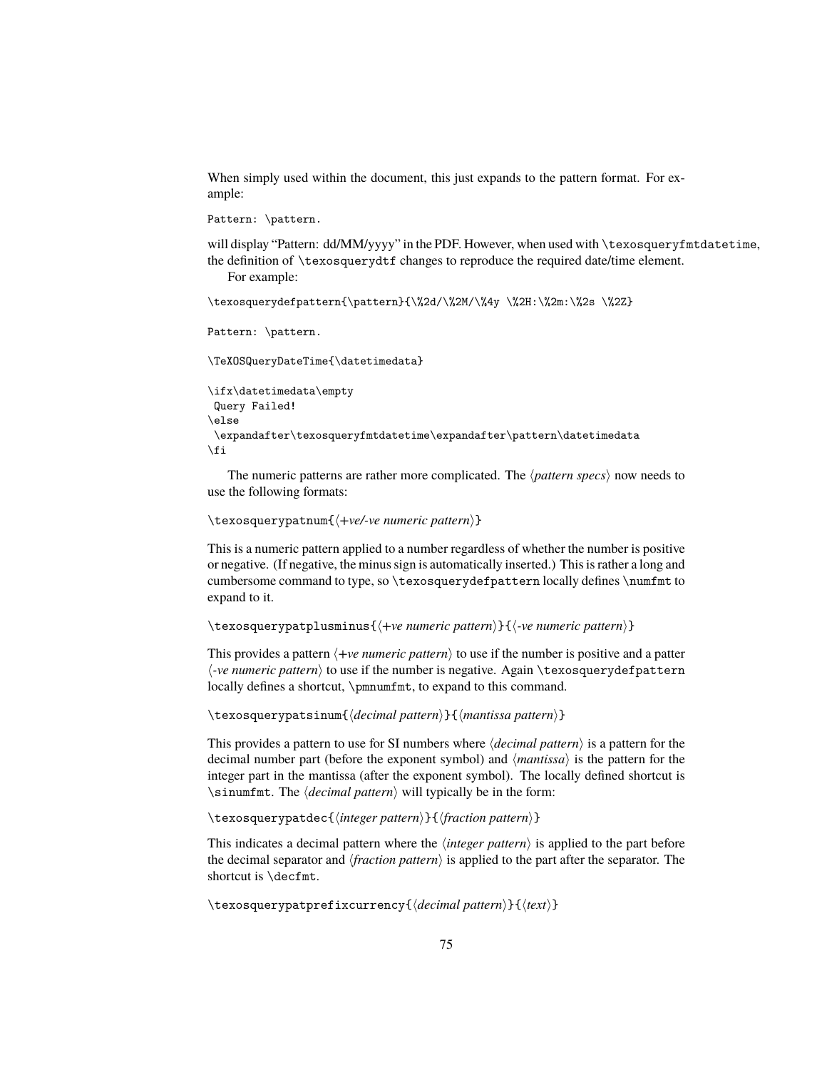When simply used within the document, this just expands to the pattern format. For example:

```
Pattern: \pattern.
```

will display "Pattern: dd/MM/yyyy" in the PDF. However, when used with `\texosqueryfmtdatetime`, the definition of `\texosquerydtf` changes to reproduce the required date/time element.

For example:

```
\texosquerydefpattern{\pattern}{\%2d/\%2M/\%4y \%2H:\%2m:\%2s \%2Z}

Pattern: \pattern.

\TeXOSQueryDateTime{\datetimedata}

\ifx\datetimedata\empty
 Query Failed!
\else
 \expandafter\texosqueryfmtdatetime\expandafter\pattern\datetimedata
\fi
```

The numeric patterns are rather more complicated. The ⟨*pattern specs*⟩ now needs to use the following formats:

`\texosquerypatnum{`⟨*+ve/-ve numeric pattern*⟩`}`

This is a numeric pattern applied to a number regardless of whether the number is positive or negative. (If negative, the minus sign is automatically inserted.) This is rather a long and cumbersome command to type, so `\texosquerydefpattern` locally defines `\numfmt` to expand to it.

`\texosquerypatplusminus{`⟨*+ve numeric pattern*⟩`}{`⟨*-ve numeric pattern*⟩`}`

This provides a pattern ⟨*+ve numeric pattern*⟩ to use if the number is positive and a patter ⟨*-ve numeric pattern*⟩ to use if the number is negative. Again `\texosquerydefpattern` locally defines a shortcut, `\pmnumfmt`, to expand to this command.

`\texosquerypatsinum{`⟨*decimal pattern*⟩`}{`⟨*mantissa pattern*⟩`}`

This provides a pattern to use for SI numbers where ⟨*decimal pattern*⟩ is a pattern for the decimal number part (before the exponent symbol) and ⟨*mantissa*⟩ is the pattern for the integer part in the mantissa (after the exponent symbol). The locally defined shortcut is `\sinumfmt`. The ⟨*decimal pattern*⟩ will typically be in the form:

`\texosquerypatdec{`⟨*integer pattern*⟩`}{`⟨*fraction pattern*⟩`}`

This indicates a decimal pattern where the ⟨*integer pattern*⟩ is applied to the part before the decimal separator and ⟨*fraction pattern*⟩ is applied to the part after the separator. The shortcut is `\decfmt`.

`\texosquerypatprefixcurrency{`⟨*decimal pattern*⟩`}{`⟨*text*⟩`}`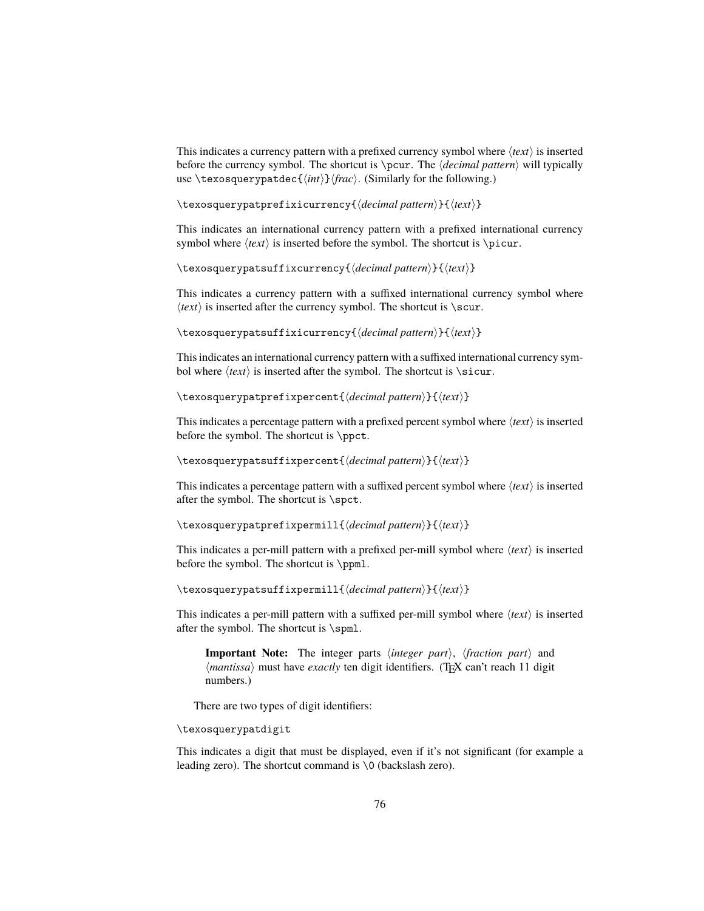This indicates a currency pattern with a prefixed currency symbol where ⟨*text*⟩ is inserted before the currency symbol. The shortcut is `\pcur`. The ⟨*decimal pattern*⟩ will typically use `\texosquerypatdec{`⟨*int*⟩`}`⟨*frac*⟩. (Similarly for the following.)

`\texosquerypatprefixicurrency{`⟨*decimal pattern*⟩`}{`⟨*text*⟩`}`

This indicates an international currency pattern with a prefixed international currency symbol where ⟨*text*⟩ is inserted before the symbol. The shortcut is `\picur`.

`\texosquerypatsuffixcurrency{`⟨*decimal pattern*⟩`}{`⟨*text*⟩`}`

This indicates a currency pattern with a suffixed international currency symbol where ⟨*text*⟩ is inserted after the currency symbol. The shortcut is `\scur`.

`\texosquerypatsuffixicurrency{`⟨*decimal pattern*⟩`}{`⟨*text*⟩`}`

This indicates an international currency pattern with a suffixed international currency symbol where ⟨*text*⟩ is inserted after the symbol. The shortcut is `\sicur`.

`\texosquerypatprefixpercent{`⟨*decimal pattern*⟩`}{`⟨*text*⟩`}`

This indicates a percentage pattern with a prefixed percent symbol where ⟨*text*⟩ is inserted before the symbol. The shortcut is `\ppct`.

`\texosquerypatsuffixpercent{`⟨*decimal pattern*⟩`}{`⟨*text*⟩`}`

This indicates a percentage pattern with a suffixed percent symbol where ⟨*text*⟩ is inserted after the symbol. The shortcut is `\spct`.

`\texosquerypatprefixpermill{`⟨*decimal pattern*⟩`}{`⟨*text*⟩`}`

This indicates a per-mill pattern with a prefixed per-mill symbol where ⟨*text*⟩ is inserted before the symbol. The shortcut is `\ppml`.

`\texosquerypatsuffixpermill{`⟨*decimal pattern*⟩`}{`⟨*text*⟩`}`

This indicates a per-mill pattern with a suffixed per-mill symbol where ⟨*text*⟩ is inserted after the symbol. The shortcut is `\spml`.

> **Important Note:** The integer parts ⟨*integer part*⟩, ⟨*fraction part*⟩ and ⟨*mantissa*⟩ must have *exactly* ten digit identifiers. (TeX can't reach 11 digit numbers.)

There are two types of digit identifiers:

`\texosquerypatdigit`

This indicates a digit that must be displayed, even if it's not significant (for example a leading zero). The shortcut command is `\0` (backslash zero).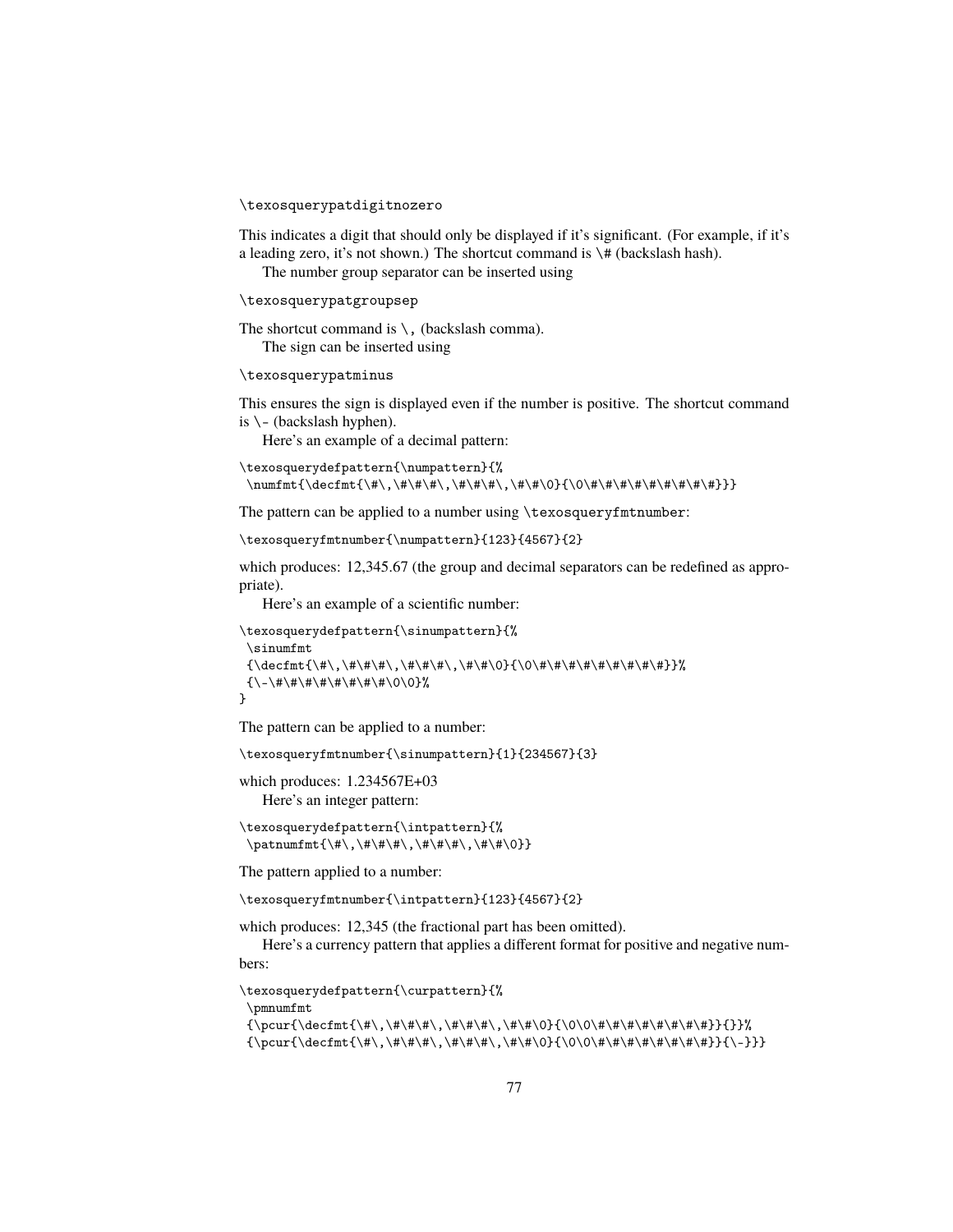```
\texosquerypatdigitnozero
```

This indicates a digit that should only be displayed if it's significant. (For example, if it's a leading zero, it's not shown.) The shortcut command is `\#` (backslash hash).

The number group separator can be inserted using

```
\texosquerypatgroupsep
```

The shortcut command is `\,` (backslash comma).

The sign can be inserted using

```
\texosquerypatminus
```

This ensures the sign is displayed even if the number is positive. The shortcut command is `\-` (backslash hyphen).

Here's an example of a decimal pattern:

```
\texosquerydefpattern{\numpattern}{%
 \numfmt{\decfmt{\#\,\#\#\#\,\#\#\#\,\#\#\0}{\0\#\#\#\#\#\#\#\#}}}
```

The pattern can be applied to a number using `\texosqueryfmtnumber`:

```
\texosqueryfmtnumber{\numpattern}{123}{4567}{2}
```

which produces: 12,345.67 (the group and decimal separators can be redefined as appropriate).

Here's an example of a scientific number:

```
\texosquerydefpattern{\sinumpattern}{%
 \sinumfmt
 {\decfmt{\#\,\#\#\#\,\#\#\#\,\#\#\0}{\0\#\#\#\#\#\#\#\#}}%
 {\-\#\#\#\#\#\#\#\#\0\0}%
}
```

The pattern can be applied to a number:

```
\texosqueryfmtnumber{\sinumpattern}{1}{234567}{3}
```

which produces: 1.234567E+03

Here's an integer pattern:

```
\texosquerydefpattern{\intpattern}{%
 \patnumfmt{\#\,\#\#\#\,\#\#\#\,\#\#\0}}
```

The pattern applied to a number:

```
\texosqueryfmtnumber{\intpattern}{123}{4567}{2}
```

which produces: 12,345 (the fractional part has been omitted).

Here's a currency pattern that applies a different format for positive and negative numbers:

```
\texosquerydefpattern{\curpattern}{%
 \pmnumfmt
 {\pcur{\decfmt{\#\,\#\#\#\,\#\#\#\,\#\#\0}{\0\0\#\#\#\#\#\#\#}}{}}%
 {\pcur{\decfmt{\#\,\#\#\#\,\#\#\#\,\#\#\0}{\0\0\#\#\#\#\#\#\#}}{\-}}}
```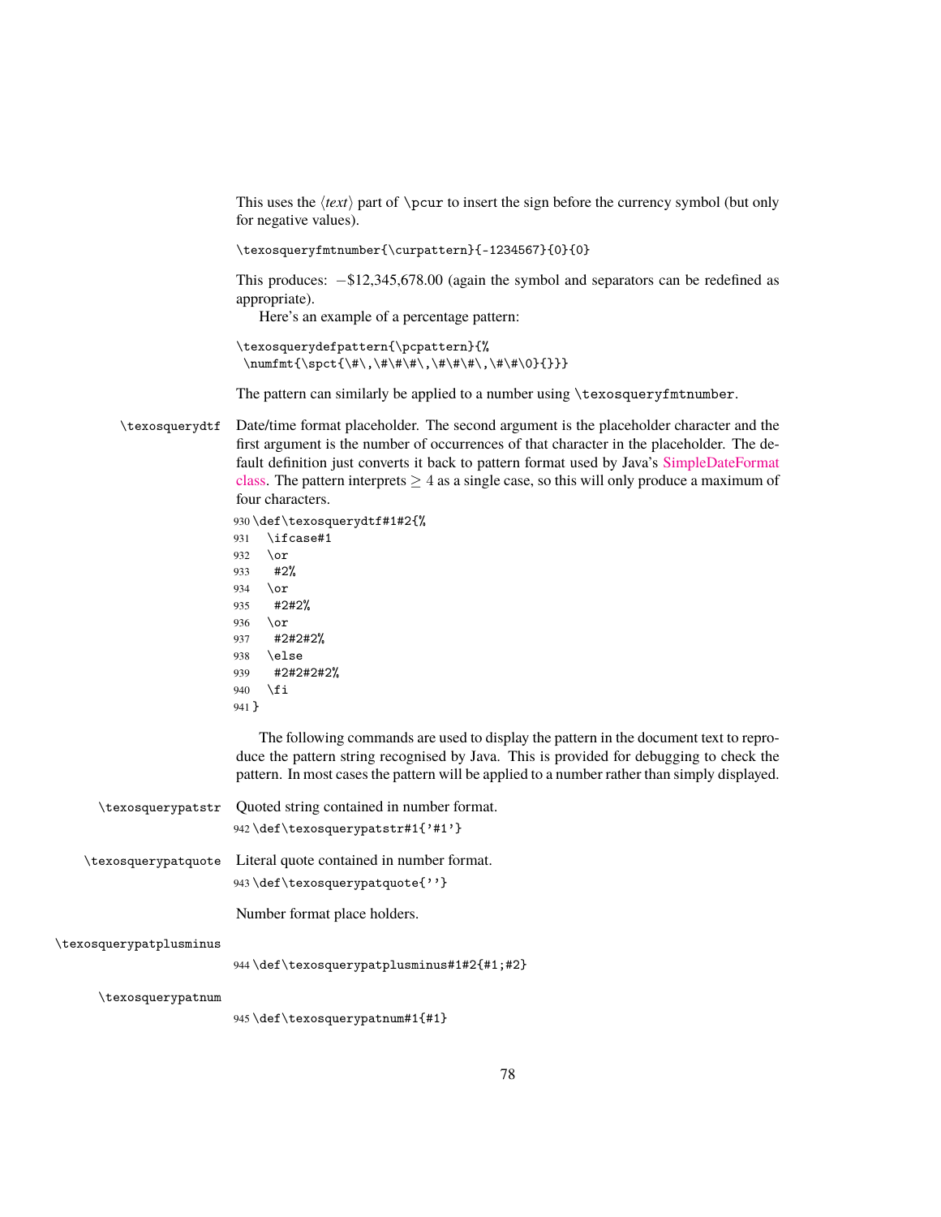This uses the ⟨*text*⟩ part of `\pcur` to insert the sign before the currency symbol (but only for negative values).

```
\texosqueryfmtnumber{\curpattern}{-1234567}{0}{0}
```

This produces: −$12,345,678.00 (again the symbol and separators can be redefined as appropriate).

Here's an example of a percentage pattern:

```
\texosquerydefpattern{\pcpattern}{%
 \numfmt{\spct{\#\,\#\#\#\,\#\#\#\,\#\#\0}{}}}
```

The pattern can similarly be applied to a number using `\texosqueryfmtnumber`.

`\texosquerydtf` Date/time format placeholder. The second argument is the placeholder character and the first argument is the number of occurrences of that character in the placeholder. The default definition just converts it back to pattern format used by Java's SimpleDateFormat class. The pattern interprets $\geq 4$ as a single case, so this will only produce a maximum of four characters.

```
930 \def\texosquerydtf#1#2{%
931   \ifcase#1
932   \or
933    #2%
934   \or
935    #2#2%
936   \or
937    #2#2#2%
938   \else
939    #2#2#2#2%
940   \fi
941 }
```

The following commands are used to display the pattern in the document text to reproduce the pattern string recognised by Java. This is provided for debugging to check the pattern. In most cases the pattern will be applied to a number rather than simply displayed.

`\texosquerypatstr` Quoted string contained in number format.

```
942 \def\texosquerypatstr#1{'#1'}
```

`\texosquerypatquote` Literal quote contained in number format.

```
943 \def\texosquerypatquote{''}
```

Number format place holders.

`\texosquerypatplusminus`

```
944 \def\texosquerypatplusminus#1#2{#1;#2}
```

`\texosquerypatnum`

```
945 \def\texosquerypatnum#1{#1}
```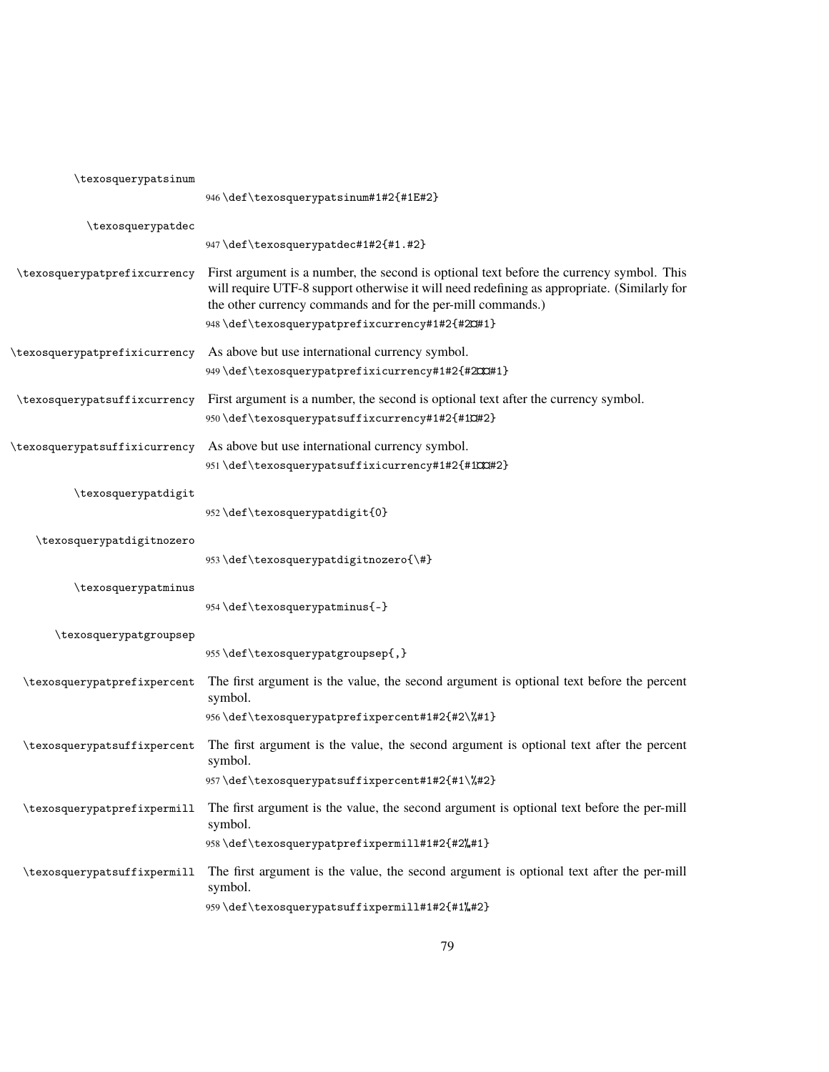\texosquerypatsinum

```
946 \def\texosquerypatsinum#1#2{#1E#2}
```

\texosquerypatdec

```
947 \def\texosquerypatdec#1#2{#1.#2}
```

\texosquerypatprefixcurrency First argument is a number, the second is optional text before the currency symbol. This will require UTF-8 support otherwise it will need redefining as appropriate. (Similarly for the other currency commands and for the per-mill commands.)

```
948 \def\texosquerypatprefixcurrency#1#2{#2¤#1}
```

\texosquerypatprefixicurrency As above but use international currency symbol.

```
949 \def\texosquerypatprefixicurrency#1#2{#2¤¤#1}
```

\texosquerypatsuffixcurrency First argument is a number, the second is optional text after the currency symbol.

```
950 \def\texosquerypatsuffixcurrency#1#2{#1¤#2}
```

\texosquerypatsuffixicurrency As above but use international currency symbol.

```
951 \def\texosquerypatsuffixicurrency#1#2{#1¤¤#2}
```

\texosquerypatdigit

```
952 \def\texosquerypatdigit{0}
```

\texosquerypatdigitnozero

```
953 \def\texosquerypatdigitnozero{\#}
```

\texosquerypatminus

```
954 \def\texosquerypatminus{-}
```

\texosquerypatgroupsep

```
955 \def\texosquerypatgroupsep{,}
```

\texosquerypatprefixpercent The first argument is the value, the second argument is optional text before the percent symbol.

```
956 \def\texosquerypatprefixpercent#1#2{#2\%#1}
```

\texosquerypatsuffixpercent The first argument is the value, the second argument is optional text after the percent symbol.

```
957 \def\texosquerypatsuffixpercent#1#2{#1\%#2}
```

\texosquerypatprefixpermill The first argument is the value, the second argument is optional text before the per-mill symbol.

```
958 \def\texosquerypatprefixpermill#1#2{#2‰#1}
```

\texosquerypatsuffixpermill The first argument is the value, the second argument is optional text after the per-mill symbol.

```
959 \def\texosquerypatsuffixpermill#1#2{#1‰#2}
```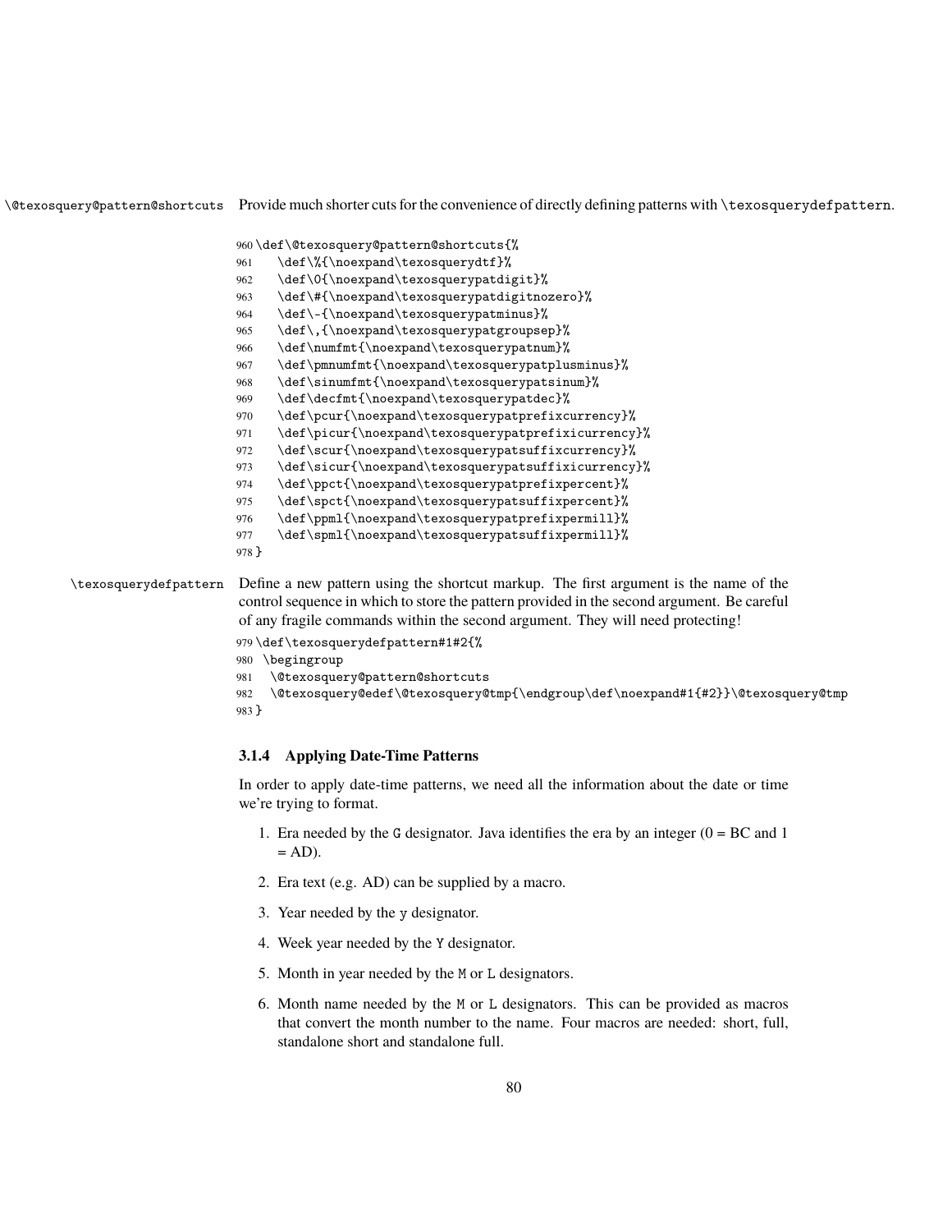\@texosquery@pattern@shortcuts Provide much shorter cuts for the convenience of directly defining patterns with \texosquerydefpattern.

```
960 \def\@texosquery@pattern@shortcuts{%
961   \def\%{\noexpand\texosquerydtf}%
962   \def\0{\noexpand\texosquerypatdigit}%
963   \def\#{\noexpand\texosquerypatdigitnozero}%
964   \def\-{\noexpand\texosquerypatminus}%
965   \def\,{\noexpand\texosquerypatgroupsep}%
966   \def\numfmt{\noexpand\texosquerypatnum}%
967   \def\pmnumfmt{\noexpand\texosquerypatplusminus}%
968   \def\sinumfmt{\noexpand\texosquerypatsinum}%
969   \def\decfmt{\noexpand\texosquerypatdec}%
970   \def\pcur{\noexpand\texosquerypatprefixcurrency}%
971   \def\picur{\noexpand\texosquerypatprefixicurrency}%
972   \def\scur{\noexpand\texosquerypatsuffixcurrency}%
973   \def\sicur{\noexpand\texosquerypatsuffixicurrency}%
974   \def\ppct{\noexpand\texosquerypatprefixpercent}%
975   \def\spct{\noexpand\texosquerypatsuffixpercent}%
976   \def\ppml{\noexpand\texosquerypatprefixpermill}%
977   \def\spml{\noexpand\texosquerypatsuffixpermill}%
978 }
```

\texosquerydefpattern Define a new pattern using the shortcut markup. The first argument is the name of the control sequence in which to store the pattern provided in the second argument. Be careful of any fragile commands within the second argument. They will need protecting!

```
979 \def\texosquerydefpattern#1#2{%
980  \begingroup
981   \@texosquery@pattern@shortcuts
982   \@texosquery@edef\@texosquery@tmp{\endgroup\def\noexpand#1{#2}}\@texosquery@tmp
983 }
```

### 3.1.4 Applying Date-Time Patterns

In order to apply date-time patterns, we need all the information about the date or time we're trying to format.

1. Era needed by the G designator. Java identifies the era by an integer (0 = BC and 1 = AD).
2. Era text (e.g. AD) can be supplied by a macro.
3. Year needed by the y designator.
4. Week year needed by the Y designator.
5. Month in year needed by the M or L designators.
6. Month name needed by the M or L designators. This can be provided as macros that convert the month number to the name. Four macros are needed: short, full, standalone short and standalone full.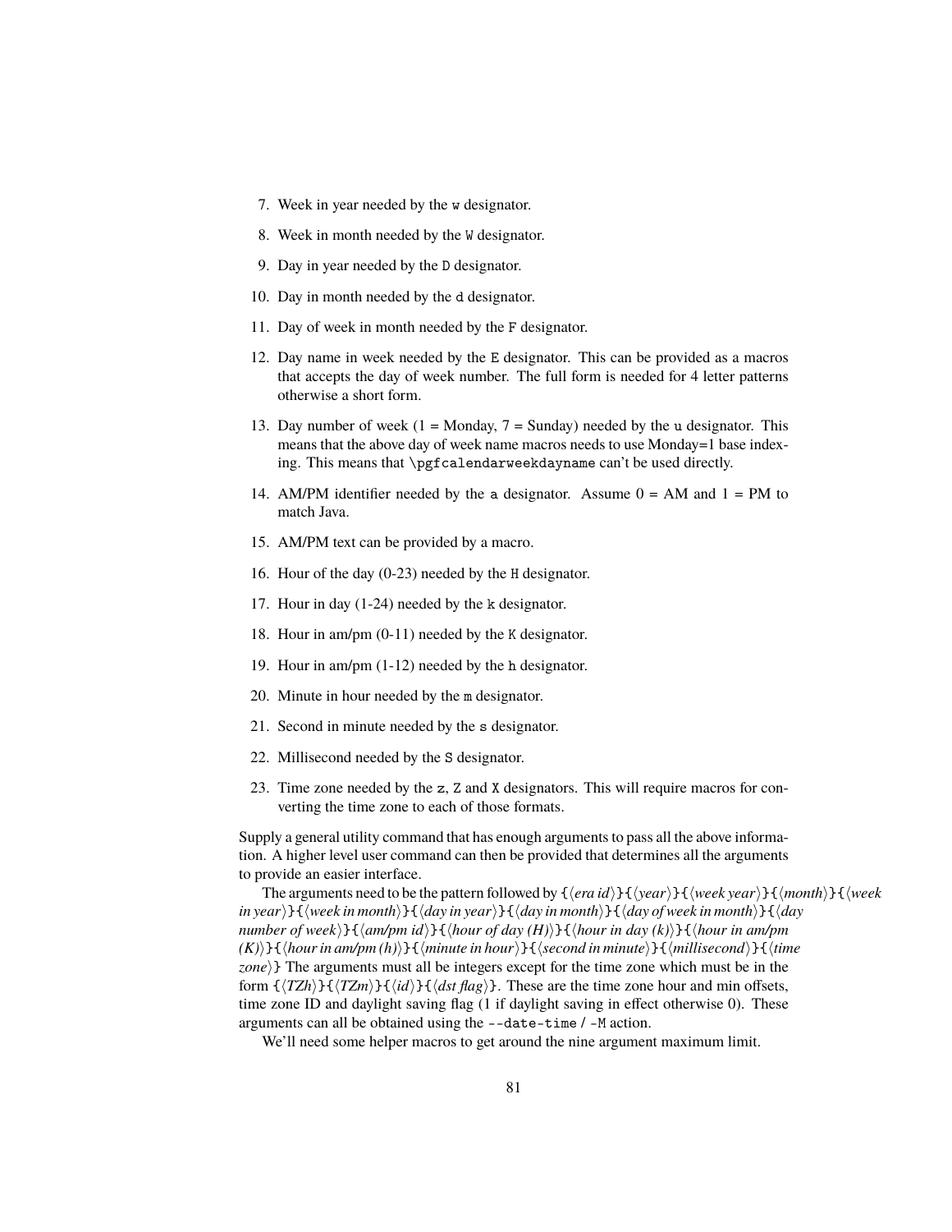7. Week in year needed by the `w` designator.
8. Week in month needed by the `W` designator.
9. Day in year needed by the `D` designator.
10. Day in month needed by the `d` designator.
11. Day of week in month needed by the `F` designator.
12. Day name in week needed by the `E` designator. This can be provided as a macros that accepts the day of week number. The full form is needed for 4 letter patterns otherwise a short form.
13. Day number of week (1 = Monday, 7 = Sunday) needed by the `u` designator. This means that the above day of week name macros needs to use Monday=1 base indexing. This means that `\pgfcalendarweekdayname` can't be used directly.
14. AM/PM identifier needed by the `a` designator. Assume 0 = AM and 1 = PM to match Java.
15. AM/PM text can be provided by a macro.
16. Hour of the day (0-23) needed by the `H` designator.
17. Hour in day (1-24) needed by the `k` designator.
18. Hour in am/pm (0-11) needed by the `K` designator.
19. Hour in am/pm (1-12) needed by the `h` designator.
20. Minute in hour needed by the `m` designator.
21. Second in minute needed by the `s` designator.
22. Millisecond needed by the `S` designator.
23. Time zone needed by the `z`, `Z` and `X` designators. This will require macros for converting the time zone to each of those formats.

Supply a general utility command that has enough arguments to pass all the above information. A higher level user command can then be provided that determines all the arguments to provide an easier interface.

The arguments need to be the pattern followed by `{`⟨*era id*⟩`}{`⟨*year*⟩`}{`⟨*week year*⟩`}{`⟨*month*⟩`}{`⟨*week in year*⟩`}{`⟨*week in month*⟩`}{`⟨*day in year*⟩`}{`⟨*day in month*⟩`}{`⟨*day of week in month*⟩`}{`⟨*day number of week*⟩`}{`⟨*am/pm id*⟩`}{`⟨*hour of day (H)*⟩`}{`⟨*hour in day (k)*⟩`}{`⟨*hour in am/pm (K)*⟩`}{`⟨*hour in am/pm (h)*⟩`}{`⟨*minute in hour*⟩`}{`⟨*second in minute*⟩`}{`⟨*millisecond*⟩`}{`⟨*time zone*⟩`}` The arguments must all be integers except for the time zone which must be in the form `{`⟨*TZh*⟩`}{`⟨*TZm*⟩`}{`⟨*id*⟩`}{`⟨*dst flag*⟩`}`. These are the time zone hour and min offsets, time zone ID and daylight saving flag (1 if daylight saving in effect otherwise 0). These arguments can all be obtained using the `--date-time` / `-M` action.

We'll need some helper macros to get around the nine argument maximum limit.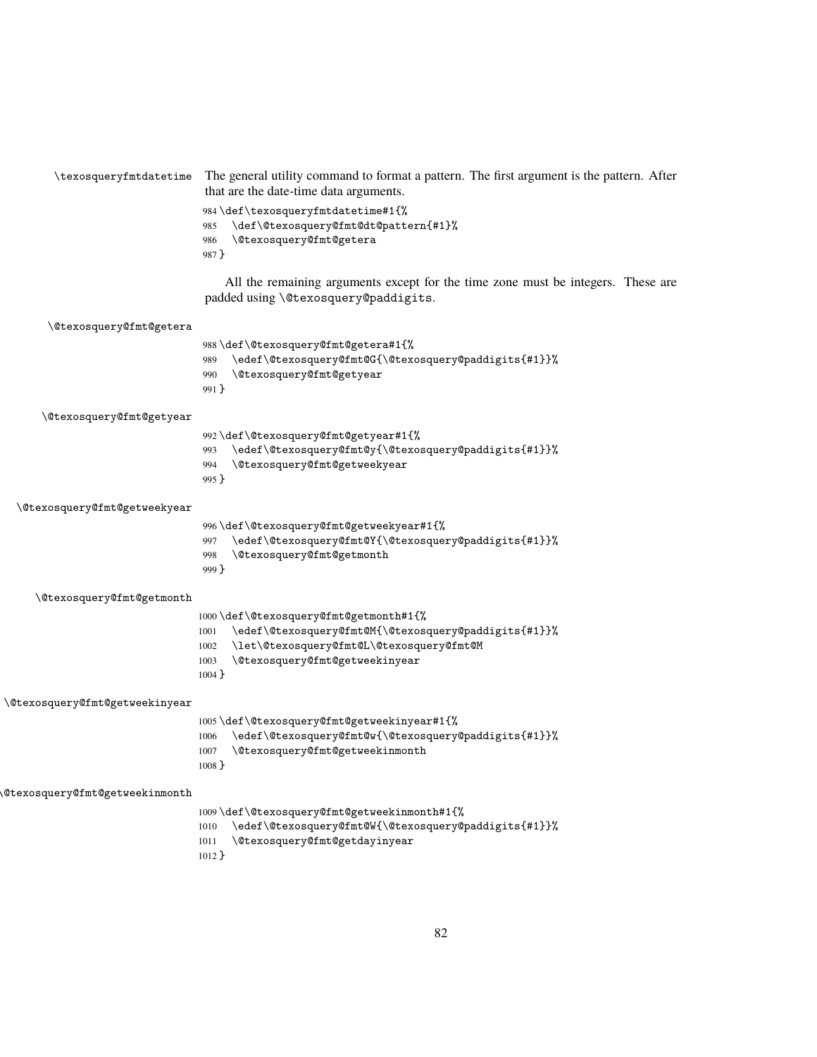\texosqueryfmtdatetime The general utility command to format a pattern. The first argument is the pattern. After that are the date-time data arguments.

```
984 \def\texosqueryfmtdatetime#1{%
985   \def\@texosquery@fmt@dt@pattern{#1}%
986   \@texosquery@fmt@getera
987 }
```

All the remaining arguments except for the time zone must be integers. These are padded using `\@texosquery@paddigits`.

\@texosquery@fmt@getera

```
988 \def\@texosquery@fmt@getera#1{%
989   \edef\@texosquery@fmt@G{\@texosquery@paddigits{#1}}%
990   \@texosquery@fmt@getyear
991 }
```

\@texosquery@fmt@getyear

```
992 \def\@texosquery@fmt@getyear#1{%
993   \edef\@texosquery@fmt@y{\@texosquery@paddigits{#1}}%
994   \@texosquery@fmt@getweekyear
995 }
```

\@texosquery@fmt@getweekyear

```
996 \def\@texosquery@fmt@getweekyear#1{%
997   \edef\@texosquery@fmt@Y{\@texosquery@paddigits{#1}}%
998   \@texosquery@fmt@getmonth
999 }
```

\@texosquery@fmt@getmonth

```
1000 \def\@texosquery@fmt@getmonth#1{%
1001   \edef\@texosquery@fmt@M{\@texosquery@paddigits{#1}}%
1002   \let\@texosquery@fmt@L\@texosquery@fmt@M
1003   \@texosquery@fmt@getweekinyear
1004 }
```

\@texosquery@fmt@getweekinyear

```
1005 \def\@texosquery@fmt@getweekinyear#1{%
1006   \edef\@texosquery@fmt@w{\@texosquery@paddigits{#1}}%
1007   \@texosquery@fmt@getweekinmonth
1008 }
```

\@texosquery@fmt@getweekinmonth

```
1009 \def\@texosquery@fmt@getweekinmonth#1{%
1010   \edef\@texosquery@fmt@W{\@texosquery@paddigits{#1}}%
1011   \@texosquery@fmt@getdayinyear
1012 }
```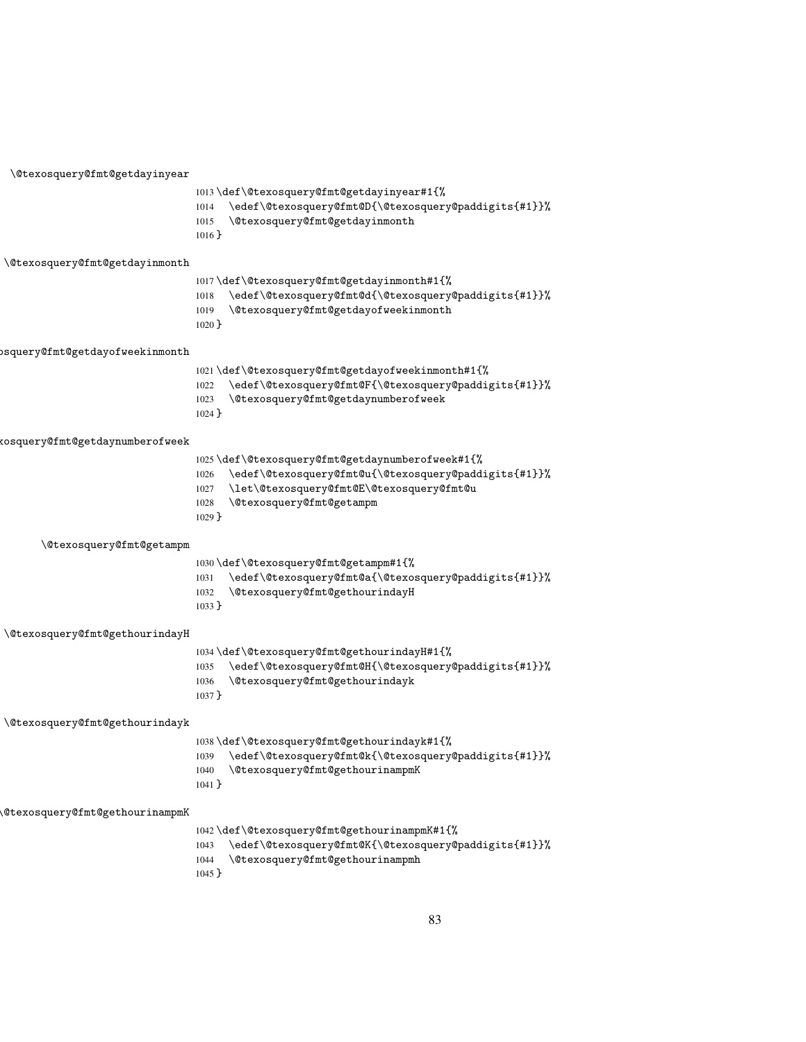\@texosquery@fmt@getdayinyear

```
1013 \def\@texosquery@fmt@getdayinyear#1{%
1014   \edef\@texosquery@fmt@D{\@texosquery@paddigits{#1}}%
1015   \@texosquery@fmt@getdayinmonth
1016 }
```

\@texosquery@fmt@getdayinmonth

```
1017 \def\@texosquery@fmt@getdayinmonth#1{%
1018   \edef\@texosquery@fmt@d{\@texosquery@paddigits{#1}}%
1019   \@texosquery@fmt@getdayofweekinmonth
1020 }
```

\@texosquery@fmt@getdayofweekinmonth

```
1021 \def\@texosquery@fmt@getdayofweekinmonth#1{%
1022   \edef\@texosquery@fmt@F{\@texosquery@paddigits{#1}}%
1023   \@texosquery@fmt@getdaynumberofweek
1024 }
```

\@texosquery@fmt@getdaynumberofweek

```
1025 \def\@texosquery@fmt@getdaynumberofweek#1{%
1026   \edef\@texosquery@fmt@u{\@texosquery@paddigits{#1}}%
1027   \let\@texosquery@fmt@E\@texosquery@fmt@u
1028   \@texosquery@fmt@getampm
1029 }
```

\@texosquery@fmt@getampm

```
1030 \def\@texosquery@fmt@getampm#1{%
1031   \edef\@texosquery@fmt@a{\@texosquery@paddigits{#1}}%
1032   \@texosquery@fmt@gethourindayH
1033 }
```

\@texosquery@fmt@gethourindayH

```
1034 \def\@texosquery@fmt@gethourindayH#1{%
1035   \edef\@texosquery@fmt@H{\@texosquery@paddigits{#1}}%
1036   \@texosquery@fmt@gethourindayk
1037 }
```

\@texosquery@fmt@gethourindayk

```
1038 \def\@texosquery@fmt@gethourindayk#1{%
1039   \edef\@texosquery@fmt@k{\@texosquery@paddigits{#1}}%
1040   \@texosquery@fmt@gethourinampmK
1041 }
```

\@texosquery@fmt@gethourinampmK

```
1042 \def\@texosquery@fmt@gethourinampmK#1{%
1043   \edef\@texosquery@fmt@K{\@texosquery@paddigits{#1}}%
1044   \@texosquery@fmt@gethourinampmh
1045 }
```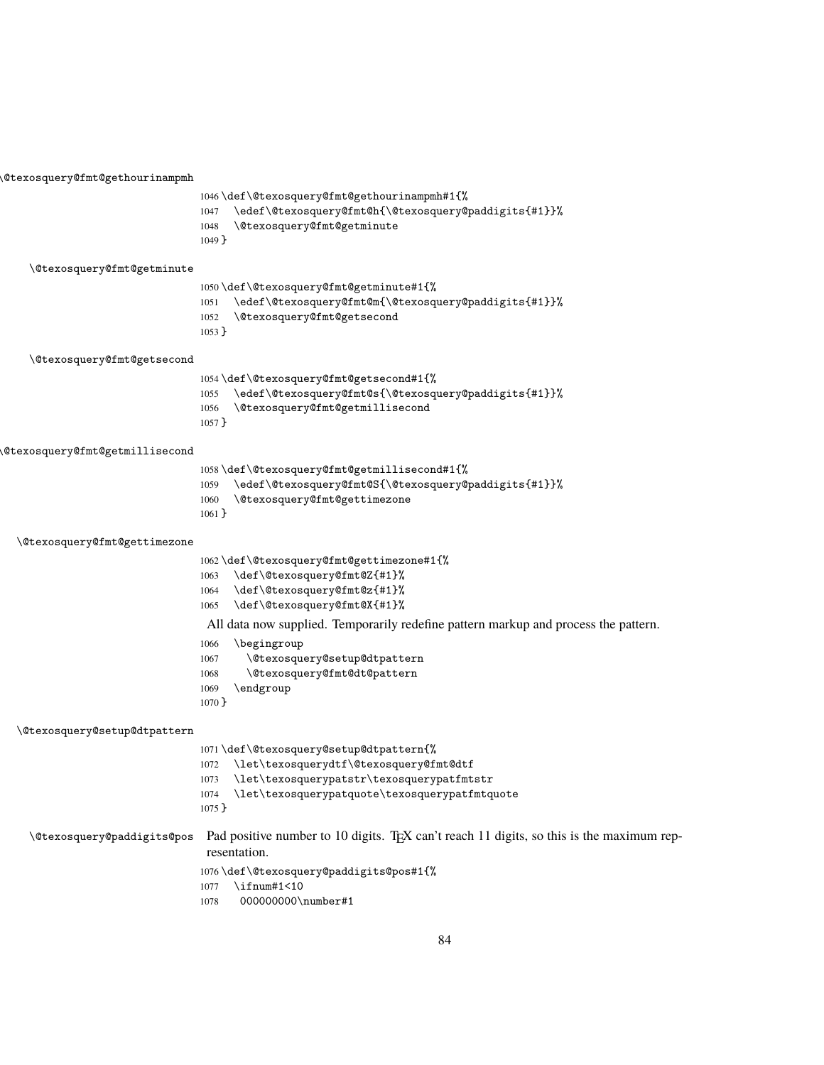\@texosquery@fmt@gethourinampmh

```
1046 \def\@texosquery@fmt@gethourinampmh#1{%
1047   \edef\@texosquery@fmt@h{\@texosquery@paddigits{#1}}%
1048   \@texosquery@fmt@getminute
1049 }
```

\@texosquery@fmt@getminute

```
1050 \def\@texosquery@fmt@getminute#1{%
1051   \edef\@texosquery@fmt@m{\@texosquery@paddigits{#1}}%
1052   \@texosquery@fmt@getsecond
1053 }
```

\@texosquery@fmt@getsecond

```
1054 \def\@texosquery@fmt@getsecond#1{%
1055   \edef\@texosquery@fmt@s{\@texosquery@paddigits{#1}}%
1056   \@texosquery@fmt@getmillisecond
1057 }
```

\@texosquery@fmt@getmillisecond

```
1058 \def\@texosquery@fmt@getmillisecond#1{%
1059   \edef\@texosquery@fmt@S{\@texosquery@paddigits{#1}}%
1060   \@texosquery@fmt@gettimezone
1061 }
```

\@texosquery@fmt@gettimezone

```
1062 \def\@texosquery@fmt@gettimezone#1{%
1063   \def\@texosquery@fmt@Z{#1}%
1064   \def\@texosquery@fmt@z{#1}%
1065   \def\@texosquery@fmt@X{#1}%
```

All data now supplied. Temporarily redefine pattern markup and process the pattern.

```
1066   \begingroup
1067     \@texosquery@setup@dtpattern
1068     \@texosquery@fmt@dt@pattern
1069   \endgroup
1070 }
```

\@texosquery@setup@dtpattern

```
1071 \def\@texosquery@setup@dtpattern{%
1072   \let\texosquerydtf\@texosquery@fmt@dtf
1073   \let\texosquerypatstr\texosquerypatfmtstr
1074   \let\texosquerypatquote\texosquerypatfmtquote
1075 }
```

\@texosquery@paddigits@pos Pad positive number to 10 digits. TeX can't reach 11 digits, so this is the maximum representation.

```
1076 \def\@texosquery@paddigits@pos#1{%
1077   \ifnum#1<10
1078     000000000\number#1
```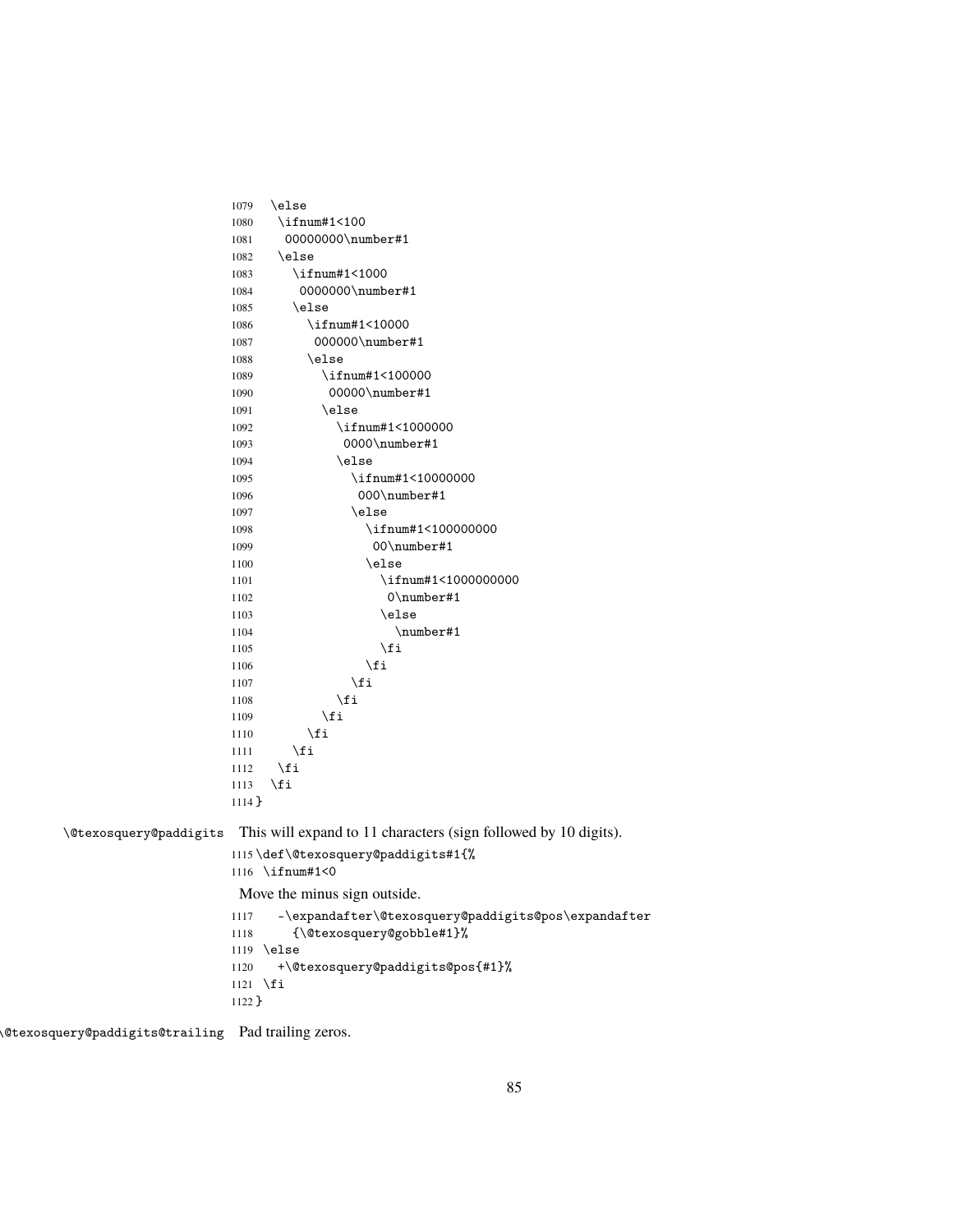```
1079   \else
1080    \ifnum#1<100
1081     00000000\number#1
1082    \else
1083      \ifnum#1<1000
1084       0000000\number#1
1085      \else
1086        \ifnum#1<10000
1087         000000\number#1
1088        \else
1089          \ifnum#1<100000
1090           00000\number#1
1091          \else
1092            \ifnum#1<1000000
1093             0000\number#1
1094            \else
1095              \ifnum#1<10000000
1096               000\number#1
1097              \else
1098                \ifnum#1<100000000
1099                 00\number#1
1100                \else
1101                  \ifnum#1<1000000000
1102                   0\number#1
1103                  \else
1104                    \number#1
1105                  \fi
1106                \fi
1107              \fi
1108            \fi
1109          \fi
1110        \fi
1111      \fi
1112    \fi
1113  \fi
1114 }
```

`\@texosquery@paddigits` This will expand to 11 characters (sign followed by 10 digits).

```
1115 \def\@texosquery@paddigits#1{%
1116  \ifnum#1<0
```

Move the minus sign outside.

```
1117    -\expandafter\@texosquery@paddigits@pos\expandafter
1118      {\@texosquery@gobble#1}%
1119  \else
1120    +\@texosquery@paddigits@pos{#1}%
1121  \fi
1122 }
```

`\@texosquery@paddigits@trailing` Pad trailing zeros.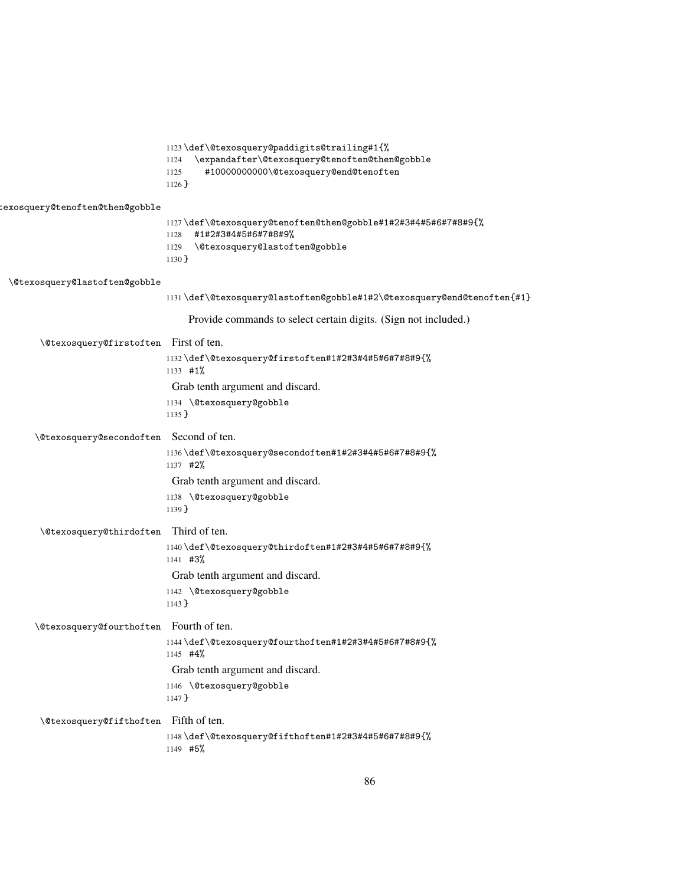```
1123 \def\@texosquery@paddigits@trailing#1{%
1124   \expandafter\@texosquery@tenoften@then@gobble
1125     #10000000000\@texosquery@end@tenoften
1126 }
```

\@texosquery@tenoften@then@gobble

```
1127 \def\@texosquery@tenoften@then@gobble#1#2#3#4#5#6#7#8#9{%
1128   #1#2#3#4#5#6#7#8#9%
1129   \@texosquery@lastoften@gobble
1130 }
```

\@texosquery@lastoften@gobble

```
1131 \def\@texosquery@lastoften@gobble#1#2\@texosquery@end@tenoften{#1}
```

Provide commands to select certain digits. (Sign not included.)

\@texosquery@firstoften First of ten.

```
1132 \def\@texosquery@firstoften#1#2#3#4#5#6#7#8#9{%
1133  #1%
```

Grab tenth argument and discard.

```
1134  \@texosquery@gobble
1135 }
```

\@texosquery@secondoften Second of ten.

```
1136 \def\@texosquery@secondoften#1#2#3#4#5#6#7#8#9{%
1137  #2%
```

Grab tenth argument and discard.

```
1138  \@texosquery@gobble
1139 }
```

\@texosquery@thirdoften Third of ten.

```
1140 \def\@texosquery@thirdoften#1#2#3#4#5#6#7#8#9{%
1141  #3%
```

Grab tenth argument and discard.

```
1142  \@texosquery@gobble
1143 }
```

\@texosquery@fourthoften Fourth of ten.

```
1144 \def\@texosquery@fourthoften#1#2#3#4#5#6#7#8#9{%
1145  #4%
```

Grab tenth argument and discard.

```
1146  \@texosquery@gobble
1147 }
```

\@texosquery@fifthoften Fifth of ten.

```
1148 \def\@texosquery@fifthoften#1#2#3#4#5#6#7#8#9{%
1149  #5%
```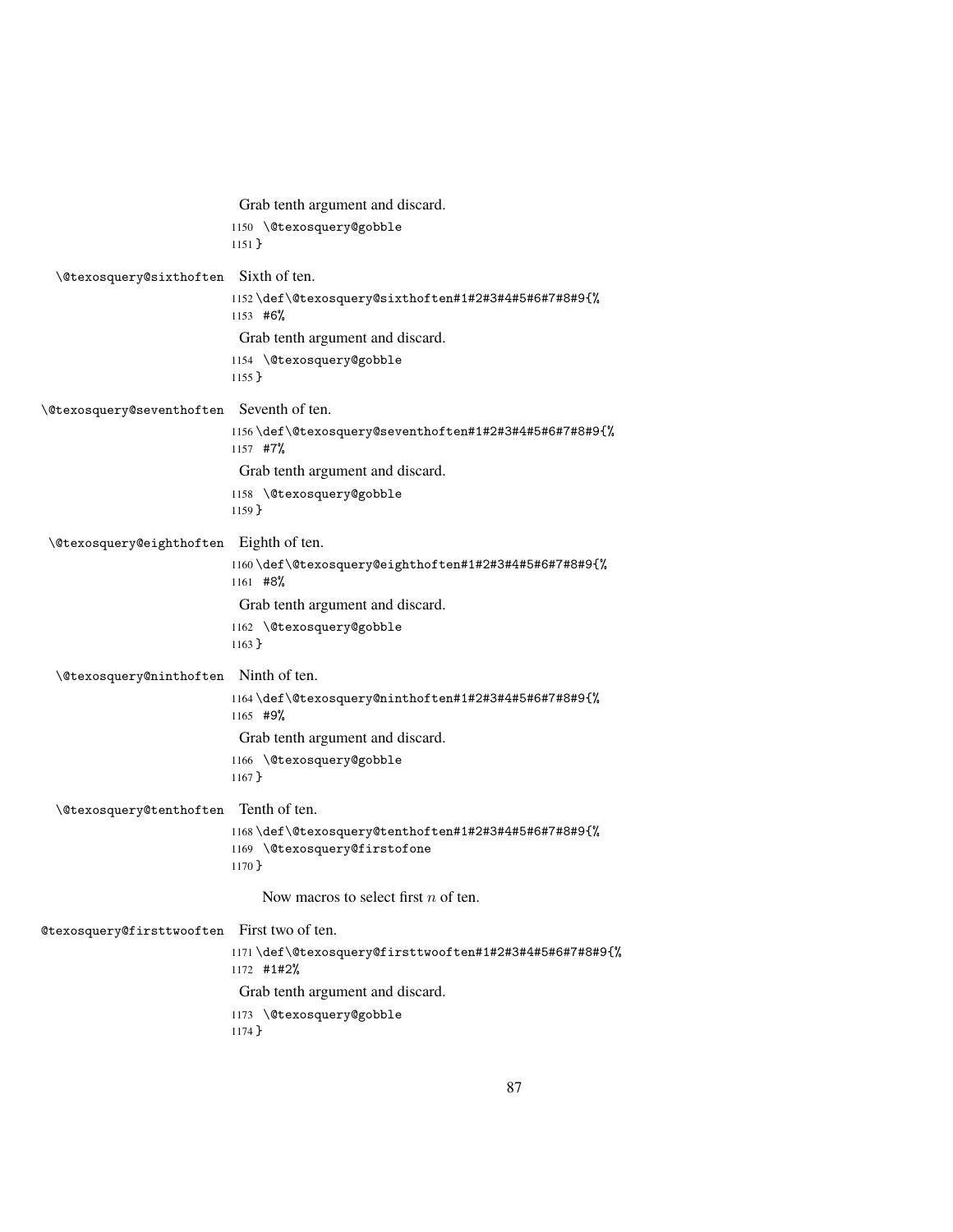Grab tenth argument and discard.

```
1150 \@texosquery@gobble
1151 }
```

`\@texosquery@sixthoften` Sixth of ten.

```
1152 \def\@texosquery@sixthoften#1#2#3#4#5#6#7#8#9{%
1153 #6%
```

Grab tenth argument and discard.

```
1154 \@texosquery@gobble
1155 }
```

`\@texosquery@seventhoften` Seventh of ten.

```
1156 \def\@texosquery@seventhoften#1#2#3#4#5#6#7#8#9{%
1157 #7%
```

Grab tenth argument and discard.

```
1158 \@texosquery@gobble
1159 }
```

`\@texosquery@eighthoften` Eighth of ten.

```
1160 \def\@texosquery@eighthoften#1#2#3#4#5#6#7#8#9{%
1161 #8%
```

Grab tenth argument and discard.

```
1162 \@texosquery@gobble
1163 }
```

`\@texosquery@ninthoften` Ninth of ten.

```
1164 \def\@texosquery@ninthoften#1#2#3#4#5#6#7#8#9{%
1165 #9%
```

Grab tenth argument and discard.

```
1166 \@texosquery@gobble
1167 }
```

`\@texosquery@tenthoften` Tenth of ten.

```
1168 \def\@texosquery@tenthoften#1#2#3#4#5#6#7#8#9{%
1169 \@texosquery@firstofone
1170 }
```

Now macros to select first $n$ of ten.

`\@texosquery@firsttwooften` First two of ten.

```
1171 \def\@texosquery@firsttwooften#1#2#3#4#5#6#7#8#9{%
1172 #1#2%
```

Grab tenth argument and discard.

```
1173 \@texosquery@gobble
1174 }
```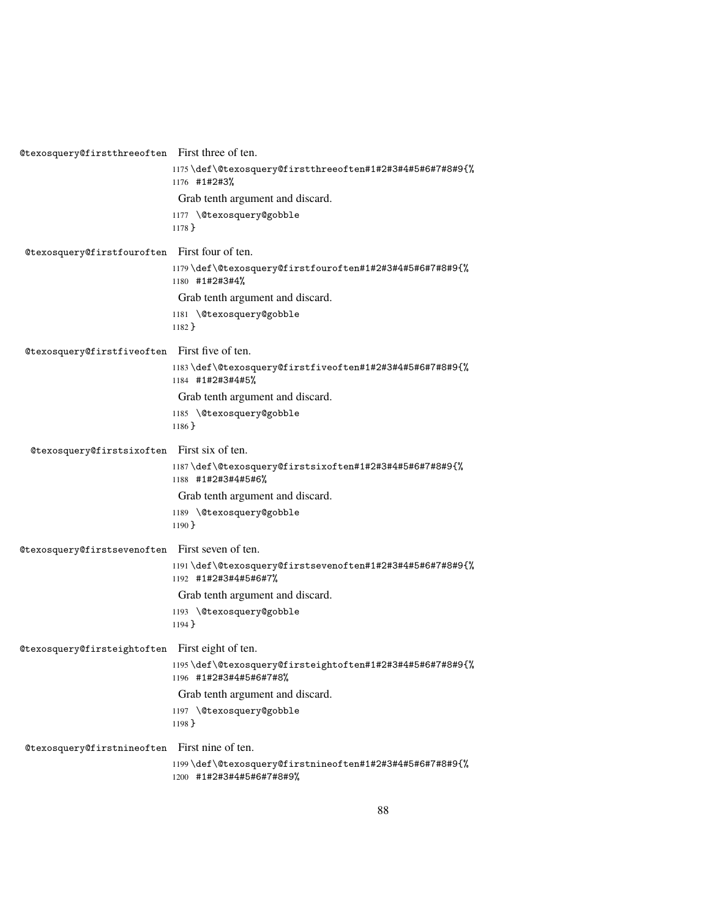`@texosquery@firstthreeoften` First three of ten.

```
1175 \def\@texosquery@firstthreeoften#1#2#3#4#5#6#7#8#9{%
1176   #1#2#3%
```

Grab tenth argument and discard.

```
1177   \@texosquery@gobble
1178 }
```

`@texosquery@firstfouroften` First four of ten.

```
1179 \def\@texosquery@firstfouroften#1#2#3#4#5#6#7#8#9{%
1180   #1#2#3#4%
```

Grab tenth argument and discard.

```
1181   \@texosquery@gobble
1182 }
```

`@texosquery@firstfiveoften` First five of ten.

```
1183 \def\@texosquery@firstfiveoften#1#2#3#4#5#6#7#8#9{%
1184   #1#2#3#4#5%
```

Grab tenth argument and discard.

```
1185   \@texosquery@gobble
1186 }
```

`@texosquery@firstsixoften` First six of ten.

```
1187 \def\@texosquery@firstsixoften#1#2#3#4#5#6#7#8#9{%
1188   #1#2#3#4#5#6%
```

Grab tenth argument and discard.

```
1189   \@texosquery@gobble
1190 }
```

`@texosquery@firstsevenoften` First seven of ten.

```
1191 \def\@texosquery@firstsevenoften#1#2#3#4#5#6#7#8#9{%
1192   #1#2#3#4#5#6#7%
```

Grab tenth argument and discard.

```
1193   \@texosquery@gobble
1194 }
```

`@texosquery@firsteightoften` First eight of ten.

```
1195 \def\@texosquery@firsteightoften#1#2#3#4#5#6#7#8#9{%
1196   #1#2#3#4#5#6#7#8%
```

Grab tenth argument and discard.

```
1197   \@texosquery@gobble
1198 }
```

`@texosquery@firstnineoften` First nine of ten.

```
1199 \def\@texosquery@firstnineoften#1#2#3#4#5#6#7#8#9{%
1200   #1#2#3#4#5#6#7#8#9%
```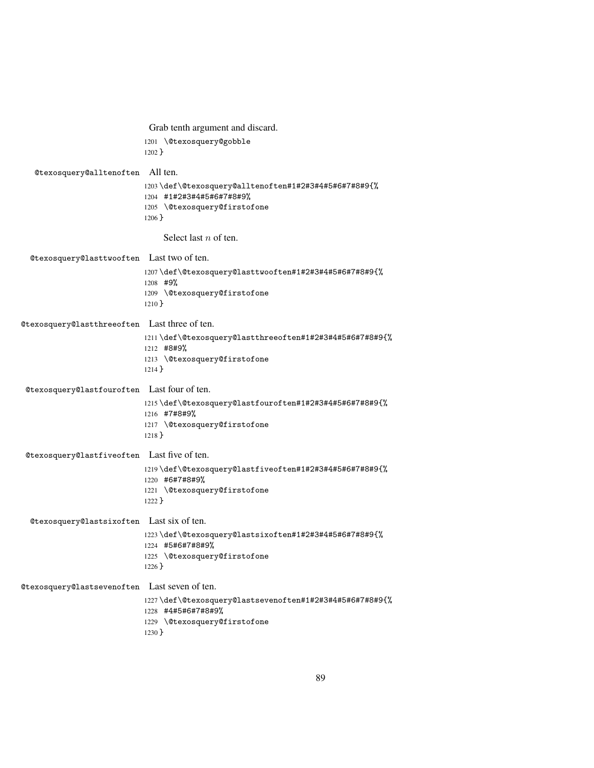Grab tenth argument and discard.

```
1201 \@texosquery@gobble
1202 }
```

@texosquery@alltenoften All ten.

```
1203 \def\@texosquery@alltenoften#1#2#3#4#5#6#7#8#9{%
1204 #1#2#3#4#5#6#7#8#9%
1205 \@texosquery@firstofone
1206 }
```

Select last $n$ of ten.

@texosquery@lasttwooften Last two of ten.

```
1207 \def\@texosquery@lasttwooften#1#2#3#4#5#6#7#8#9{%
1208 #9%
1209 \@texosquery@firstofone
1210 }
```

@texosquery@lastthreeoften Last three of ten.

```
1211 \def\@texosquery@lastthreeoften#1#2#3#4#5#6#7#8#9{%
1212 #8#9%
1213 \@texosquery@firstofone
1214 }
```

@texosquery@lastfouroften Last four of ten.

```
1215 \def\@texosquery@lastfouroften#1#2#3#4#5#6#7#8#9{%
1216 #7#8#9%
1217 \@texosquery@firstofone
1218 }
```

@texosquery@lastfiveoften Last five of ten.

```
1219 \def\@texosquery@lastfiveoften#1#2#3#4#5#6#7#8#9{%
1220 #6#7#8#9%
1221 \@texosquery@firstofone
1222 }
```

@texosquery@lastsixoften Last six of ten.

```
1223 \def\@texosquery@lastsixoften#1#2#3#4#5#6#7#8#9{%
1224 #5#6#7#8#9%
1225 \@texosquery@firstofone
1226 }
```

@texosquery@lastsevenoften Last seven of ten.

```
1227 \def\@texosquery@lastsevenoften#1#2#3#4#5#6#7#8#9{%
1228 #4#5#6#7#8#9%
1229 \@texosquery@firstofone
1230 }
```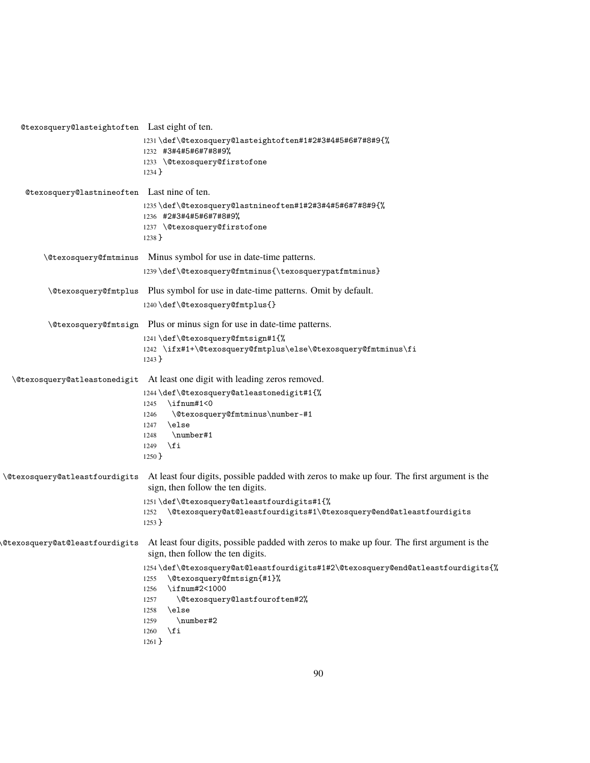@texosquery@lasteightoften Last eight of ten.

```
1231 \def\@texosquery@lasteightoften#1#2#3#4#5#6#7#8#9{%
1232  #3#4#5#6#7#8#9%
1233  \@texosquery@firstofone
1234 }
```

@texosquery@lastnineoften Last nine of ten.

```
1235 \def\@texosquery@lastnineoften#1#2#3#4#5#6#7#8#9{%
1236  #2#3#4#5#6#7#8#9%
1237  \@texosquery@firstofone
1238 }
```

\@texosquery@fmtminus Minus symbol for use in date-time patterns.

```
1239 \def\@texosquery@fmtminus{\texosquerypatfmtminus}
```

\@texosquery@fmtplus Plus symbol for use in date-time patterns. Omit by default.

```
1240 \def\@texosquery@fmtplus{}
```

\@texosquery@fmtsign Plus or minus sign for use in date-time patterns.

```
1241 \def\@texosquery@fmtsign#1{%
1242  \ifx#1+\@texosquery@fmtplus\else\@texosquery@fmtminus\fi
1243 }
```

\@texosquery@atleastonedigit At least one digit with leading zeros removed.

```
1244 \def\@texosquery@atleastonedigit#1{%
1245   \ifnum#1<0
1246    \@texosquery@fmtminus\number-#1
1247   \else
1248    \number#1
1249   \fi
1250 }
```

\@texosquery@atleastfourdigits At least four digits, possible padded with zeros to make up four. The first argument is the sign, then follow the ten digits.

```
1251 \def\@texosquery@atleastfourdigits#1{%
1252   \@texosquery@at@leastfourdigits#1\@texosquery@end@atleastfourdigits
1253 }
```

\@texosquery@at@leastfourdigits At least four digits, possible padded with zeros to make up four. The first argument is the sign, then follow the ten digits.

```
1254 \def\@texosquery@at@leastfourdigits#1#2\@texosquery@end@atleastfourdigits{%
1255   \@texosquery@fmtsign{#1}%
1256   \ifnum#2<1000
1257     \@texosquery@lastfouroften#2%
1258   \else
1259     \number#2
1260   \fi
1261 }
```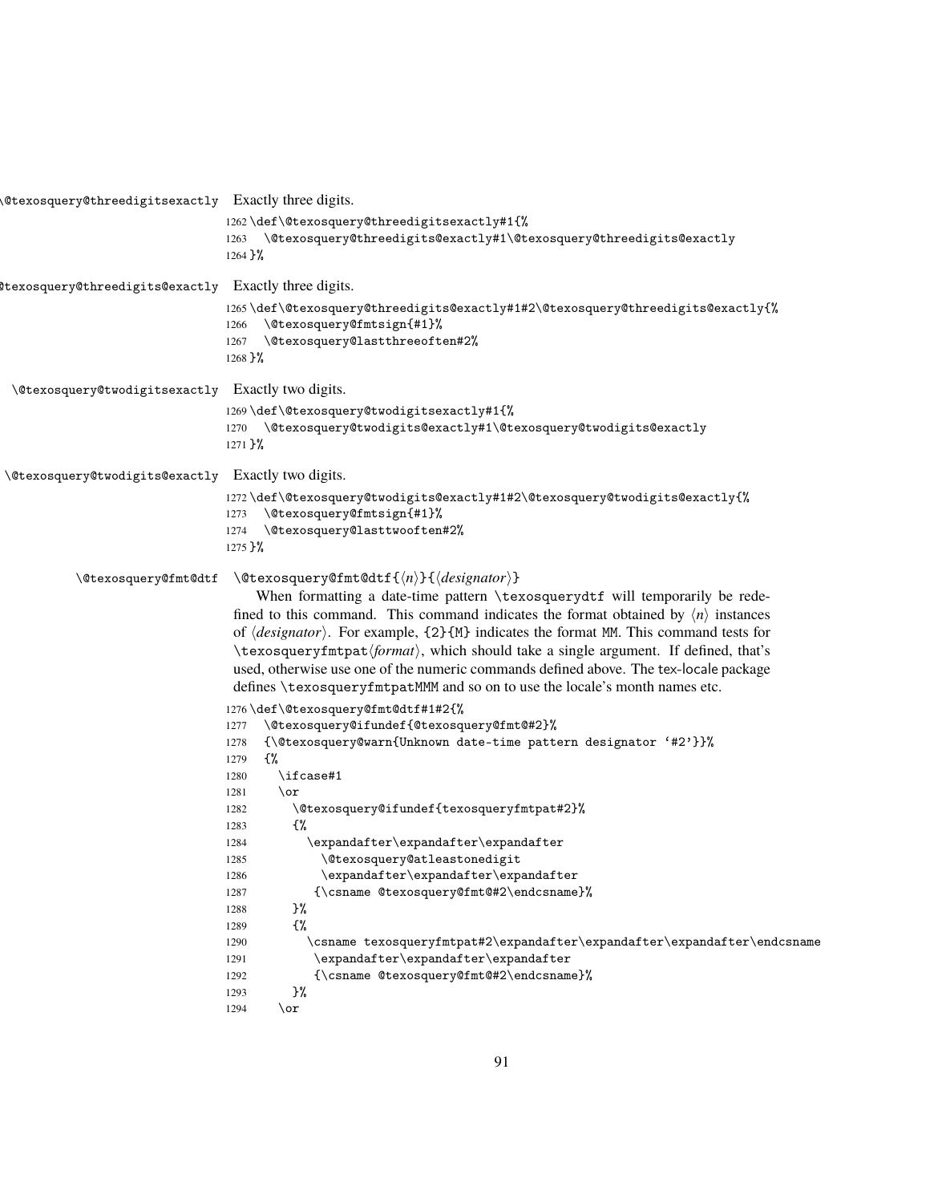\@texosquery@threedigitsexactly Exactly three digits.

```
1262 \def\@texosquery@threedigitsexactly#1{%
1263   \@texosquery@threedigits@exactly#1\@texosquery@threedigits@exactly
1264 }%
```

\@texosquery@threedigits@exactly Exactly three digits.

```
1265 \def\@texosquery@threedigits@exactly#1#2\@texosquery@threedigits@exactly{%
1266   \@texosquery@fmtsign{#1}%
1267   \@texosquery@lastthreeoften#2%
1268 }%
```

\@texosquery@twodigitsexactly Exactly two digits.

```
1269 \def\@texosquery@twodigitsexactly#1{%
1270   \@texosquery@twodigits@exactly#1\@texosquery@twodigits@exactly
1271 }%
```

\@texosquery@twodigits@exactly Exactly two digits.

```
1272 \def\@texosquery@twodigits@exactly#1#2\@texosquery@twodigits@exactly{%
1273   \@texosquery@fmtsign{#1}%
1274   \@texosquery@lasttwooften#2%
1275 }%
```

\@texosquery@fmt@dtf `\@texosquery@fmt@dtf{⟨n⟩}{⟨designator⟩}`

When formatting a date-time pattern \texosquerydtf will temporarily be redefined to this command. This command indicates the format obtained by ⟨*n*⟩ instances of ⟨*designator*⟩. For example, {2}{M} indicates the format MM. This command tests for \texosqueryfmtpat⟨*format*⟩, which should take a single argument. If defined, that's used, otherwise use one of the numeric commands defined above. The tex-locale package defines \texosqueryfmtpatMMM and so on to use the locale's month names etc.

```
1276 \def\@texosquery@fmt@dtf#1#2{%
1277   \@texosquery@ifundef{@texosquery@fmt@#2}%
1278   {\@texosquery@warn{Unknown date-time pattern designator `#2'}}%
1279   {%
1280     \ifcase#1
1281     \or
1282       \@texosquery@ifundef{texosqueryfmtpat#2}%
1283       {%
1284         \expandafter\expandafter\expandafter
1285           \@texosquery@atleastonedigit
1286           \expandafter\expandafter\expandafter
1287          {\csname @texosquery@fmt@#2\endcsname}%
1288       }%
1289       {%
1290         \csname texosqueryfmtpat#2\expandafter\expandafter\expandafter\endcsname
1291          \expandafter\expandafter\expandafter
1292          {\csname @texosquery@fmt@#2\endcsname}%
1293       }%
1294     \or
```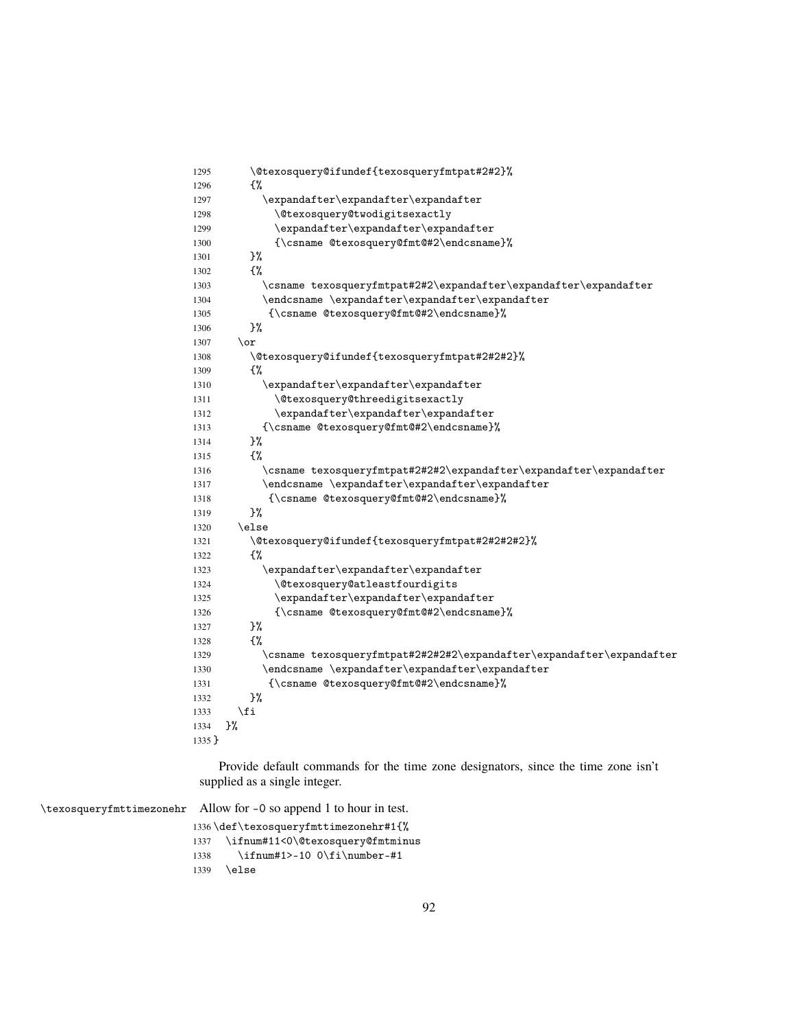```
1295      \@texosquery@ifundef{texosqueryfmtpat#2#2}%
1296      {%
1297        \expandafter\expandafter\expandafter
1298          \@texosquery@twodigitsexactly
1299          \expandafter\expandafter\expandafter
1300          {\csname @texosquery@fmt@#2\endcsname}%
1301      }%
1302      {%
1303        \csname texosqueryfmtpat#2#2\expandafter\expandafter\expandafter
1304        \endcsname \expandafter\expandafter\expandafter
1305         {\csname @texosquery@fmt@#2\endcsname}%
1306      }%
1307    \or
1308      \@texosquery@ifundef{texosqueryfmtpat#2#2#2}%
1309      {%
1310        \expandafter\expandafter\expandafter
1311          \@texosquery@threedigitsexactly
1312          \expandafter\expandafter\expandafter
1313        {\csname @texosquery@fmt@#2\endcsname}%
1314      }%
1315      {%
1316        \csname texosqueryfmtpat#2#2#2\expandafter\expandafter\expandafter
1317        \endcsname \expandafter\expandafter\expandafter
1318         {\csname @texosquery@fmt@#2\endcsname}%
1319      }%
1320    \else
1321      \@texosquery@ifundef{texosqueryfmtpat#2#2#2#2}%
1322      {%
1323        \expandafter\expandafter\expandafter
1324          \@texosquery@atleastfourdigits
1325          \expandafter\expandafter\expandafter
1326          {\csname @texosquery@fmt@#2\endcsname}%
1327      }%
1328      {%
1329        \csname texosqueryfmtpat#2#2#2#2\expandafter\expandafter\expandafter
1330        \endcsname \expandafter\expandafter\expandafter
1331         {\csname @texosquery@fmt@#2\endcsname}%
1332      }%
1333    \fi
1334  }%
1335 }
```

Provide default commands for the time zone designators, since the time zone isn't supplied as a single integer.

\texosqueryfmttimezonehr Allow for -0 so append 1 to hour in test.

```
1336 \def\texosqueryfmttimezonehr#1{%
1337   \ifnum#11<0\@texosquery@fmtminus
1338     \ifnum#1>-10 0\fi\number-#1
1339   \else
```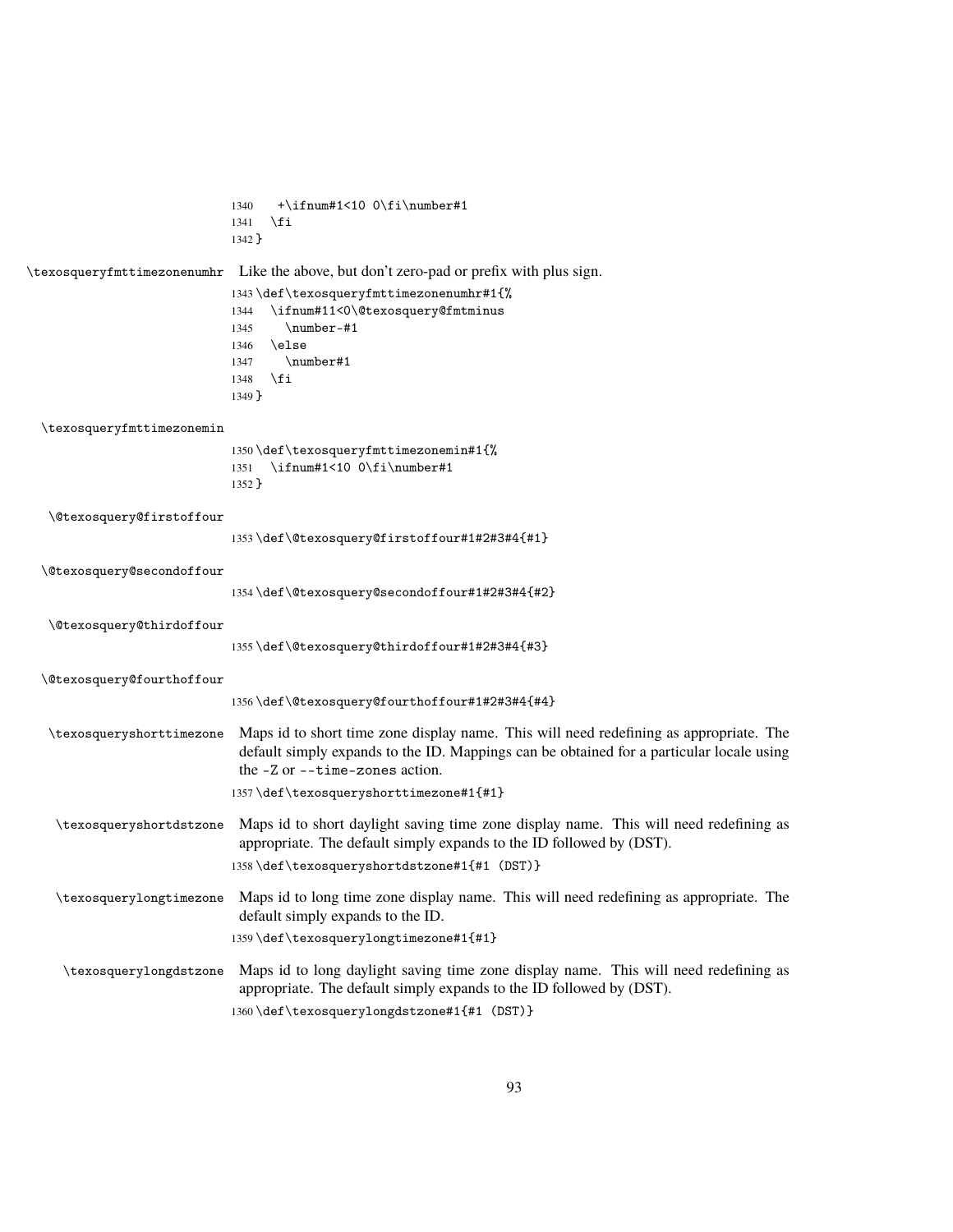```
1340     +\ifnum#1<10 0\fi\number#1
1341   \fi
1342 }
```

\texosqueryfmttimezonenumhr Like the above, but don't zero-pad or prefix with plus sign.

```
1343 \def\texosqueryfmttimezonenumhr#1{%
1344   \ifnum#11<0\@texosquery@fmtminus
1345     \number-#1
1346   \else
1347     \number#1
1348   \fi
1349 }
```

\texosqueryfmttimezonemin

```
1350 \def\texosqueryfmttimezonemin#1{%
1351   \ifnum#1<10 0\fi\number#1
1352 }
```

\@texosquery@firstoffour

```
1353 \def\@texosquery@firstoffour#1#2#3#4{#1}
```

\@texosquery@secondoffour

```
1354 \def\@texosquery@secondoffour#1#2#3#4{#2}
```

\@texosquery@thirdoffour

```
1355 \def\@texosquery@thirdoffour#1#2#3#4{#3}
```

\@texosquery@fourthoffour

```
1356 \def\@texosquery@fourthoffour#1#2#3#4{#4}
```

\texosqueryshorttimezone Maps id to short time zone display name. This will need redefining as appropriate. The default simply expands to the ID. Mappings can be obtained for a particular locale using the `-Z` or `--time-zones` action.

```
1357 \def\texosqueryshorttimezone#1{#1}
```

\texosqueryshortdstzone Maps id to short daylight saving time zone display name. This will need redefining as appropriate. The default simply expands to the ID followed by (DST).

```
1358 \def\texosqueryshortdstzone#1{#1 (DST)}
```

\texosquerylongtimezone Maps id to long time zone display name. This will need redefining as appropriate. The default simply expands to the ID.

```
1359 \def\texosquerylongtimezone#1{#1}
```

\texosquerylongdstzone Maps id to long daylight saving time zone display name. This will need redefining as appropriate. The default simply expands to the ID followed by (DST).

```
1360 \def\texosquerylongdstzone#1{#1 (DST)}
```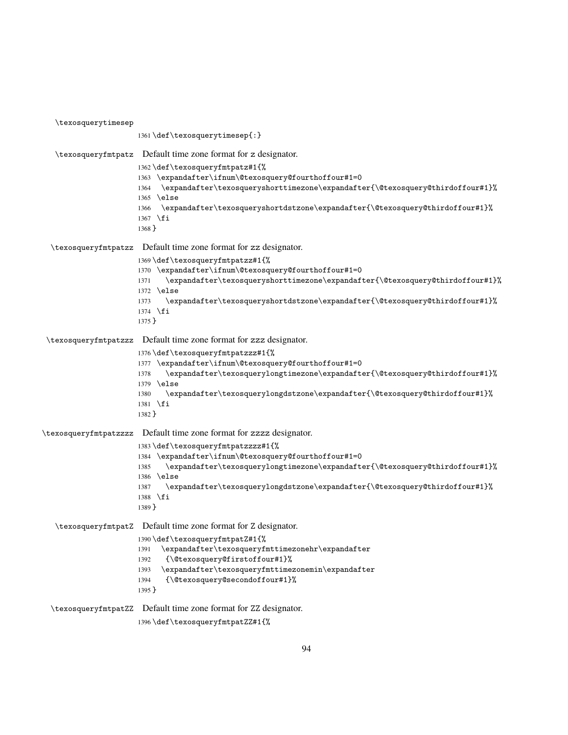\texosquerytimesep

```
1361 \def\texosquerytimesep{:}
```

\texosqueryfmtpatz Default time zone format for z designator.

```
1362 \def\texosqueryfmtpatz#1{%
1363  \expandafter\ifnum\@texosquery@fourthoffour#1=0
1364   \expandafter\texosqueryshorttimezone\expandafter{\@texosquery@thirdoffour#1}%
1365  \else
1366   \expandafter\texosqueryshortdstzone\expandafter{\@texosquery@thirdoffour#1}%
1367  \fi
1368 }
```

\texosqueryfmtpatzz Default time zone format for zz designator.

```
1369 \def\texosqueryfmtpatzz#1{%
1370  \expandafter\ifnum\@texosquery@fourthoffour#1=0
1371   \expandafter\texosqueryshorttimezone\expandafter{\@texosquery@thirdoffour#1}%
1372  \else
1373   \expandafter\texosqueryshortdstzone\expandafter{\@texosquery@thirdoffour#1}%
1374  \fi
1375 }
```

\texosqueryfmtpatzzz Default time zone format for zzz designator.

```
1376 \def\texosqueryfmtpatzzz#1{%
1377  \expandafter\ifnum\@texosquery@fourthoffour#1=0
1378   \expandafter\texosquerylongtimezone\expandafter{\@texosquery@thirdoffour#1}%
1379  \else
1380   \expandafter\texosquerylongdstzone\expandafter{\@texosquery@thirdoffour#1}%
1381  \fi
1382 }
```

\texosqueryfmtpatzzzz Default time zone format for zzzz designator.

```
1383 \def\texosqueryfmtpatzzzz#1{%
1384  \expandafter\ifnum\@texosquery@fourthoffour#1=0
1385   \expandafter\texosquerylongtimezone\expandafter{\@texosquery@thirdoffour#1}%
1386  \else
1387   \expandafter\texosquerylongdstzone\expandafter{\@texosquery@thirdoffour#1}%
1388  \fi
1389 }
```

\texosqueryfmtpatZ Default time zone format for Z designator.

```
1390 \def\texosqueryfmtpatZ#1{%
1391   \expandafter\texosqueryfmttimezonehr\expandafter
1392    {\@texosquery@firstoffour#1}%
1393   \expandafter\texosqueryfmttimezonemin\expandafter
1394    {\@texosquery@secondoffour#1}%
1395 }
```

\texosqueryfmtpatZZ Default time zone format for ZZ designator.

```
1396 \def\texosqueryfmtpatZZ#1{%
```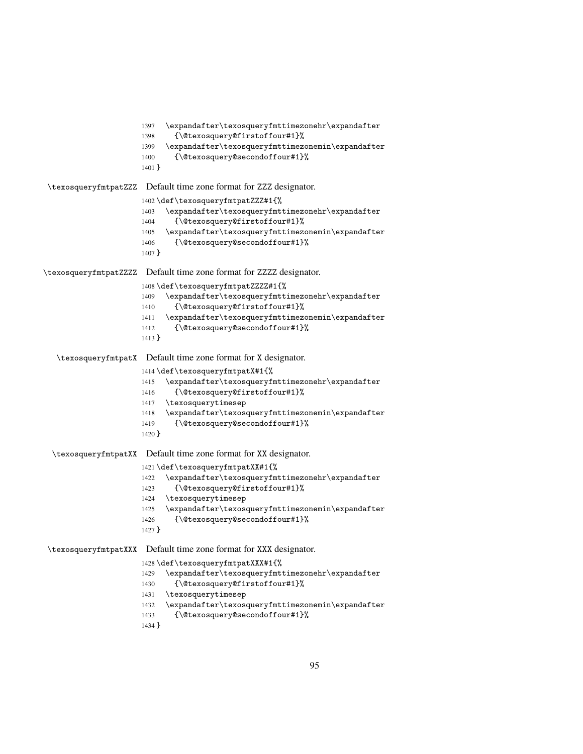```
1397   \expandafter\texosqueryfmttimezonehr\expandafter
1398     {\@texosquery@firstoffour#1}%
1399   \expandafter\texosqueryfmttimezonemin\expandafter
1400     {\@texosquery@secondoffour#1}%
1401 }
```

`\texosqueryfmtpatZZZ` Default time zone format for ZZZ designator.

```
1402 \def\texosqueryfmtpatZZZ#1{%
1403   \expandafter\texosqueryfmttimezonehr\expandafter
1404     {\@texosquery@firstoffour#1}%
1405   \expandafter\texosqueryfmttimezonemin\expandafter
1406     {\@texosquery@secondoffour#1}%
1407 }
```

`\texosqueryfmtpatZZZZ` Default time zone format for ZZZZ designator.

```
1408 \def\texosqueryfmtpatZZZZ#1{%
1409   \expandafter\texosqueryfmttimezonehr\expandafter
1410     {\@texosquery@firstoffour#1}%
1411   \expandafter\texosqueryfmttimezonemin\expandafter
1412     {\@texosquery@secondoffour#1}%
1413 }
```

`\texosqueryfmtpatX` Default time zone format for X designator.

```
1414 \def\texosqueryfmtpatX#1{%
1415   \expandafter\texosqueryfmttimezonehr\expandafter
1416     {\@texosquery@firstoffour#1}%
1417   \texosquerytimesep
1418   \expandafter\texosqueryfmttimezonemin\expandafter
1419     {\@texosquery@secondoffour#1}%
1420 }
```

`\texosqueryfmtpatXX` Default time zone format for XX designator.

```
1421 \def\texosqueryfmtpatXX#1{%
1422   \expandafter\texosqueryfmttimezonehr\expandafter
1423     {\@texosquery@firstoffour#1}%
1424   \texosquerytimesep
1425   \expandafter\texosqueryfmttimezonemin\expandafter
1426     {\@texosquery@secondoffour#1}%
1427 }
```

`\texosqueryfmtpatXXX` Default time zone format for XXX designator.

```
1428 \def\texosqueryfmtpatXXX#1{%
1429   \expandafter\texosqueryfmttimezonehr\expandafter
1430     {\@texosquery@firstoffour#1}%
1431   \texosquerytimesep
1432   \expandafter\texosqueryfmttimezonemin\expandafter
1433     {\@texosquery@secondoffour#1}%
1434 }
```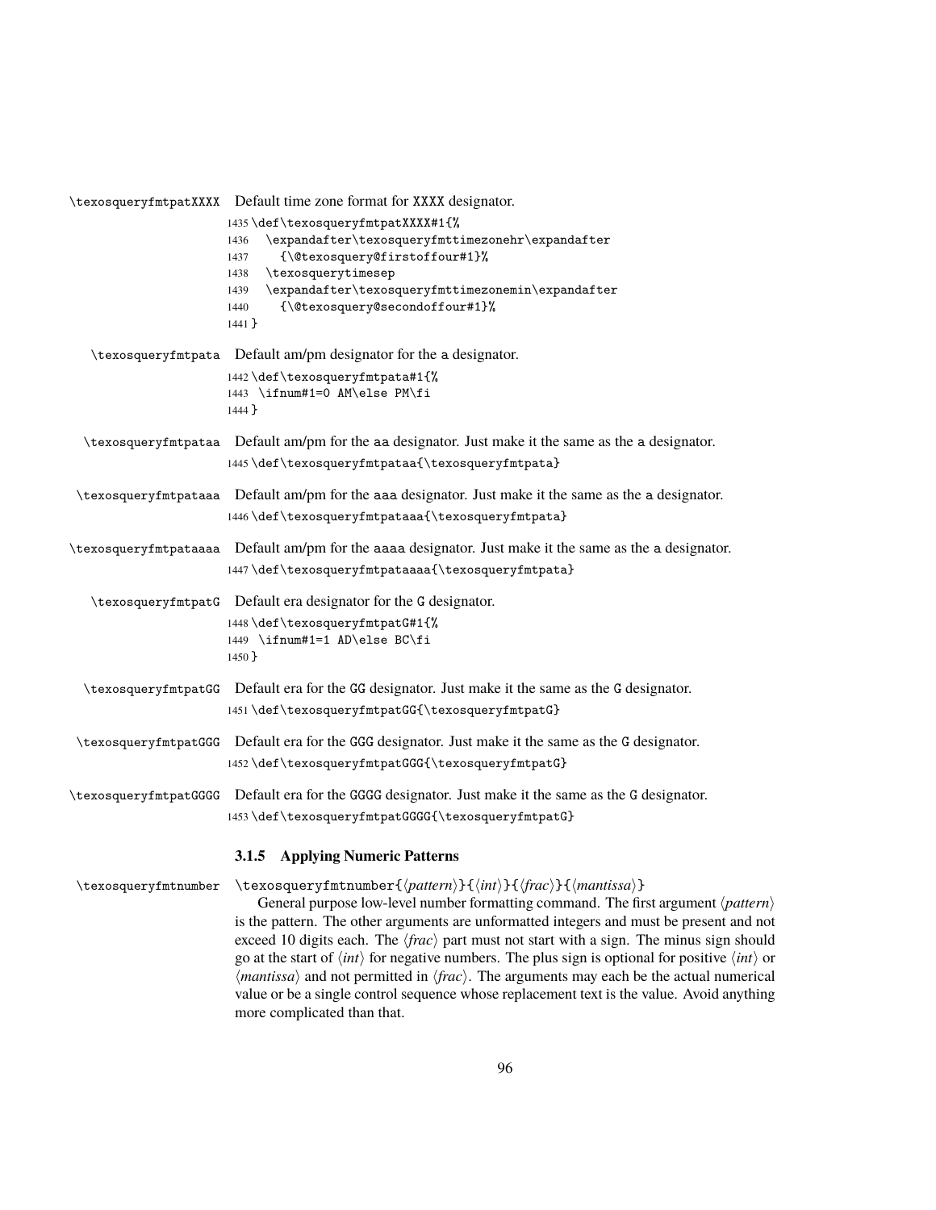\texosqueryfmtpatXXXX Default time zone format for XXXX designator.

```
1435 \def\texosqueryfmtpatXXXX#1{%
1436   \expandafter\texosqueryfmttimezonehr\expandafter
1437     {\@texosquery@firstoffour#1}%
1438   \texosquerytimesep
1439   \expandafter\texosqueryfmttimezonemin\expandafter
1440     {\@texosquery@secondoffour#1}%
1441 }
```

\texosqueryfmtpata Default am/pm designator for the a designator.

```
1442 \def\texosqueryfmtpata#1{%
1443  \ifnum#1=0 AM\else PM\fi
1444 }
```

\texosqueryfmtpataa Default am/pm for the aa designator. Just make it the same as the a designator.

```
1445 \def\texosqueryfmtpataa{\texosqueryfmtpata}
```

\texosqueryfmtpataaa Default am/pm for the aaa designator. Just make it the same as the a designator.

```
1446 \def\texosqueryfmtpataaa{\texosqueryfmtpata}
```

\texosqueryfmtpataaaa Default am/pm for the aaaa designator. Just make it the same as the a designator.

```
1447 \def\texosqueryfmtpataaaa{\texosqueryfmtpata}
```

\texosqueryfmtpatG Default era designator for the G designator.

```
1448 \def\texosqueryfmtpatG#1{%
1449  \ifnum#1=1 AD\else BC\fi
1450 }
```

\texosqueryfmtpatGG Default era for the GG designator. Just make it the same as the G designator.

```
1451 \def\texosqueryfmtpatGG{\texosqueryfmtpatG}
```

\texosqueryfmtpatGGG Default era for the GGG designator. Just make it the same as the G designator.

```
1452 \def\texosqueryfmtpatGGG{\texosqueryfmtpatG}
```

\texosqueryfmtpatGGGG Default era for the GGGG designator. Just make it the same as the G designator.

```
1453 \def\texosqueryfmtpatGGGG{\texosqueryfmtpatG}
```

### 3.1.5 Applying Numeric Patterns

\texosqueryfmtnumber `\texosqueryfmtnumber{⟨pattern⟩}{⟨int⟩}{⟨frac⟩}{⟨mantissa⟩}`

General purpose low-level number formatting command. The first argument ⟨*pattern*⟩ is the pattern. The other arguments are unformatted integers and must be present and not exceed 10 digits each. The ⟨*frac*⟩ part must not start with a sign. The minus sign should go at the start of ⟨*int*⟩ for negative numbers. The plus sign is optional for positive ⟨*int*⟩ or ⟨*mantissa*⟩ and not permitted in ⟨*frac*⟩. The arguments may each be the actual numerical value or be a single control sequence whose replacement text is the value. Avoid anything more complicated than that.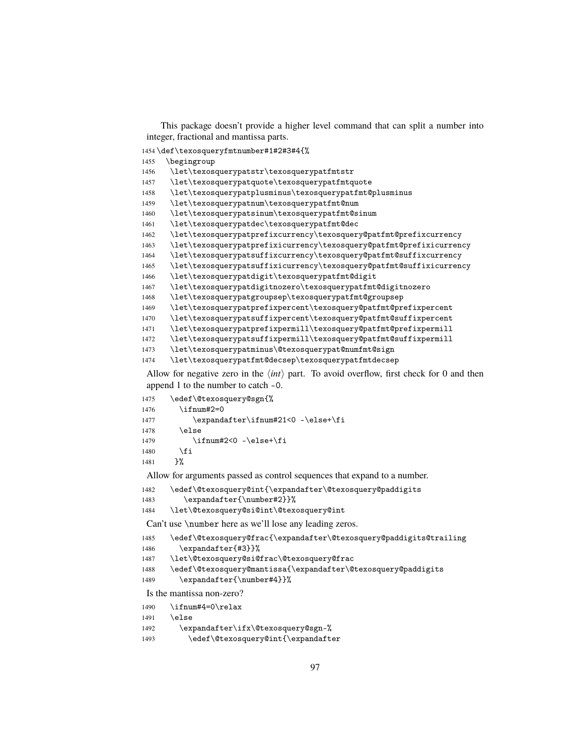This package doesn't provide a higher level command that can split a number into integer, fractional and mantissa parts.

```
1454 \def\texosqueryfmtnumber#1#2#3#4{%
1455   \begingroup
1456   \let\texosquerypatstr\texosquerypatfmtstr
1457   \let\texosquerypatquote\texosquerypatfmtquote
1458   \let\texosquerypatplusminus\texosquerypatfmt@plusminus
1459   \let\texosquerypatnum\texosquerypatfmt@num
1460   \let\texosquerypatsinum\texosquerypatfmt@sinum
1461   \let\texosquerypatdec\texosquerypatfmt@dec
1462   \let\texosquerypatprefixcurrency\texosquery@patfmt@prefixcurrency
1463   \let\texosquerypatprefixicurrency\texosquery@patfmt@prefixicurrency
1464   \let\texosquerypatsuffixcurrency\texosquery@patfmt@suffixcurrency
1465   \let\texosquerypatsuffixicurrency\texosquery@patfmt@suffixicurrency
1466   \let\texosquerypatdigit\texosquerypatfmt@digit
1467   \let\texosquerypatdigitnozero\texosquerypatfmt@digitnozero
1468   \let\texosquerypatgroupsep\texosquerypatfmt@groupsep
1469   \let\texosquerypatprefixpercent\texosquery@patfmt@prefixpercent
1470   \let\texosquerypatsuffixpercent\texosquery@patfmt@suffixpercent
1471   \let\texosquerypatprefixpermill\texosquery@patfmt@prefixpermill
1472   \let\texosquerypatsuffixpermill\texosquery@patfmt@suffixpermill
1473   \let\texosquerypatminus\@texosquerypat@numfmt@sign
1474   \let\texosquerypatfmt@decsep\texosquerypatfmtdecsep
```

Allow for negative zero in the ⟨*int*⟩ part. To avoid overflow, first check for 0 and then append 1 to the number to catch `-0`.

```
1475   \edef\@texosquery@sgn{%
1476     \ifnum#2=0
1477        \expandafter\ifnum#21<0 -\else+\fi
1478     \else
1479        \ifnum#2<0 -\else+\fi
1480     \fi
1481    }%
```

Allow for arguments passed as control sequences that expand to a number.

```
1482   \edef\@texosquery@int{\expandafter\@texosquery@paddigits
1483      \expandafter{\number#2}}%
1484   \let\@texosquery@si@int\@texosquery@int
```

Can't use `\number` here as we'll lose any leading zeros.

```
1485   \edef\@texosquery@frac{\expandafter\@texosquery@paddigits@trailing
1486     \expandafter{#3}}%
1487   \let\@texosquery@si@frac\@texosquery@frac
1488   \edef\@texosquery@mantissa{\expandafter\@texosquery@paddigits
1489     \expandafter{\number#4}}%
```

Is the mantissa non-zero?

```
1490   \ifnum#4=0\relax
1491   \else
1492     \expandafter\ifx\@texosquery@sgn-%
1493       \edef\@texosquery@int{\expandafter
```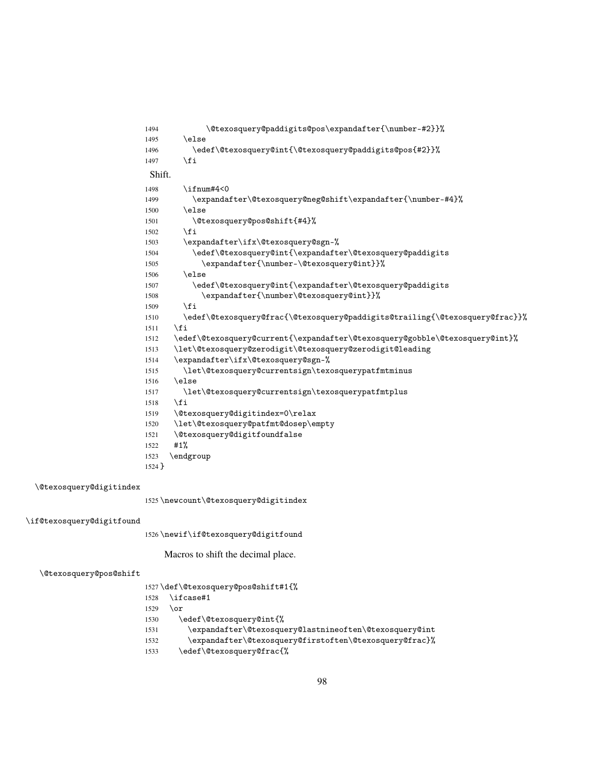```
1494          \@texosquery@paddigits@pos\expandafter{\number-#2}}%
1495      \else
1496        \edef\@texosquery@int{\@texosquery@paddigits@pos{#2}}%
1497      \fi
```

Shift.

```
1498      \ifnum#4<0
1499        \expandafter\@texosquery@neg@shift\expandafter{\number-#4}%
1500      \else
1501        \@texosquery@pos@shift{#4}%
1502      \fi
1503      \expandafter\ifx\@texosquery@sgn-%
1504        \edef\@texosquery@int{\expandafter\@texosquery@paddigits
1505          \expandafter{\number-\@texosquery@int}}%
1506      \else
1507        \edef\@texosquery@int{\expandafter\@texosquery@paddigits
1508          \expandafter{\number\@texosquery@int}}%
1509      \fi
1510      \edef\@texosquery@frac{\@texosquery@paddigits@trailing{\@texosquery@frac}}%
1511    \fi
1512    \edef\@texosquery@current{\expandafter\@texosquery@gobble\@texosquery@int}%
1513    \let\@texosquery@zerodigit\@texosquery@zerodigit@leading
1514    \expandafter\ifx\@texosquery@sgn-%
1515      \let\@texosquery@currentsign\texosquerypatfmtminus
1516    \else
1517      \let\@texosquery@currentsign\texosquerypatfmtplus
1518    \fi
1519    \@texosquery@digitindex=0\relax
1520    \let\@texosquery@patfmt@dosep\empty
1521    \@texosquery@digitfoundfalse
1522    #1%
1523  \endgroup
1524 }
```

\@texosquery@digitindex

```
1525 \newcount\@texosquery@digitindex
```

\if@texosquery@digitfound

```
1526 \newif\if@texosquery@digitfound
```

Macros to shift the decimal place.

\@texosquery@pos@shift

```
1527 \def\@texosquery@pos@shift#1{%
1528   \ifcase#1
1529   \or
1530     \edef\@texosquery@int{%
1531       \expandafter\@texosquery@lastnineoften\@texosquery@int
1532       \expandafter\@texosquery@firstoften\@texosquery@frac}%
1533     \edef\@texosquery@frac{%
```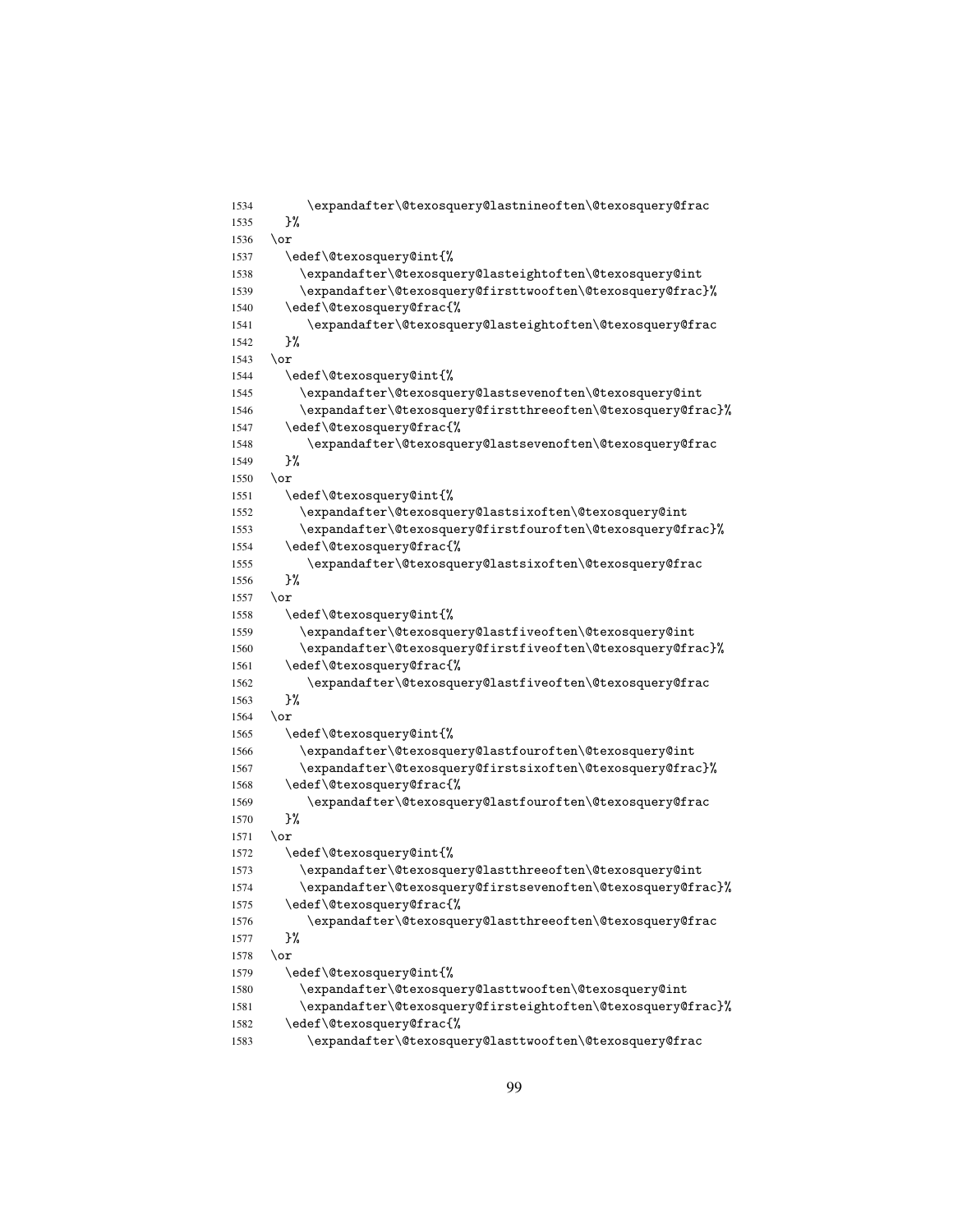```
1534       \expandafter\@texosquery@lastnineoften\@texosquery@frac
1535     }%
1536   \or
1537     \edef\@texosquery@int{%
1538       \expandafter\@texosquery@lasteightoften\@texosquery@int
1539       \expandafter\@texosquery@firsttwooften\@texosquery@frac}%
1540     \edef\@texosquery@frac{%
1541       \expandafter\@texosquery@lasteightoften\@texosquery@frac
1542     }%
1543   \or
1544     \edef\@texosquery@int{%
1545       \expandafter\@texosquery@lastsevenoften\@texosquery@int
1546       \expandafter\@texosquery@firstthreeoften\@texosquery@frac}%
1547     \edef\@texosquery@frac{%
1548       \expandafter\@texosquery@lastsevenoften\@texosquery@frac
1549     }%
1550   \or
1551     \edef\@texosquery@int{%
1552       \expandafter\@texosquery@lastsixoften\@texosquery@int
1553       \expandafter\@texosquery@firstfouroften\@texosquery@frac}%
1554     \edef\@texosquery@frac{%
1555       \expandafter\@texosquery@lastsixoften\@texosquery@frac
1556     }%
1557   \or
1558     \edef\@texosquery@int{%
1559       \expandafter\@texosquery@lastfiveoften\@texosquery@int
1560       \expandafter\@texosquery@firstfiveoften\@texosquery@frac}%
1561     \edef\@texosquery@frac{%
1562       \expandafter\@texosquery@lastfiveoften\@texosquery@frac
1563     }%
1564   \or
1565     \edef\@texosquery@int{%
1566       \expandafter\@texosquery@lastfouroften\@texosquery@int
1567       \expandafter\@texosquery@firstsixoften\@texosquery@frac}%
1568     \edef\@texosquery@frac{%
1569       \expandafter\@texosquery@lastfouroften\@texosquery@frac
1570     }%
1571   \or
1572     \edef\@texosquery@int{%
1573       \expandafter\@texosquery@lastthreeoften\@texosquery@int
1574       \expandafter\@texosquery@firstsevenoften\@texosquery@frac}%
1575     \edef\@texosquery@frac{%
1576       \expandafter\@texosquery@lastthreeoften\@texosquery@frac
1577     }%
1578   \or
1579     \edef\@texosquery@int{%
1580       \expandafter\@texosquery@lasttwooften\@texosquery@int
1581       \expandafter\@texosquery@firsteightoften\@texosquery@frac}%
1582     \edef\@texosquery@frac{%
1583       \expandafter\@texosquery@lasttwooften\@texosquery@frac
```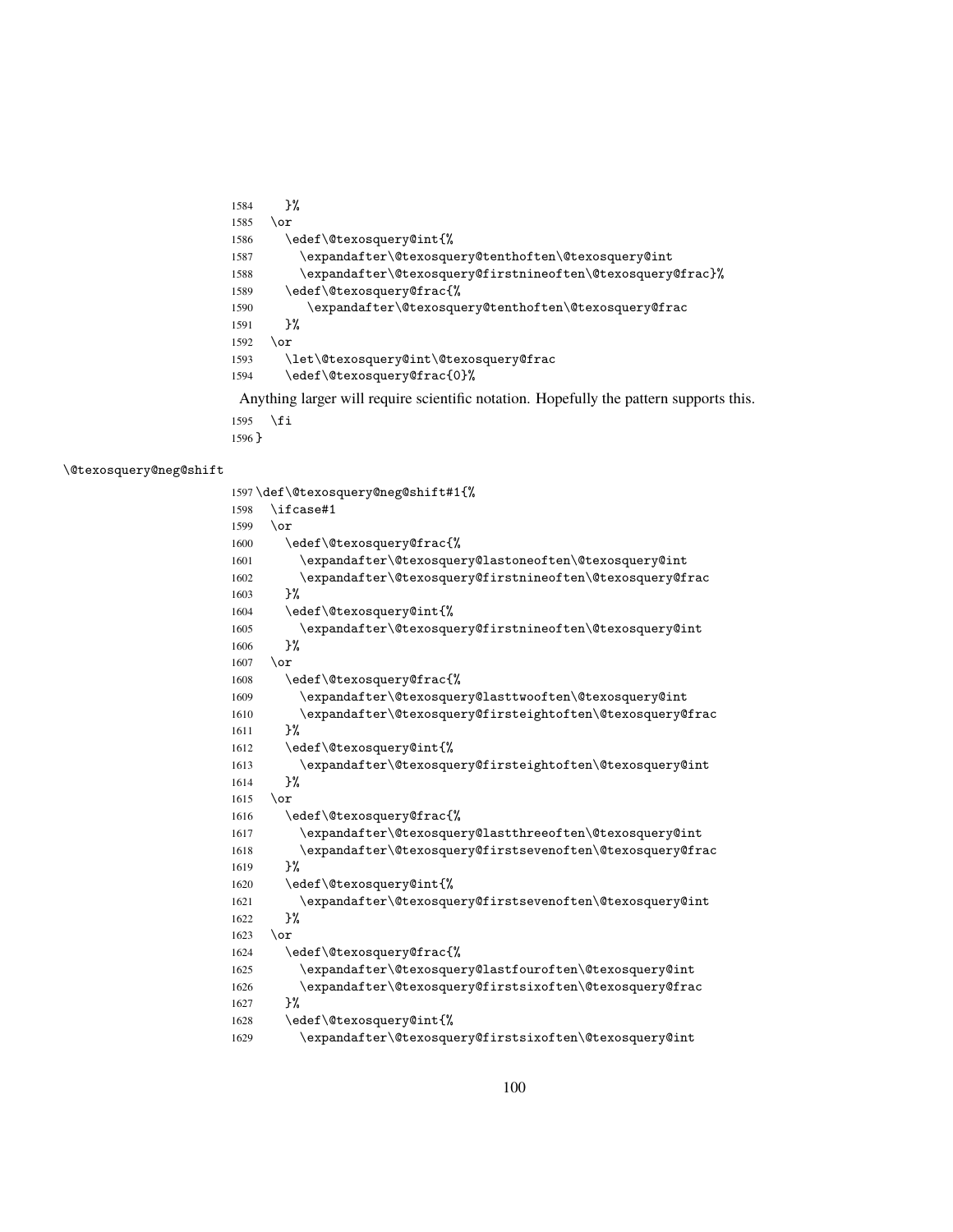```
1584     }%
1585   \or
1586     \edef\@texosquery@int{%
1587       \expandafter\@texosquery@tenthoften\@texosquery@int
1588       \expandafter\@texosquery@firstnineoften\@texosquery@frac}%
1589     \edef\@texosquery@frac{%
1590        \expandafter\@texosquery@tenthoften\@texosquery@frac
1591     }%
1592   \or
1593     \let\@texosquery@int\@texosquery@frac
1594     \edef\@texosquery@frac{0}%
```

Anything larger will require scientific notation. Hopefully the pattern supports this.

```
1595   \fi
1596 }
```

`\@texosquery@neg@shift`

```
1597 \def\@texosquery@neg@shift#1{%
1598   \ifcase#1
1599   \or
1600     \edef\@texosquery@frac{%
1601       \expandafter\@texosquery@lastoneoften\@texosquery@int
1602       \expandafter\@texosquery@firstnineoften\@texosquery@frac
1603     }%
1604     \edef\@texosquery@int{%
1605       \expandafter\@texosquery@firstnineoften\@texosquery@int
1606     }%
1607   \or
1608     \edef\@texosquery@frac{%
1609       \expandafter\@texosquery@lasttwooften\@texosquery@int
1610       \expandafter\@texosquery@firsteightoften\@texosquery@frac
1611     }%
1612     \edef\@texosquery@int{%
1613       \expandafter\@texosquery@firsteightoften\@texosquery@int
1614     }%
1615   \or
1616     \edef\@texosquery@frac{%
1617       \expandafter\@texosquery@lastthreeoften\@texosquery@int
1618       \expandafter\@texosquery@firstsevenoften\@texosquery@frac
1619     }%
1620     \edef\@texosquery@int{%
1621       \expandafter\@texosquery@firstsevenoften\@texosquery@int
1622     }%
1623   \or
1624     \edef\@texosquery@frac{%
1625       \expandafter\@texosquery@lastfouroften\@texosquery@int
1626       \expandafter\@texosquery@firstsixoften\@texosquery@frac
1627     }%
1628     \edef\@texosquery@int{%
1629       \expandafter\@texosquery@firstsixoften\@texosquery@int
```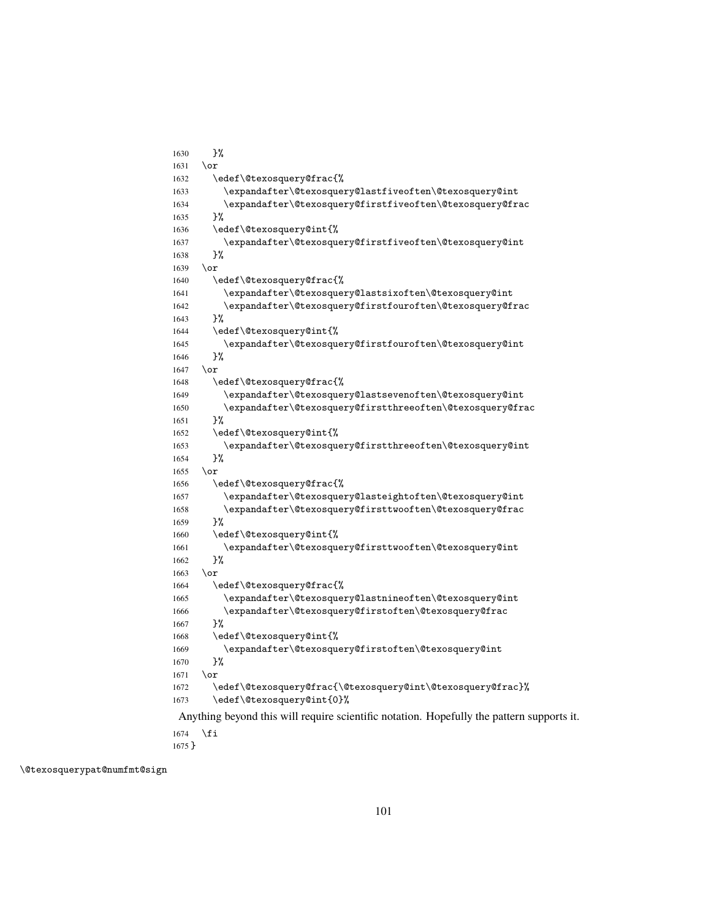```
1630     }%
1631   \or
1632     \edef\@texosquery@frac{%
1633       \expandafter\@texosquery@lastfiveoften\@texosquery@int
1634       \expandafter\@texosquery@firstfiveoften\@texosquery@frac
1635     }%
1636     \edef\@texosquery@int{%
1637       \expandafter\@texosquery@firstfiveoften\@texosquery@int
1638     }%
1639   \or
1640     \edef\@texosquery@frac{%
1641       \expandafter\@texosquery@lastsixoften\@texosquery@int
1642       \expandafter\@texosquery@firstfouroften\@texosquery@frac
1643     }%
1644     \edef\@texosquery@int{%
1645       \expandafter\@texosquery@firstfouroften\@texosquery@int
1646     }%
1647   \or
1648     \edef\@texosquery@frac{%
1649       \expandafter\@texosquery@lastsevenoften\@texosquery@int
1650       \expandafter\@texosquery@firstthreeoften\@texosquery@frac
1651     }%
1652     \edef\@texosquery@int{%
1653       \expandafter\@texosquery@firstthreeoften\@texosquery@int
1654     }%
1655   \or
1656     \edef\@texosquery@frac{%
1657       \expandafter\@texosquery@lasteightoften\@texosquery@int
1658       \expandafter\@texosquery@firsttwooften\@texosquery@frac
1659     }%
1660     \edef\@texosquery@int{%
1661       \expandafter\@texosquery@firsttwooften\@texosquery@int
1662     }%
1663   \or
1664     \edef\@texosquery@frac{%
1665       \expandafter\@texosquery@lastnineoften\@texosquery@int
1666       \expandafter\@texosquery@firstoften\@texosquery@frac
1667     }%
1668     \edef\@texosquery@int{%
1669       \expandafter\@texosquery@firstoften\@texosquery@int
1670     }%
1671   \or
1672     \edef\@texosquery@frac{\@texosquery@int\@texosquery@frac}%
1673     \edef\@texosquery@int{0}%
```

Anything beyond this will require scientific notation. Hopefully the pattern supports it.

```
1674   \fi
1675 }
```

\@texosquerypat@numfmt@sign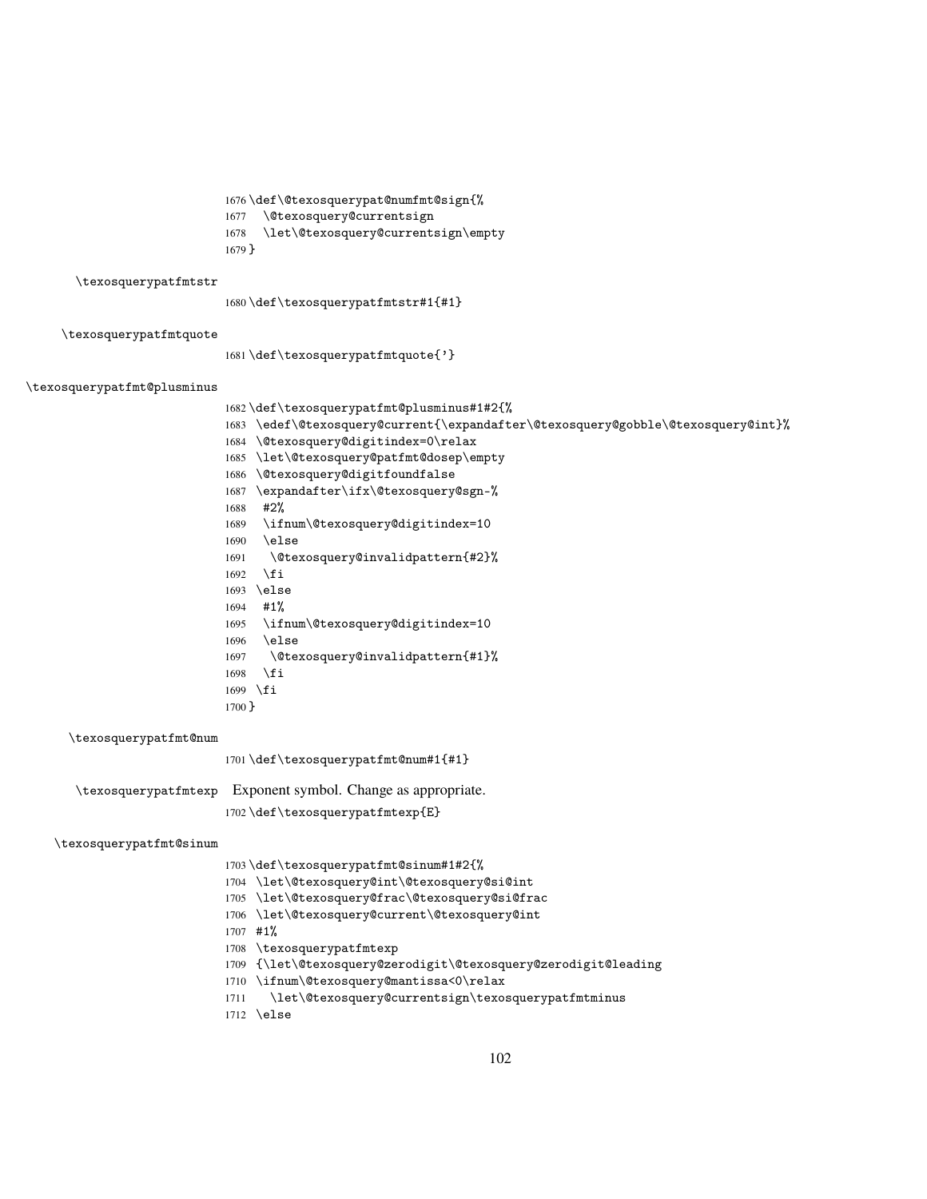```
1676 \def\@texosquerypat@numfmt@sign{%
1677   \@texosquery@currentsign
1678   \let\@texosquery@currentsign\empty
1679 }
```

\texosquerypatfmtstr

```
1680 \def\texosquerypatfmtstr#1{#1}
```

\texosquerypatfmtquote

```
1681 \def\texosquerypatfmtquote{'}
```

\texosquerypatfmt@plusminus

```
1682 \def\texosquerypatfmt@plusminus#1#2{%
1683  \edef\@texosquery@current{\expandafter\@texosquery@gobble\@texosquery@int}%
1684  \@texosquery@digitindex=0\relax
1685  \let\@texosquery@patfmt@dosep\empty
1686  \@texosquery@digitfoundfalse
1687  \expandafter\ifx\@texosquery@sgn-%
1688    #2%
1689    \ifnum\@texosquery@digitindex=10
1690    \else
1691     \@texosquery@invalidpattern{#2}%
1692    \fi
1693  \else
1694    #1%
1695    \ifnum\@texosquery@digitindex=10
1696    \else
1697     \@texosquery@invalidpattern{#1}%
1698    \fi
1699  \fi
1700 }
```

\texosquerypatfmt@num

```
1701 \def\texosquerypatfmt@num#1{#1}
```

\texosquerypatfmtexp Exponent symbol. Change as appropriate.

```
1702 \def\texosquerypatfmtexp{E}
```

\texosquerypatfmt@sinum

```
1703 \def\texosquerypatfmt@sinum#1#2{%
1704  \let\@texosquery@int\@texosquery@si@int
1705  \let\@texosquery@frac\@texosquery@si@frac
1706  \let\@texosquery@current\@texosquery@int
1707  #1%
1708  \texosquerypatfmtexp
1709  {\let\@texosquery@zerodigit\@texosquery@zerodigit@leading
1710  \ifnum\@texosquery@mantissa<0\relax
1711    \let\@texosquery@currentsign\texosquerypatfmtminus
1712  \else
```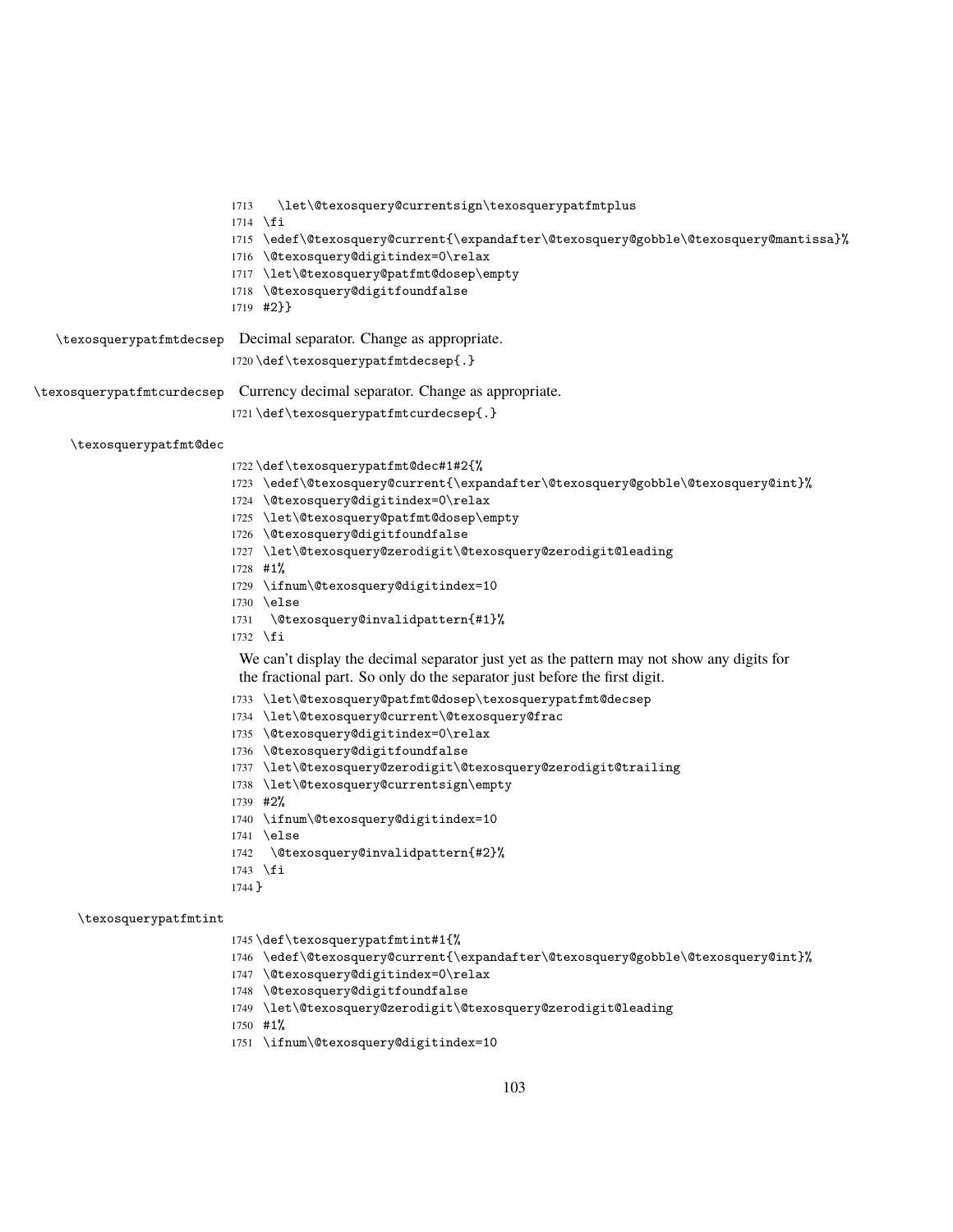```
1713    \let\@texosquery@currentsign\texosquerypatfmtplus
1714  \fi
1715  \edef\@texosquery@current{\expandafter\@texosquery@gobble\@texosquery@mantissa}%
1716  \@texosquery@digitindex=0\relax
1717  \let\@texosquery@patfmt@dosep\empty
1718  \@texosquery@digitfoundfalse
1719  #2}}
```

\texosquerypatfmtdecsep Decimal separator. Change as appropriate.

```
1720 \def\texosquerypatfmtdecsep{.}
```

\texosquerypatfmtcurdecsep Currency decimal separator. Change as appropriate.

```
1721 \def\texosquerypatfmtcurdecsep{.}
```

\texosquerypatfmt@dec

```
1722 \def\texosquerypatfmt@dec#1#2{%
1723  \edef\@texosquery@current{\expandafter\@texosquery@gobble\@texosquery@int}%
1724  \@texosquery@digitindex=0\relax
1725  \let\@texosquery@patfmt@dosep\empty
1726  \@texosquery@digitfoundfalse
1727  \let\@texosquery@zerodigit\@texosquery@zerodigit@leading
1728  #1%
1729  \ifnum\@texosquery@digitindex=10
1730  \else
1731   \@texosquery@invalidpattern{#1}%
1732  \fi
```

We can't display the decimal separator just yet as the pattern may not show any digits for the fractional part. So only do the separator just before the first digit.

```
1733  \let\@texosquery@patfmt@dosep\texosquerypatfmt@decsep
1734  \let\@texosquery@current\@texosquery@frac
1735  \@texosquery@digitindex=0\relax
1736  \@texosquery@digitfoundfalse
1737  \let\@texosquery@zerodigit\@texosquery@zerodigit@trailing
1738  \let\@texosquery@currentsign\empty
1739  #2%
1740  \ifnum\@texosquery@digitindex=10
1741  \else
1742   \@texosquery@invalidpattern{#2}%
1743  \fi
1744 }
```

\texosquerypatfmtint

```
1745 \def\texosquerypatfmtint#1{%
1746  \edef\@texosquery@current{\expandafter\@texosquery@gobble\@texosquery@int}%
1747  \@texosquery@digitindex=0\relax
1748  \@texosquery@digitfoundfalse
1749  \let\@texosquery@zerodigit\@texosquery@zerodigit@leading
1750  #1%
1751  \ifnum\@texosquery@digitindex=10
```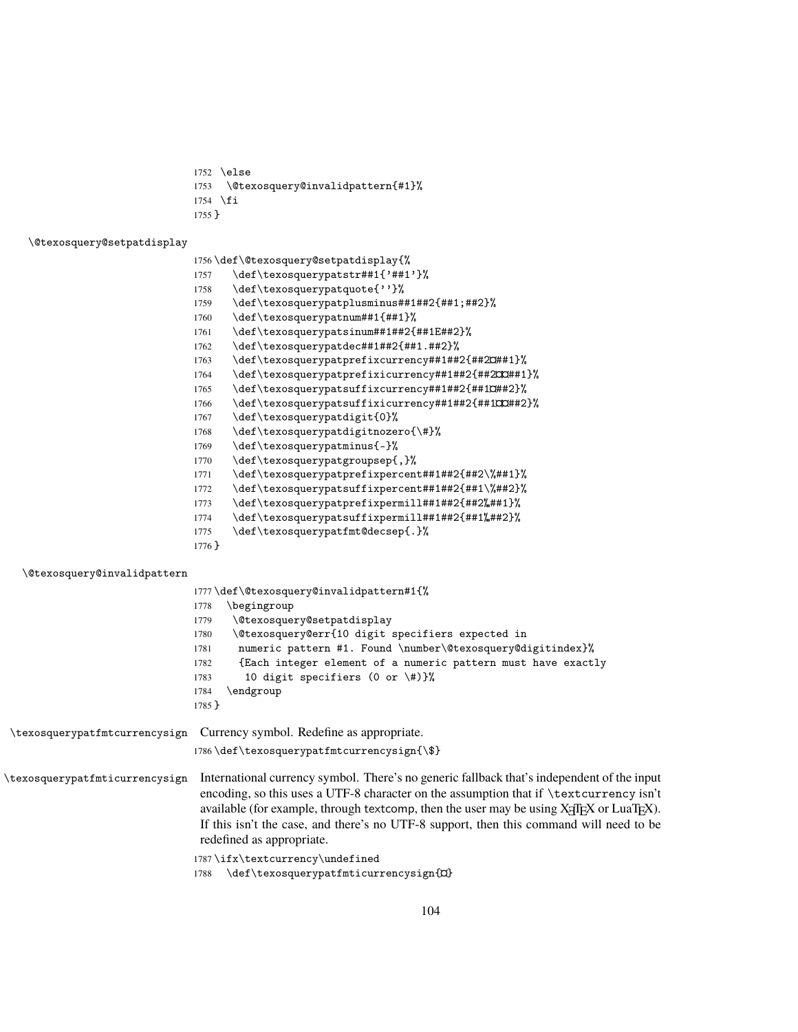```
1752 \else
1753   \@texosquery@invalidpattern{#1}%
1754 \fi
1755 }
```

\@texosquery@setpatdisplay

```
1756 \def\@texosquery@setpatdisplay{%
1757   \def\texosquerypatstr##1{'##1'}%
1758   \def\texosquerypatquote{''}%
1759   \def\texosquerypatplusminus##1##2{##1;##2}%
1760   \def\texosquerypatnum##1{##1}%
1761   \def\texosquerypatsinum##1##2{##1E##2}%
1762   \def\texosquerypatdec##1##2{##1.##2}%
1763   \def\texosquerypatprefixcurrency##1##2{##2¤##1}%
1764   \def\texosquerypatprefixicurrency##1##2{##2¤¤##1}%
1765   \def\texosquerypatsuffixcurrency##1##2{##1¤##2}%
1766   \def\texosquerypatsuffixicurrency##1##2{##1¤¤##2}%
1767   \def\texosquerypatdigit{0}%
1768   \def\texosquerypatdigitnozero{\#}%
1769   \def\texosquerypatminus{-}%
1770   \def\texosquerypatgroupsep{,}%
1771   \def\texosquerypatprefixpercent##1##2{##2\%##1}%
1772   \def\texosquerypatsuffixpercent##1##2{##1\%##2}%
1773   \def\texosquerypatprefixpermill##1##2{##2‰##1}%
1774   \def\texosquerypatsuffixpermill##1##2{##1‰##2}%
1775   \def\texosquerypatfmt@decsep{.}%
1776 }
```

\@texosquery@invalidpattern

```
1777 \def\@texosquery@invalidpattern#1{%
1778   \begingroup
1779   \@texosquery@setpatdisplay
1780   \@texosquery@err{10 digit specifiers expected in
1781     numeric pattern #1. Found \number\@texosquery@digitindex}%
1782     {Each integer element of a numeric pattern must have exactly
1783      10 digit specifiers (0 or \#)}%
1784   \endgroup
1785 }
```

\texosquerypatfmtcurrencysign Currency symbol. Redefine as appropriate.

```
1786 \def\texosquerypatfmtcurrencysign{\$}
```

\texosquerypatfmticurrencysign International currency symbol. There's no generic fallback that's independent of the input encoding, so this uses a UTF-8 character on the assumption that if `\textcurrency` isn't available (for example, through textcomp, then the user may be using XƎLaTeX or LuaTeX). If this isn't the case, and there's no UTF-8 support, then this command will need to be redefined as appropriate.

```
1787 \ifx\textcurrency\undefined
1788   \def\texosquerypatfmticurrencysign{¤}
```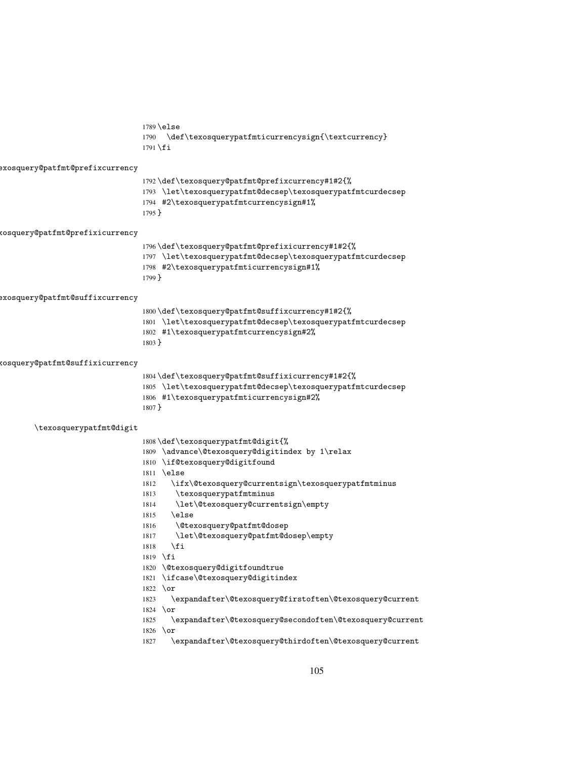```
1789 \else
1790   \def\texosquerypatfmticurrencysign{\textcurrency}
1791 \fi
```

\texosquery@patfmt@prefixcurrency

```
1792 \def\texosquery@patfmt@prefixcurrency#1#2{%
1793  \let\texosquerypatfmt@decsep\texosquerypatfmtcurdecsep
1794  #2\texosquerypatfmtcurrencysign#1%
1795 }
```

\texosquery@patfmt@prefixicurrency

```
1796 \def\texosquery@patfmt@prefixicurrency#1#2{%
1797  \let\texosquerypatfmt@decsep\texosquerypatfmtcurdecsep
1798  #2\texosquerypatfmticurrencysign#1%
1799 }
```

\texosquery@patfmt@suffixcurrency

```
1800 \def\texosquery@patfmt@suffixcurrency#1#2{%
1801  \let\texosquerypatfmt@decsep\texosquerypatfmtcurdecsep
1802  #1\texosquerypatfmtcurrencysign#2%
1803 }
```

\texosquery@patfmt@suffixicurrency

```
1804 \def\texosquery@patfmt@suffixicurrency#1#2{%
1805  \let\texosquerypatfmt@decsep\texosquerypatfmtcurdecsep
1806  #1\texosquerypatfmticurrencysign#2%
1807 }
```

\texosquerypatfmt@digit

```
1808 \def\texosquerypatfmt@digit{%
1809  \advance\@texosquery@digitindex by 1\relax
1810  \if@texosquery@digitfound
1811  \else
1812    \ifx\@texosquery@currentsign\texosquerypatfmtminus
1813     \texosquerypatfmtminus
1814     \let\@texosquery@currentsign\empty
1815    \else
1816     \@texosquery@patfmt@dosep
1817     \let\@texosquery@patfmt@dosep\empty
1818    \fi
1819  \fi
1820  \@texosquery@digitfoundtrue
1821  \ifcase\@texosquery@digitindex
1822  \or
1823    \expandafter\@texosquery@firstoften\@texosquery@current
1824  \or
1825    \expandafter\@texosquery@secondoften\@texosquery@current
1826  \or
1827    \expandafter\@texosquery@thirdoften\@texosquery@current
```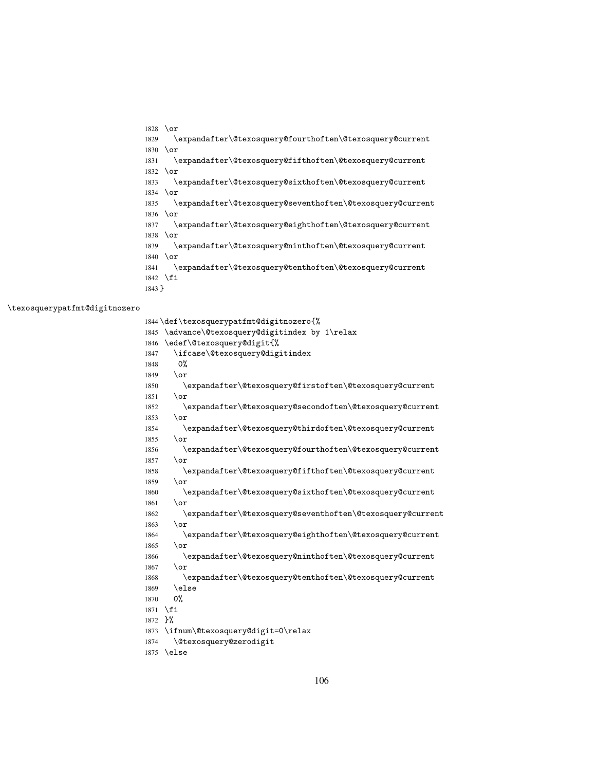```
1828 \or
1829   \expandafter\@texosquery@fourthoften\@texosquery@current
1830 \or
1831   \expandafter\@texosquery@fifthoften\@texosquery@current
1832 \or
1833   \expandafter\@texosquery@sixthoften\@texosquery@current
1834 \or
1835   \expandafter\@texosquery@seventhoften\@texosquery@current
1836 \or
1837   \expandafter\@texosquery@eighthoften\@texosquery@current
1838 \or
1839   \expandafter\@texosquery@ninthoften\@texosquery@current
1840 \or
1841   \expandafter\@texosquery@tenthoften\@texosquery@current
1842 \fi
1843 }
```

\texosquerypatfmt@digitnozero

```
1844 \def\texosquerypatfmt@digitnozero{%
1845 \advance\@texosquery@digitindex by 1\relax
1846 \edef\@texosquery@digit{%
1847   \ifcase\@texosquery@digitindex
1848     0%
1849   \or
1850     \expandafter\@texosquery@firstoften\@texosquery@current
1851   \or
1852     \expandafter\@texosquery@secondoften\@texosquery@current
1853   \or
1854     \expandafter\@texosquery@thirdoften\@texosquery@current
1855   \or
1856     \expandafter\@texosquery@fourthoften\@texosquery@current
1857   \or
1858     \expandafter\@texosquery@fifthoften\@texosquery@current
1859   \or
1860     \expandafter\@texosquery@sixthoften\@texosquery@current
1861   \or
1862     \expandafter\@texosquery@seventhoften\@texosquery@current
1863   \or
1864     \expandafter\@texosquery@eighthoften\@texosquery@current
1865   \or
1866     \expandafter\@texosquery@ninthoften\@texosquery@current
1867   \or
1868     \expandafter\@texosquery@tenthoften\@texosquery@current
1869   \else
1870   0%
1871 \fi
1872 }%
1873 \ifnum\@texosquery@digit=0\relax
1874   \@texosquery@zerodigit
1875 \else
```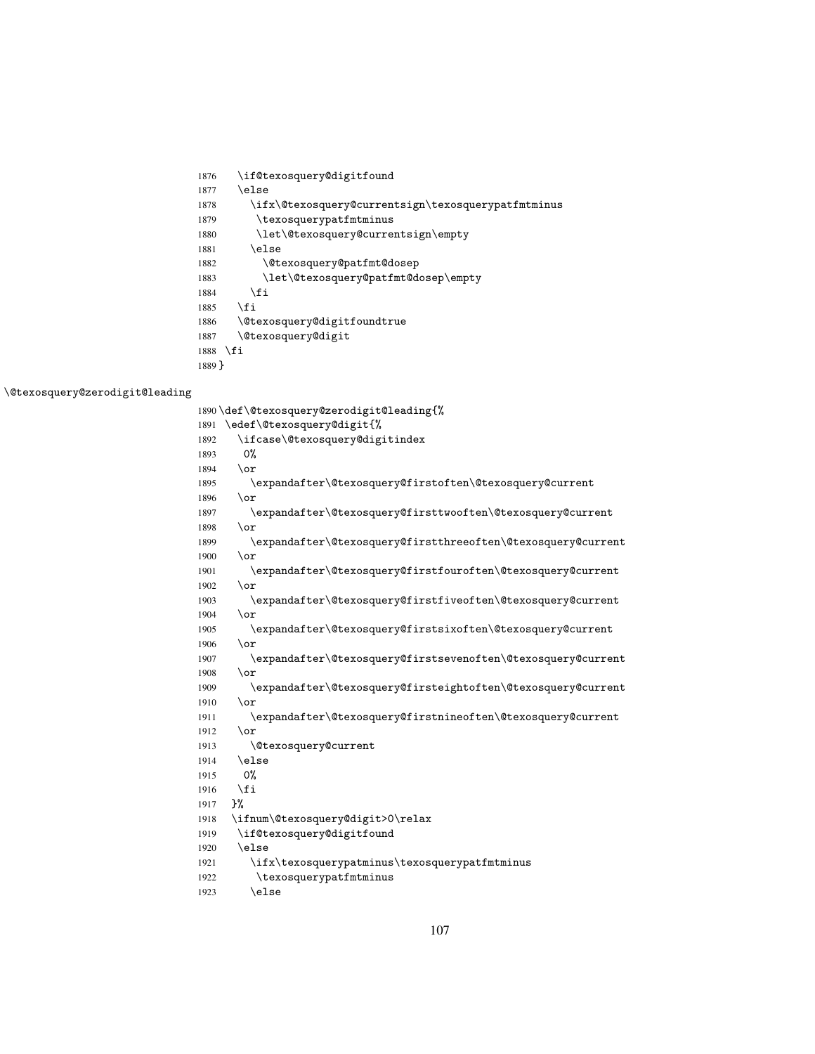```
1876   \if@texosquery@digitfound
1877   \else
1878     \ifx\@texosquery@currentsign\texosquerypatfmtminus
1879      \texosquerypatfmtminus
1880      \let\@texosquery@currentsign\empty
1881     \else
1882       \@texosquery@patfmt@dosep
1883       \let\@texosquery@patfmt@dosep\empty
1884     \fi
1885   \fi
1886   \@texosquery@digitfoundtrue
1887   \@texosquery@digit
1888 \fi
1889 }
```

\@texosquery@zerodigit@leading

```
1890 \def\@texosquery@zerodigit@leading{%
1891  \edef\@texosquery@digit{%
1892    \ifcase\@texosquery@digitindex
1893     0%
1894    \or
1895      \expandafter\@texosquery@firstoften\@texosquery@current
1896    \or
1897      \expandafter\@texosquery@firsttwooften\@texosquery@current
1898    \or
1899      \expandafter\@texosquery@firstthreeoften\@texosquery@current
1900    \or
1901      \expandafter\@texosquery@firstfouroften\@texosquery@current
1902    \or
1903      \expandafter\@texosquery@firstfiveoften\@texosquery@current
1904    \or
1905      \expandafter\@texosquery@firstsixoften\@texosquery@current
1906    \or
1907      \expandafter\@texosquery@firstsevenoften\@texosquery@current
1908    \or
1909      \expandafter\@texosquery@firsteightoften\@texosquery@current
1910    \or
1911      \expandafter\@texosquery@firstnineoften\@texosquery@current
1912    \or
1913      \@texosquery@current
1914    \else
1915     0%
1916    \fi
1917   }%
1918   \ifnum\@texosquery@digit>0\relax
1919    \if@texosquery@digitfound
1920    \else
1921      \ifx\texosquerypatminus\texosquerypatfmtminus
1922       \texosquerypatfmtminus
1923      \else
```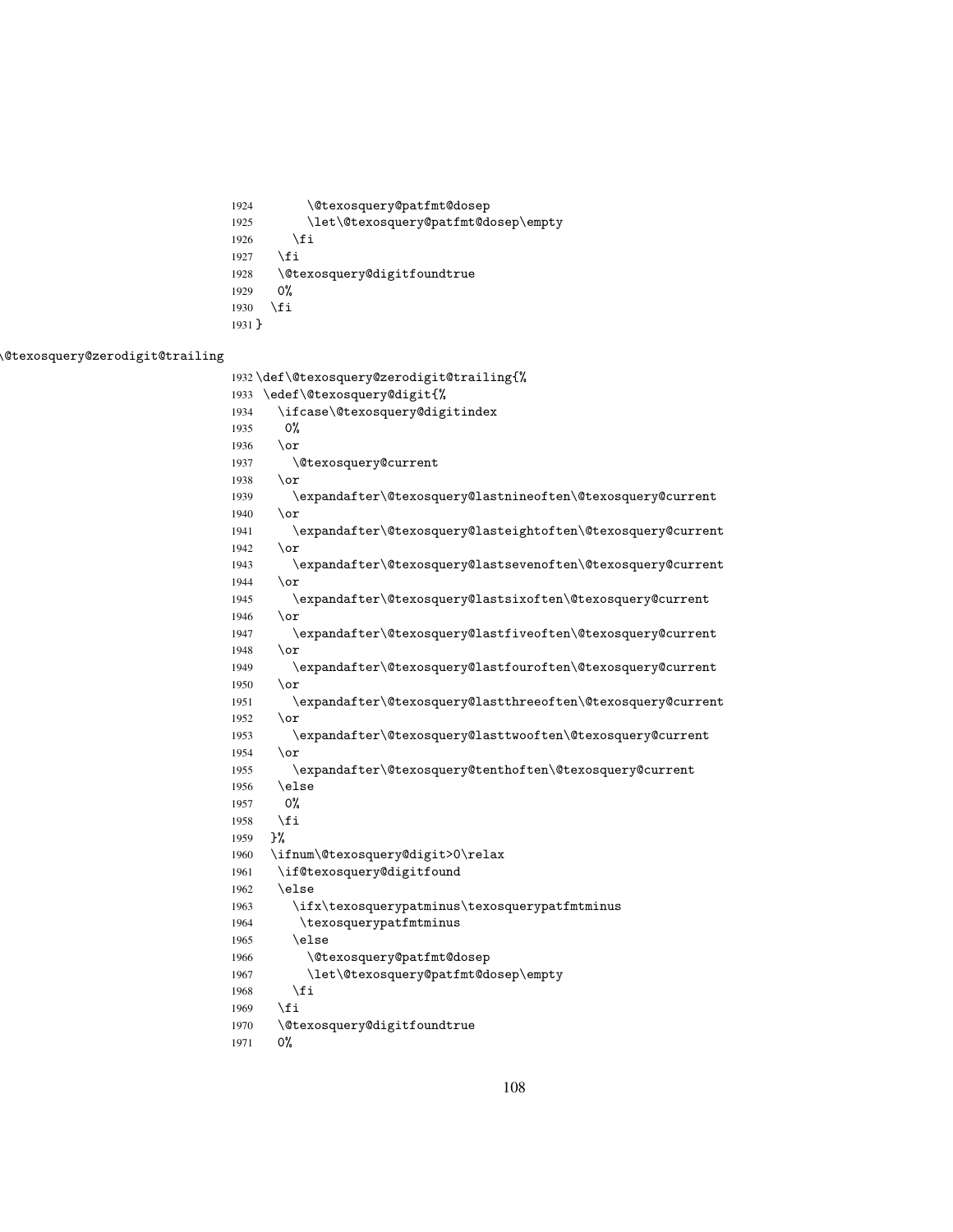```
1924        \@texosquery@patfmt@dosep
1925        \let\@texosquery@patfmt@dosep\empty
1926      \fi
1927    \fi
1928    \@texosquery@digitfoundtrue
1929    0%
1930  \fi
1931 }
```

\@texosquery@zerodigit@trailing

```
1932 \def\@texosquery@zerodigit@trailing{%
1933  \edef\@texosquery@digit{%
1934    \ifcase\@texosquery@digitindex
1935     0%
1936    \or
1937      \@texosquery@current
1938    \or
1939      \expandafter\@texosquery@lastnineoften\@texosquery@current
1940    \or
1941      \expandafter\@texosquery@lasteightoften\@texosquery@current
1942    \or
1943      \expandafter\@texosquery@lastsevenoften\@texosquery@current
1944    \or
1945      \expandafter\@texosquery@lastsixoften\@texosquery@current
1946    \or
1947      \expandafter\@texosquery@lastfiveoften\@texosquery@current
1948    \or
1949      \expandafter\@texosquery@lastfouroften\@texosquery@current
1950    \or
1951      \expandafter\@texosquery@lastthreeoften\@texosquery@current
1952    \or
1953      \expandafter\@texosquery@lasttwooften\@texosquery@current
1954    \or
1955      \expandafter\@texosquery@tenthoften\@texosquery@current
1956    \else
1957     0%
1958    \fi
1959   }%
1960   \ifnum\@texosquery@digit>0\relax
1961    \if@texosquery@digitfound
1962    \else
1963      \ifx\texosquerypatminus\texosquerypatfmtminus
1964       \texosquerypatfmtminus
1965      \else
1966        \@texosquery@patfmt@dosep
1967        \let\@texosquery@patfmt@dosep\empty
1968      \fi
1969    \fi
1970    \@texosquery@digitfoundtrue
1971    0%
```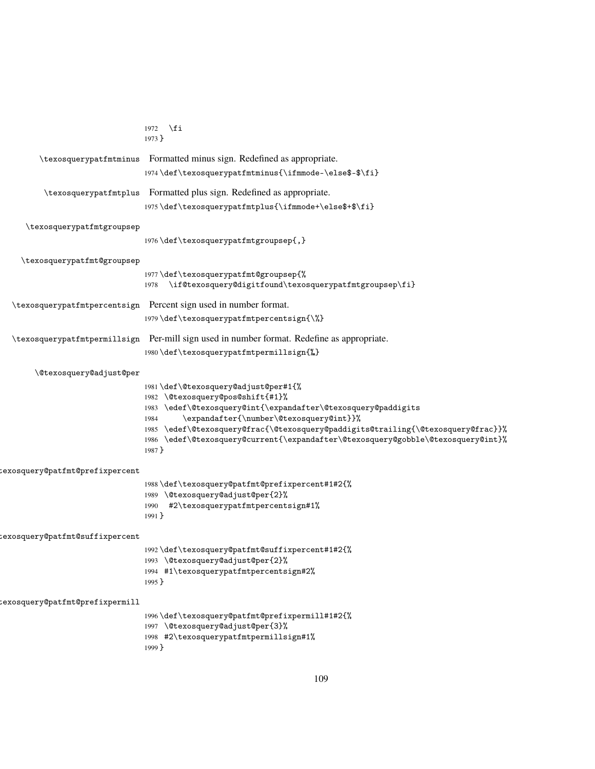```
1972   \fi
1973 }
```

`\texosquerypatfmtminus` Formatted minus sign. Redefined as appropriate.

```
1974 \def\texosquerypatfmtminus{\ifmmode-\else$-$\fi}
```

`\texosquerypatfmtplus` Formatted plus sign. Redefined as appropriate.

```
1975 \def\texosquerypatfmtplus{\ifmmode+\else$+$\fi}
```

`\texosquerypatfmtgroupsep`

```
1976 \def\texosquerypatfmtgroupsep{,}
```

`\texosquerypatfmt@groupsep`

```
1977 \def\texosquerypatfmt@groupsep{%
1978   \if@texosquery@digitfound\texosquerypatfmtgroupsep\fi}
```

`\texosquerypatfmtpercentsign` Percent sign used in number format.

```
1979 \def\texosquerypatfmtpercentsign{\%}
```

`\texosquerypatfmtpermillsign` Per-mill sign used in number format. Redefine as appropriate.

```
1980 \def\texosquerypatfmtpermillsign{‰}
```

`\@texosquery@adjust@per`

```
1981 \def\@texosquery@adjust@per#1{%
1982  \@texosquery@pos@shift{#1}%
1983  \edef\@texosquery@int{\expandafter\@texosquery@paddigits
1984      \expandafter{\number\@texosquery@int}}%
1985  \edef\@texosquery@frac{\@texosquery@paddigits@trailing{\@texosquery@frac}}%
1986  \edef\@texosquery@current{\expandafter\@texosquery@gobble\@texosquery@int}%
1987 }
```

`\texosquery@patfmt@prefixpercent`

```
1988 \def\texosquery@patfmt@prefixpercent#1#2{%
1989  \@texosquery@adjust@per{2}%
1990   #2\texosquerypatfmtpercentsign#1%
1991 }
```

`\texosquery@patfmt@suffixpercent`

```
1992 \def\texosquery@patfmt@suffixpercent#1#2{%
1993  \@texosquery@adjust@per{2}%
1994  #1\texosquerypatfmtpercentsign#2%
1995 }
```

`\texosquery@patfmt@prefixpermill`

```
1996 \def\texosquery@patfmt@prefixpermill#1#2{%
1997  \@texosquery@adjust@per{3}%
1998  #2\texosquerypatfmtpermillsign#1%
1999 }
```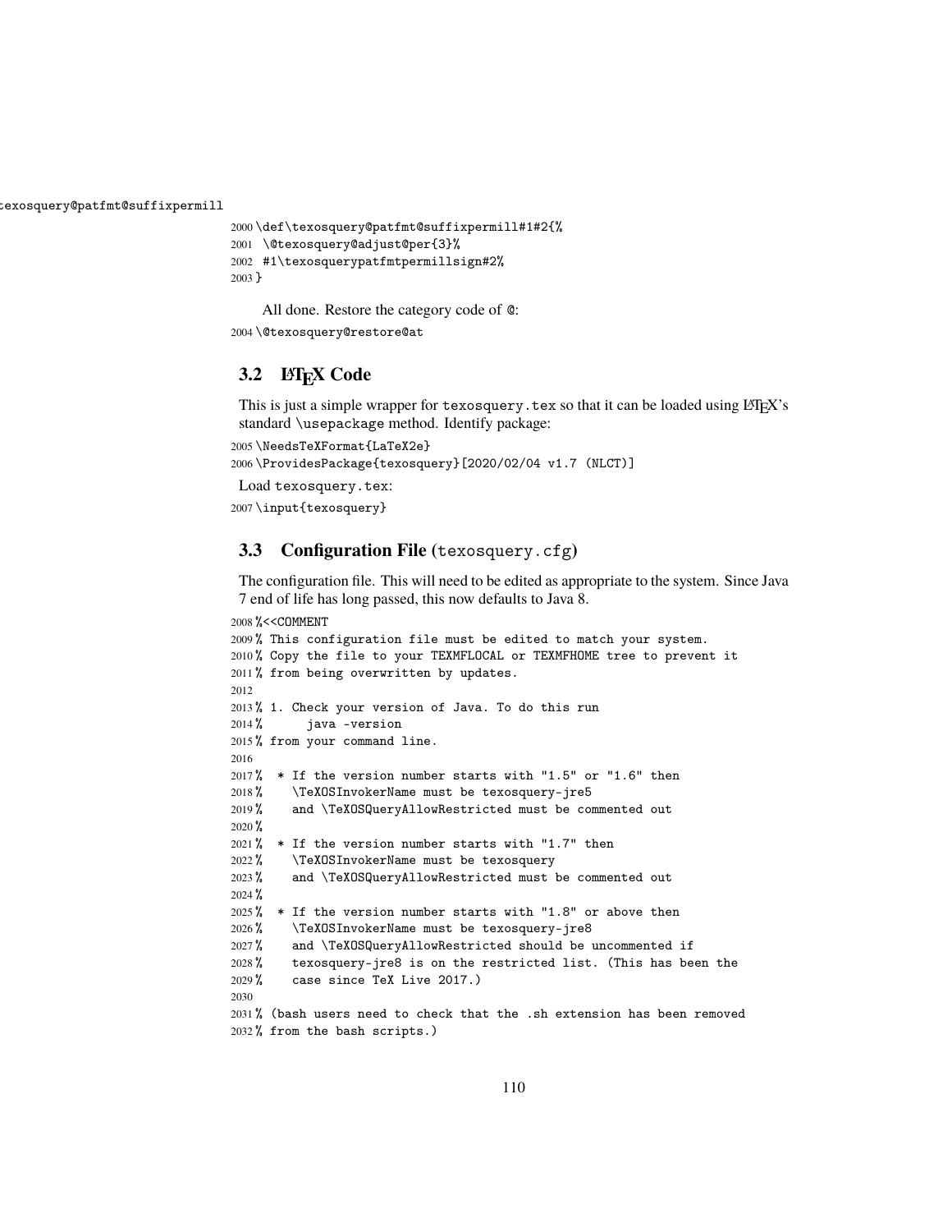\texosquery@patfmt@suffixpermill

```
2000 \def\texosquery@patfmt@suffixpermill#1#2{%
2001  \@texosquery@adjust@per{3}%
2002  #1\texosquerypatfmtpermillsign#2%
2003 }
```

All done. Restore the category code of @:

```
2004 \@texosquery@restore@at
```

## 3.2 LaTeX Code

This is just a simple wrapper for texosquery.tex so that it can be loaded using LaTeX's standard \usepackage method. Identify package:

```
2005 \NeedsTeXFormat{LaTeX2e}
2006 \ProvidesPackage{texosquery}[2020/02/04 v1.7 (NLCT)]
```

Load texosquery.tex:

```
2007 \input{texosquery}
```

## 3.3 Configuration File (texosquery.cfg)

The configuration file. This will need to be edited as appropriate to the system. Since Java 7 end of life has long passed, this now defaults to Java 8.

```
2008 %<<COMMENT
2009 % This configuration file must be edited to match your system.
2010 % Copy the file to your TEXMFLOCAL or TEXMFHOME tree to prevent it
2011 % from being overwritten by updates.
2012
2013 % 1. Check your version of Java. To do this run
2014 %      java -version
2015 % from your command line.
2016
2017 %  * If the version number starts with "1.5" or "1.6" then
2018 %    \TeXOSInvokerName must be texosquery-jre5
2019 %    and \TeXOSQueryAllowRestricted must be commented out
2020 %
2021 %  * If the version number starts with "1.7" then
2022 %    \TeXOSInvokerName must be texosquery
2023 %    and \TeXOSQueryAllowRestricted must be commented out
2024 %
2025 %  * If the version number starts with "1.8" or above then
2026 %    \TeXOSInvokerName must be texosquery-jre8
2027 %    and \TeXOSQueryAllowRestricted should be uncommented if
2028 %    texosquery-jre8 is on the restricted list. (This has been the
2029 %    case since TeX Live 2017.)
2030
2031 % (bash users need to check that the .sh extension has been removed
2032 % from the bash scripts.)
```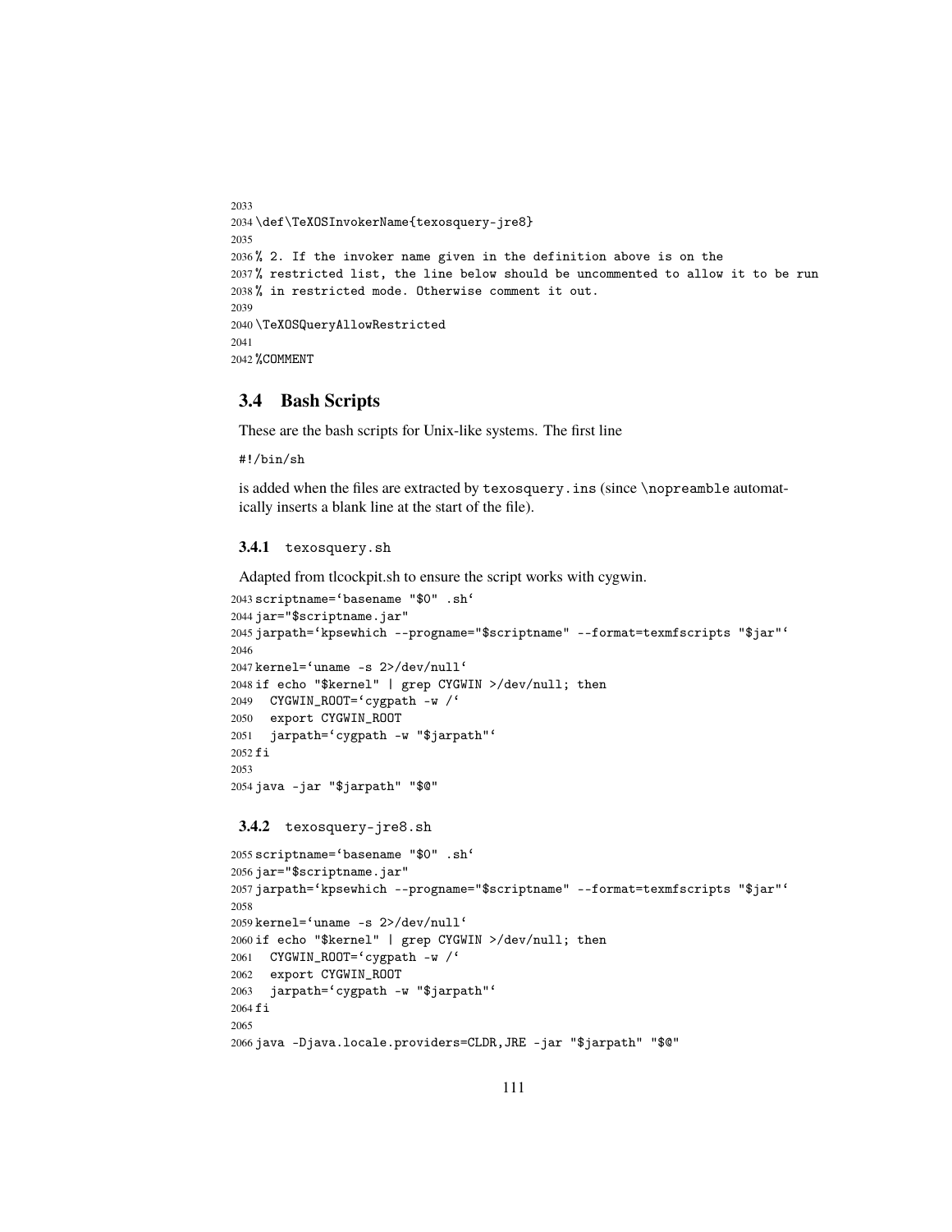```
2033
2034 \def\TeXOSInvokerName{texosquery-jre8}
2035
2036 % 2. If the invoker name given in the definition above is on the
2037 % restricted list, the line below should be uncommented to allow it to be run
2038 % in restricted mode. Otherwise comment it out.
2039
2040 \TeXOSQueryAllowRestricted
2041
2042 %COMMENT
```

### 3.4 Bash Scripts

These are the bash scripts for Unix-like systems. The first line

```
#!/bin/sh
```

is added when the files are extracted by `texosquery.ins` (since `\nopreamble` automatically inserts a blank line at the start of the file).

#### 3.4.1 `texosquery.sh`

Adapted from tlcockpit.sh to ensure the script works with cygwin.

```
2043 scriptname=`basename "$0" .sh`
2044 jar="$scriptname.jar"
2045 jarpath=`kpsewhich --progname="$scriptname" --format=texmfscripts "$jar"`
2046
2047 kernel=`uname -s 2>/dev/null`
2048 if echo "$kernel" | grep CYGWIN >/dev/null; then
2049   CYGWIN_ROOT=`cygpath -w /`
2050   export CYGWIN_ROOT
2051   jarpath=`cygpath -w "$jarpath"`
2052 fi
2053
2054 java -jar "$jarpath" "$@"
```

#### 3.4.2 `texosquery-jre8.sh`

```
2055 scriptname=`basename "$0" .sh`
2056 jar="$scriptname.jar"
2057 jarpath=`kpsewhich --progname="$scriptname" --format=texmfscripts "$jar"`
2058
2059 kernel=`uname -s 2>/dev/null`
2060 if echo "$kernel" | grep CYGWIN >/dev/null; then
2061   CYGWIN_ROOT=`cygpath -w /`
2062   export CYGWIN_ROOT
2063   jarpath=`cygpath -w "$jarpath"`
2064 fi
2065
2066 java -Djava.locale.providers=CLDR,JRE -jar "$jarpath" "$@"
```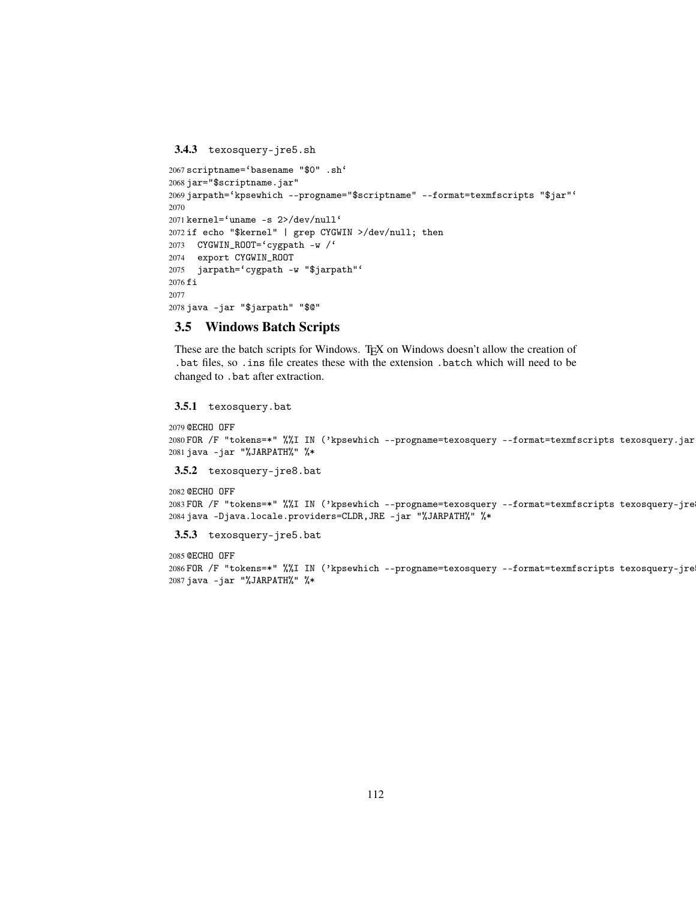### 3.4.3 texosquery-jre5.sh

```
2067 scriptname=`basename "$0" .sh`
2068 jar="$scriptname.jar"
2069 jarpath=`kpsewhich --progname="$scriptname" --format=texmfscripts "$jar"`
2070
2071 kernel=`uname -s 2>/dev/null`
2072 if echo "$kernel" | grep CYGWIN >/dev/null; then
2073   CYGWIN_ROOT=`cygpath -w /`
2074   export CYGWIN_ROOT
2075   jarpath=`cygpath -w "$jarpath"`
2076 fi
2077
2078 java -jar "$jarpath" "$@"
```

## 3.5 Windows Batch Scripts

These are the batch scripts for Windows. TEX on Windows doesn't allow the creation of .bat files, so .ins file creates these with the extension .batch which will need to be changed to .bat after extraction.

### 3.5.1 texosquery.bat

```
2079 @ECHO OFF
2080 FOR /F "tokens=*" %%I IN ('kpsewhich --progname=texosquery --format=texmfscripts texosquery.jar
2081 java -jar "%JARPATH%" %*
```

### 3.5.2 texosquery-jre8.bat

```
2082 @ECHO OFF
2083 FOR /F "tokens=*" %%I IN ('kpsewhich --progname=texosquery --format=texmfscripts texosquery-jre8
2084 java -Djava.locale.providers=CLDR,JRE -jar "%JARPATH%" %*
```

### 3.5.3 texosquery-jre5.bat

```
2085 @ECHO OFF
2086 FOR /F "tokens=*" %%I IN ('kpsewhich --progname=texosquery --format=texmfscripts texosquery-jre5
2087 java -jar "%JARPATH%" %*
```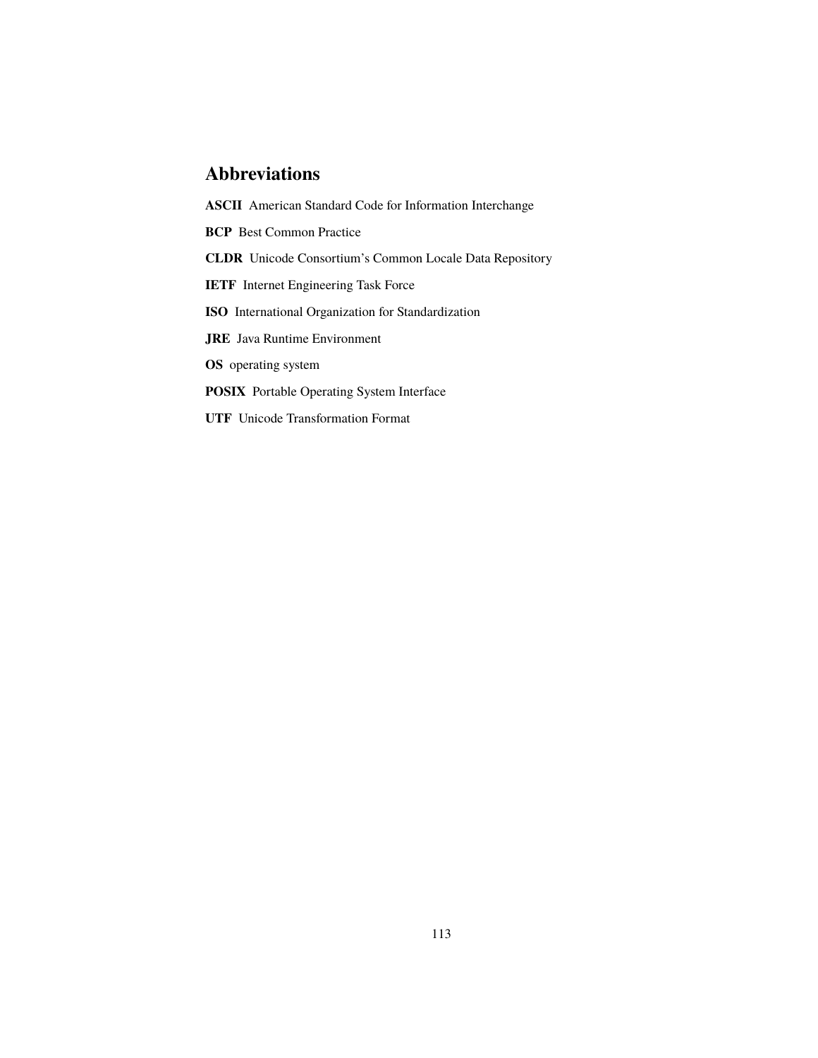# Abbreviations

**ASCII** American Standard Code for Information Interchange

**BCP** Best Common Practice

**CLDR** Unicode Consortium's Common Locale Data Repository

**IETF** Internet Engineering Task Force

**ISO** International Organization for Standardization

**JRE** Java Runtime Environment

**OS** operating system

**POSIX** Portable Operating System Interface

**UTF** Unicode Transformation Format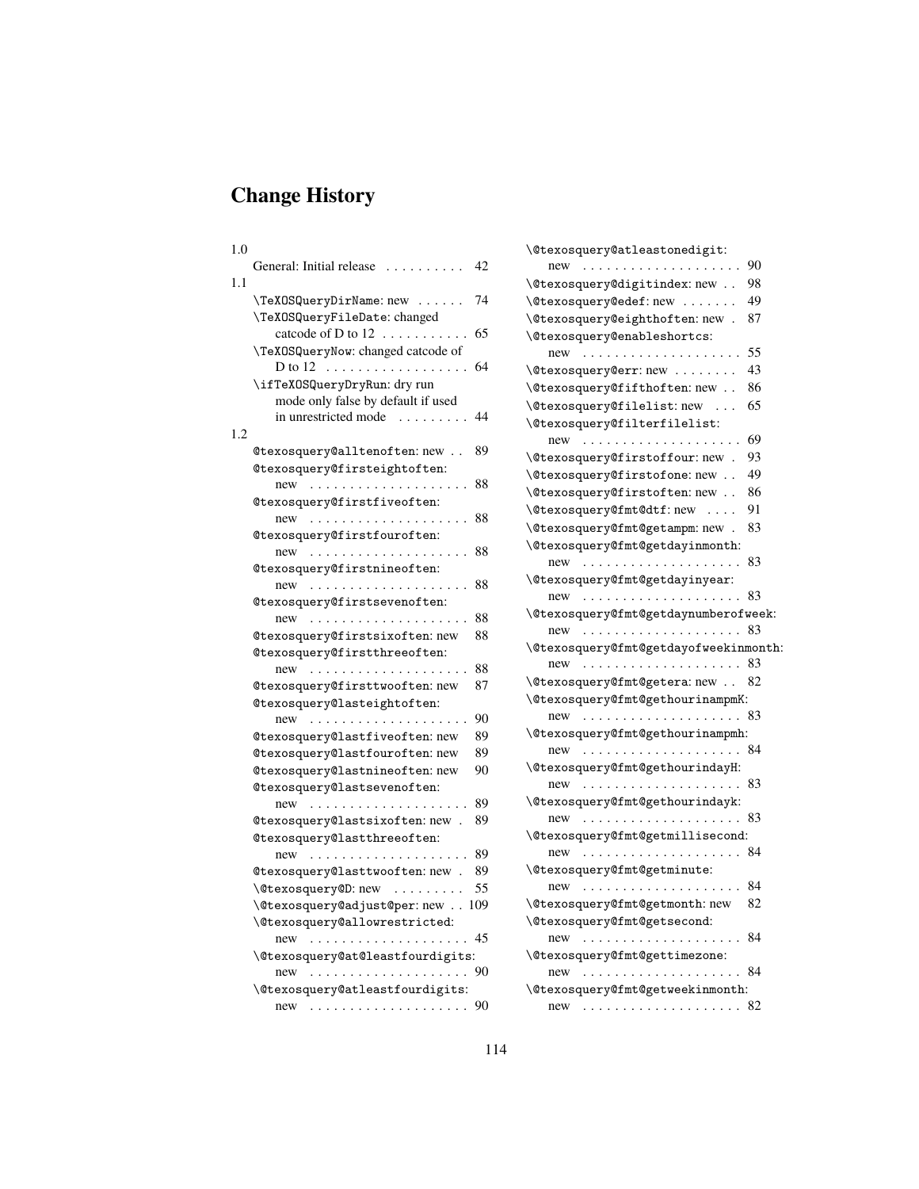# Change History

1.0

- General: Initial release . . . . . . . . . . 42

1.1

- \TeXOSQueryDirName: new . . . . . . 74
- \TeXOSQueryFileDate: changed catcode of D to 12 . . . . . . . . . . . 65
- \TeXOSQueryNow: changed catcode of D to 12 . . . . . . . . . . . . . . . . . 64
- \ifTeXOSQueryDryRun: dry run mode only false by default if used in unrestricted mode . . . . . . . . . 44

1.2

- @texosquery@alltenoften: new . . 89
- @texosquery@firsteightoften: new . . . . . . . . . . . . . . . . . . . . 88
- @texosquery@firstfiveoften: new . . . . . . . . . . . . . . . . . . . . 88
- @texosquery@firstfouroften: new . . . . . . . . . . . . . . . . . . . . 88
- @texosquery@firstnineoften: new . . . . . . . . . . . . . . . . . . . . 88
- @texosquery@firstsevenoften: new . . . . . . . . . . . . . . . . . . . . 88
- @texosquery@firstsixoften: new 88
- @texosquery@firstthreeoften: new . . . . . . . . . . . . . . . . . . . . 88
- @texosquery@firsttwooften: new 87
- @texosquery@lasteightoften: new . . . . . . . . . . . . . . . . . . . . 90
- @texosquery@lastfiveoften: new 89
- @texosquery@lastfouroften: new 89
- @texosquery@lastnineoften: new 90
- @texosquery@lastsevenoften: new . . . . . . . . . . . . . . . . . . . . 89
- @texosquery@lastsixoften: new . 89
- @texosquery@lastthreeoften: new . . . . . . . . . . . . . . . . . . . . 89
- @texosquery@lasttwooften: new . 89
- \@texosquery@D: new . . . . . . . . . 55
- \@texosquery@adjust@per: new . . 109
- \@texosquery@allowrestricted: new . . . . . . . . . . . . . . . . . . . . 45
- \@texosquery@at@leastfourdigits: new . . . . . . . . . . . . . . . . . . . . 90
- \@texosquery@atleastfourdigits: new . . . . . . . . . . . . . . . . . . . . 90
- \@texosquery@atleastonedigit: new . . . . . . . . . . . . . . . . . . . . 90
- \@texosquery@digitindex: new . . 98
- \@texosquery@edef: new . . . . . . . 49
- \@texosquery@eighthoften: new . 87
- \@texosquery@enableshortcs: new . . . . . . . . . . . . . . . . . . . . 55
- \@texosquery@err: new . . . . . . . . 43
- \@texosquery@fifthoften: new . . 86
- \@texosquery@filelist: new . . . 65
- \@texosquery@filterfilelist: new . . . . . . . . . . . . . . . . . . . . 69
- \@texosquery@firstoffour: new . 93
- \@texosquery@firstofone: new . . 49
- \@texosquery@firstoften: new . . 86
- \@texosquery@fmt@dtf: new . . . . 91
- \@texosquery@fmt@getampm: new . 83
- \@texosquery@fmt@getdayinmonth: new . . . . . . . . . . . . . . . . . . . . 83
- \@texosquery@fmt@getdayinyear: new . . . . . . . . . . . . . . . . . . . . 83
- \@texosquery@fmt@getdaynumberofweek: new . . . . . . . . . . . . . . . . . . . . 83
- \@texosquery@fmt@getdayofweekinmonth: new . . . . . . . . . . . . . . . . . . . . 83
- \@texosquery@fmt@getera: new . . 82
- \@texosquery@fmt@gethourinampmK: new . . . . . . . . . . . . . . . . . . . . 83
- \@texosquery@fmt@gethourinampmh: new . . . . . . . . . . . . . . . . . . . . 84
- \@texosquery@fmt@gethourindayH: new . . . . . . . . . . . . . . . . . . . . 83
- \@texosquery@fmt@gethourindayk: new . . . . . . . . . . . . . . . . . . . . 83
- \@texosquery@fmt@getmillisecond: new . . . . . . . . . . . . . . . . . . . . 84
- \@texosquery@fmt@getminute: new . . . . . . . . . . . . . . . . . . . . 84
- \@texosquery@fmt@getmonth: new 82
- \@texosquery@fmt@getsecond: new . . . . . . . . . . . . . . . . . . . . 84
- \@texosquery@fmt@gettimezone: new . . . . . . . . . . . . . . . . . . . . 84
- \@texosquery@fmt@getweekinmonth: new . . . . . . . . . . . . . . . . . . . . 82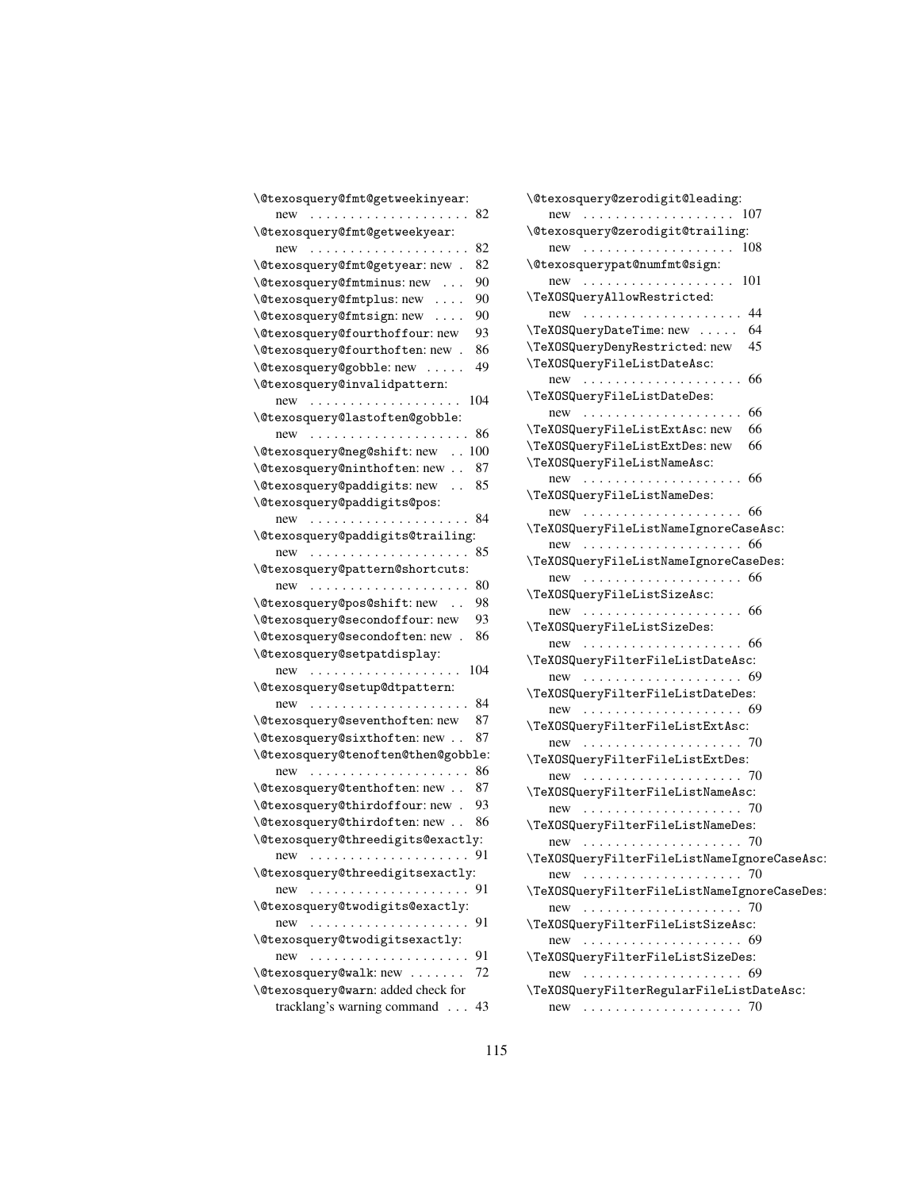\@texosquery@fmt@getweekinyear: new . . . . . . . . . . . . . . . . . . . . 82
\@texosquery@fmt@getweekyear: new . . . . . . . . . . . . . . . . . . . . 82
\@texosquery@fmt@getyear: new . 82
\@texosquery@fmtminus: new . . . 90
\@texosquery@fmtplus: new . . . . 90
\@texosquery@fmtsign: new . . . . 90
\@texosquery@fourthoffour: new 93
\@texosquery@fourthoften: new . 86
\@texosquery@gobble: new . . . . . 49
\@texosquery@invalidpattern: new . . . . . . . . . . . . . . . . . . . 104
\@texosquery@lastoften@gobble: new . . . . . . . . . . . . . . . . . . . . 86
\@texosquery@neg@shift: new . . 100
\@texosquery@ninthoften: new . . 87
\@texosquery@paddigits: new . . 85
\@texosquery@paddigits@pos: new . . . . . . . . . . . . . . . . . . . . 84
\@texosquery@paddigits@trailing: new . . . . . . . . . . . . . . . . . . . . 85
\@texosquery@pattern@shortcuts: new . . . . . . . . . . . . . . . . . . . . 80
\@texosquery@pos@shift: new . . 98
\@texosquery@secondoffour: new 93
\@texosquery@secondoften: new . 86
\@texosquery@setpatdisplay: new . . . . . . . . . . . . . . . . . . . 104
\@texosquery@setup@dtpattern: new . . . . . . . . . . . . . . . . . . . . 84
\@texosquery@seventhoften: new 87
\@texosquery@sixthoften: new . . 87
\@texosquery@tenoften@then@gobble: new . . . . . . . . . . . . . . . . . . . . 86
\@texosquery@tenthoften: new . . 87
\@texosquery@thirdoffour: new . 93
\@texosquery@thirdoften: new . . 86
\@texosquery@threedigits@exactly: new . . . . . . . . . . . . . . . . . . . . 91
\@texosquery@threedigitsexactly: new . . . . . . . . . . . . . . . . . . . . 91
\@texosquery@twodigits@exactly: new . . . . . . . . . . . . . . . . . . . . 91
\@texosquery@twodigitsexactly: new . . . . . . . . . . . . . . . . . . . . 91
\@texosquery@walk: new . . . . . . . 72
\@texosquery@warn: added check for tracklang's warning command . . . 43
\@texosquery@zerodigit@leading: new . . . . . . . . . . . . . . . . . . . 107
\@texosquery@zerodigit@trailing: new . . . . . . . . . . . . . . . . . . . 108
\@texosquerypat@numfmt@sign: new . . . . . . . . . . . . . . . . . . . 101
\TeXOSQueryAllowRestricted: new . . . . . . . . . . . . . . . . . . . . 44
\TeXOSQueryDateTime: new . . . . . 64
\TeXOSQueryDenyRestricted: new 45
\TeXOSQueryFileListDateAsc: new . . . . . . . . . . . . . . . . . . . . 66
\TeXOSQueryFileListDateDes: new . . . . . . . . . . . . . . . . . . . . 66
\TeXOSQueryFileListExtAsc: new 66
\TeXOSQueryFileListExtDes: new 66
\TeXOSQueryFileListNameAsc: new . . . . . . . . . . . . . . . . . . . . 66
\TeXOSQueryFileListNameDes: new . . . . . . . . . . . . . . . . . . . . 66
\TeXOSQueryFileListNameIgnoreCaseAsc: new . . . . . . . . . . . . . . . . . . . . 66
\TeXOSQueryFileListNameIgnoreCaseDes: new . . . . . . . . . . . . . . . . . . . . 66
\TeXOSQueryFileListSizeAsc: new . . . . . . . . . . . . . . . . . . . . 66
\TeXOSQueryFileListSizeDes: new . . . . . . . . . . . . . . . . . . . . 66
\TeXOSQueryFilterFileListDateAsc: new . . . . . . . . . . . . . . . . . . . . 69
\TeXOSQueryFilterFileListDateDes: new . . . . . . . . . . . . . . . . . . . . 69
\TeXOSQueryFilterFileListExtAsc: new . . . . . . . . . . . . . . . . . . . . 70
\TeXOSQueryFilterFileListExtDes: new . . . . . . . . . . . . . . . . . . . . 70
\TeXOSQueryFilterFileListNameAsc: new . . . . . . . . . . . . . . . . . . . . 70
\TeXOSQueryFilterFileListNameDes: new . . . . . . . . . . . . . . . . . . . . 70
\TeXOSQueryFilterFileListNameIgnoreCaseAsc: new . . . . . . . . . . . . . . . . . . . . 70
\TeXOSQueryFilterFileListNameIgnoreCaseDes: new . . . . . . . . . . . . . . . . . . . . 70
\TeXOSQueryFilterFileListSizeAsc: new . . . . . . . . . . . . . . . . . . . . 69
\TeXOSQueryFilterFileListSizeDes: new . . . . . . . . . . . . . . . . . . . . 69
\TeXOSQueryFilterRegularFileListDateAsc: new . . . . . . . . . . . . . . . . . . . . 70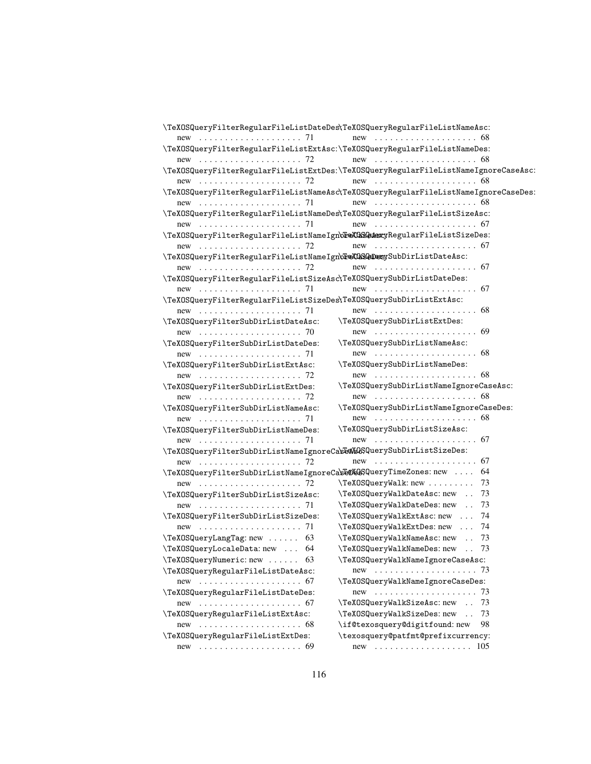\TeXOSQueryFilterRegularFileListDateDes: new . . . . . . . . . . . . . . . . . . . . 71
\TeXOSQueryFilterRegularFileListExtAsc: new . . . . . . . . . . . . . . . . . . . . 72
\TeXOSQueryFilterRegularFileListExtDes: new . . . . . . . . . . . . . . . . . . . . 72
\TeXOSQueryFilterRegularFileListNameAsc: new . . . . . . . . . . . . . . . . . . . . 71
\TeXOSQueryFilterRegularFileListNameDes: new . . . . . . . . . . . . . . . . . . . . 71
\TeXOSQueryFilterRegularFileListNameIgnoreCaseAsc: new . . . . . . . . . . . . . . . . . . . . 72
\TeXOSQueryFilterRegularFileListNameIgnoreCaseDes: new . . . . . . . . . . . . . . . . . . . . 72
\TeXOSQueryFilterRegularFileListSizeAsc: new . . . . . . . . . . . . . . . . . . . . 71
\TeXOSQueryFilterRegularFileListSizeDes: new . . . . . . . . . . . . . . . . . . . . 71
\TeXOSQueryFilterSubDirListDateAsc: new . . . . . . . . . . . . . . . . . . . . 70
\TeXOSQueryFilterSubDirListDateDes: new . . . . . . . . . . . . . . . . . . . . 71
\TeXOSQueryFilterSubDirListExtAsc: new . . . . . . . . . . . . . . . . . . . . 72
\TeXOSQueryFilterSubDirListExtDes: new . . . . . . . . . . . . . . . . . . . . 72
\TeXOSQueryFilterSubDirListNameAsc: new . . . . . . . . . . . . . . . . . . . . 71
\TeXOSQueryFilterSubDirListNameDes: new . . . . . . . . . . . . . . . . . . . . 71
\TeXOSQueryFilterSubDirListNameIgnoreCaseAsc: new . . . . . . . . . . . . . . . . . . . . 72
\TeXOSQueryFilterSubDirListNameIgnoreCaseDes: new . . . . . . . . . . . . . . . . . . . . 72
\TeXOSQueryFilterSubDirListSizeAsc: new . . . . . . . . . . . . . . . . . . . . 71
\TeXOSQueryFilterSubDirListSizeDes: new . . . . . . . . . . . . . . . . . . . . 71
\TeXOSQueryLangTag: new . . . . . . 63
\TeXOSQueryLocaleData: new . . . 64
\TeXOSQueryNumeric: new . . . . . . 63
\TeXOSQueryRegularFileListDateAsc: new . . . . . . . . . . . . . . . . . . . . 67
\TeXOSQueryRegularFileListDateDes: new . . . . . . . . . . . . . . . . . . . . 67
\TeXOSQueryRegularFileListExtAsc: new . . . . . . . . . . . . . . . . . . . . 68
\TeXOSQueryRegularFileListExtDes: new . . . . . . . . . . . . . . . . . . . . 69
\TeXOSQueryRegularFileListNameAsc: new . . . . . . . . . . . . . . . . . . . . 68
\TeXOSQueryRegularFileListNameDes: new . . . . . . . . . . . . . . . . . . . . 68
\TeXOSQueryRegularFileListNameIgnoreCaseAsc: new . . . . . . . . . . . . . . . . . . . . 68
\TeXOSQueryRegularFileListNameIgnoreCaseDes: new . . . . . . . . . . . . . . . . . . . . 68
\TeXOSQueryRegularFileListSizeAsc: new . . . . . . . . . . . . . . . . . . . . 67
\TeXOSQueryRegularFileListSizeDes: new . . . . . . . . . . . . . . . . . . . . 67
\TeXOSQuerySubDirListDateAsc: new . . . . . . . . . . . . . . . . . . . . 67
\TeXOSQuerySubDirListDateDes: new . . . . . . . . . . . . . . . . . . . . 67
\TeXOSQuerySubDirListExtAsc: new . . . . . . . . . . . . . . . . . . . . 68
\TeXOSQuerySubDirListExtDes: new . . . . . . . . . . . . . . . . . . . . 69
\TeXOSQuerySubDirListNameAsc: new . . . . . . . . . . . . . . . . . . . . 68
\TeXOSQuerySubDirListNameDes: new . . . . . . . . . . . . . . . . . . . . 68
\TeXOSQuerySubDirListNameIgnoreCaseAsc: new . . . . . . . . . . . . . . . . . . . . 68
\TeXOSQuerySubDirListNameIgnoreCaseDes: new . . . . . . . . . . . . . . . . . . . . 68
\TeXOSQuerySubDirListSizeAsc: new . . . . . . . . . . . . . . . . . . . . 67
\TeXOSQuerySubDirListSizeDes: new . . . . . . . . . . . . . . . . . . . . 67
\TeXOSQueryTimeZones: new . . . . 64
\TeXOSQueryWalk: new . . . . . . . . . 73
\TeXOSQueryWalkDateAsc: new . . 73
\TeXOSQueryWalkDateDes: new . . 73
\TeXOSQueryWalkExtAsc: new . . . 74
\TeXOSQueryWalkExtDes: new . . . 74
\TeXOSQueryWalkNameAsc: new . . 73
\TeXOSQueryWalkNameDes: new . . 73
\TeXOSQueryWalkNameIgnoreCaseAsc: new . . . . . . . . . . . . . . . . . . . . 73
\TeXOSQueryWalkNameIgnoreCaseDes: new . . . . . . . . . . . . . . . . . . . . 73
\TeXOSQueryWalkSizeAsc: new . . 73
\TeXOSQueryWalkSizeDes: new . . 73
\if@texosquery@digitfound: new 98
\texosquery@patfmt@prefixcurrency: new . . . . . . . . . . . . . . . . . . . 105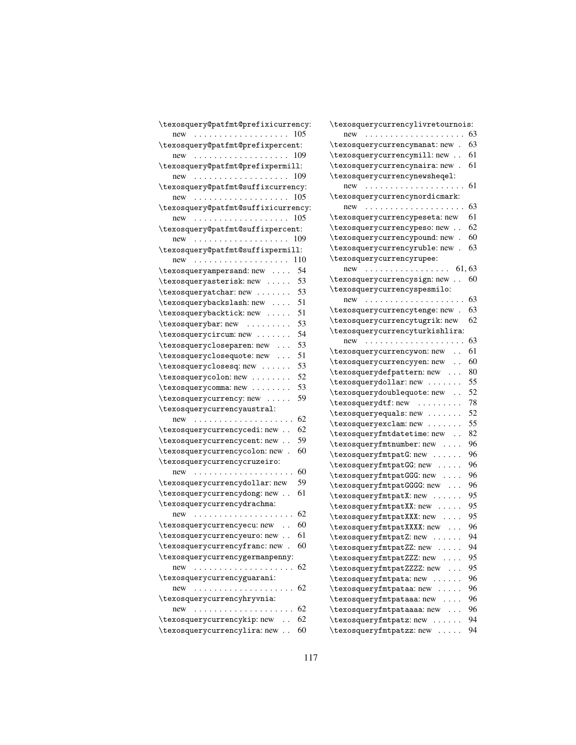\texosquery@patfmt@prefixicurrency: new . . . . . . . . . . . . . . . . . . . 105
\texosquery@patfmt@prefixpercent: new . . . . . . . . . . . . . . . . . . . 109
\texosquery@patfmt@prefixpermill: new . . . . . . . . . . . . . . . . . . . 109
\texosquery@patfmt@suffixcurrency: new . . . . . . . . . . . . . . . . . . . 105
\texosquery@patfmt@suffixicurrency: new . . . . . . . . . . . . . . . . . . . 105
\texosquery@patfmt@suffixpercent: new . . . . . . . . . . . . . . . . . . . 109
\texosquery@patfmt@suffixpermill: new . . . . . . . . . . . . . . . . . . . 110
\texosqueryampersand: new . . . . 54
\texosqueryasterisk: new . . . . . 53
\texosqueryatchar: new . . . . . . . 53
\texosquerybackslash: new . . . . 51
\texosquerybacktick: new . . . . . 51
\texosquerybar: new . . . . . . . . . 53
\texosquerycircum: new . . . . . . . 54
\texosquerycloseparen: new . . . 53
\texosqueryclosequote: new . . . 51
\texosqueryclosesq: new . . . . . . 53
\texosquerycolon: new . . . . . . . . 52
\texosquerycomma: new . . . . . . . . 53
\texosquerycurrency: new . . . . . 59
\texosquerycurrencyaustral: new . . . . . . . . . . . . . . . . . . . . 62
\texosquerycurrencycedi: new . . 62
\texosquerycurrencycent: new . . 59
\texosquerycurrencycolon: new . 60
\texosquerycurrencycruzeiro: new . . . . . . . . . . . . . . . . . . . . 60
\texosquerycurrencydollar: new 59
\texosquerycurrencydong: new . . 61
\texosquerycurrencydrachma: new . . . . . . . . . . . . . . . . . . . . 62
\texosquerycurrencyecu: new . . 60
\texosquerycurrencyeuro: new . . 61
\texosquerycurrencyfranc: new . 60
\texosquerycurrencygermanpenny: new . . . . . . . . . . . . . . . . . . . . 62
\texosquerycurrencyguarani: new . . . . . . . . . . . . . . . . . . . . 62
\texosquerycurrencyhryvnia: new . . . . . . . . . . . . . . . . . . . . 62
\texosquerycurrencykip: new . . 62
\texosquerycurrencylira: new . . 60
\texosquerycurrencylivretournois: new . . . . . . . . . . . . . . . . . . . . 63
\texosquerycurrencymanat: new . 63
\texosquerycurrencymill: new . . 61
\texosquerycurrencynaira: new . 61
\texosquerycurrencynewsheqel: new . . . . . . . . . . . . . . . . . . . . 61
\texosquerycurrencynordicmark: new . . . . . . . . . . . . . . . . . . . . 63
\texosquerycurrencypeseta: new 61
\texosquerycurrencypeso: new . . 62
\texosquerycurrencypound: new . 60
\texosquerycurrencyruble: new . 63
\texosquerycurrencyrupee: new . . . . . . . . . . . . . . . . . 61, 63
\texosquerycurrencysign: new . . 60
\texosquerycurrencyspesmilo: new . . . . . . . . . . . . . . . . . . . . 63
\texosquerycurrencytenge: new . 63
\texosquerycurrencytugrik: new 62
\texosquerycurrencyturkishlira: new . . . . . . . . . . . . . . . . . . . . 63
\texosquerycurrencywon: new . . 61
\texosquerycurrencyyen: new . . 60
\texosquerydefpattern: new . . . 80
\texosquerydollar: new . . . . . . . 55
\texosquerydoublequote: new . . 52
\texosquerydtf: new . . . . . . . . . 78
\texosqueryequals: new . . . . . . . 52
\texosqueryexclam: new . . . . . . . 55
\texosqueryfmtdatetime: new . . 82
\texosqueryfmtnumber: new . . . . 96
\texosqueryfmtpatG: new . . . . . . 96
\texosqueryfmtpatGG: new . . . . . 96
\texosqueryfmtpatGGG: new . . . . 96
\texosqueryfmtpatGGGG: new . . . 96
\texosqueryfmtpatX: new . . . . . . 95
\texosqueryfmtpatXX: new . . . . . 95
\texosqueryfmtpatXXX: new . . . . 95
\texosqueryfmtpatXXXX: new . . . 96
\texosqueryfmtpatZ: new . . . . . . 94
\texosqueryfmtpatZZ: new . . . . . 94
\texosqueryfmtpatZZZ: new . . . . 95
\texosqueryfmtpatZZZZ: new . . . 95
\texosqueryfmtpata: new . . . . . . 96
\texosqueryfmtpataa: new . . . . . 96
\texosqueryfmtpataaa: new . . . . 96
\texosqueryfmtpataaaa: new . . . 96
\texosqueryfmtpatz: new . . . . . . 94
\texosqueryfmtpatzz: new . . . . . 94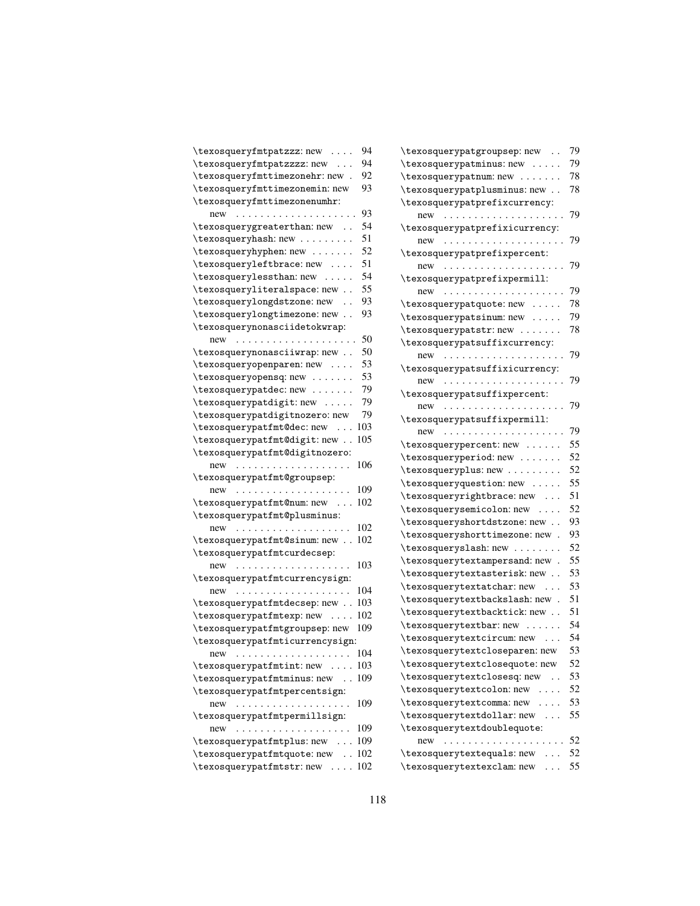\texosqueryfmtpatzzz: new . . . . 94
\texosqueryfmtpatzzzz: new . . . 94
\texosqueryfmttimezonehr: new . 92
\texosqueryfmttimezonemin: new 93
\texosqueryfmttimezonenumhr: new . . . . . . . . . . . . . . . . . . . . 93
\texosquerygreaterthan: new . . 54
\texosqueryhash: new . . . . . . . . . 51
\texosqueryhyphen: new . . . . . . . 52
\texosqueryleftbrace: new . . . . 51
\texosquerylessthan: new . . . . . 54
\texosqueryliteralspace: new . . 55
\texosquerylongdstzone: new . . 93
\texosquerylongtimezone: new . . 93
\texosquerynonasciidetokwrap: new . . . . . . . . . . . . . . . . . . . . 50
\texosquerynonasciiwrap: new . . 50
\texosqueryopenparen: new . . . . 53
\texosqueryopensq: new . . . . . . . 53
\texosquerypatdec: new . . . . . . . 79
\texosquerypatdigit: new . . . . . 79
\texosquerypatdigitnozero: new 79
\texosquerypatfmt@dec: new . . . 103
\texosquerypatfmt@digit: new . . 105
\texosquerypatfmt@digitnozero: new . . . . . . . . . . . . . . . . . . . 106
\texosquerypatfmt@groupsep: new . . . . . . . . . . . . . . . . . . . 109
\texosquerypatfmt@num: new . . . 102
\texosquerypatfmt@plusminus: new . . . . . . . . . . . . . . . . . . . 102
\texosquerypatfmt@sinum: new . . 102
\texosquerypatfmtcurdecsep: new . . . . . . . . . . . . . . . . . . . 103
\texosquerypatfmtcurrencysign: new . . . . . . . . . . . . . . . . . . . 104
\texosquerypatfmtdecsep: new . . 103
\texosquerypatfmtexp: new . . . . 102
\texosquerypatfmtgroupsep: new 109
\texosquerypatfmticurrencysign: new . . . . . . . . . . . . . . . . . . . 104
\texosquerypatfmtint: new . . . . 103
\texosquerypatfmtminus: new . . 109
\texosquerypatfmtpercentsign: new . . . . . . . . . . . . . . . . . . . 109
\texosquerypatfmtpermillsign: new . . . . . . . . . . . . . . . . . . . 109
\texosquerypatfmtplus: new . . . 109
\texosquerypatfmtquote: new . . 102
\texosquerypatfmtstr: new . . . . 102
\texosquerypatgroupsep: new . . 79
\texosquerypatminus: new . . . . . 79
\texosquerypatnum: new . . . . . . . 78
\texosquerypatplusminus: new . . 78
\texosquerypatprefixcurrency: new . . . . . . . . . . . . . . . . . . . . 79
\texosquerypatprefixicurrency: new . . . . . . . . . . . . . . . . . . . . 79
\texosquerypatprefixpercent: new . . . . . . . . . . . . . . . . . . . . 79
\texosquerypatprefixpermill: new . . . . . . . . . . . . . . . . . . . . 79
\texosquerypatquote: new . . . . . 78
\texosquerypatsinum: new . . . . . 79
\texosquerypatstr: new . . . . . . . 78
\texosquerypatsuffixcurrency: new . . . . . . . . . . . . . . . . . . . . 79
\texosquerypatsuffixicurrency: new . . . . . . . . . . . . . . . . . . . . 79
\texosquerypatsuffixpercent: new . . . . . . . . . . . . . . . . . . . . 79
\texosquerypatsuffixpermill: new . . . . . . . . . . . . . . . . . . . . 79
\texosquerypercent: new . . . . . . 55
\texosqueryperiod: new . . . . . . . 52
\texosqueryplus: new . . . . . . . . . 52
\texosqueryquestion: new . . . . . 55
\texosqueryrightbrace: new . . . 51
\texosquerysemicolon: new . . . . 52
\texosqueryshortdstzone: new . . 93
\texosqueryshorttimezone: new . 93
\texosqueryslash: new . . . . . . . . 52
\texosquerytextampersand: new . 55
\texosquerytextasterisk: new . . 53
\texosquerytextatchar: new . . . 53
\texosquerytextbackslash: new . 51
\texosquerytextbacktick: new . . 51
\texosquerytextbar: new . . . . . . 54
\texosquerytextcircum: new . . . 54
\texosquerytextcloseparen: new 53
\texosquerytextclosequote: new 52
\texosquerytextclosesq: new . . 53
\texosquerytextcolon: new . . . . 52
\texosquerytextcomma: new . . . . 53
\texosquerytextdollar: new . . . 55
\texosquerytextdoublequote: new . . . . . . . . . . . . . . . . . . . . 52
\texosquerytextequals: new . . . 52
\texosquerytextexclam: new . . . 55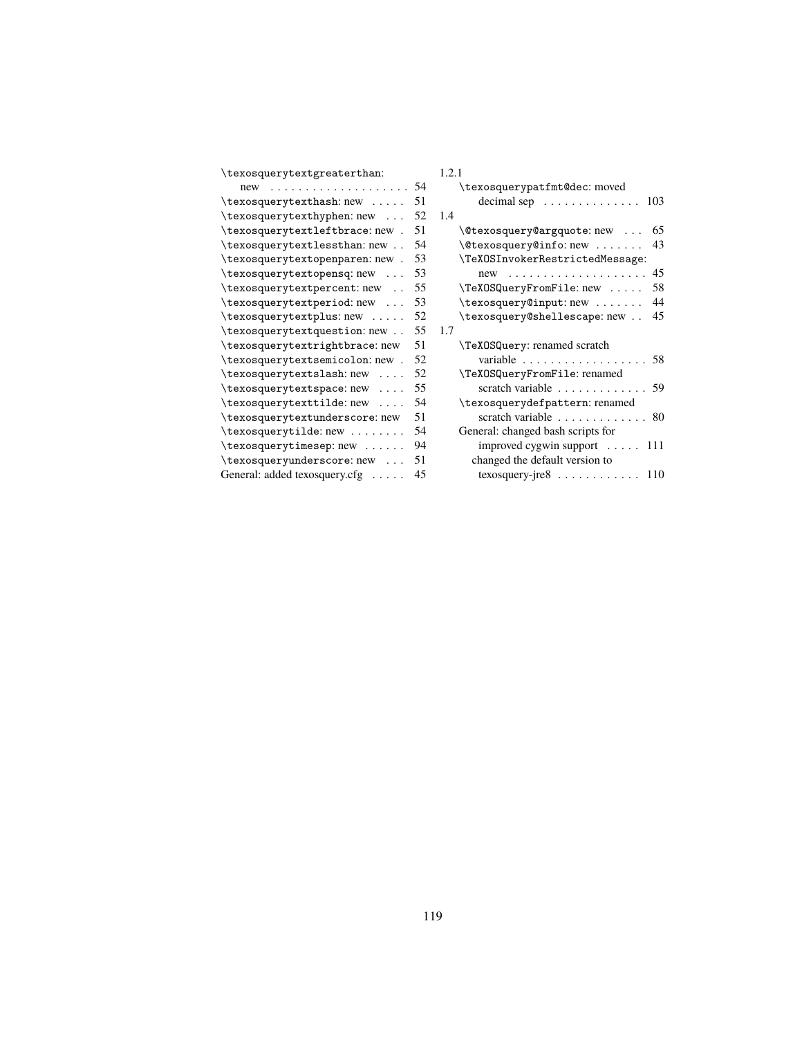\texosquerytextgreaterthan: new . . . 54
\texosquerytexthash: new . . . 51
\texosquerytexthyphen: new . . . 52
\texosquerytextleftbrace: new . 51
\texosquerytextlessthan: new . . 54
\texosquerytextopenparen: new . 53
\texosquerytextopensq: new . . . 53
\texosquerytextpercent: new . . 55
\texosquerytextperiod: new . . . 53
\texosquerytextplus: new . . . . . 52
\texosquerytextquestion: new . . 55
\texosquerytextrightbrace: new 51
\texosquerytextsemicolon: new . 52
\texosquerytextslash: new . . . . 52
\texosquerytextspace: new . . . . 55
\texosquerytexttilde: new . . . . 54
\texosquerytextunderscore: new 51
\texosquerytilde: new . . . . . . . . 54
\texosquerytimesep: new . . . . . . 94
\texosqueryunderscore: new . . . 51
General: added texosquery.cfg . . . . . 45

1.2.1

- \texosquerypatfmt@dec: moved decimal sep . . . . . . . . . . . . . . 103

1.4

- \@texosquery@argquote: new . . . 65
- \@texosquery@info: new . . . . . . . 43
- \TeXOSInvokerRestrictedMessage: new . . . . . . . . . . . . . . . . . . . . 45
- \TeXOSQueryFromFile: new . . . . . 58
- \texosquery@input: new . . . . . . . 44
- \texosquery@shellescape: new . . 45

1.7

- \TeXOSQuery: renamed scratch variable . . . . . . . . . . . . . . . . . . 58
- \TeXOSQueryFromFile: renamed scratch variable . . . . . . . . . . . . . 59
- \texosquerydefpattern: renamed scratch variable . . . . . . . . . . . . . 80
- General: changed bash scripts for improved cygwin support . . . . . 111
  changed the default version to texosquery-jre8 . . . . . . . . . . . . 110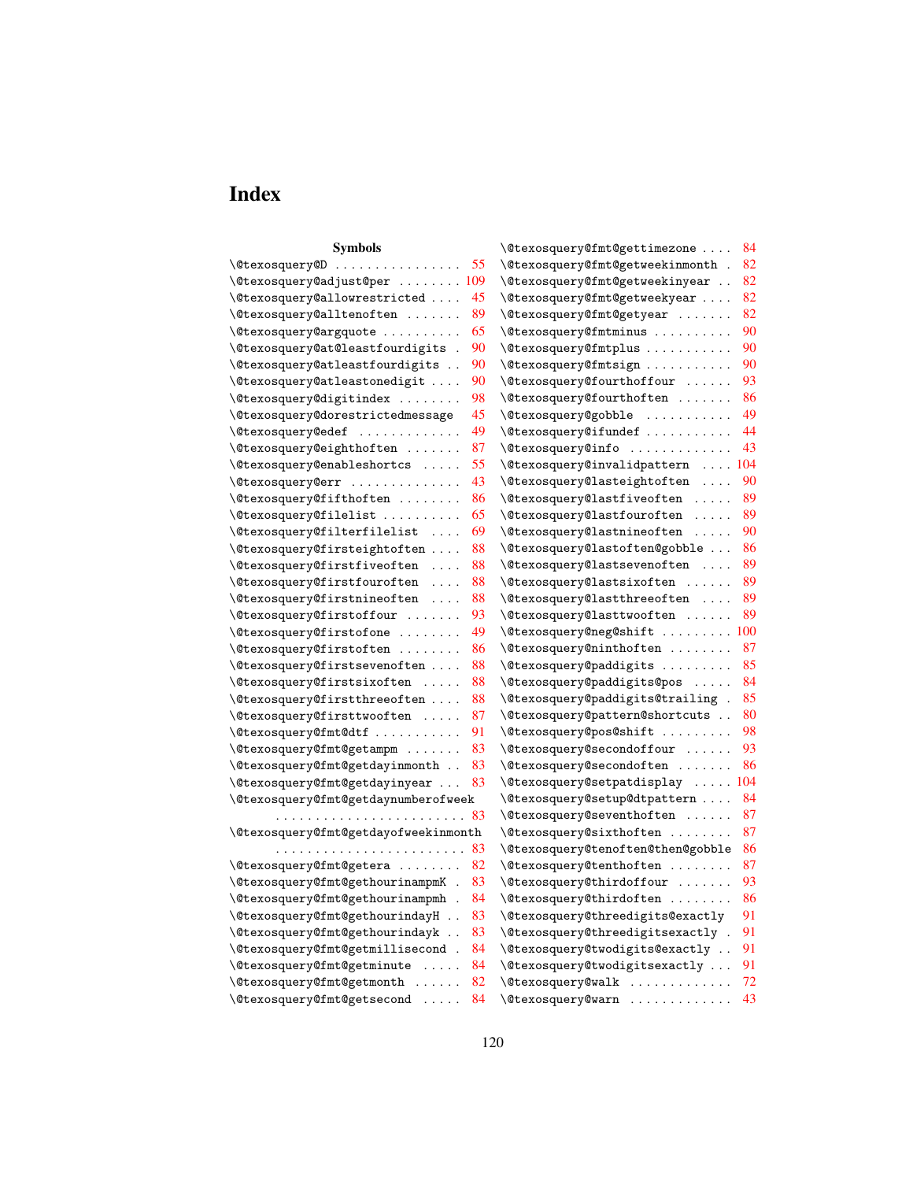# Index

**Symbols**

\@texosquery@D . . . . . . . . . . . . . . . . 55
\@texosquery@adjust@per . . . . . . . . 109
\@texosquery@allowrestricted . . . . 45
\@texosquery@alltenoften . . . . . . . 89
\@texosquery@argquote . . . . . . . . . . 65
\@texosquery@at@leastfourdigits . 90
\@texosquery@atleastfourdigits . . 90
\@texosquery@atleastonedigit . . . . 90
\@texosquery@digitindex . . . . . . . . 98
\@texosquery@dorestrictedmessage 45
\@texosquery@edef . . . . . . . . . . . . . 49
\@texosquery@eighthoften . . . . . . . 87
\@texosquery@enableshortcs . . . . . 55
\@texosquery@err . . . . . . . . . . . . . . 43
\@texosquery@fifthoften . . . . . . . . 86
\@texosquery@filelist . . . . . . . . . . 65
\@texosquery@filterfilelist . . . . 69
\@texosquery@firsteightoften . . . . 88
\@texosquery@firstfiveoften . . . . 88
\@texosquery@firstfouroften . . . . 88
\@texosquery@firstnineoften . . . . 88
\@texosquery@firstoffour . . . . . . . 93
\@texosquery@firstofone . . . . . . . . 49
\@texosquery@firstoften . . . . . . . . 86
\@texosquery@firstsevenoften . . . . 88
\@texosquery@firstsixoften . . . . . 88
\@texosquery@firstthreeoften . . . . 88
\@texosquery@firsttwooften . . . . . 87
\@texosquery@fmt@dtf . . . . . . . . . . . 91
\@texosquery@fmt@getampm . . . . . . . 83
\@texosquery@fmt@getdayinmonth . . 83
\@texosquery@fmt@getdayinyear . . . 83
\@texosquery@fmt@getdaynumberofweek . . . . . . . . . . . . . . . . . . . . . . . . 83
\@texosquery@fmt@getdayofweekinmonth . . . . . . . . . . . . . . . . . . . . . . . . 83
\@texosquery@fmt@getera . . . . . . . . 82
\@texosquery@fmt@gethourinampmK . 83
\@texosquery@fmt@gethourinampmh . 84
\@texosquery@fmt@gethourindayH . . 83
\@texosquery@fmt@gethourindayk . . 83
\@texosquery@fmt@getmillisecond . 84
\@texosquery@fmt@getminute . . . . . 84
\@texosquery@fmt@getmonth . . . . . . 82
\@texosquery@fmt@getsecond . . . . . 84
\@texosquery@fmt@gettimezone . . . . 84
\@texosquery@fmt@getweekinmonth . 82
\@texosquery@fmt@getweekinyear . . 82
\@texosquery@fmt@getweekyear . . . . 82
\@texosquery@fmt@getyear . . . . . . . 82
\@texosquery@fmtminus . . . . . . . . . . 90
\@texosquery@fmtplus . . . . . . . . . . . 90
\@texosquery@fmtsign . . . . . . . . . . . 90
\@texosquery@fourthoffour . . . . . . 93
\@texosquery@fourthoften . . . . . . . 86
\@texosquery@gobble . . . . . . . . . . . 49
\@texosquery@ifundef . . . . . . . . . . . 44
\@texosquery@info . . . . . . . . . . . . . 43
\@texosquery@invalidpattern . . . . 104
\@texosquery@lasteightoften . . . . 90
\@texosquery@lastfiveoften . . . . . 89
\@texosquery@lastfouroften . . . . . 89
\@texosquery@lastnineoften . . . . . 90
\@texosquery@lastoften@gobble . . . 86
\@texosquery@lastsevenoften . . . . 89
\@texosquery@lastsixoften . . . . . . 89
\@texosquery@lastthreeoften . . . . 89
\@texosquery@lasttwooften . . . . . . 89
\@texosquery@neg@shift . . . . . . . . . 100
\@texosquery@ninthoften . . . . . . . . 87
\@texosquery@paddigits . . . . . . . . . 85
\@texosquery@paddigits@pos . . . . . 84
\@texosquery@paddigits@trailing . 85
\@texosquery@pattern@shortcuts . . 80
\@texosquery@pos@shift . . . . . . . . . 98
\@texosquery@secondoffour . . . . . . 93
\@texosquery@secondoften . . . . . . . 86
\@texosquery@setpatdisplay . . . . . 104
\@texosquery@setup@dtpattern . . . . 84
\@texosquery@seventhoften . . . . . . 87
\@texosquery@sixthoften . . . . . . . . 87
\@texosquery@tenoften@then@gobble 86
\@texosquery@tenthoften . . . . . . . . 87
\@texosquery@thirdoffour . . . . . . . 93
\@texosquery@thirdoften . . . . . . . . 86
\@texosquery@threedigits@exactly 91
\@texosquery@threedigitsexactly . 91
\@texosquery@twodigits@exactly . . 91
\@texosquery@twodigitsexactly . . . 91
\@texosquery@walk . . . . . . . . . . . . . 72
\@texosquery@warn . . . . . . . . . . . . . 43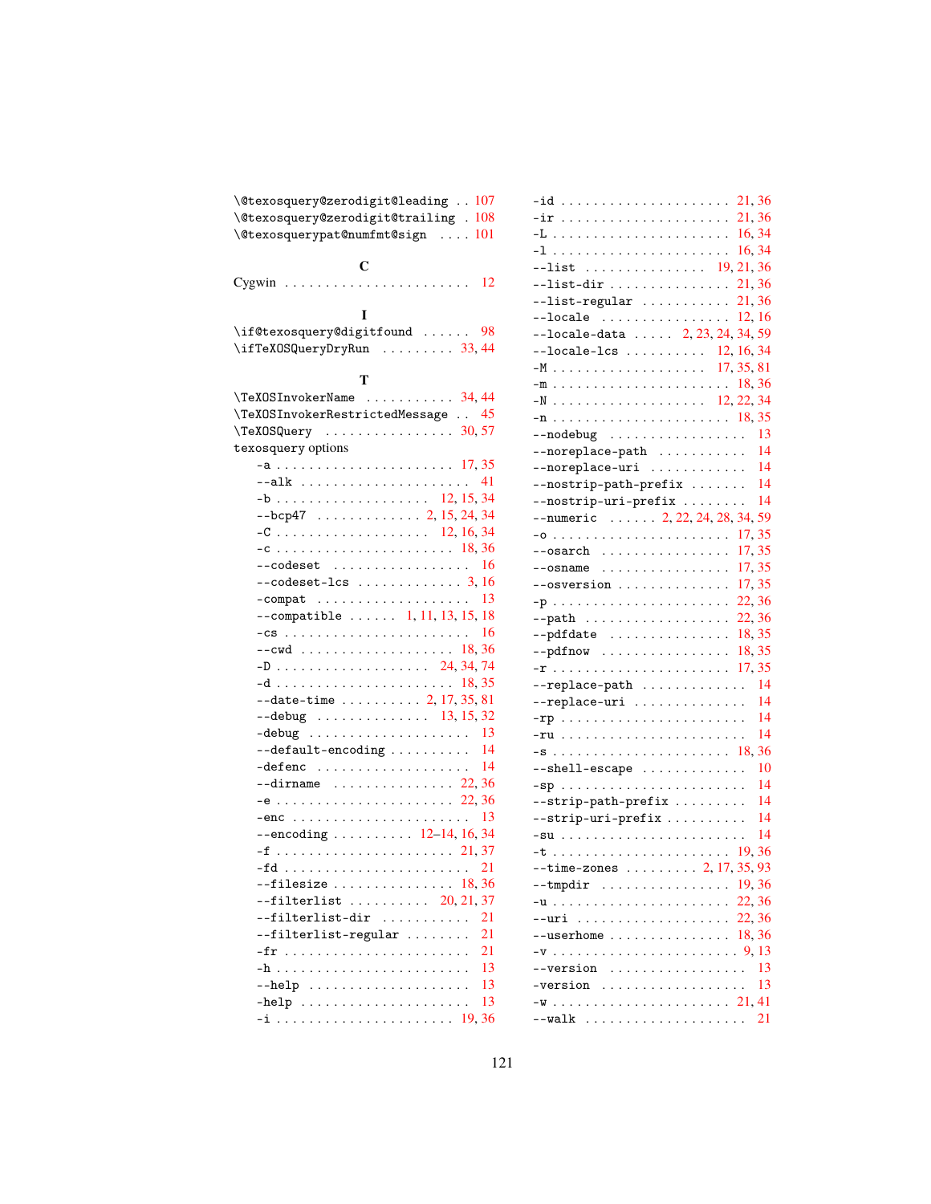\@texosquery@zerodigit@leading . . 107
\@texosquery@zerodigit@trailing . 108
\@texosquerypat@numfmt@sign . . . . 101

**C**

Cygwin . . . . . . . . . . . . . . . . . . . . . . . 12

**I**

\if@texosquery@digitfound . . . . . . 98
\ifTeXOSQueryDryRun . . . . . . . . . 33, 44

**T**

\TeXOSInvokerName . . . . . . . . . . . 34, 44
\TeXOSInvokerRestrictedMessage . . 45
\TeXOSQuery . . . . . . . . . . . . . . . . 30, 57
texosquery options
- -a . . . . . . . . . . . . . . . . . . . . . . 17, 35
- --alk . . . . . . . . . . . . . . . . . . . . . 41
- -b . . . . . . . . . . . . . . . . . . . 12, 15, 34
- --bcp47 . . . . . . . . . . . . . 2, 15, 24, 34
- -C . . . . . . . . . . . . . . . . . . . 12, 16, 34
- -c . . . . . . . . . . . . . . . . . . . . . . 18, 36
- --codeset . . . . . . . . . . . . . . . . . 16
- --codeset-lcs . . . . . . . . . . . . . 3, 16
- -compat . . . . . . . . . . . . . . . . . . . 13
- --compatible . . . . . . 1, 11, 13, 15, 18
- -cs . . . . . . . . . . . . . . . . . . . . . . . 16
- --cwd . . . . . . . . . . . . . . . . . . . 18, 36
- -D . . . . . . . . . . . . . . . . . . . 24, 34, 74
- -d . . . . . . . . . . . . . . . . . . . . . . 18, 35
- --date-time . . . . . . . . . . 2, 17, 35, 81
- --debug . . . . . . . . . . . . . . 13, 15, 32
- -debug . . . . . . . . . . . . . . . . . . . . 13
- --default-encoding . . . . . . . . . . 14
- -defenc . . . . . . . . . . . . . . . . . . . 14
- --dirname . . . . . . . . . . . . . . . 22, 36
- -e . . . . . . . . . . . . . . . . . . . . . . 22, 36
- -enc . . . . . . . . . . . . . . . . . . . . . . 13
- --encoding . . . . . . . . . . 12–14, 16, 34
- -f . . . . . . . . . . . . . . . . . . . . . . 21, 37
- -fd . . . . . . . . . . . . . . . . . . . . . . . 21
- --filesize . . . . . . . . . . . . . . . 18, 36
- --filterlist . . . . . . . . . . . 20, 21, 37
- --filterlist-dir . . . . . . . . . . . 21
- --filterlist-regular . . . . . . . . 21
- -fr . . . . . . . . . . . . . . . . . . . . . . . 21
- -h . . . . . . . . . . . . . . . . . . . . . . . 13
- --help . . . . . . . . . . . . . . . . . . . . 13
- -help . . . . . . . . . . . . . . . . . . . . . 13
- -i . . . . . . . . . . . . . . . . . . . . . . 19, 36
- -id . . . . . . . . . . . . . . . . . . . . . 21, 36
- -ir . . . . . . . . . . . . . . . . . . . . . 21, 36
- -L . . . . . . . . . . . . . . . . . . . . . . 16, 34
- -l . . . . . . . . . . . . . . . . . . . . . . 16, 34
- --list . . . . . . . . . . . . . . . 19, 21, 36
- --list-dir . . . . . . . . . . . . . . . 21, 36
- --list-regular . . . . . . . . . . . 21, 36
- --locale . . . . . . . . . . . . . . . . 12, 16
- --locale-data . . . . . 2, 23, 24, 34, 59
- --locale-lcs . . . . . . . . . . 12, 16, 34
- -M . . . . . . . . . . . . . . . . . . 17, 35, 81
- -m . . . . . . . . . . . . . . . . . . . . . . 18, 36
- -N . . . . . . . . . . . . . . . . . . 12, 22, 34
- -n . . . . . . . . . . . . . . . . . . . . . . 18, 35
- --nodebug . . . . . . . . . . . . . . . . . 13
- --noreplace-path . . . . . . . . . . . 14
- --noreplace-uri . . . . . . . . . . . . 14
- --nostrip-path-prefix . . . . . . . 14
- --nostrip-uri-prefix . . . . . . . . 14
- --numeric . . . . . . 2, 22, 24, 28, 34, 59
- -o . . . . . . . . . . . . . . . . . . . . . . 17, 35
- --osarch . . . . . . . . . . . . . . . . 17, 35
- --osname . . . . . . . . . . . . . . . . 17, 35
- --osversion . . . . . . . . . . . . . . 17, 35
- -p . . . . . . . . . . . . . . . . . . . . . . 22, 36
- --path . . . . . . . . . . . . . . . . . . 22, 36
- --pdfdate . . . . . . . . . . . . . . . 18, 35
- --pdfnow . . . . . . . . . . . . . . . . 18, 35
- -r . . . . . . . . . . . . . . . . . . . . . . 17, 35
- --replace-path . . . . . . . . . . . . . 14
- --replace-uri . . . . . . . . . . . . . . 14
- -rp . . . . . . . . . . . . . . . . . . . . . . . 14
- -ru . . . . . . . . . . . . . . . . . . . . . . . 14
- -s . . . . . . . . . . . . . . . . . . . . . . 18, 36
- --shell-escape . . . . . . . . . . . . . 10
- -sp . . . . . . . . . . . . . . . . . . . . . . . 14
- --strip-path-prefix . . . . . . . . . 14
- --strip-uri-prefix . . . . . . . . . . 14
- -su . . . . . . . . . . . . . . . . . . . . . . . 14
- -t . . . . . . . . . . . . . . . . . . . . . . 19, 36
- --time-zones . . . . . . . . . 2, 17, 35, 93
- --tmpdir . . . . . . . . . . . . . . . . 19, 36
- -u . . . . . . . . . . . . . . . . . . . . . . 22, 36
- --uri . . . . . . . . . . . . . . . . . . . 22, 36
- --userhome . . . . . . . . . . . . . . . 18, 36
- -v . . . . . . . . . . . . . . . . . . . . . . . 9, 13
- --version . . . . . . . . . . . . . . . . . 13
- -version . . . . . . . . . . . . . . . . . . 13
- -w . . . . . . . . . . . . . . . . . . . . . . 21, 41
- --walk . . . . . . . . . . . . . . . . . . . . 21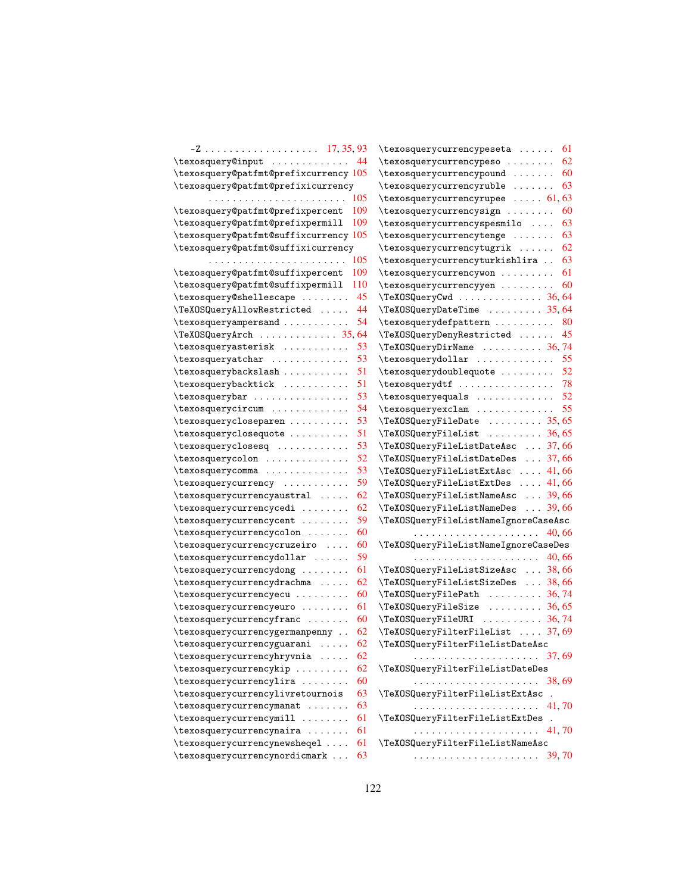-Z . . . . . . . . . . . . . . . . . . . 17, 35, 93
\texosquery@input . . . . . . . . . . . . . 44
\texosquery@patfmt@prefixcurrency 105
\texosquery@patfmt@prefixicurrency . . . . . . . . . . . . . . . . . . . . . . . 105
\texosquery@patfmt@prefixpercent 109
\texosquery@patfmt@prefixpermill 109
\texosquery@patfmt@suffixcurrency 105
\texosquery@patfmt@suffixicurrency . . . . . . . . . . . . . . . . . . . . . . . 105
\texosquery@patfmt@suffixpercent 109
\texosquery@patfmt@suffixpermill 110
\texosquery@shellescape . . . . . . . . 45
\TeXOSQueryAllowRestricted . . . . . 44
\texosqueryampersand . . . . . . . . . . 54
\TeXOSQueryArch . . . . . . . . . . . . . 35, 64
\texosqueryasterisk . . . . . . . . . . . 53
\texosqueryatchar . . . . . . . . . . . . . 53
\texosquerybackslash . . . . . . . . . . 51
\texosquerybacktick . . . . . . . . . . . 51
\texosquerybar . . . . . . . . . . . . . . . . 53
\texosquerycircum . . . . . . . . . . . . . 54
\texosquerycloseparen . . . . . . . . . . 53
\texosqueryclosequote . . . . . . . . . . 51
\texosqueryclosesq . . . . . . . . . . . . 53
\texosquerycolon . . . . . . . . . . . . . . 52
\texosquerycomma . . . . . . . . . . . . . . 53
\texosquerycurrency . . . . . . . . . . . 59
\texosquerycurrencyaustral . . . . . 62
\texosquerycurrencycedi . . . . . . . . 62
\texosquerycurrencycent . . . . . . . . 59
\texosquerycurrencycolon . . . . . . . 60
\texosquerycurrencycruzeiro . . . . 60
\texosquerycurrencydollar . . . . . . 59
\texosquerycurrencydong . . . . . . . . 61
\texosquerycurrencydrachma . . . . . 62
\texosquerycurrencyecu . . . . . . . . . 60
\texosquerycurrencyeuro . . . . . . . . 61
\texosquerycurrencyfranc . . . . . . . 60
\texosquerycurrencygermanpenny . . 62
\texosquerycurrencyguarani . . . . . 62
\texosquerycurrencyhryvnia . . . . . 62
\texosquerycurrencykip . . . . . . . . . 62
\texosquerycurrencylira . . . . . . . . 60
\texosquerycurrencylivretournois 63
\texosquerycurrencymanat . . . . . . . 63
\texosquerycurrencymill . . . . . . . . 61
\texosquerycurrencynaira . . . . . . . 61
\texosquerycurrencynewsheqel . . . . 61
\texosquerycurrencynordicmark . . . 63
\texosquerycurrencypeseta . . . . . . 61
\texosquerycurrencypeso . . . . . . . . 62
\texosquerycurrencypound . . . . . . . 60
\texosquerycurrencyruble . . . . . . . 63
\texosquerycurrencyrupee . . . . . 61, 63
\texosquerycurrencysign . . . . . . . . 60
\texosquerycurrencyspesmilo . . . . 63
\texosquerycurrencytenge . . . . . . . 63
\texosquerycurrencytugrik . . . . . . 62
\texosquerycurrencyturkishlira . . 63
\texosquerycurrencywon . . . . . . . . . 61
\texosquerycurrencyyen . . . . . . . . . 60
\TeXOSQueryCwd . . . . . . . . . . . . . . 36, 64
\TeXOSQueryDateTime . . . . . . . . . 35, 64
\texosquerydefpattern . . . . . . . . . . 80
\TeXOSQueryDenyRestricted . . . . . . 45
\TeXOSQueryDirName . . . . . . . . . . 36, 74
\texosquerydollar . . . . . . . . . . . . . 55
\texosquerydoublequote . . . . . . . . . 52
\texosquerydtf . . . . . . . . . . . . . . . . 78
\texosqueryequals . . . . . . . . . . . . . 52
\texosqueryexclam . . . . . . . . . . . . . 55
\TeXOSQueryFileDate . . . . . . . . . 35, 65
\TeXOSQueryFileList . . . . . . . . . 36, 65
\TeXOSQueryFileListDateAsc . . . 37, 66
\TeXOSQueryFileListDateDes . . . 37, 66
\TeXOSQueryFileListExtAsc . . . . 41, 66
\TeXOSQueryFileListExtDes . . . . 41, 66
\TeXOSQueryFileListNameAsc . . . 39, 66
\TeXOSQueryFileListNameDes . . . 39, 66
\TeXOSQueryFileListNameIgnoreCaseAsc . . . . . . . . . . . . . . . . . . . . . 40, 66
\TeXOSQueryFileListNameIgnoreCaseDes . . . . . . . . . . . . . . . . . . . . . 40, 66
\TeXOSQueryFileListSizeAsc . . . 38, 66
\TeXOSQueryFileListSizeDes . . . 38, 66
\TeXOSQueryFilePath . . . . . . . . . 36, 74
\TeXOSQueryFileSize . . . . . . . . . 36, 65
\TeXOSQueryFileURI . . . . . . . . . . 36, 74
\TeXOSQueryFilterFileList . . . . 37, 69
\TeXOSQueryFilterFileListDateAsc . . . . . . . . . . . . . . . . . . . . . 37, 69
\TeXOSQueryFilterFileListDateDes . . . . . . . . . . . . . . . . . . . . . 38, 69
\TeXOSQueryFilterFileListExtAsc . . . . . . . . . . . . . . . . . . . . . . 41, 70
\TeXOSQueryFilterFileListExtDes . . . . . . . . . . . . . . . . . . . . . . 41, 70
\TeXOSQueryFilterFileListNameAsc . . . . . . . . . . . . . . . . . . . . . 39, 70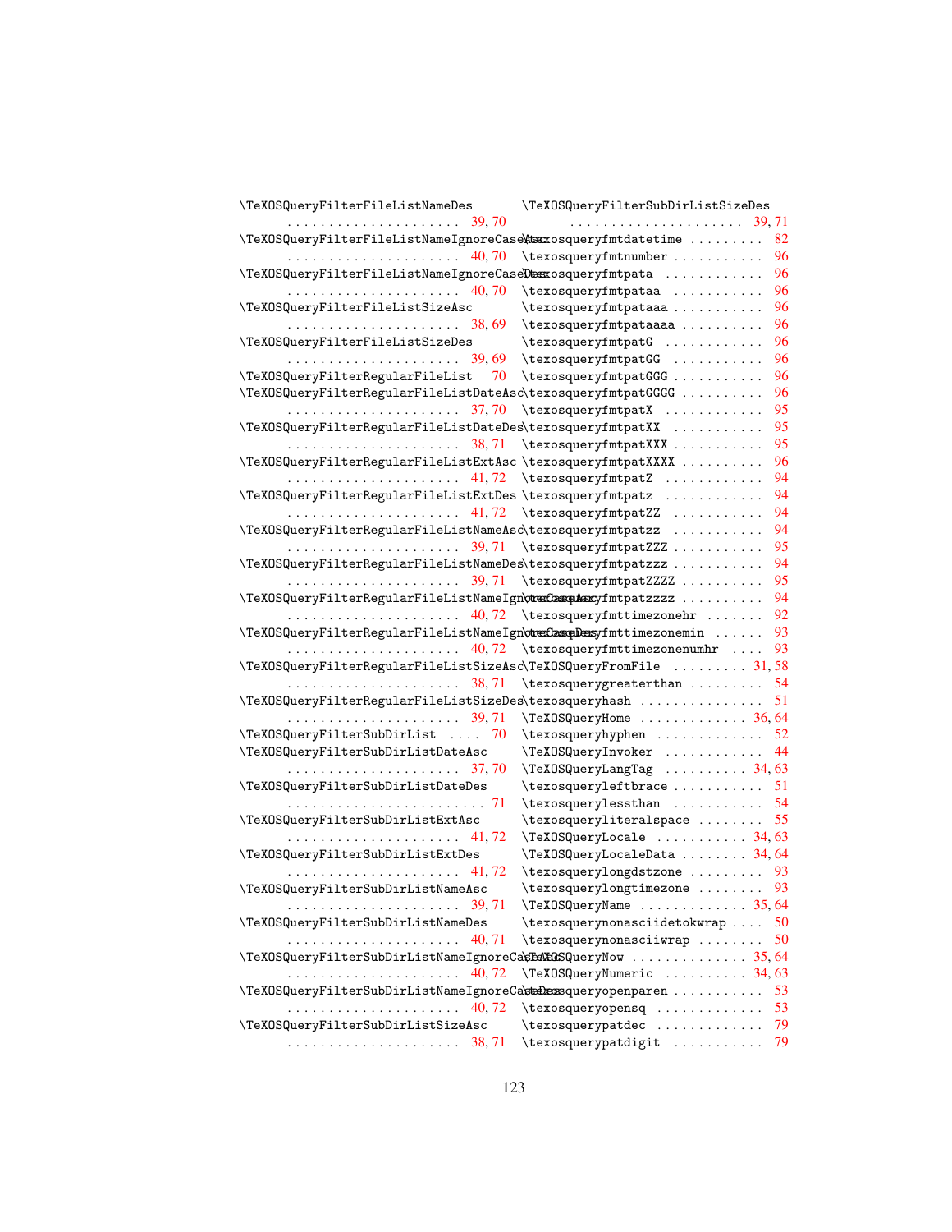\TeXOSQueryFilterFileListNameDes ..................... 39, 70
\TeXOSQueryFilterFileListNameIgnoreCaseAsc ..................... 40, 70
\TeXOSQueryFilterFileListNameIgnoreCaseDes ..................... 40, 70
\TeXOSQueryFilterFileListSizeAsc ..................... 38, 69
\TeXOSQueryFilterFileListSizeDes ..................... 39, 69
\TeXOSQueryFilterRegularFileList 70
\TeXOSQueryFilterRegularFileListDateAsc ..................... 37, 70
\TeXOSQueryFilterRegularFileListDateDes ..................... 38, 71
\TeXOSQueryFilterRegularFileListExtAsc ..................... 41, 72
\TeXOSQueryFilterRegularFileListExtDes ..................... 41, 72
\TeXOSQueryFilterRegularFileListNameAsc ..................... 39, 71
\TeXOSQueryFilterRegularFileListNameDes ..................... 39, 71
\TeXOSQueryFilterRegularFileListNameIgnoreCaseAsc ..................... 40, 72
\TeXOSQueryFilterRegularFileListNameIgnoreCaseDes ..................... 40, 72
\TeXOSQueryFilterRegularFileListSizeAsc ..................... 38, 71
\TeXOSQueryFilterRegularFileListSizeDes ..................... 39, 71
\TeXOSQueryFilterSubDirList .... 70
\TeXOSQueryFilterSubDirListDateAsc ..................... 37, 70
\TeXOSQueryFilterSubDirListDateDes ........................ 71
\TeXOSQueryFilterSubDirListExtAsc ..................... 41, 72
\TeXOSQueryFilterSubDirListExtDes ..................... 41, 72
\TeXOSQueryFilterSubDirListNameAsc ..................... 39, 71
\TeXOSQueryFilterSubDirListNameDes ..................... 40, 71
\TeXOSQueryFilterSubDirListNameIgnoreCaseAsc ..................... 40, 72
\TeXOSQueryFilterSubDirListNameIgnoreCaseDes ..................... 40, 72
\TeXOSQueryFilterSubDirListSizeAsc ..................... 38, 71
\TeXOSQueryFilterSubDirListSizeDes ..................... 39, 71
\texosqueryfmtdatetime ......... 82
\texosqueryfmtnumber .......... 96
\texosqueryfmtpata ............ 96
\texosqueryfmtpataa ........... 96
\texosqueryfmtpataaa .......... 96
\texosqueryfmtpataaaa ......... 96
\texosqueryfmtpatG ............ 96
\texosqueryfmtpatGG ........... 96
\texosqueryfmtpatGGG .......... 96
\texosqueryfmtpatGGGG ......... 96
\texosqueryfmtpatX ............ 95
\texosqueryfmtpatXX ........... 95
\texosqueryfmtpatXXX .......... 95
\texosqueryfmtpatXXXX ......... 96
\texosqueryfmtpatZ ............ 94
\texosqueryfmtpatz ............ 94
\texosqueryfmtpatZZ ........... 94
\texosqueryfmtpatzz ........... 94
\texosqueryfmtpatZZZ .......... 95
\texosqueryfmtpatzzz .......... 94
\texosqueryfmtpatZZZZ ......... 95
\texosqueryfmtpatzzzz ......... 94
\texosqueryfmttimezonehr ....... 92
\texosqueryfmttimezonemin ...... 93
\texosqueryfmttimezonenumhr .... 93
\TeXOSQueryFromFile ......... 31, 58
\texosquerygreaterthan ......... 54
\texosqueryhash ............... 51
\TeXOSQueryHome ............. 36, 64
\texosqueryhyphen ............. 52
\TeXOSQueryInvoker ............ 44
\TeXOSQueryLangTag .......... 34, 63
\texosqueryleftbrace ........... 51
\texosquerylessthan ........... 54
\texosqueryliteralspace ........ 55
\TeXOSQueryLocale ........... 34, 63
\TeXOSQueryLocaleData ........ 34, 64
\texosquerylongdstzone ......... 93
\texosquerylongtimezone ........ 93
\TeXOSQueryName ............. 35, 64
\texosquerynonasciidetokwrap .... 50
\texosquerynonasciiwrap ........ 50
\TeXOSQueryNow .............. 35, 64
\TeXOSQueryNumeric .......... 34, 63
\texosqueryopenparen ........... 53
\texosqueryopensq ............. 53
\texosquerypatdec ............. 79
\texosquerypatdigit ........... 79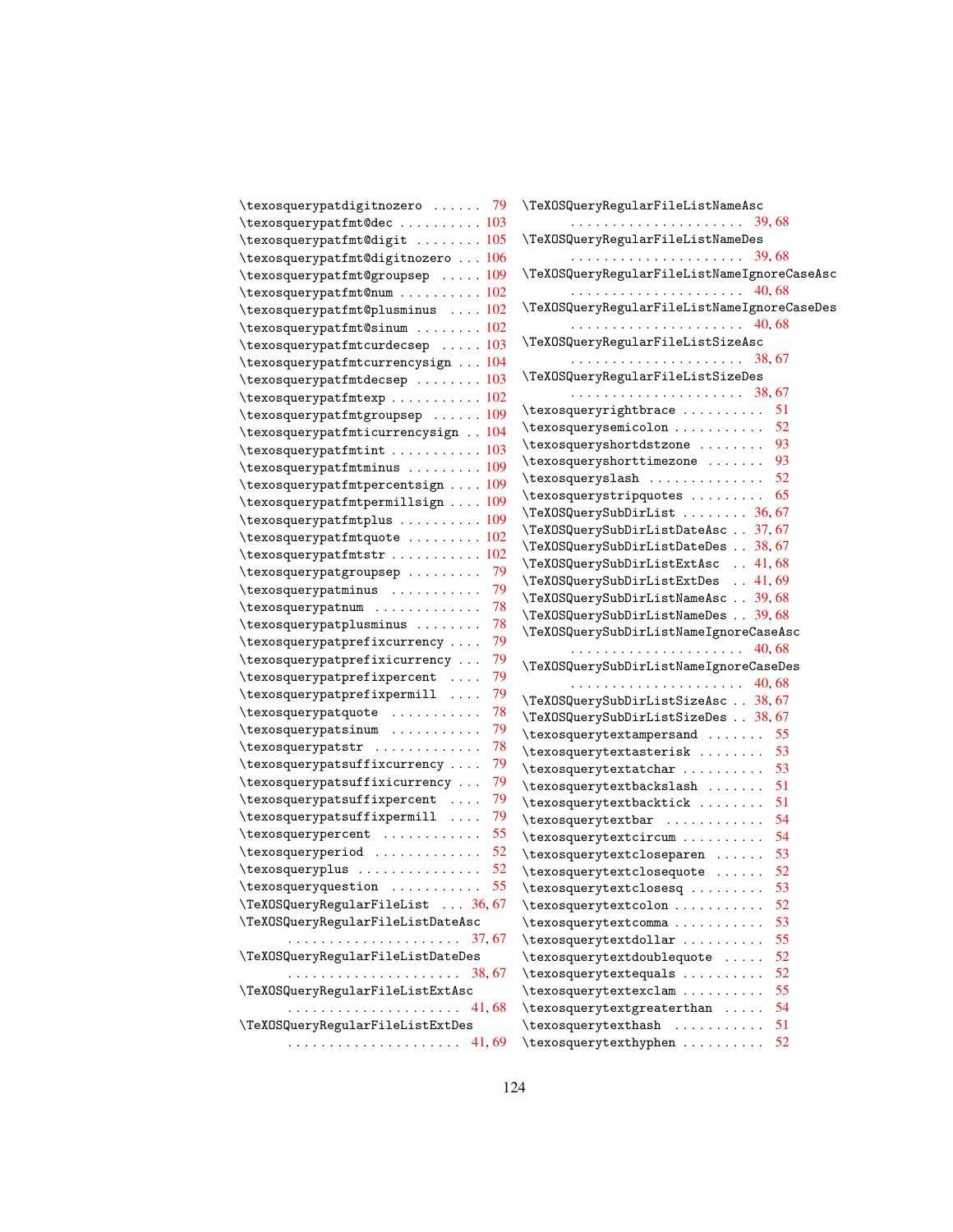\texosquerypatdigitnozero . . . . . . 79
\texosquerypatfmt@dec . . . . . . . . . . 103
\texosquerypatfmt@digit . . . . . . . . 105
\texosquerypatfmt@digitnozero . . . 106
\texosquerypatfmt@groupsep . . . . . 109
\texosquerypatfmt@num . . . . . . . . . . 102
\texosquerypatfmt@plusminus . . . . 102
\texosquerypatfmt@sinum . . . . . . . . 102
\texosquerypatfmtcurdecsep . . . . . 103
\texosquerypatfmtcurrencysign . . . 104
\texosquerypatfmtdecsep . . . . . . . . 103
\texosquerypatfmtexp . . . . . . . . . . . 102
\texosquerypatfmtgroupsep . . . . . . 109
\texosquerypatfmticurrencysign . . 104
\texosquerypatfmtint . . . . . . . . . . . 103
\texosquerypatfmtminus . . . . . . . . . 109
\texosquerypatfmtpercentsign . . . . 109
\texosquerypatfmtpermillsign . . . . 109
\texosquerypatfmtplus . . . . . . . . . . 109
\texosquerypatfmtquote . . . . . . . . . 102
\texosquerypatfmtstr . . . . . . . . . . . 102
\texosquerypatgroupsep . . . . . . . . . 79
\texosquerypatminus . . . . . . . . . . . 79
\texosquerypatnum . . . . . . . . . . . . . 78
\texosquerypatplusminus . . . . . . . . 78
\texosquerypatprefixcurrency . . . . 79
\texosquerypatprefixicurrency . . . 79
\texosquerypatprefixpercent . . . . 79
\texosquerypatprefixpermill . . . . 79
\texosquerypatquote . . . . . . . . . . . 78
\texosquerypatsinum . . . . . . . . . . . 79
\texosquerypatstr . . . . . . . . . . . . . 78
\texosquerypatsuffixcurrency . . . . 79
\texosquerypatsuffixicurrency . . . 79
\texosquerypatsuffixpercent . . . . 79
\texosquerypatsuffixpermill . . . . 79
\texosquerypercent . . . . . . . . . . . 55
\texosqueryperiod . . . . . . . . . . . . 52
\texosqueryplus . . . . . . . . . . . . . . . 52
\texosqueryquestion . . . . . . . . . . . 55
\TeXOSQueryRegularFileList . . . 36, 67
\TeXOSQueryRegularFileListDateAsc . . . . . . . . . . . . . . . . . . . . . 37, 67
\TeXOSQueryRegularFileListDateDes . . . . . . . . . . . . . . . . . . . . . 38, 67
\TeXOSQueryRegularFileListExtAsc . . . . . . . . . . . . . . . . . . . . . 41, 68
\TeXOSQueryRegularFileListExtDes . . . . . . . . . . . . . . . . . . . . . 41, 69
\TeXOSQueryRegularFileListNameAsc . . . . . . . . . . . . . . . . . . . . . 39, 68
\TeXOSQueryRegularFileListNameDes . . . . . . . . . . . . . . . . . . . . . 39, 68
\TeXOSQueryRegularFileListNameIgnoreCaseAsc . . . . . . . . . . . . . . . . . . . . . 40, 68
\TeXOSQueryRegularFileListNameIgnoreCaseDes . . . . . . . . . . . . . . . . . . . . . 40, 68
\TeXOSQueryRegularFileListSizeAsc . . . . . . . . . . . . . . . . . . . . . 38, 67
\TeXOSQueryRegularFileListSizeDes . . . . . . . . . . . . . . . . . . . . . 38, 67
\texosqueryrightbrace . . . . . . . . . . 51
\texosquerysemicolon . . . . . . . . . . . 52
\texosqueryshortdstzone . . . . . . . . 93
\texosqueryshorttimezone . . . . . . . 93
\texosqueryslash . . . . . . . . . . . . . . 52
\texosquerystripquotes . . . . . . . . . 65
\TeXOSQuerySubDirList . . . . . . . . 36, 67
\TeXOSQuerySubDirListDateAsc . . 37, 67
\TeXOSQuerySubDirListDateDes . . 38, 67
\TeXOSQuerySubDirListExtAsc . . 41, 68
\TeXOSQuerySubDirListExtDes . . 41, 69
\TeXOSQuerySubDirListNameAsc . . 39, 68
\TeXOSQuerySubDirListNameDes . . 39, 68
\TeXOSQuerySubDirListNameIgnoreCaseAsc . . . . . . . . . . . . . . . . . . . . . 40, 68
\TeXOSQuerySubDirListNameIgnoreCaseDes . . . . . . . . . . . . . . . . . . . . . 40, 68
\TeXOSQuerySubDirListSizeAsc . . 38, 67
\TeXOSQuerySubDirListSizeDes . . 38, 67
\texosquerytextampersand . . . . . . . 55
\texosquerytextasterisk . . . . . . . . 53
\texosquerytextatchar . . . . . . . . . . 53
\texosquerytextbackslash . . . . . . . 51
\texosquerytextbacktick . . . . . . . . 51
\texosquerytextbar . . . . . . . . . . . . 54
\texosquerytextcircum . . . . . . . . . . 54
\texosquerytextcloseparen . . . . . . 53
\texosquerytextclosequote . . . . . . 52
\texosquerytextclosesq . . . . . . . . . 53
\texosquerytextcolon . . . . . . . . . . . 52
\texosquerytextcomma . . . . . . . . . . . 53
\texosquerytextdollar . . . . . . . . . . 55
\texosquerytextdoublequote . . . . . 52
\texosquerytextequals . . . . . . . . . . 52
\texosquerytextexclam . . . . . . . . . . 55
\texosquerytextgreaterthan . . . . . 54
\texosquerytexthash . . . . . . . . . . . 51
\texosquerytexthyphen . . . . . . . . . . 52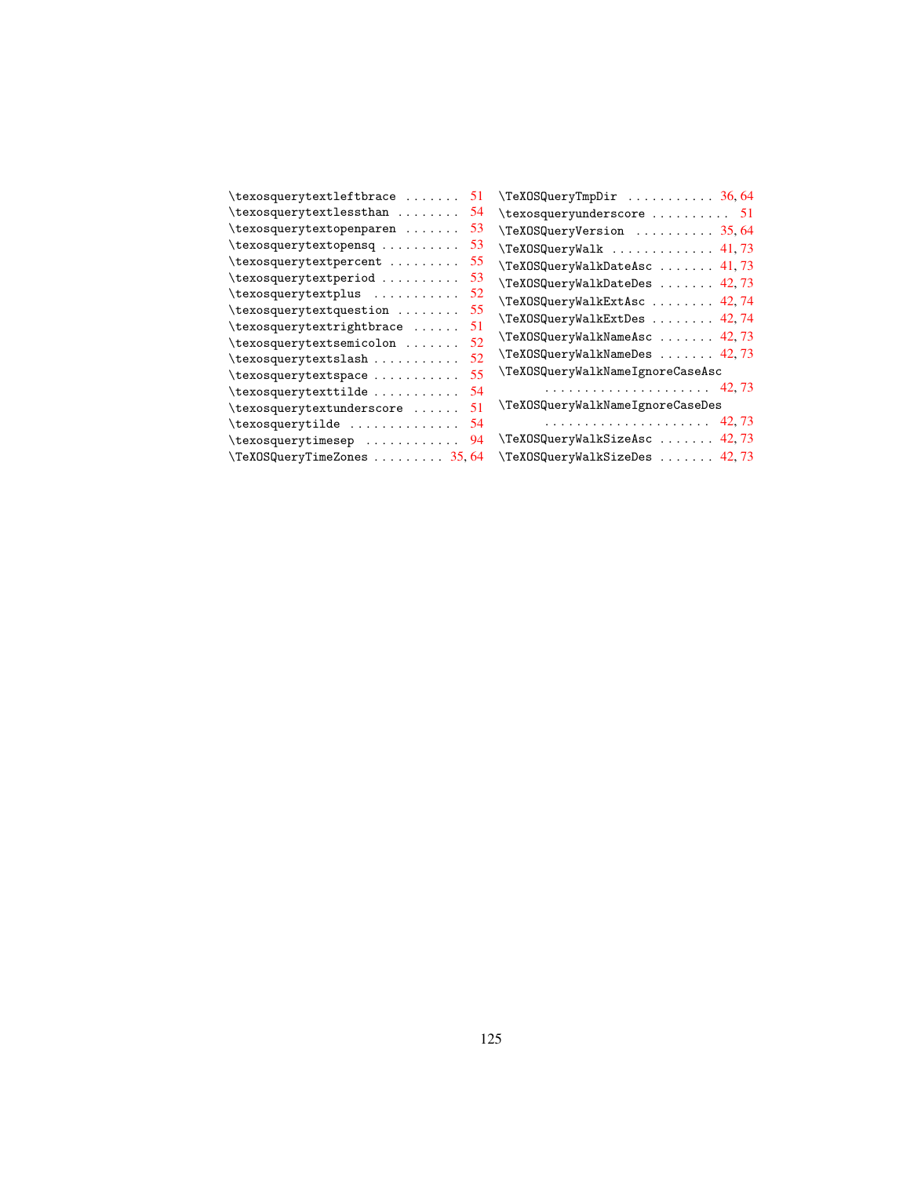\texosquerytextleftbrace ....... 51
\texosquerytextlessthan ........ 54
\texosquerytextopenparen ....... 53
\texosquerytextopensq .......... 53
\texosquerytextpercent ......... 55
\texosquerytextperiod .......... 53
\texosquerytextplus ........... 52
\texosquerytextquestion ........ 55
\texosquerytextrightbrace ...... 51
\texosquerytextsemicolon ....... 52
\texosquerytextslash ........... 52
\texosquerytextspace ........... 55
\texosquerytexttilde ........... 54
\texosquerytextunderscore ...... 51
\texosquerytilde .............. 54
\texosquerytimesep ............ 94
\TeXOSQueryTimeZones ......... 35, 64
\TeXOSQueryTmpDir ........... 36, 64
\texosqueryunderscore .......... 51
\TeXOSQueryVersion .......... 35, 64
\TeXOSQueryWalk ............. 41, 73
\TeXOSQueryWalkDateAsc ....... 41, 73
\TeXOSQueryWalkDateDes ....... 42, 73
\TeXOSQueryWalkExtAsc ........ 42, 74
\TeXOSQueryWalkExtDes ........ 42, 74
\TeXOSQueryWalkNameAsc ....... 42, 73
\TeXOSQueryWalkNameDes ....... 42, 73
\TeXOSQueryWalkNameIgnoreCaseAsc ..................... 42, 73
\TeXOSQueryWalkNameIgnoreCaseDes ..................... 42, 73
\TeXOSQueryWalkSizeAsc ....... 42, 73
\TeXOSQueryWalkSizeDes ....... 42, 73